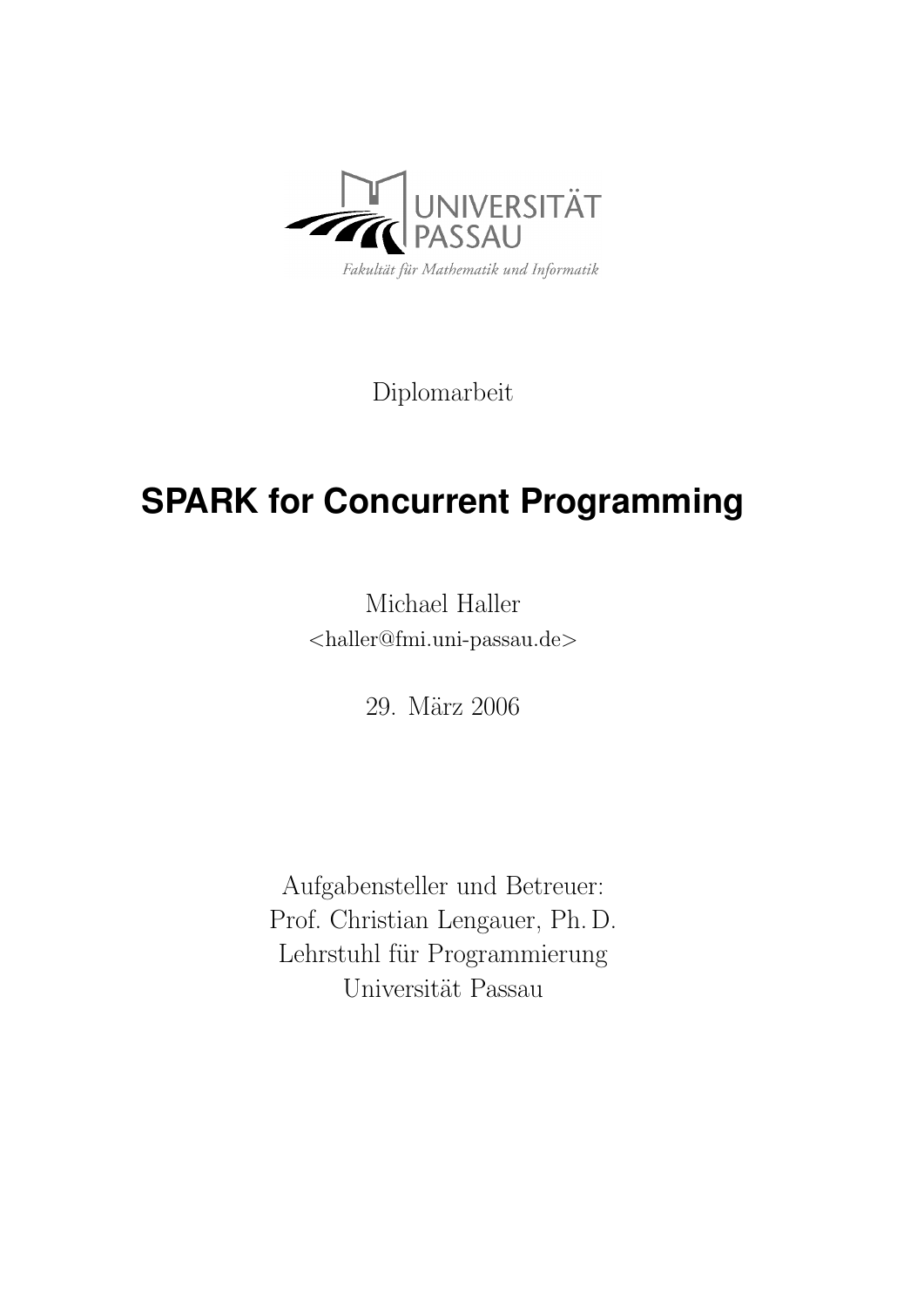UNIVERSITÄT PASSAU

*Fakultät für Mathematik und Informatik*

Diplomarbeit

# SPARK for Concurrent Programming

Michael Haller

<haller@fmi.uni-passau.de>

29. März 2006

Aufgabensteller und Betreuer:
Prof. Christian Lengauer, Ph. D.
Lehrstuhl für Programmierung
Universität Passau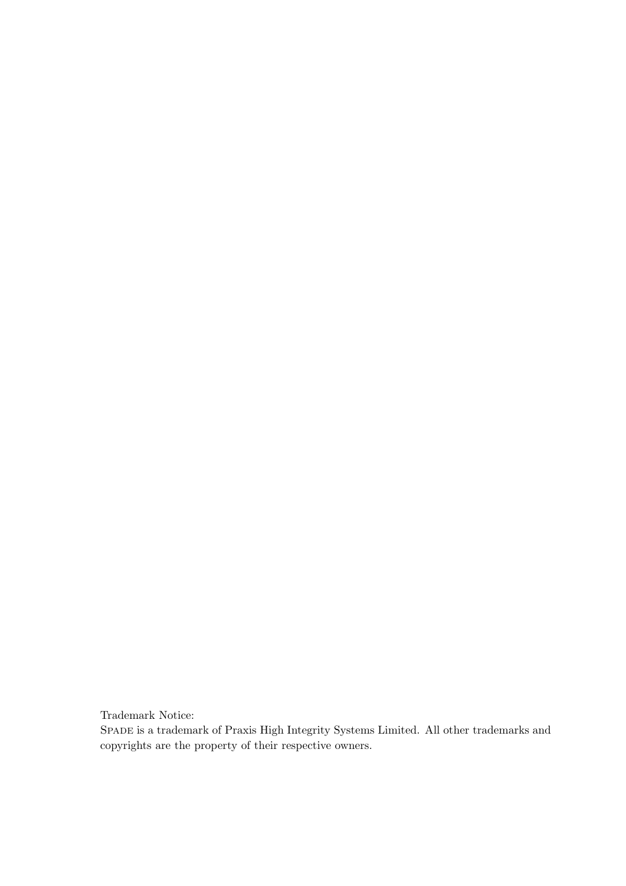Trademark Notice:
SPADE is a trademark of Praxis High Integrity Systems Limited. All other trademarks and copyrights are the property of their respective owners.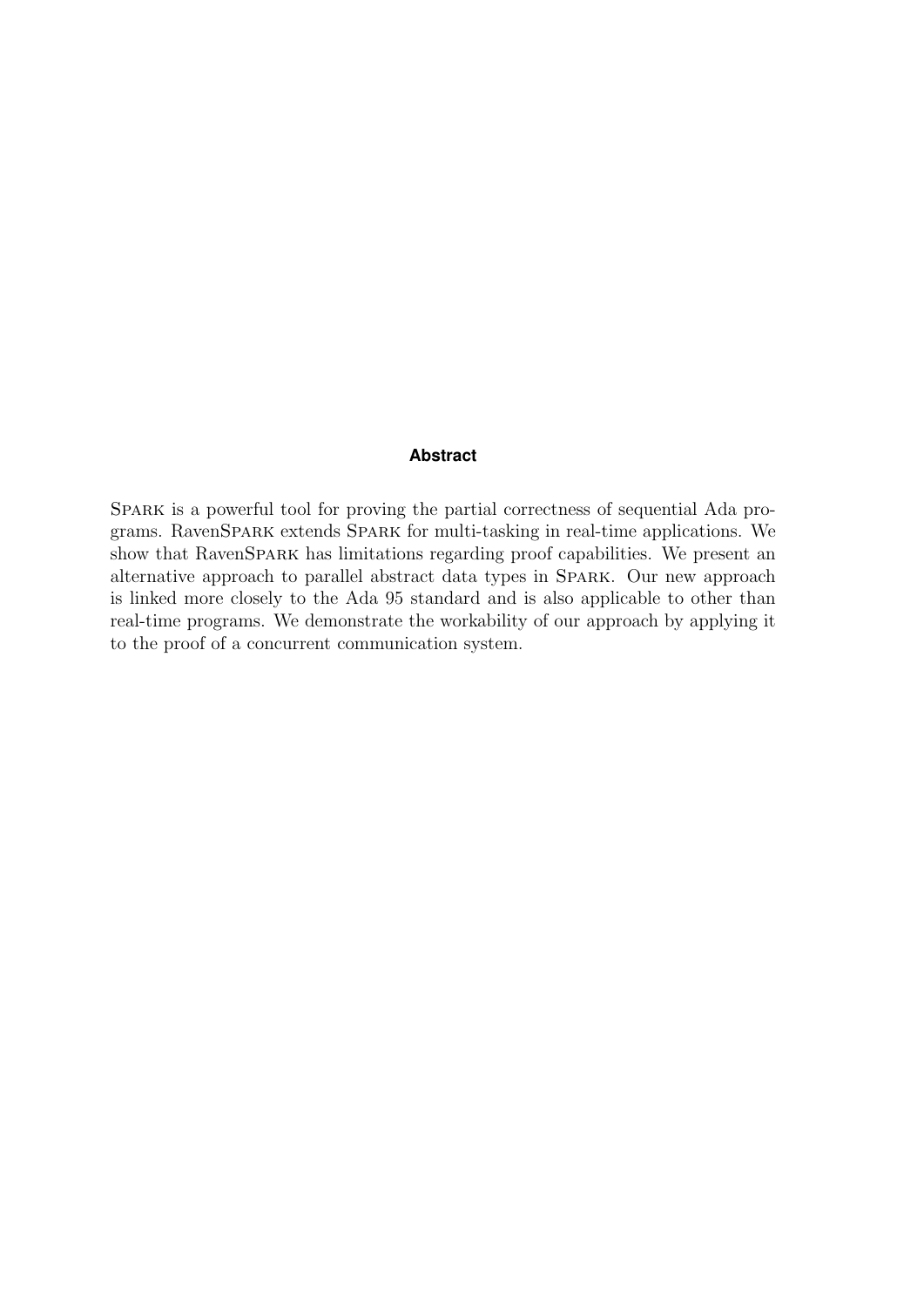## Abstract

SPARK is a powerful tool for proving the partial correctness of sequential Ada programs. RavenSPARK extends SPARK for multi-tasking in real-time applications. We show that RavenSPARK has limitations regarding proof capabilities. We present an alternative approach to parallel abstract data types in SPARK. Our new approach is linked more closely to the Ada 95 standard and is also applicable to other than real-time programs. We demonstrate the workability of our approach by applying it to the proof of a concurrent communication system.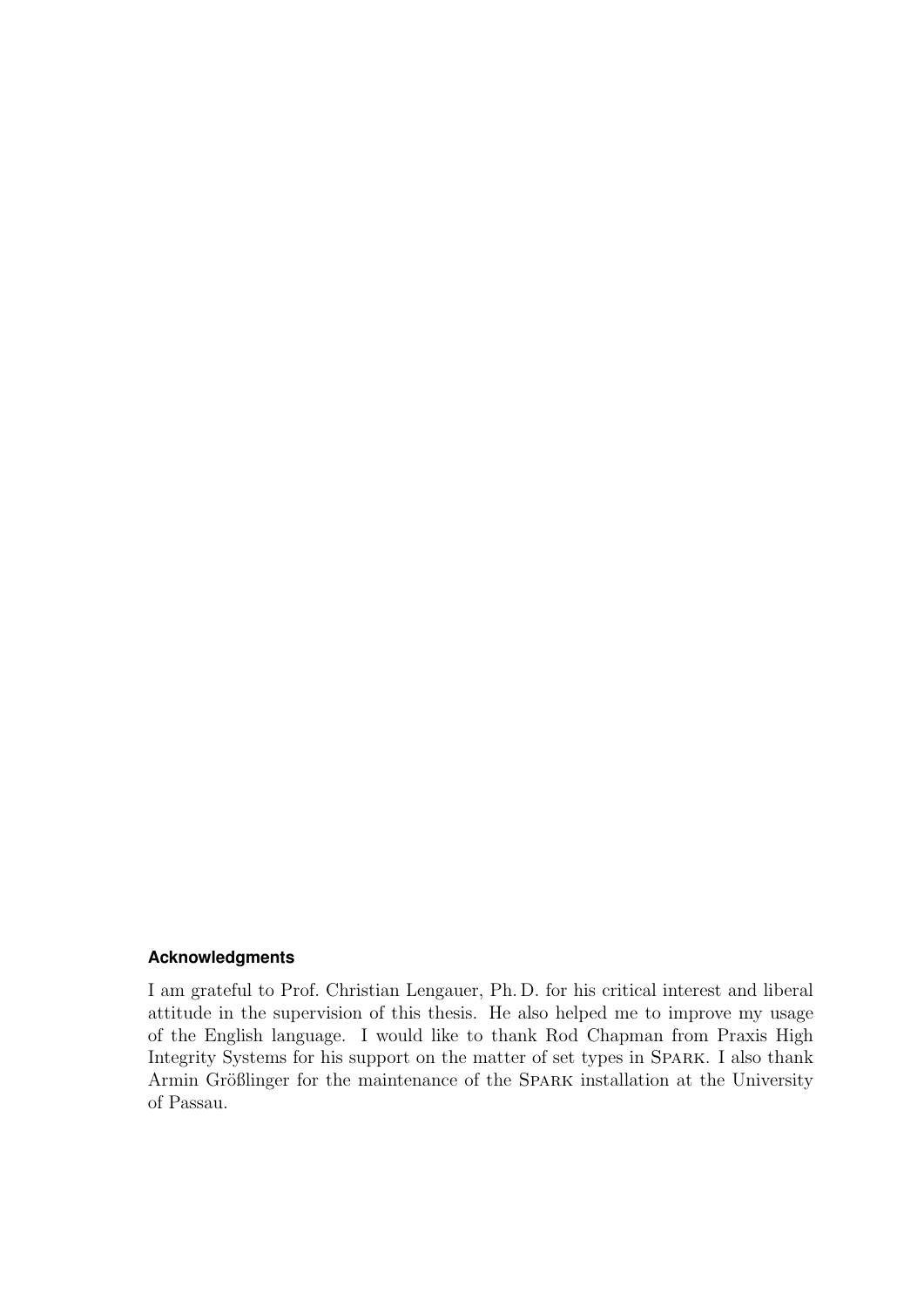#### Acknowledgments

I am grateful to Prof. Christian Lengauer, Ph. D. for his critical interest and liberal attitude in the supervision of this thesis. He also helped me to improve my usage of the English language. I would like to thank Rod Chapman from Praxis High Integrity Systems for his support on the matter of set types in SPARK. I also thank Armin Größlinger for the maintenance of the SPARK installation at the University of Passau.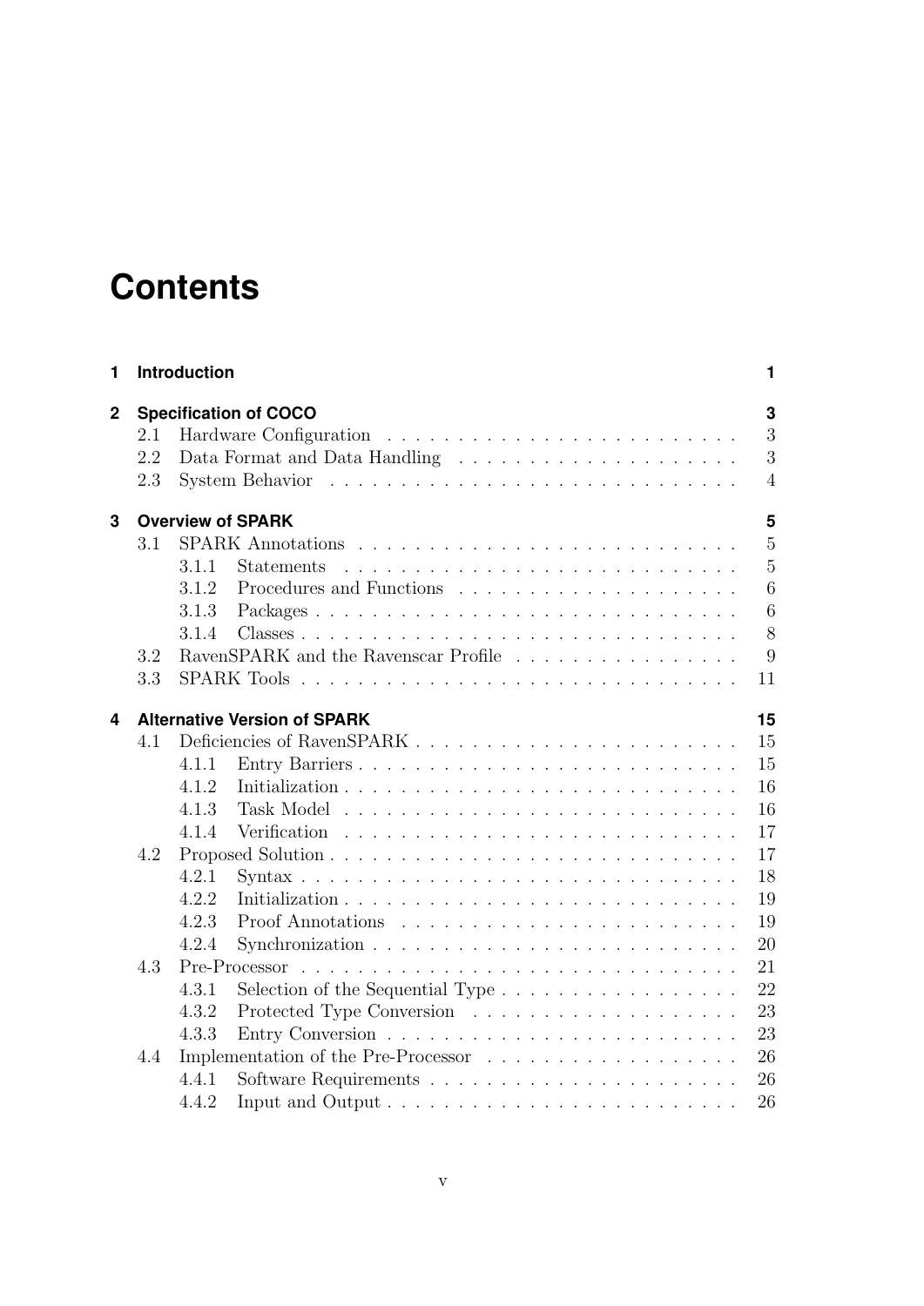# Contents

| | | |
|---|---|---|
| **1** | **Introduction** | **1** |
| **2** | **Specification of COCO** | **3** |
| 2.1 | Hardware Configuration | 3 |
| 2.2 | Data Format and Data Handling | 3 |
| 2.3 | System Behavior | 4 |
| **3** | **Overview of SPARK** | **5** |
| 3.1 | SPARK Annotations | 5 |
| 3.1.1 | Statements | 5 |
| 3.1.2 | Procedures and Functions | 6 |
| 3.1.3 | Packages | 6 |
| 3.1.4 | Classes | 8 |
| 3.2 | RavenSPARK and the Ravenscar Profile | 9 |
| 3.3 | SPARK Tools | 11 |
| **4** | **Alternative Version of SPARK** | **15** |
| 4.1 | Deficiencies of RavenSPARK | 15 |
| 4.1.1 | Entry Barriers | 15 |
| 4.1.2 | Initialization | 16 |
| 4.1.3 | Task Model | 16 |
| 4.1.4 | Verification | 17 |
| 4.2 | Proposed Solution | 17 |
| 4.2.1 | Syntax | 18 |
| 4.2.2 | Initialization | 19 |
| 4.2.3 | Proof Annotations | 19 |
| 4.2.4 | Synchronization | 20 |
| 4.3 | Pre-Processor | 21 |
| 4.3.1 | Selection of the Sequential Type | 22 |
| 4.3.2 | Protected Type Conversion | 23 |
| 4.3.3 | Entry Conversion | 23 |
| 4.4 | Implementation of the Pre-Processor | 26 |
| 4.4.1 | Software Requirements | 26 |
| 4.4.2 | Input and Output | 26 |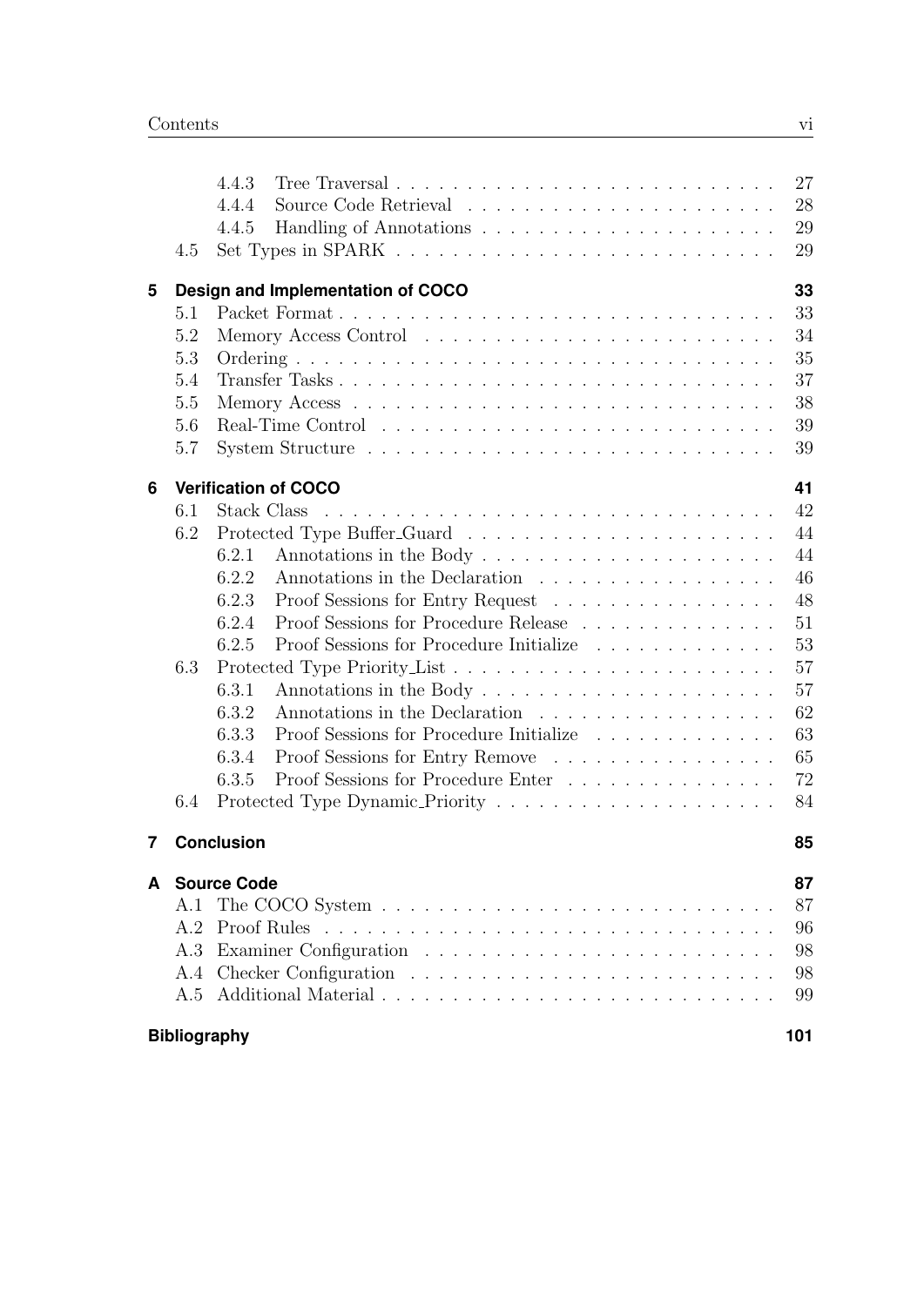- 4.4.3 Tree Traversal . . . 27
- 4.4.4 Source Code Retrieval . . . 28
- 4.4.5 Handling of Annotations . . . 29
- 4.5 Set Types in SPARK . . . 29

**5 Design and Implementation of COCO** **33**

- 5.1 Packet Format . . . 33
- 5.2 Memory Access Control . . . 34
- 5.3 Ordering . . . 35
- 5.4 Transfer Tasks . . . 37
- 5.5 Memory Access . . . 38
- 5.6 Real-Time Control . . . 39
- 5.7 System Structure . . . 39

**6 Verification of COCO** **41**

- 6.1 Stack Class . . . 42
- 6.2 Protected Type Buffer_Guard . . . 44
  - 6.2.1 Annotations in the Body . . . 44
  - 6.2.2 Annotations in the Declaration . . . 46
  - 6.2.3 Proof Sessions for Entry Request . . . 48
  - 6.2.4 Proof Sessions for Procedure Release . . . 51
  - 6.2.5 Proof Sessions for Procedure Initialize . . . 53
- 6.3 Protected Type Priority_List . . . 57
  - 6.3.1 Annotations in the Body . . . 57
  - 6.3.2 Annotations in the Declaration . . . 62
  - 6.3.3 Proof Sessions for Procedure Initialize . . . 63
  - 6.3.4 Proof Sessions for Entry Remove . . . 65
  - 6.3.5 Proof Sessions for Procedure Enter . . . 72
- 6.4 Protected Type Dynamic_Priority . . . 84

**7 Conclusion** **85**

**A Source Code** **87**

- A.1 The COCO System . . . 87
- A.2 Proof Rules . . . 96
- A.3 Examiner Configuration . . . 98
- A.4 Checker Configuration . . . 98
- A.5 Additional Material . . . 99

**Bibliography** **101**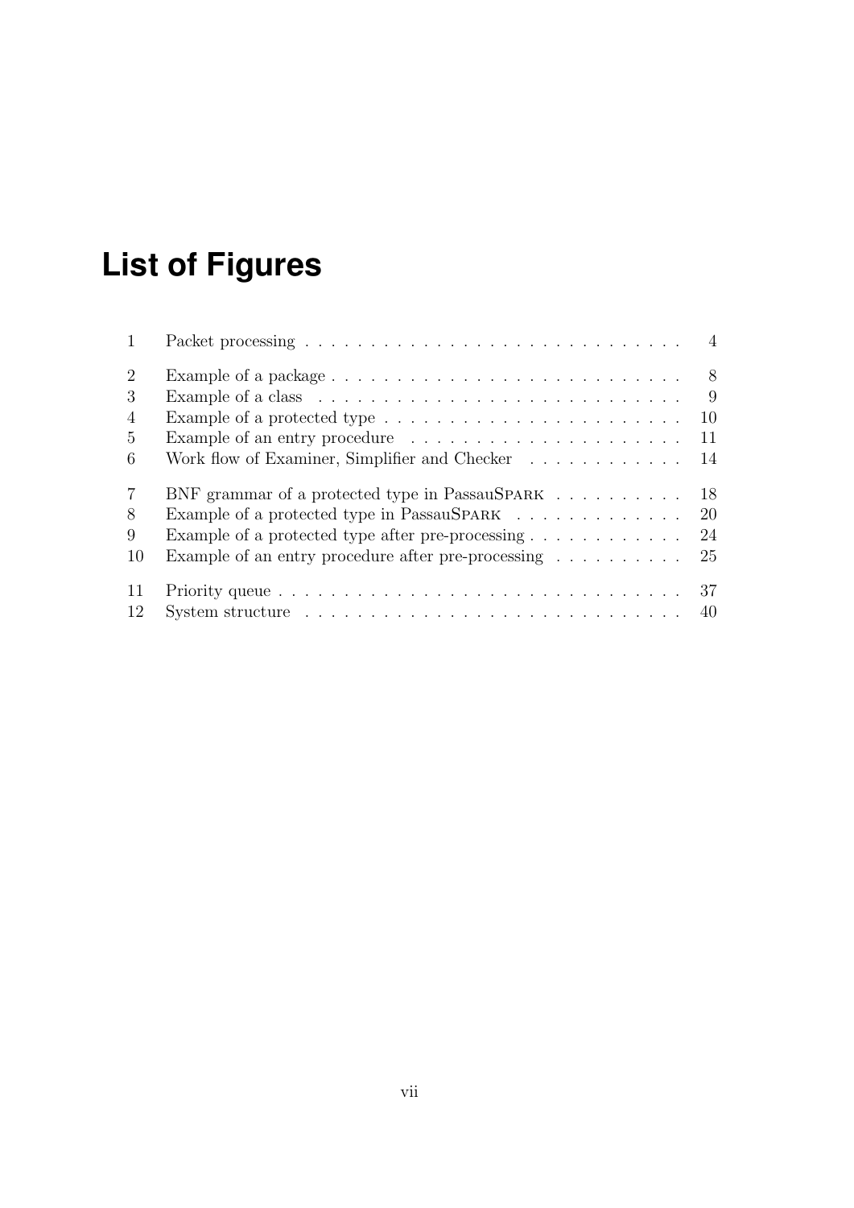# List of Figures

1 Packet processing . . . . . . . . . . . . . . . . . . . . . . . . . . . . 4

2 Example of a package . . . . . . . . . . . . . . . . . . . . . . . . . . 8
3 Example of a class . . . . . . . . . . . . . . . . . . . . . . . . . . . 9
4 Example of a protected type . . . . . . . . . . . . . . . . . . . . . . 10
5 Example of an entry procedure . . . . . . . . . . . . . . . . . . . . . 11
6 Work flow of Examiner, Simplifier and Checker . . . . . . . . . . . . 14

7 BNF grammar of a protected type in PassauSPARK . . . . . . . . . . 18
8 Example of a protected type in PassauSPARK . . . . . . . . . . . . . 20
9 Example of a protected type after pre-processing . . . . . . . . . . . . 24
10 Example of an entry procedure after pre-processing . . . . . . . . . . 25

11 Priority queue . . . . . . . . . . . . . . . . . . . . . . . . . . . . . . 37
12 System structure . . . . . . . . . . . . . . . . . . . . . . . . . . . . 40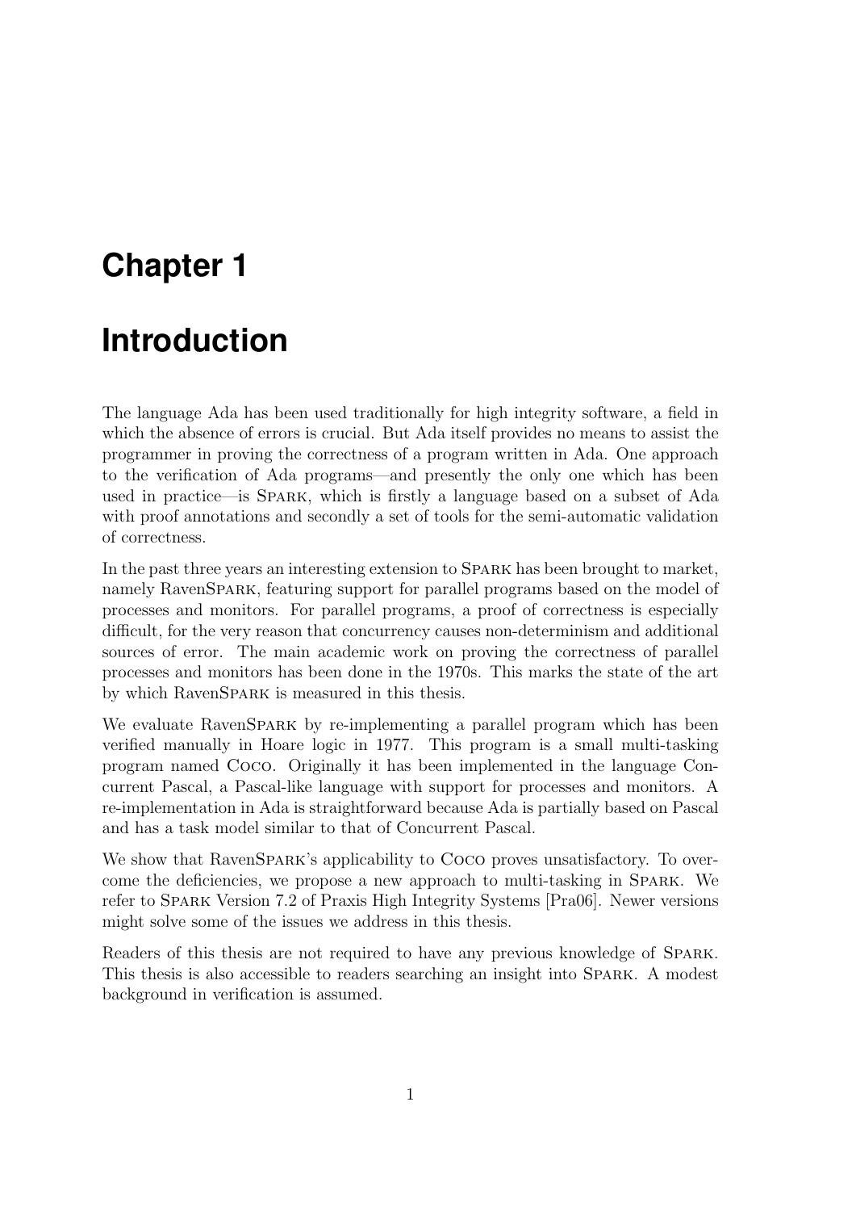# Chapter 1

# Introduction

The language Ada has been used traditionally for high integrity software, a field in which the absence of errors is crucial. But Ada itself provides no means to assist the programmer in proving the correctness of a program written in Ada. One approach to the verification of Ada programs—and presently the only one which has been used in practice—is SPARK, which is firstly a language based on a subset of Ada with proof annotations and secondly a set of tools for the semi-automatic validation of correctness.

In the past three years an interesting extension to SPARK has been brought to market, namely RavenSPARK, featuring support for parallel programs based on the model of processes and monitors. For parallel programs, a proof of correctness is especially difficult, for the very reason that concurrency causes non-determinism and additional sources of error. The main academic work on proving the correctness of parallel processes and monitors has been done in the 1970s. This marks the state of the art by which RavenSPARK is measured in this thesis.

We evaluate RavenSPARK by re-implementing a parallel program which has been verified manually in Hoare logic in 1977. This program is a small multi-tasking program named COCO. Originally it has been implemented in the language Concurrent Pascal, a Pascal-like language with support for processes and monitors. A re-implementation in Ada is straightforward because Ada is partially based on Pascal and has a task model similar to that of Concurrent Pascal.

We show that RavenSPARK's applicability to COCO proves unsatisfactory. To overcome the deficiencies, we propose a new approach to multi-tasking in SPARK. We refer to SPARK Version 7.2 of Praxis High Integrity Systems [Pra06]. Newer versions might solve some of the issues we address in this thesis.

Readers of this thesis are not required to have any previous knowledge of SPARK. This thesis is also accessible to readers searching an insight into SPARK. A modest background in verification is assumed.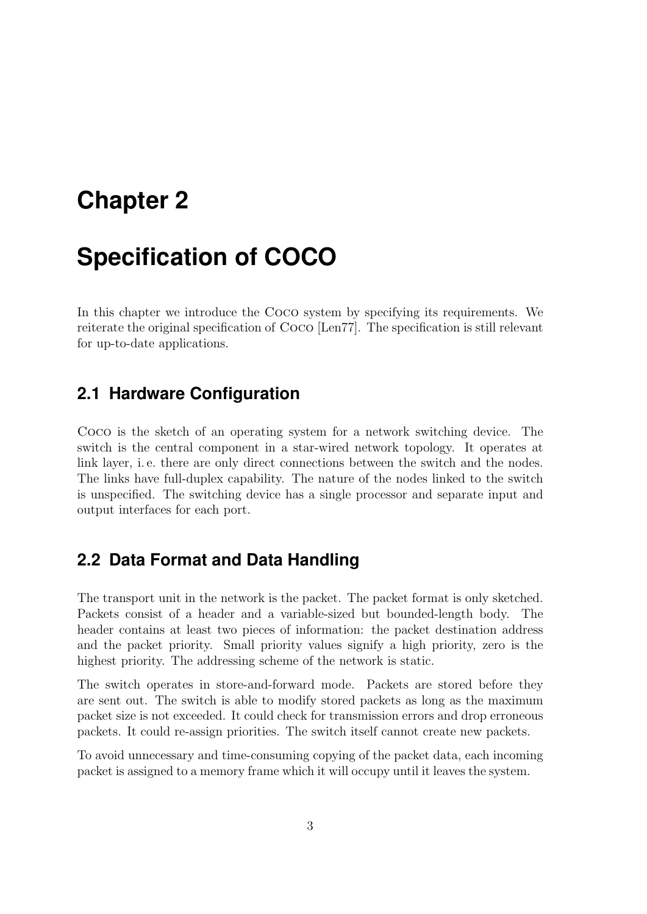# Chapter 2

# Specification of COCO

In this chapter we introduce the Coco system by specifying its requirements. We reiterate the original specification of Coco [Len77]. The specification is still relevant for up-to-date applications.

## 2.1 Hardware Configuration

Coco is the sketch of an operating system for a network switching device. The switch is the central component in a star-wired network topology. It operates at link layer, i. e. there are only direct connections between the switch and the nodes. The links have full-duplex capability. The nature of the nodes linked to the switch is unspecified. The switching device has a single processor and separate input and output interfaces for each port.

## 2.2 Data Format and Data Handling

The transport unit in the network is the packet. The packet format is only sketched. Packets consist of a header and a variable-sized but bounded-length body. The header contains at least two pieces of information: the packet destination address and the packet priority. Small priority values signify a high priority, zero is the highest priority. The addressing scheme of the network is static.

The switch operates in store-and-forward mode. Packets are stored before they are sent out. The switch is able to modify stored packets as long as the maximum packet size is not exceeded. It could check for transmission errors and drop erroneous packets. It could re-assign priorities. The switch itself cannot create new packets.

To avoid unnecessary and time-consuming copying of the packet data, each incoming packet is assigned to a memory frame which it will occupy until it leaves the system.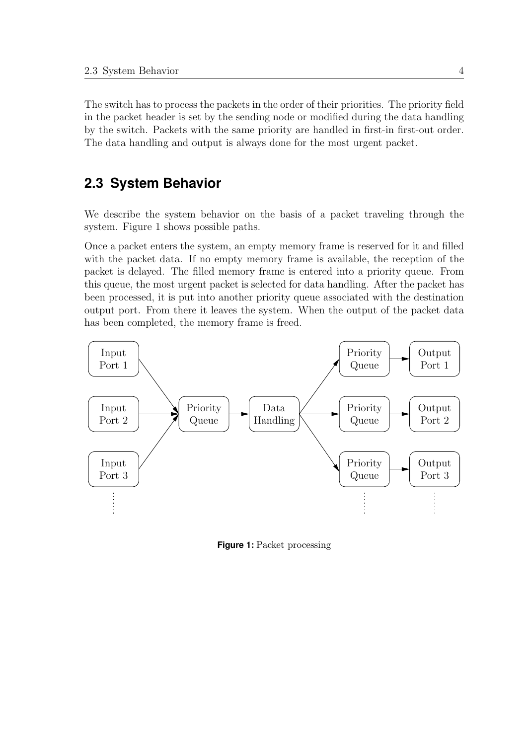The switch has to process the packets in the order of their priorities. The priority field in the packet header is set by the sending node or modified during the data handling by the switch. Packets with the same priority are handled in first-in first-out order. The data handling and output is always done for the most urgent packet.

## 2.3 System Behavior

We describe the system behavior on the basis of a packet traveling through the system. Figure 1 shows possible paths.

Once a packet enters the system, an empty memory frame is reserved for it and filled with the packet data. If no empty memory frame is available, the reception of the packet is delayed. The filled memory frame is entered into a priority queue. From this queue, the most urgent packet is selected for data handling. After the packet has been processed, it is put into another priority queue associated with the destination output port. From there it leaves the system. When the output of the packet data has been completed, the memory frame is freed.

**Figure 1:** Packet processing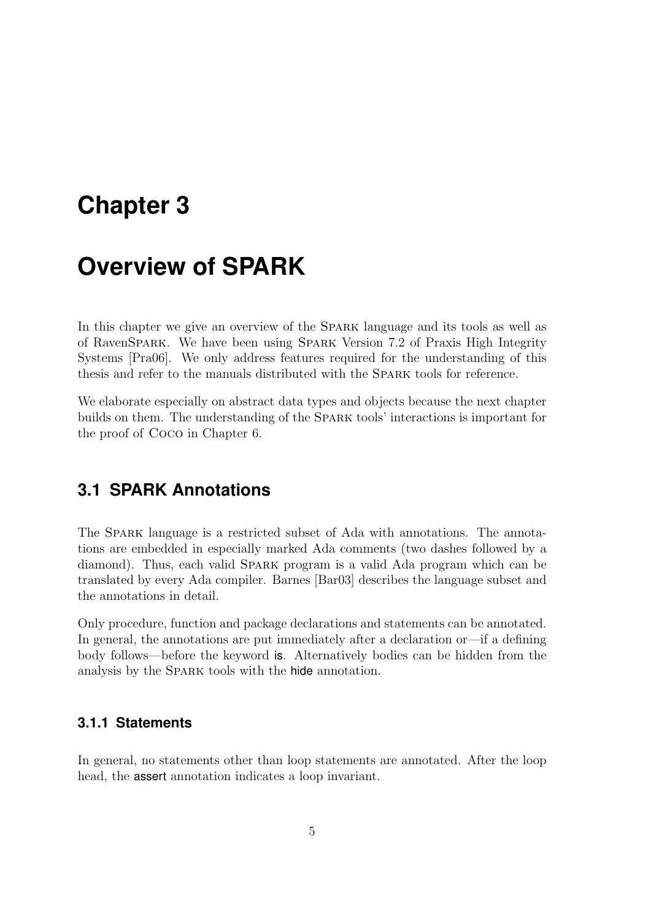# Chapter 3

# Overview of SPARK

In this chapter we give an overview of the SPARK language and its tools as well as of RavenSPARK. We have been using SPARK Version 7.2 of Praxis High Integrity Systems [Pra06]. We only address features required for the understanding of this thesis and refer to the manuals distributed with the SPARK tools for reference.

We elaborate especially on abstract data types and objects because the next chapter builds on them. The understanding of the SPARK tools' interactions is important for the proof of COCO in Chapter 6.

## 3.1 SPARK Annotations

The SPARK language is a restricted subset of Ada with annotations. The annotations are embedded in especially marked Ada comments (two dashes followed by a diamond). Thus, each valid SPARK program is a valid Ada program which can be translated by every Ada compiler. Barnes [Bar03] describes the language subset and the annotations in detail.

Only procedure, function and package declarations and statements can be annotated. In general, the annotations are put immediately after a declaration or—if a defining body follows—before the keyword is. Alternatively bodies can be hidden from the analysis by the SPARK tools with the hide annotation.

### 3.1.1 Statements

In general, no statements other than loop statements are annotated. After the loop head, the assert annotation indicates a loop invariant.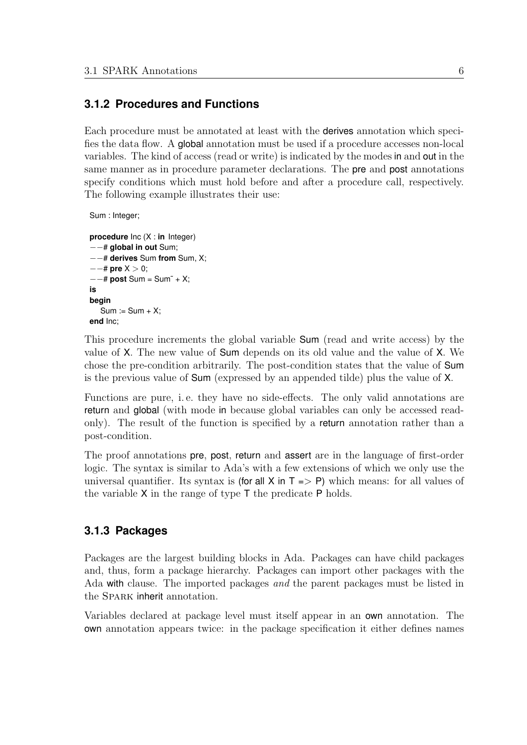### 3.1.2 Procedures and Functions

Each procedure must be annotated at least with the derives annotation which specifies the data flow. A global annotation must be used if a procedure accesses non-local variables. The kind of access (read or write) is indicated by the modes in and out in the same manner as in procedure parameter declarations. The pre and post annotations specify conditions which must hold before and after a procedure call, respectively. The following example illustrates their use:

```
Sum : Integer;

procedure Inc (X : in Integer)
--# global in out Sum;
--# derives Sum from Sum, X;
--# pre X > 0;
--# post Sum = Sum~ + X;
is
begin
   Sum := Sum + X;
end Inc;
```

This procedure increments the global variable Sum (read and write access) by the value of X. The new value of Sum depends on its old value and the value of X. We chose the pre-condition arbitrarily. The post-condition states that the value of Sum is the previous value of Sum (expressed by an appended tilde) plus the value of X.

Functions are pure, i. e. they have no side-effects. The only valid annotations are return and global (with mode in because global variables can only be accessed read-only). The result of the function is specified by a return annotation rather than a post-condition.

The proof annotations pre, post, return and assert are in the language of first-order logic. The syntax is similar to Ada's with a few extensions of which we only use the universal quantifier. Its syntax is (for all X in T => P) which means: for all values of the variable X in the range of type T the predicate P holds.

### 3.1.3 Packages

Packages are the largest building blocks in Ada. Packages can have child packages and, thus, form a package hierarchy. Packages can import other packages with the Ada with clause. The imported packages *and* the parent packages must be listed in the SPARK inherit annotation.

Variables declared at package level must itself appear in an own annotation. The own annotation appears twice: in the package specification it either defines names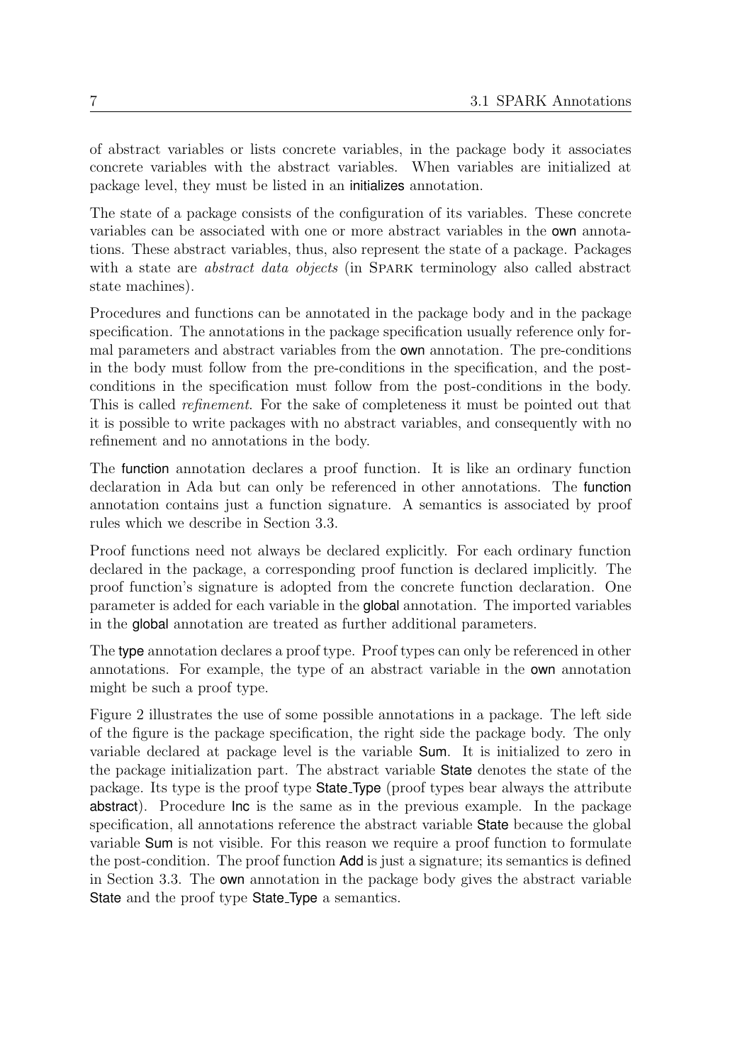of abstract variables or lists concrete variables, in the package body it associates concrete variables with the abstract variables. When variables are initialized at package level, they must be listed in an **initializes** annotation.

The state of a package consists of the configuration of its variables. These concrete variables can be associated with one or more abstract variables in the **own** annotations. These abstract variables, thus, also represent the state of a package. Packages with a state are *abstract data objects* (in SPARK terminology also called abstract state machines).

Procedures and functions can be annotated in the package body and in the package specification. The annotations in the package specification usually reference only formal parameters and abstract variables from the **own** annotation. The pre-conditions in the body must follow from the pre-conditions in the specification, and the post-conditions in the specification must follow from the post-conditions in the body. This is called *refinement*. For the sake of completeness it must be pointed out that it is possible to write packages with no abstract variables, and consequently with no refinement and no annotations in the body.

The **function** annotation declares a proof function. It is like an ordinary function declaration in Ada but can only be referenced in other annotations. The **function** annotation contains just a function signature. A semantics is associated by proof rules which we describe in Section 3.3.

Proof functions need not always be declared explicitly. For each ordinary function declared in the package, a corresponding proof function is declared implicitly. The proof function's signature is adopted from the concrete function declaration. One parameter is added for each variable in the **global** annotation. The imported variables in the **global** annotation are treated as further additional parameters.

The **type** annotation declares a proof type. Proof types can only be referenced in other annotations. For example, the type of an abstract variable in the **own** annotation might be such a proof type.

Figure 2 illustrates the use of some possible annotations in a package. The left side of the figure is the package specification, the right side the package body. The only variable declared at package level is the variable **Sum**. It is initialized to zero in the package initialization part. The abstract variable **State** denotes the state of the package. Its type is the proof type **State_Type** (proof types bear always the attribute **abstract**). Procedure **Inc** is the same as in the previous example. In the package specification, all annotations reference the abstract variable **State** because the global variable **Sum** is not visible. For this reason we require a proof function to formulate the post-condition. The proof function **Add** is just a signature; its semantics is defined in Section 3.3. The **own** annotation in the package body gives the abstract variable **State** and the proof type **State_Type** a semantics.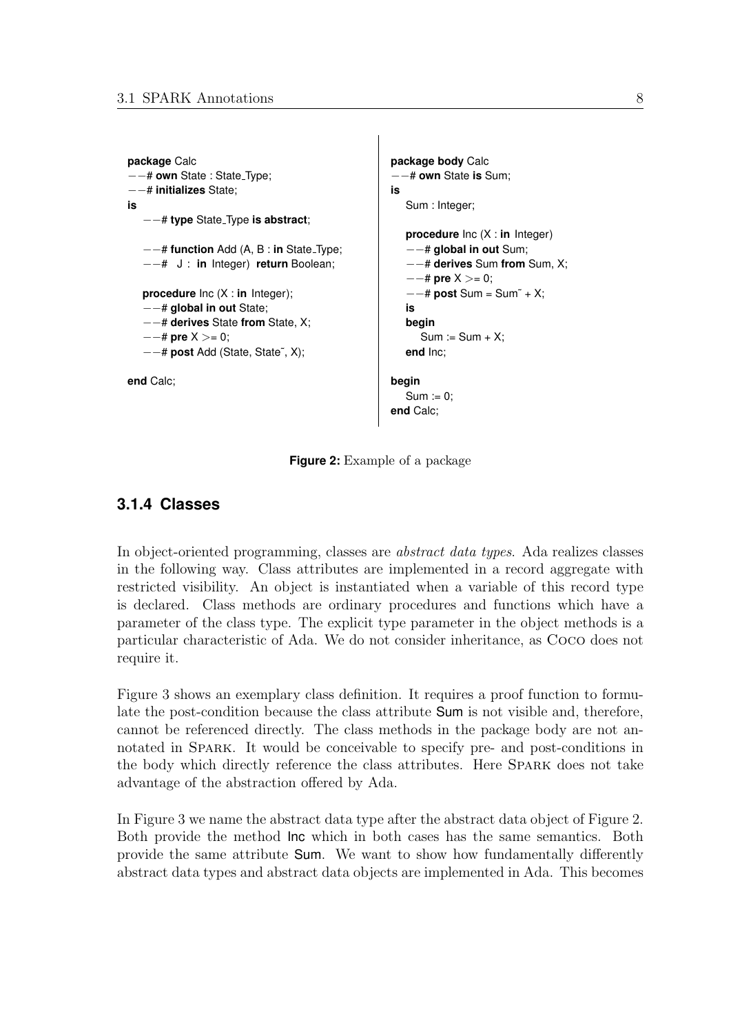```
package Calc
--# own State : State_Type;
--# initializes State;
is
   --# type State_Type is abstract;

   --# function Add (A, B : in State_Type;
   --#   J : in Integer) return Boolean;

   procedure Inc (X : in Integer);
   --# global in out State;
   --# derives State from State, X;
   --# pre X >= 0;
   --# post Add (State, State~, X);

end Calc;
```

```
package body Calc
--# own State is Sum;
is
   Sum : Integer;

   procedure Inc (X : in Integer)
   --# global in out Sum;
   --# derives Sum from Sum, X;
   --# pre X >= 0;
   --# post Sum = Sum~ + X;
   is
   begin
      Sum := Sum + X;
   end Inc;

begin
   Sum := 0;
end Calc;
```

**Figure 2:** Example of a package

### 3.1.4 Classes

In object-oriented programming, classes are *abstract data types*. Ada realizes classes in the following way. Class attributes are implemented in a record aggregate with restricted visibility. An object is instantiated when a variable of this record type is declared. Class methods are ordinary procedures and functions which have a parameter of the class type. The explicit type parameter in the object methods is a particular characteristic of Ada. We do not consider inheritance, as Coco does not require it.

Figure 3 shows an exemplary class definition. It requires a proof function to formulate the post-condition because the class attribute Sum is not visible and, therefore, cannot be referenced directly. The class methods in the package body are not annotated in Spark. It would be conceivable to specify pre- and post-conditions in the body which directly reference the class attributes. Here Spark does not take advantage of the abstraction offered by Ada.

In Figure 3 we name the abstract data type after the abstract data object of Figure 2. Both provide the method Inc which in both cases has the same semantics. Both provide the same attribute Sum. We want to show how fundamentally differently abstract data types and abstract data objects are implemented in Ada. This becomes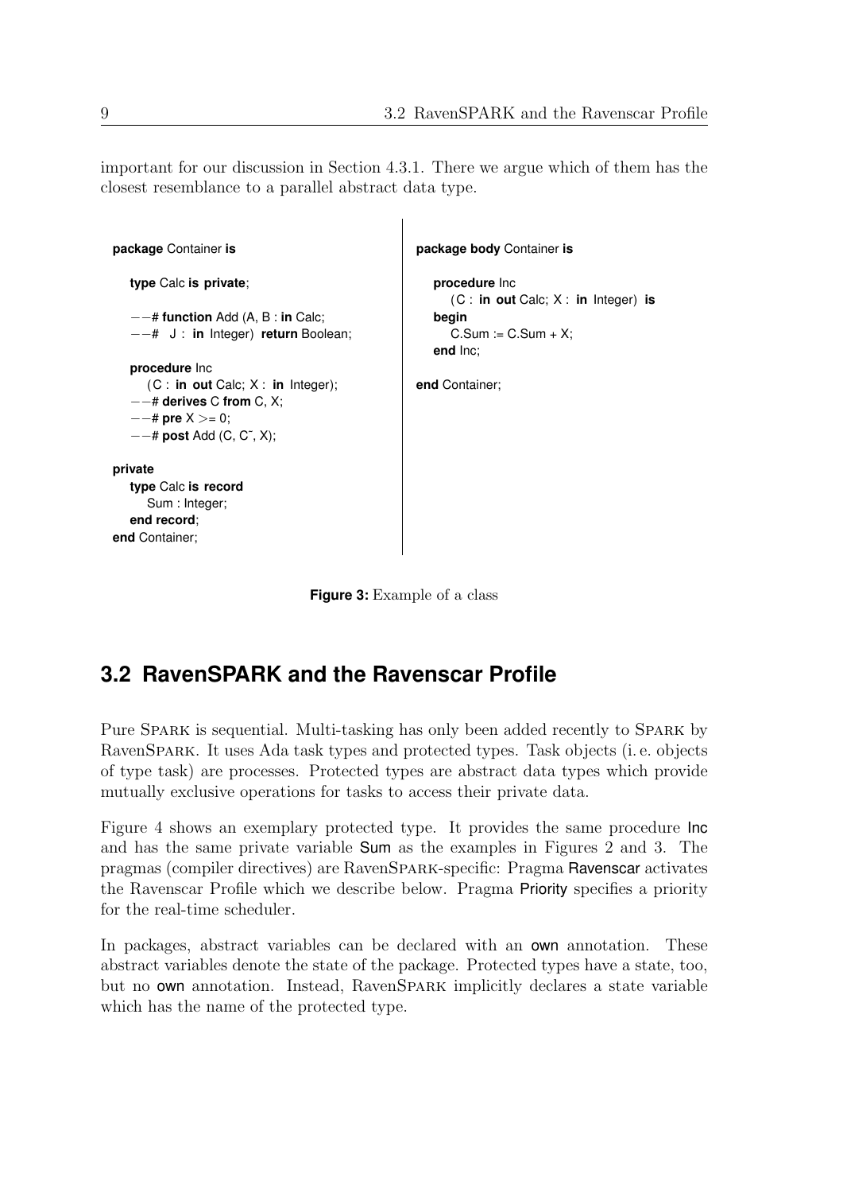important for our discussion in Section 4.3.1. There we argue which of them has the closest resemblance to a parallel abstract data type.

```
package Container is

   type Calc is private;

   --# function Add (A, B : in Calc;
   --#   J : in Integer) return Boolean;

   procedure Inc
      (C : in out Calc; X : in Integer);
   --# derives C from C, X;
   --# pre X >= 0;
   --# post Add (C, C~, X);

private
   type Calc is record
      Sum : Integer;
   end record;
end Container;
```

```
package body Container is

   procedure Inc
      (C : in out Calc; X : in Integer) is
   begin
      C.Sum := C.Sum + X;
   end Inc;

end Container;
```

**Figure 3:** Example of a class

## 3.2 RavenSPARK and the Ravenscar Profile

Pure SPARK is sequential. Multi-tasking has only been added recently to SPARK by RavenSPARK. It uses Ada task types and protected types. Task objects (i. e. objects of type task) are processes. Protected types are abstract data types which provide mutually exclusive operations for tasks to access their private data.

Figure 4 shows an exemplary protected type. It provides the same procedure Inc and has the same private variable Sum as the examples in Figures 2 and 3. The pragmas (compiler directives) are RavenSPARK-specific: Pragma Ravenscar activates the Ravenscar Profile which we describe below. Pragma Priority specifies a priority for the real-time scheduler.

In packages, abstract variables can be declared with an own annotation. These abstract variables denote the state of the package. Protected types have a state, too, but no own annotation. Instead, RavenSPARK implicitly declares a state variable which has the name of the protected type.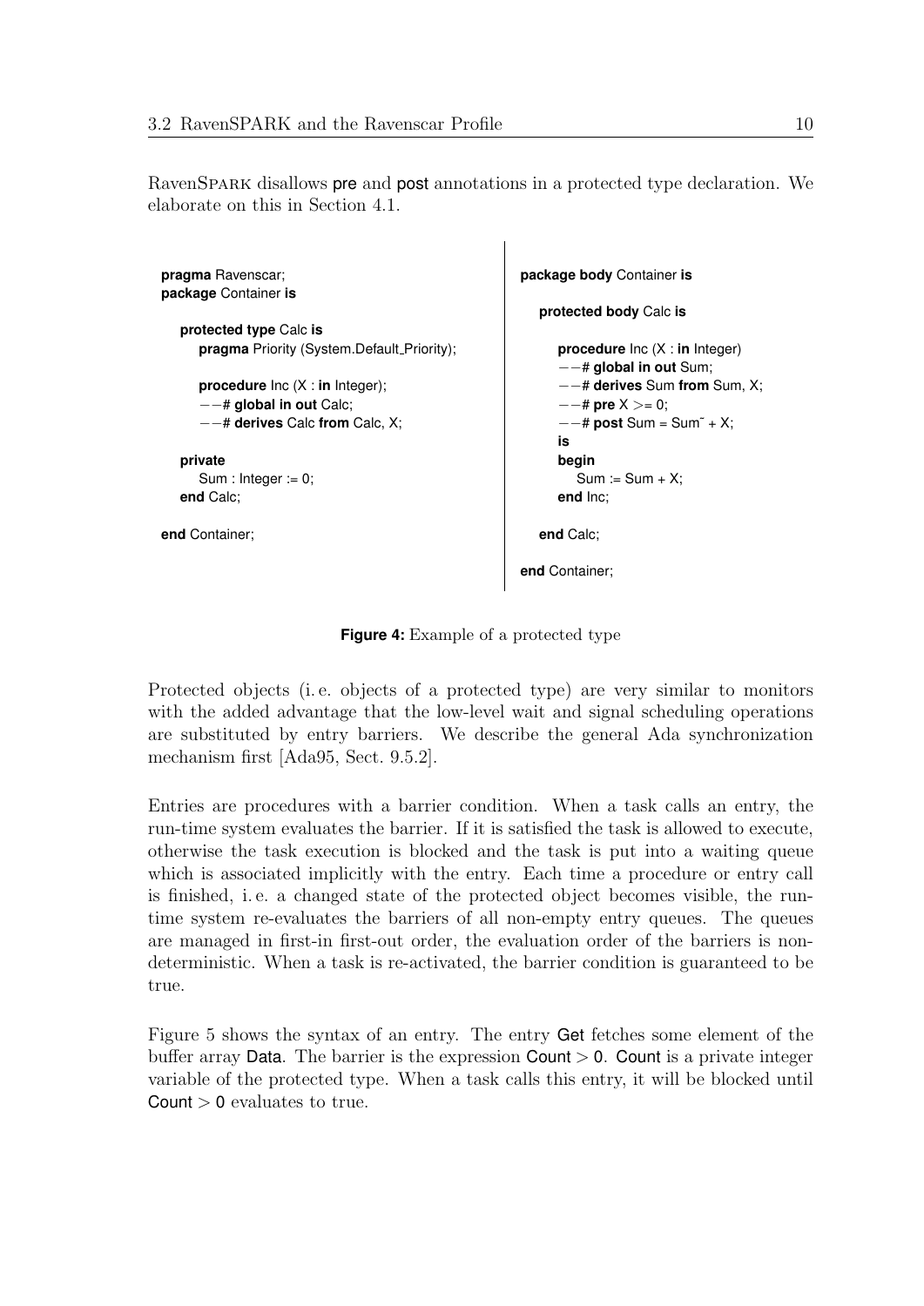RavenSPARK disallows pre and post annotations in a protected type declaration. We elaborate on this in Section 4.1.

```
pragma Ravenscar;
package Container is

   protected type Calc is
      pragma Priority (System.Default_Priority);

      procedure Inc (X : in Integer);
      --# global in out Calc;
      --# derives Calc from Calc, X;

   private
      Sum : Integer := 0;
   end Calc;

end Container;
```

```
package body Container is

   protected body Calc is

      procedure Inc (X : in Integer)
      --# global in out Sum;
      --# derives Sum from Sum, X;
      --# pre X >= 0;
      --# post Sum = Sum~ + X;
      is
      begin
         Sum := Sum + X;
      end Inc;

   end Calc;

end Container;
```

**Figure 4:** Example of a protected type

Protected objects (i. e. objects of a protected type) are very similar to monitors with the added advantage that the low-level wait and signal scheduling operations are substituted by entry barriers. We describe the general Ada synchronization mechanism first [Ada95, Sect. 9.5.2].

Entries are procedures with a barrier condition. When a task calls an entry, the run-time system evaluates the barrier. If it is satisfied the task is allowed to execute, otherwise the task execution is blocked and the task is put into a waiting queue which is associated implicitly with the entry. Each time a procedure or entry call is finished, i. e. a changed state of the protected object becomes visible, the run-time system re-evaluates the barriers of all non-empty entry queues. The queues are managed in first-in first-out order, the evaluation order of the barriers is non-deterministic. When a task is re-activated, the barrier condition is guaranteed to be true.

Figure 5 shows the syntax of an entry. The entry Get fetches some element of the buffer array Data. The barrier is the expression Count > 0. Count is a private integer variable of the protected type. When a task calls this entry, it will be blocked until Count > 0 evaluates to true.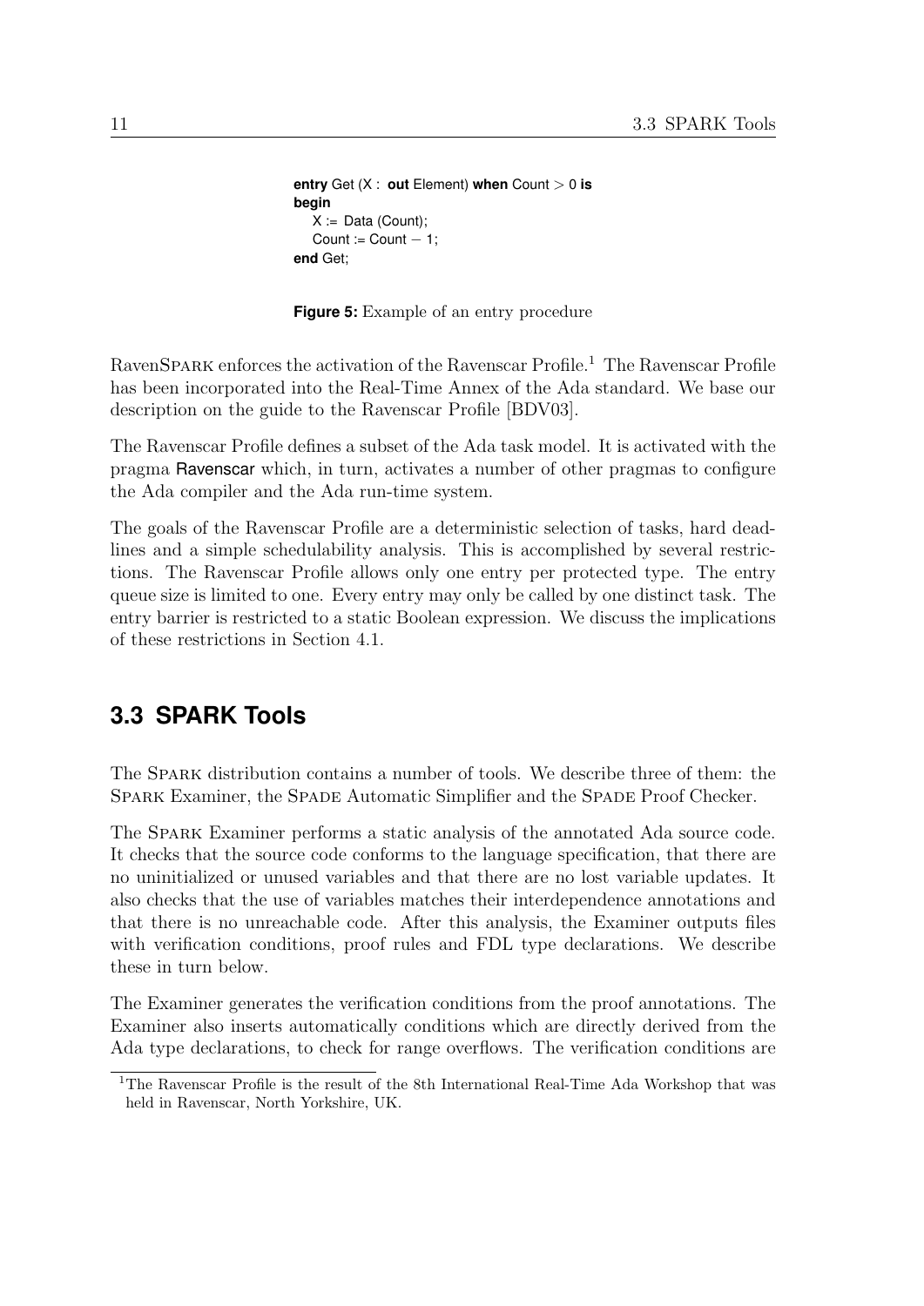```
entry Get (X : out Element) when Count > 0 is
begin
   X := Data (Count);
   Count := Count − 1;
end Get;
```

**Figure 5:** Example of an entry procedure

RavenSPARK enforces the activation of the Ravenscar Profile.[1] The Ravenscar Profile has been incorporated into the Real-Time Annex of the Ada standard. We base our description on the guide to the Ravenscar Profile [BDV03].

The Ravenscar Profile defines a subset of the Ada task model. It is activated with the pragma Ravenscar which, in turn, activates a number of other pragmas to configure the Ada compiler and the Ada run-time system.

The goals of the Ravenscar Profile are a deterministic selection of tasks, hard deadlines and a simple schedulability analysis. This is accomplished by several restrictions. The Ravenscar Profile allows only one entry per protected type. The entry queue size is limited to one. Every entry may only be called by one distinct task. The entry barrier is restricted to a static Boolean expression. We discuss the implications of these restrictions in Section 4.1.

## 3.3 SPARK Tools

The SPARK distribution contains a number of tools. We describe three of them: the SPARK Examiner, the SPADE Automatic Simplifier and the SPADE Proof Checker.

The SPARK Examiner performs a static analysis of the annotated Ada source code. It checks that the source code conforms to the language specification, that there are no uninitialized or unused variables and that there are no lost variable updates. It also checks that the use of variables matches their interdependence annotations and that there is no unreachable code. After this analysis, the Examiner outputs files with verification conditions, proof rules and FDL type declarations. We describe these in turn below.

The Examiner generates the verification conditions from the proof annotations. The Examiner also inserts automatically conditions which are directly derived from the Ada type declarations, to check for range overflows. The verification conditions are

[1] The Ravenscar Profile is the result of the 8th International Real-Time Ada Workshop that was held in Ravenscar, North Yorkshire, UK.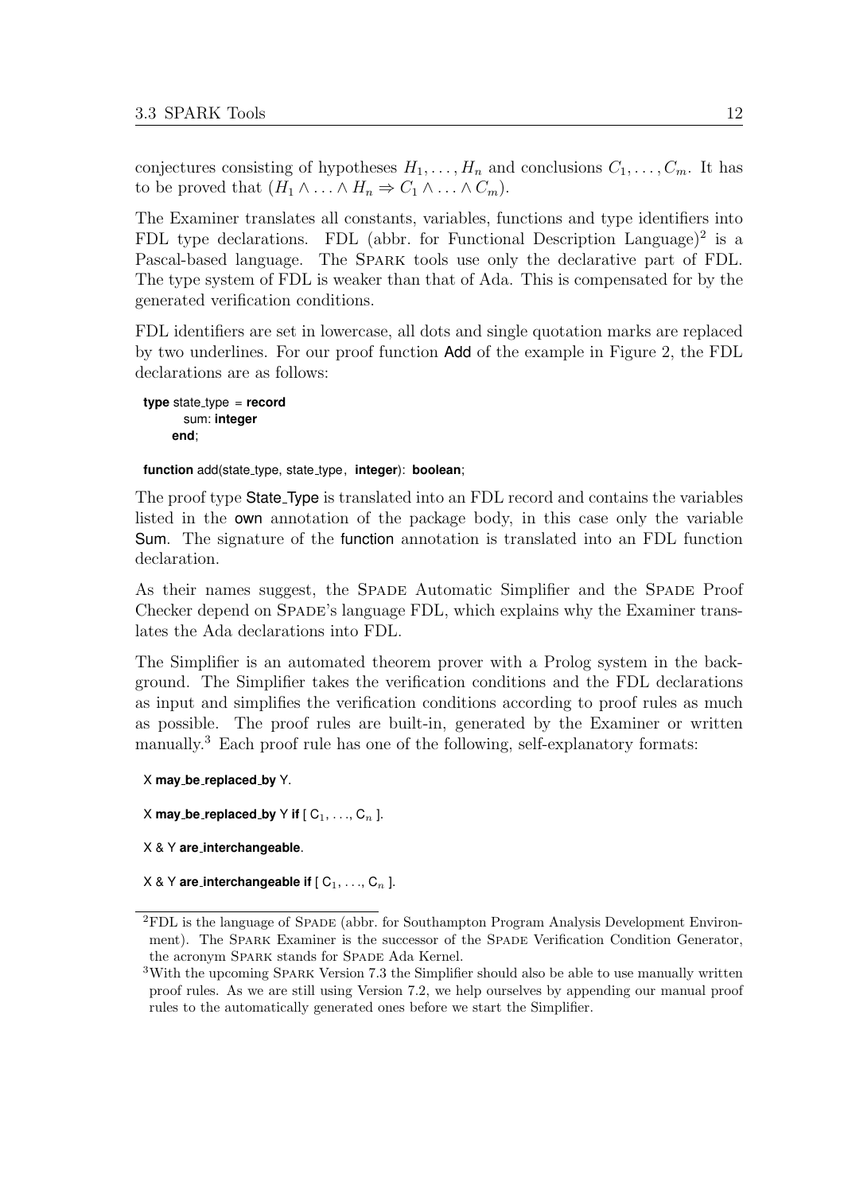conjectures consisting of hypotheses $H_1, \ldots, H_n$ and conclusions $C_1, \ldots, C_m$. It has to be proved that $(H_1 \wedge \ldots \wedge H_n \Rightarrow C_1 \wedge \ldots \wedge C_m)$.

The Examiner translates all constants, variables, functions and type identifiers into FDL type declarations. FDL (abbr. for Functional Description Language)[2] is a Pascal-based language. The SPARK tools use only the declarative part of FDL. The type system of FDL is weaker than that of Ada. This is compensated for by the generated verification conditions.

FDL identifiers are set in lowercase, all dots and single quotation marks are replaced by two underlines. For our proof function Add of the example in Figure 2, the FDL declarations are as follows:

```
type state_type = record
      sum: integer
    end;

function add(state_type, state_type, integer): boolean;
```

The proof type State_Type is translated into an FDL record and contains the variables listed in the own annotation of the package body, in this case only the variable Sum. The signature of the function annotation is translated into an FDL function declaration.

As their names suggest, the SPADE Automatic Simplifier and the SPADE Proof Checker depend on SPADE's language FDL, which explains why the Examiner translates the Ada declarations into FDL.

The Simplifier is an automated theorem prover with a Prolog system in the background. The Simplifier takes the verification conditions and the FDL declarations as input and simplifies the verification conditions according to proof rules as much as possible. The proof rules are built-in, generated by the Examiner or written manually.[3] Each proof rule has one of the following, self-explanatory formats:

```
X may_be_replaced_by Y.

X may_be_replaced_by Y if [ C1, ..., Cn ].

X & Y are_interchangeable.

X & Y are_interchangeable if [ C1, ..., Cn ].
```

---

[2] FDL is the language of SPADE (abbr. for Southampton Program Analysis Development Environment). The SPARK Examiner is the successor of the SPADE Verification Condition Generator, the acronym SPARK stands for SPADE Ada Kernel.

[3] With the upcoming SPARK Version 7.3 the Simplifier should also be able to use manually written proof rules. As we are still using Version 7.2, we help ourselves by appending our manual proof rules to the automatically generated ones before we start the Simplifier.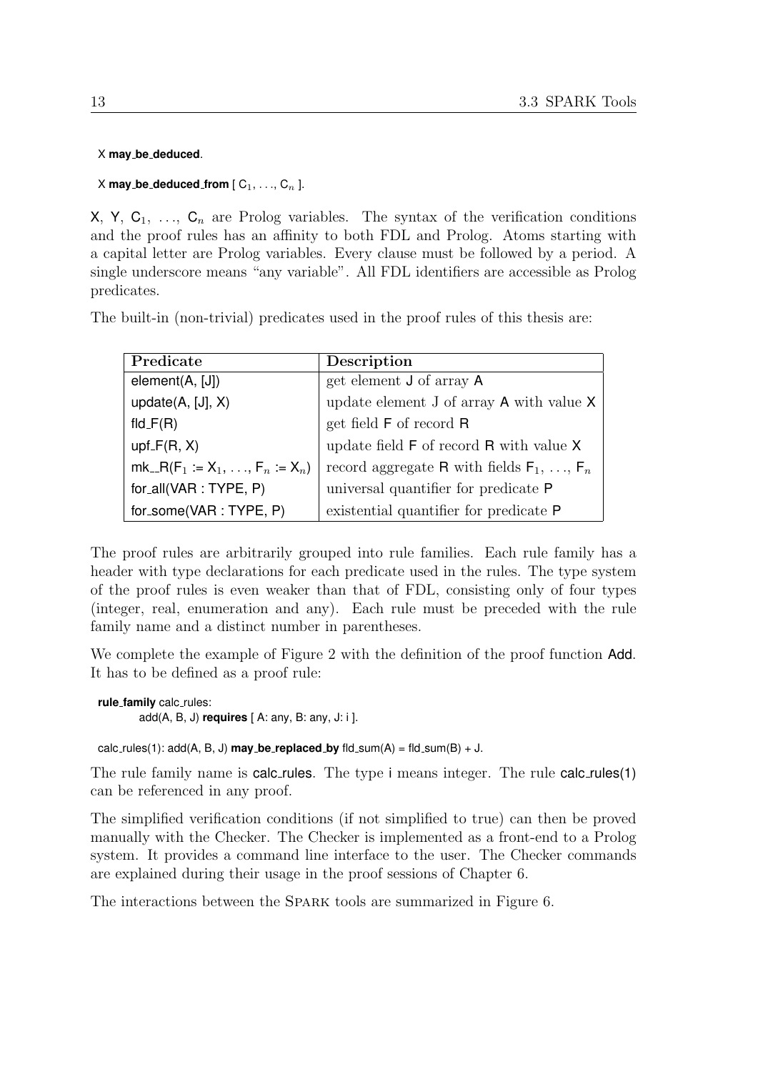```
X may_be_deduced.

X may_be_deduced_from [ C1, ..., Cn ].
```

X, Y, $C_1$, ..., $C_n$ are Prolog variables. The syntax of the verification conditions and the proof rules has an affinity to both FDL and Prolog. Atoms starting with a capital letter are Prolog variables. Every clause must be followed by a period. A single underscore means "any variable". All FDL identifiers are accessible as Prolog predicates.

The built-in (non-trivial) predicates used in the proof rules of this thesis are:

| **Predicate** | **Description** |
| --- | --- |
| element(A, [J]) | get element J of array A |
| update(A, [J], X) | update element J of array A with value X |
| fld_F(R) | get field F of record R |
| upf_F(R, X) | update field F of record R with value X |
| mk__R($F_1$ := $X_1$, ..., $F_n$ := $X_n$) | record aggregate R with fields $F_1$, ..., $F_n$ |
| for_all(VAR : TYPE, P) | universal quantifier for predicate P |
| for_some(VAR : TYPE, P) | existential quantifier for predicate P |

The proof rules are arbitrarily grouped into rule families. Each rule family has a header with type declarations for each predicate used in the rules. The type system of the proof rules is even weaker than that of FDL, consisting only of four types (integer, real, enumeration and any). Each rule must be preceded with the rule family name and a distinct number in parentheses.

We complete the example of Figure 2 with the definition of the proof function Add. It has to be defined as a proof rule:

```
rule_family calc_rules:
        add(A, B, J) requires [ A: any, B: any, J: i ].

calc_rules(1): add(A, B, J) may_be_replaced_by fld_sum(A) = fld_sum(B) + J.
```

The rule family name is calc_rules. The type i means integer. The rule calc_rules(1) can be referenced in any proof.

The simplified verification conditions (if not simplified to true) can then be proved manually with the Checker. The Checker is implemented as a front-end to a Prolog system. It provides a command line interface to the user. The Checker commands are explained during their usage in the proof sessions of Chapter 6.

The interactions between the SPARK tools are summarized in Figure 6.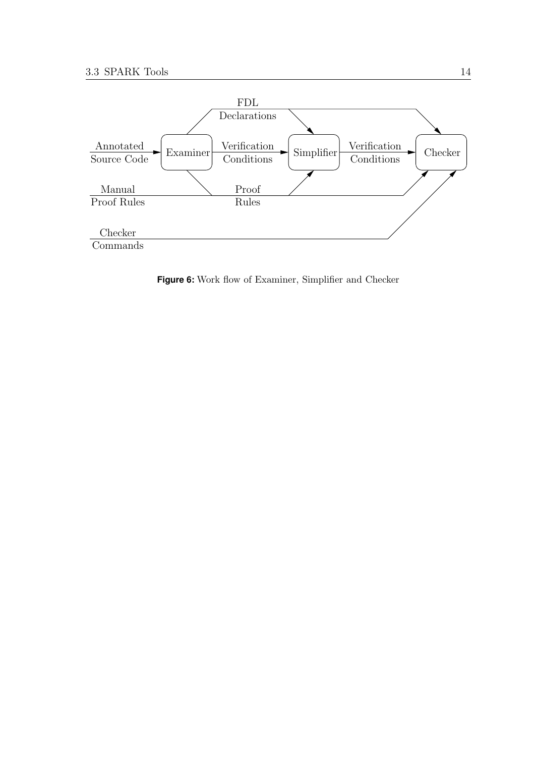Annotated Source Code

Examiner

FDL Declarations

Verification Conditions

Simplifier

Verification Conditions

Checker

Manual Proof Rules

Proof Rules

Checker Commands

**Figure 6:** Work flow of Examiner, Simplifier and Checker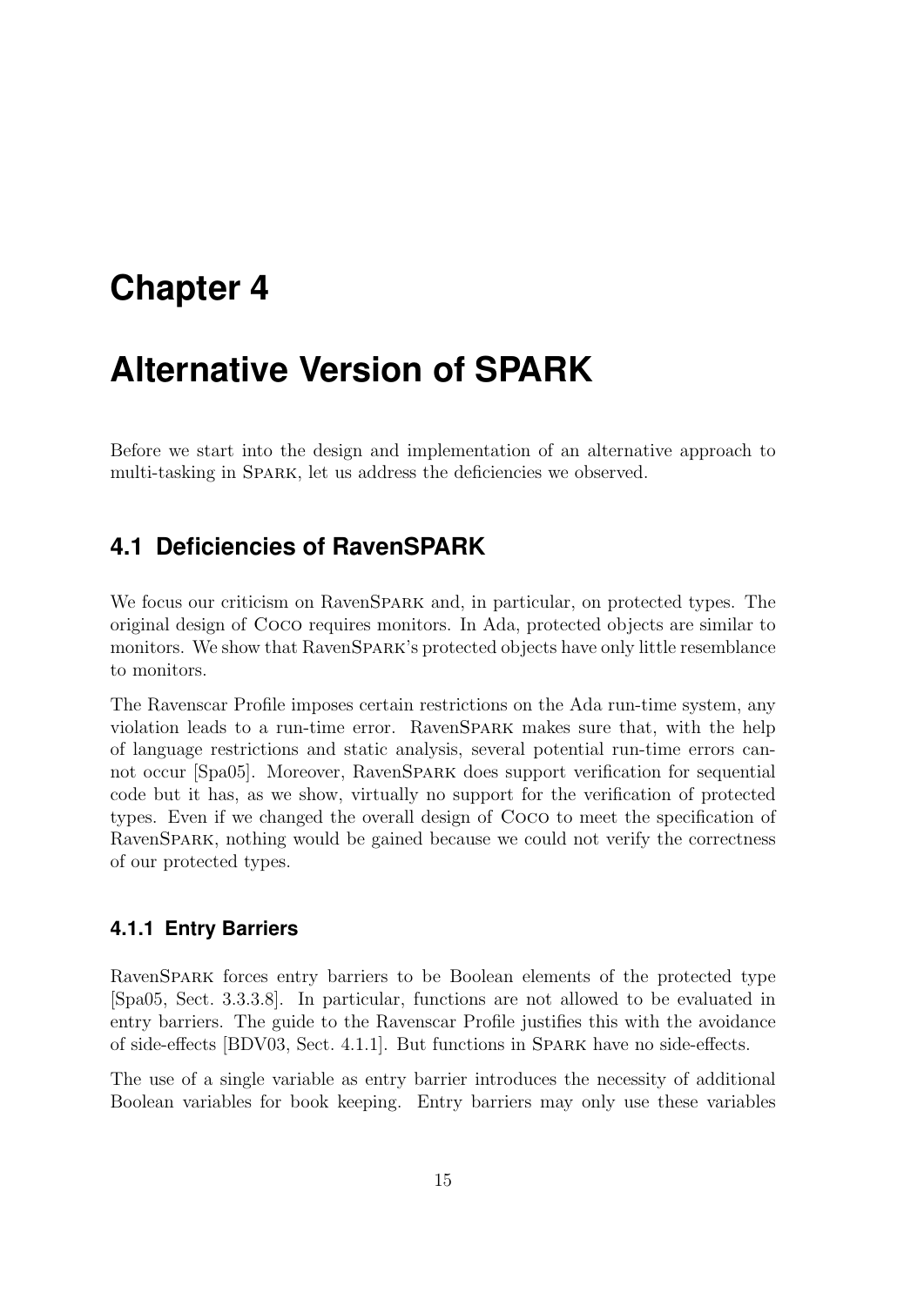# Chapter 4

# Alternative Version of SPARK

Before we start into the design and implementation of an alternative approach to multi-tasking in SPARK, let us address the deficiencies we observed.

## 4.1 Deficiencies of RavenSPARK

We focus our criticism on RavenSPARK and, in particular, on protected types. The original design of COCO requires monitors. In Ada, protected objects are similar to monitors. We show that RavenSPARK's protected objects have only little resemblance to monitors.

The Ravenscar Profile imposes certain restrictions on the Ada run-time system, any violation leads to a run-time error. RavenSPARK makes sure that, with the help of language restrictions and static analysis, several potential run-time errors cannot occur [Spa05]. Moreover, RavenSPARK does support verification for sequential code but it has, as we show, virtually no support for the verification of protected types. Even if we changed the overall design of COCO to meet the specification of RavenSPARK, nothing would be gained because we could not verify the correctness of our protected types.

### 4.1.1 Entry Barriers

RavenSPARK forces entry barriers to be Boolean elements of the protected type [Spa05, Sect. 3.3.3.8]. In particular, functions are not allowed to be evaluated in entry barriers. The guide to the Ravenscar Profile justifies this with the avoidance of side-effects [BDV03, Sect. 4.1.1]. But functions in SPARK have no side-effects.

The use of a single variable as entry barrier introduces the necessity of additional Boolean variables for book keeping. Entry barriers may only use these variables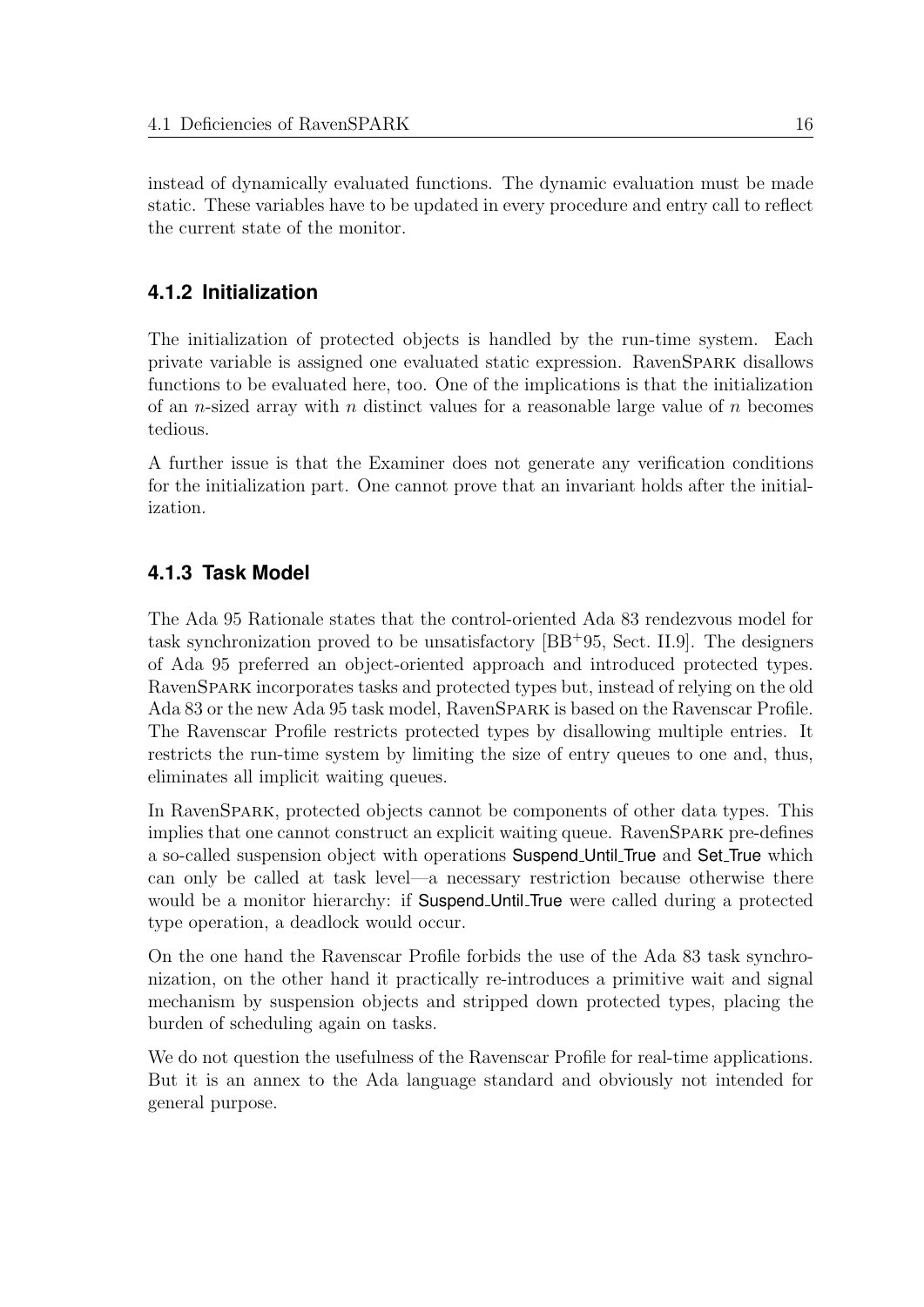instead of dynamically evaluated functions. The dynamic evaluation must be made static. These variables have to be updated in every procedure and entry call to reflect the current state of the monitor.

### 4.1.2 Initialization

The initialization of protected objects is handled by the run-time system. Each private variable is assigned one evaluated static expression. RavenSPARK disallows functions to be evaluated here, too. One of the implications is that the initialization of an $n$-sized array with $n$ distinct values for a reasonable large value of $n$ becomes tedious.

A further issue is that the Examiner does not generate any verification conditions for the initialization part. One cannot prove that an invariant holds after the initialization.

### 4.1.3 Task Model

The Ada 95 Rationale states that the control-oriented Ada 83 rendezvous model for task synchronization proved to be unsatisfactory [BB+95, Sect. II.9]. The designers of Ada 95 preferred an object-oriented approach and introduced protected types. RavenSPARK incorporates tasks and protected types but, instead of relying on the old Ada 83 or the new Ada 95 task model, RavenSPARK is based on the Ravenscar Profile. The Ravenscar Profile restricts protected types by disallowing multiple entries. It restricts the run-time system by limiting the size of entry queues to one and, thus, eliminates all implicit waiting queues.

In RavenSPARK, protected objects cannot be components of other data types. This implies that one cannot construct an explicit waiting queue. RavenSPARK pre-defines a so-called suspension object with operations **Suspend_Until_True** and **Set_True** which can only be called at task level—a necessary restriction because otherwise there would be a monitor hierarchy: if **Suspend_Until_True** were called during a protected type operation, a deadlock would occur.

On the one hand the Ravenscar Profile forbids the use of the Ada 83 task synchronization, on the other hand it practically re-introduces a primitive wait and signal mechanism by suspension objects and stripped down protected types, placing the burden of scheduling again on tasks.

We do not question the usefulness of the Ravenscar Profile for real-time applications. But it is an annex to the Ada language standard and obviously not intended for general purpose.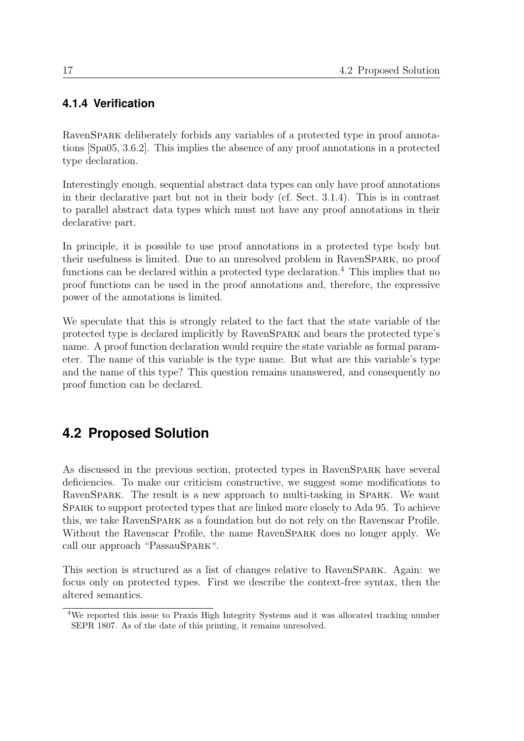### 4.1.4 Verification

RavenSPARK deliberately forbids any variables of a protected type in proof annotations [Spa05, 3.6.2]. This implies the absence of any proof annotations in a protected type declaration.

Interestingly enough, sequential abstract data types can only have proof annotations in their declarative part but not in their body (cf. Sect. 3.1.4). This is in contrast to parallel abstract data types which must not have any proof annotations in their declarative part.

In principle, it is possible to use proof annotations in a protected type body but their usefulness is limited. Due to an unresolved problem in RavenSPARK, no proof functions can be declared within a protected type declaration.[4] This implies that no proof functions can be used in the proof annotations and, therefore, the expressive power of the annotations is limited.

We speculate that this is strongly related to the fact that the state variable of the protected type is declared implicitly by RavenSPARK and bears the protected type's name. A proof function declaration would require the state variable as formal parameter. The name of this variable is the type name. But what are this variable's type and the name of this type? This question remains unanswered, and consequently no proof function can be declared.

## 4.2 Proposed Solution

As discussed in the previous section, protected types in RavenSPARK have several deficiencies. To make our criticism constructive, we suggest some modifications to RavenSPARK. The result is a new approach to multi-tasking in SPARK. We want SPARK to support protected types that are linked more closely to Ada 95. To achieve this, we take RavenSPARK as a foundation but do not rely on the Ravenscar Profile. Without the Ravenscar Profile, the name RavenSPARK does no longer apply. We call our approach "PassauSPARK".

This section is structured as a list of changes relative to RavenSPARK. Again: we focus only on protected types. First we describe the context-free syntax, then the altered semantics.

[4] We reported this issue to Praxis High Integrity Systems and it was allocated tracking number SEPR 1807. As of the date of this printing, it remains unresolved.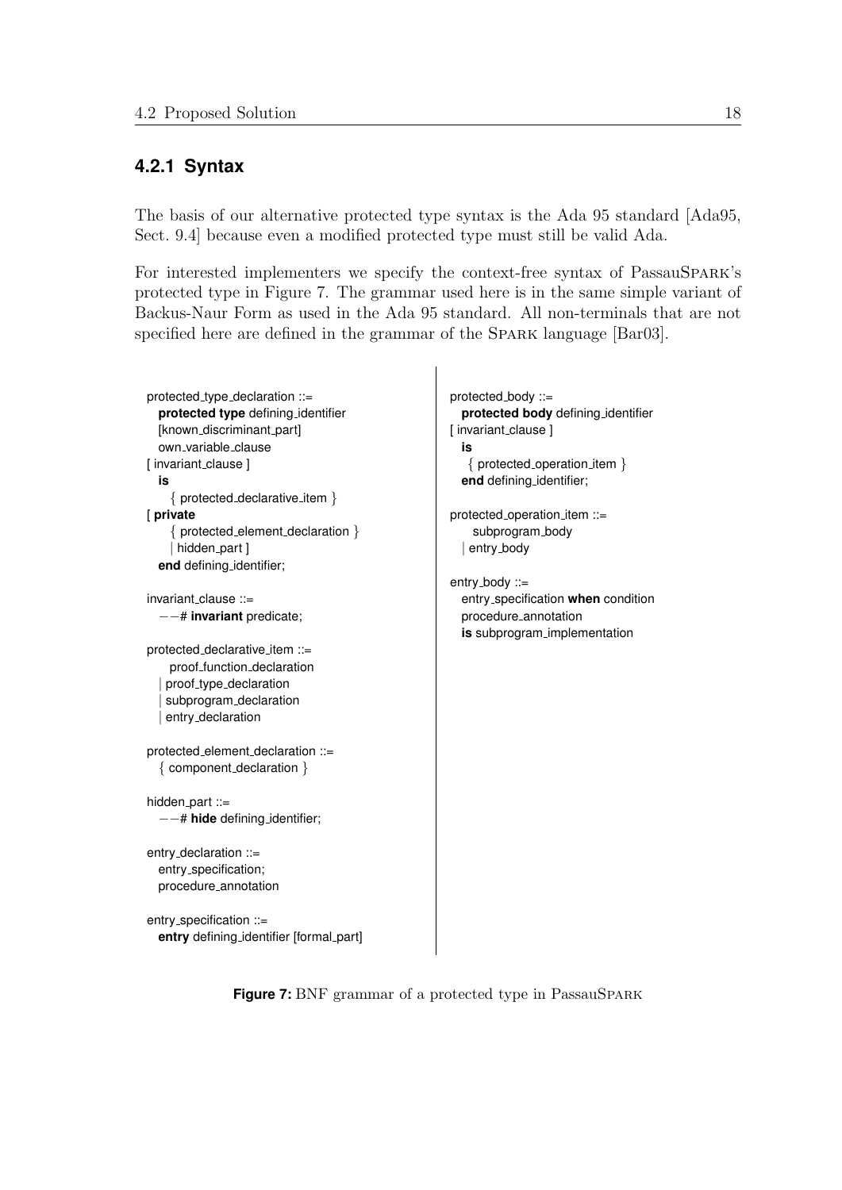### 4.2.1 Syntax

The basis of our alternative protected type syntax is the Ada 95 standard [Ada95, Sect. 9.4] because even a modified protected type must still be valid Ada.

For interested implementers we specify the context-free syntax of PassauSPARK's protected type in Figure 7. The grammar used here is in the same simple variant of Backus-Naur Form as used in the Ada 95 standard. All non-terminals that are not specified here are defined in the grammar of the SPARK language [Bar03].

```
protected_type_declaration ::=
  protected type defining_identifier
  [known_discriminant_part]
  own_variable_clause
[ invariant_clause ]
  is
    { protected_declarative_item }
[ private
    { protected_element_declaration }
    | hidden_part ]
  end defining_identifier;

invariant_clause ::=
  --# invariant predicate;

protected_declarative_item ::=
    proof_function_declaration
  | proof_type_declaration
  | subprogram_declaration
  | entry_declaration

protected_element_declaration ::=
  { component_declaration }

hidden_part ::=
  --# hide defining_identifier;

entry_declaration ::=
  entry_specification;
  procedure_annotation

entry_specification ::=
  entry defining_identifier [formal_part]

protected_body ::=
  protected body defining_identifier
[ invariant_clause ]
  is
    { protected_operation_item }
  end defining_identifier;

protected_operation_item ::=
    subprogram_body
  | entry_body

entry_body ::=
  entry_specification when condition
  procedure_annotation
  is subprogram_implementation
```

**Figure 7:** BNF grammar of a protected type in PassauSPARK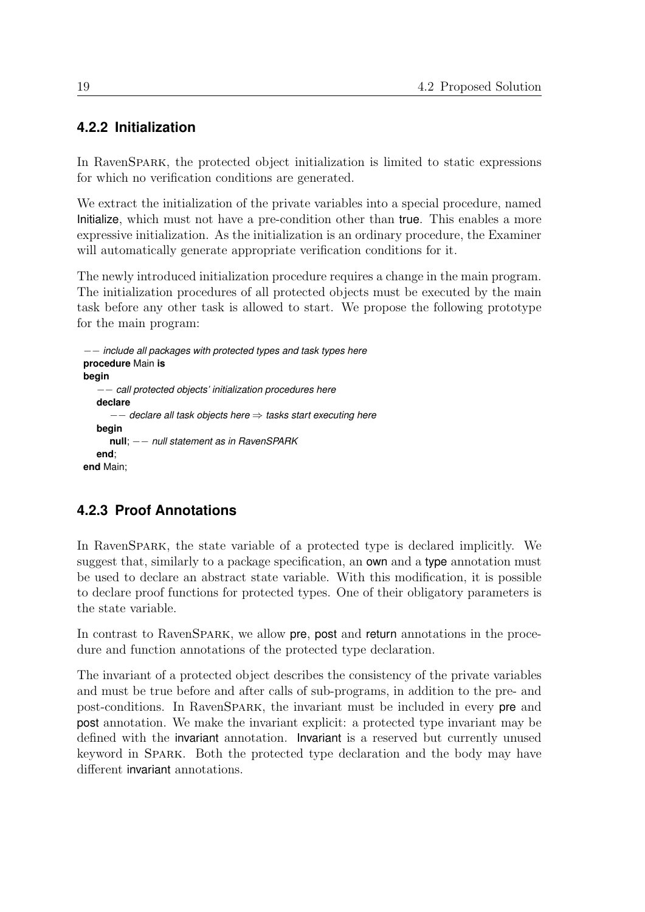### 4.2.2 Initialization

In RavenSPARK, the protected object initialization is limited to static expressions for which no verification conditions are generated.

We extract the initialization of the private variables into a special procedure, named Initialize, which must not have a pre-condition other than true. This enables a more expressive initialization. As the initialization is an ordinary procedure, the Examiner will automatically generate appropriate verification conditions for it.

The newly introduced initialization procedure requires a change in the main program. The initialization procedures of all protected objects must be executed by the main task before any other task is allowed to start. We propose the following prototype for the main program:

```
-- include all packages with protected types and task types here
procedure Main is
begin
   -- call protected objects' initialization procedures here
   declare
      -- declare all task objects here ⇒ tasks start executing here
   begin
      null; -- null statement as in RavenSPARK
   end;
end Main;
```

### 4.2.3 Proof Annotations

In RavenSPARK, the state variable of a protected type is declared implicitly. We suggest that, similarly to a package specification, an own and a type annotation must be used to declare an abstract state variable. With this modification, it is possible to declare proof functions for protected types. One of their obligatory parameters is the state variable.

In contrast to RavenSPARK, we allow pre, post and return annotations in the procedure and function annotations of the protected type declaration.

The invariant of a protected object describes the consistency of the private variables and must be true before and after calls of sub-programs, in addition to the pre- and post-conditions. In RavenSPARK, the invariant must be included in every pre and post annotation. We make the invariant explicit: a protected type invariant may be defined with the invariant annotation. Invariant is a reserved but currently unused keyword in SPARK. Both the protected type declaration and the body may have different invariant annotations.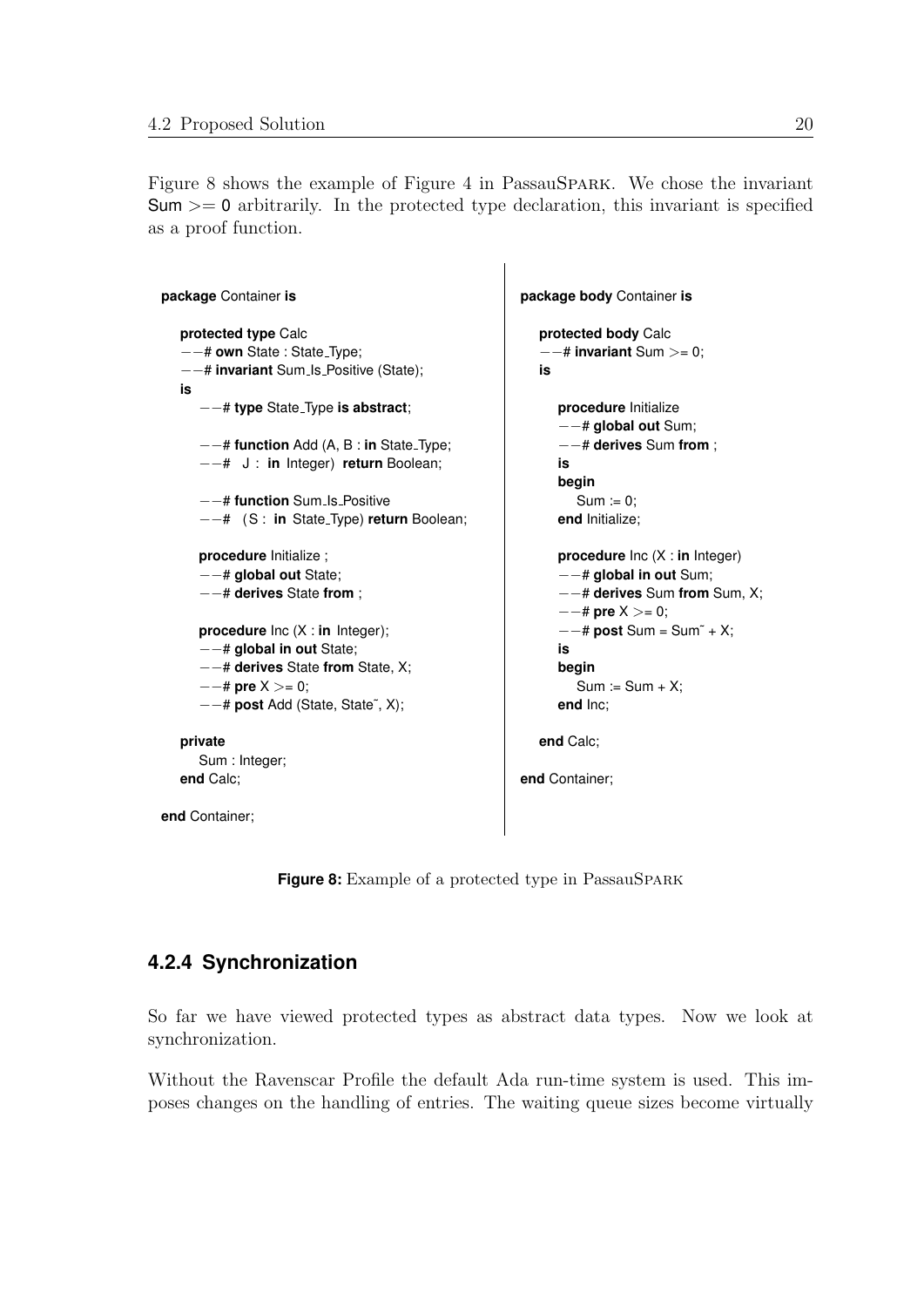Figure 8 shows the example of Figure 4 in PassauSPARK. We chose the invariant Sum >= 0 arbitrarily. In the protected type declaration, this invariant is specified as a proof function.

```
package Container is

   protected type Calc
   --# own State : State_Type;
   --# invariant Sum_Is_Positive (State);
   is
      --# type State_Type is abstract;

      --# function Add (A, B : in State_Type;
      --#   J : in Integer) return Boolean;

      --# function Sum_Is_Positive
      --#   (S : in State_Type) return Boolean;

      procedure Initialize ;
      --# global out State;
      --# derives State from ;

      procedure Inc (X : in Integer);
      --# global in out State;
      --# derives State from State, X;
      --# pre X >= 0;
      --# post Add (State, State~, X);

   private
      Sum : Integer;
   end Calc;

end Container;
```

```
package body Container is

   protected body Calc
   --# invariant Sum >= 0;
   is

      procedure Initialize
      --# global out Sum;
      --# derives Sum from ;
      is
      begin
         Sum := 0;
      end Initialize;

      procedure Inc (X : in Integer)
      --# global in out Sum;
      --# derives Sum from Sum, X;
      --# pre X >= 0;
      --# post Sum = Sum~ + X;
      is
      begin
         Sum := Sum + X;
      end Inc;

   end Calc;

end Container;
```

**Figure 8:** Example of a protected type in PassauSPARK

### 4.2.4 Synchronization

So far we have viewed protected types as abstract data types. Now we look at synchronization.

Without the Ravenscar Profile the default Ada run-time system is used. This imposes changes on the handling of entries. The waiting queue sizes become virtually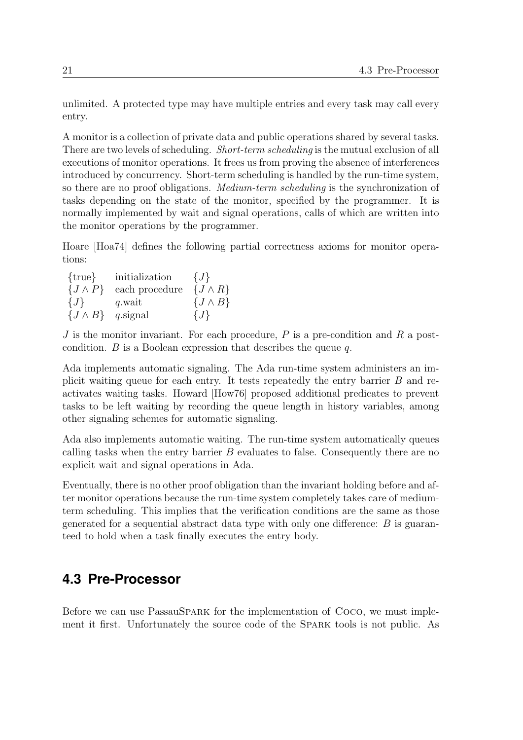unlimited. A protected type may have multiple entries and every task may call every entry.

A monitor is a collection of private data and public operations shared by several tasks. There are two levels of scheduling. *Short-term scheduling* is the mutual exclusion of all executions of monitor operations. It frees us from proving the absence of interferences introduced by concurrency. Short-term scheduling is handled by the run-time system, so there are no proof obligations. *Medium-term scheduling* is the synchronization of tasks depending on the state of the monitor, specified by the programmer. It is normally implemented by wait and signal operations, calls of which are written into the monitor operations by the programmer.

Hoare [Hoa74] defines the following partial correctness axioms for monitor operations:

| | | |
|---|---|---|
| $\{\text{true}\}$ | initialization | $\{J\}$ |
| $\{J \wedge P\}$ | each procedure | $\{J \wedge R\}$ |
| $\{J\}$ | $q$.wait | $\{J \wedge B\}$ |
| $\{J \wedge B\}$ | $q$.signal | $\{J\}$ |

$J$ is the monitor invariant. For each procedure, $P$ is a pre-condition and $R$ a post-condition. $B$ is a Boolean expression that describes the queue $q$.

Ada implements automatic signaling. The Ada run-time system administers an implicit waiting queue for each entry. It tests repeatedly the entry barrier $B$ and reactivates waiting tasks. Howard [How76] proposed additional predicates to prevent tasks to be left waiting by recording the queue length in history variables, among other signaling schemes for automatic signaling.

Ada also implements automatic waiting. The run-time system automatically queues calling tasks when the entry barrier $B$ evaluates to false. Consequently there are no explicit wait and signal operations in Ada.

Eventually, there is no other proof obligation than the invariant holding before and after monitor operations because the run-time system completely takes care of medium-term scheduling. This implies that the verification conditions are the same as those generated for a sequential abstract data type with only one difference: $B$ is guaranteed to hold when a task finally executes the entry body.

## 4.3 Pre-Processor

Before we can use PassauSPARK for the implementation of COCO, we must implement it first. Unfortunately the source code of the SPARK tools is not public. As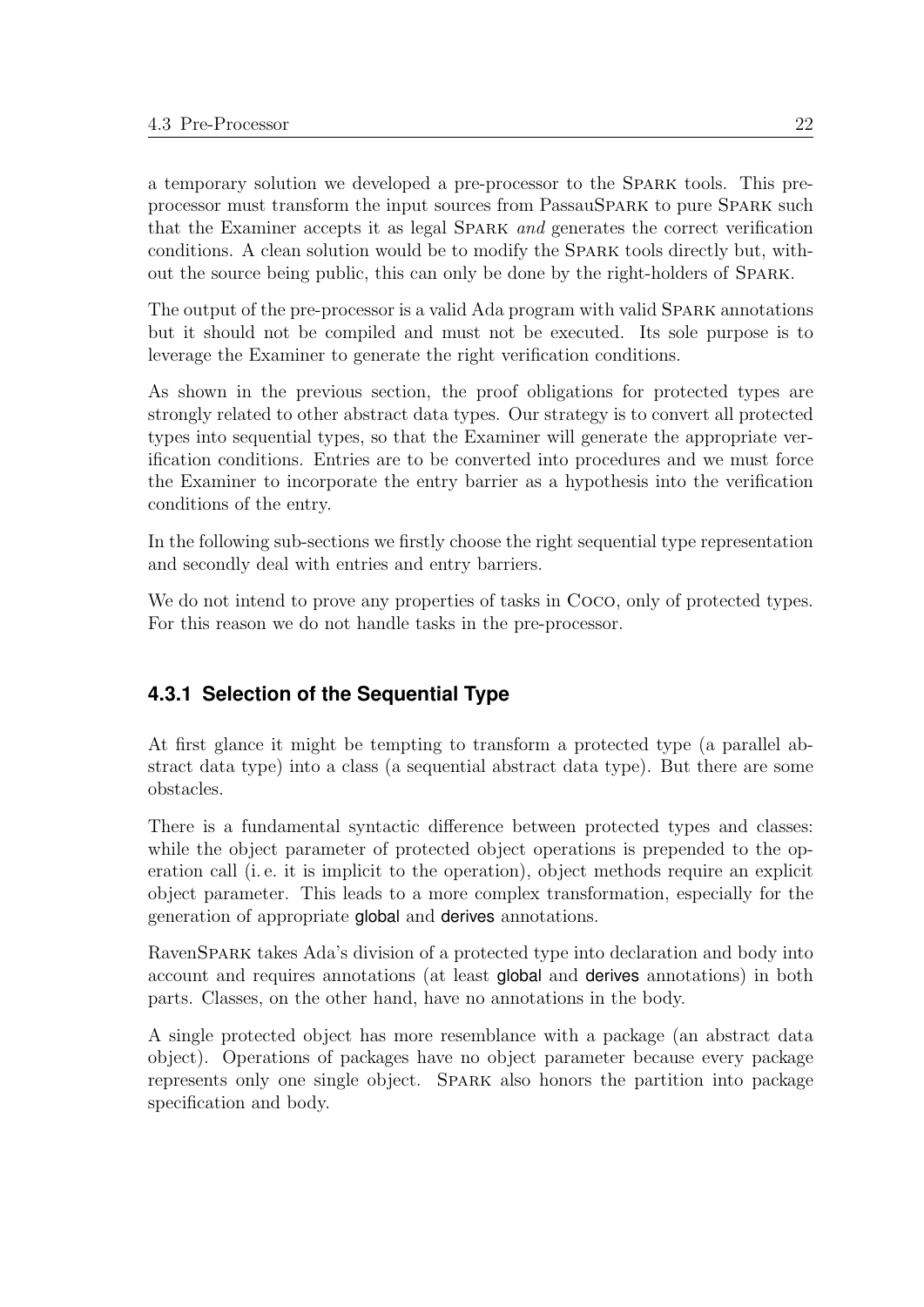a temporary solution we developed a pre-processor to the SPARK tools. This pre-processor must transform the input sources from PassauSPARK to pure SPARK such that the Examiner accepts it as legal SPARK *and* generates the correct verification conditions. A clean solution would be to modify the SPARK tools directly but, without the source being public, this can only be done by the right-holders of SPARK.

The output of the pre-processor is a valid Ada program with valid SPARK annotations but it should not be compiled and must not be executed. Its sole purpose is to leverage the Examiner to generate the right verification conditions.

As shown in the previous section, the proof obligations for protected types are strongly related to other abstract data types. Our strategy is to convert all protected types into sequential types, so that the Examiner will generate the appropriate verification conditions. Entries are to be converted into procedures and we must force the Examiner to incorporate the entry barrier as a hypothesis into the verification conditions of the entry.

In the following sub-sections we firstly choose the right sequential type representation and secondly deal with entries and entry barriers.

We do not intend to prove any properties of tasks in COCO, only of protected types. For this reason we do not handle tasks in the pre-processor.

### 4.3.1 Selection of the Sequential Type

At first glance it might be tempting to transform a protected type (a parallel abstract data type) into a class (a sequential abstract data type). But there are some obstacles.

There is a fundamental syntactic difference between protected types and classes: while the object parameter of protected object operations is prepended to the operation call (i. e. it is implicit to the operation), object methods require an explicit object parameter. This leads to a more complex transformation, especially for the generation of appropriate **global** and **derives** annotations.

RavenSPARK takes Ada's division of a protected type into declaration and body into account and requires annotations (at least **global** and **derives** annotations) in both parts. Classes, on the other hand, have no annotations in the body.

A single protected object has more resemblance with a package (an abstract data object). Operations of packages have no object parameter because every package represents only one single object. SPARK also honors the partition into package specification and body.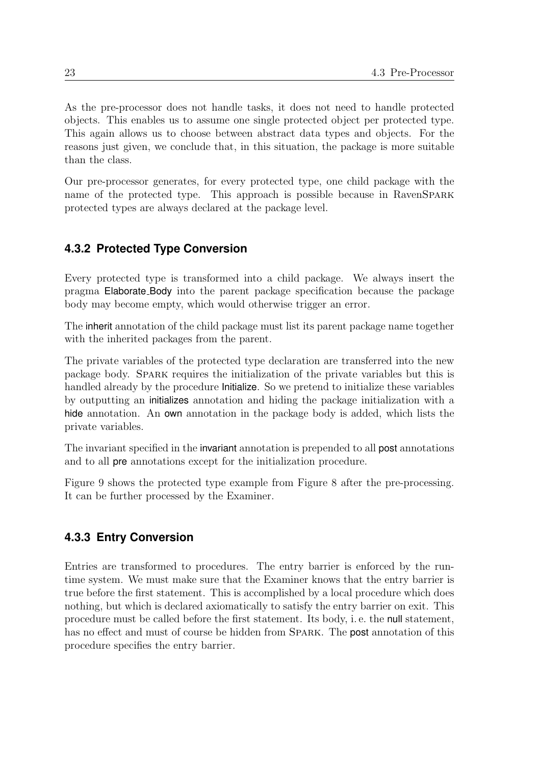As the pre-processor does not handle tasks, it does not need to handle protected objects. This enables us to assume one single protected object per protected type. This again allows us to choose between abstract data types and objects. For the reasons just given, we conclude that, in this situation, the package is more suitable than the class.

Our pre-processor generates, for every protected type, one child package with the name of the protected type. This approach is possible because in RavenSPARK protected types are always declared at the package level.

### 4.3.2 Protected Type Conversion

Every protected type is transformed into a child package. We always insert the pragma Elaborate_Body into the parent package specification because the package body may become empty, which would otherwise trigger an error.

The inherit annotation of the child package must list its parent package name together with the inherited packages from the parent.

The private variables of the protected type declaration are transferred into the new package body. SPARK requires the initialization of the private variables but this is handled already by the procedure Initialize. So we pretend to initialize these variables by outputting an initializes annotation and hiding the package initialization with a hide annotation. An own annotation in the package body is added, which lists the private variables.

The invariant specified in the invariant annotation is prepended to all post annotations and to all pre annotations except for the initialization procedure.

Figure 9 shows the protected type example from Figure 8 after the pre-processing. It can be further processed by the Examiner.

### 4.3.3 Entry Conversion

Entries are transformed to procedures. The entry barrier is enforced by the run-time system. We must make sure that the Examiner knows that the entry barrier is true before the first statement. This is accomplished by a local procedure which does nothing, but which is declared axiomatically to satisfy the entry barrier on exit. This procedure must be called before the first statement. Its body, i. e. the null statement, has no effect and must of course be hidden from SPARK. The post annotation of this procedure specifies the entry barrier.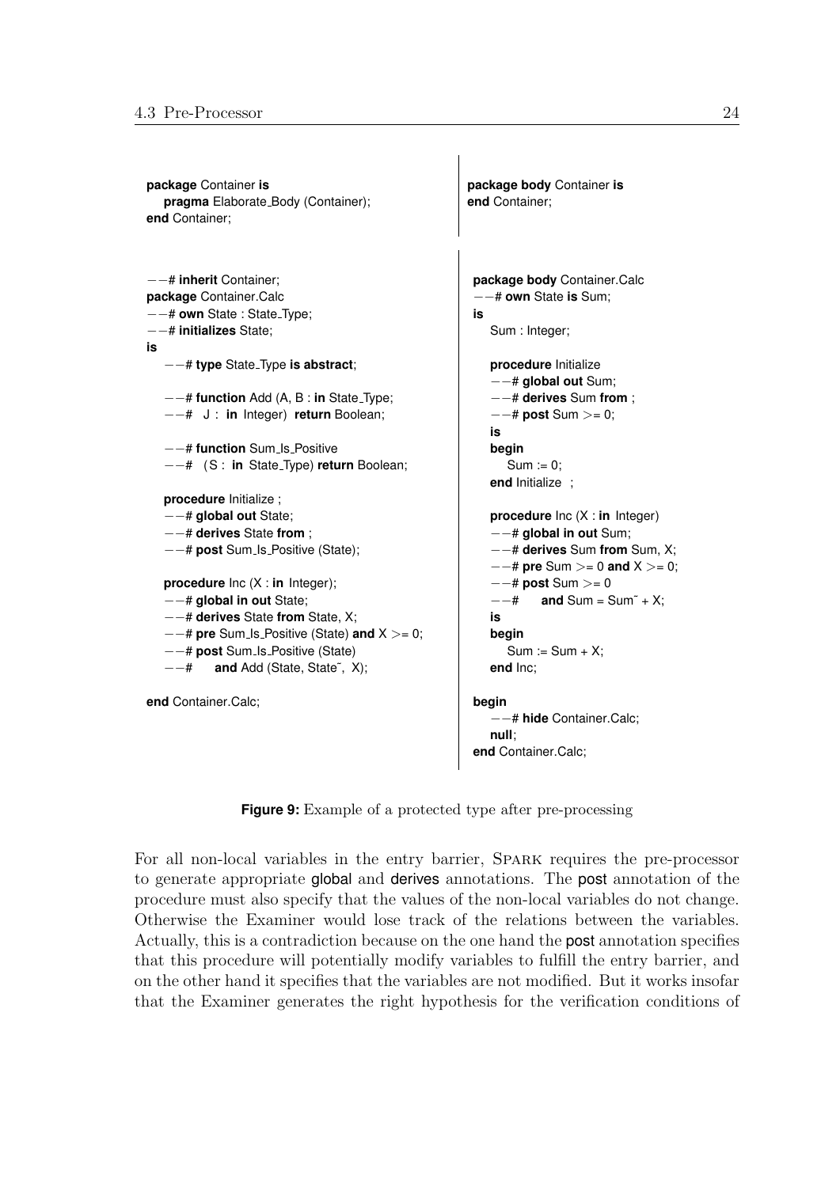```
package Container is
   pragma Elaborate_Body (Container);
end Container;
```

```
package body Container is
end Container;
```

```
--# inherit Container;
package Container.Calc
--# own State : State_Type;
--# initializes State;
is
   --# type State_Type is abstract;

   --# function Add (A, B : in State_Type;
   --#   J : in Integer) return Boolean;

   --# function Sum_Is_Positive
   --#   (S : in State_Type) return Boolean;

   procedure Initialize ;
   --# global out State;
   --# derives State from ;
   --# post Sum_Is_Positive (State);

   procedure Inc (X : in Integer);
   --# global in out State;
   --# derives State from State, X;
   --# pre Sum_Is_Positive (State) and X >= 0;
   --# post Sum_Is_Positive (State)
   --#      and Add (State, State~, X);

end Container.Calc;
```

```
package body Container.Calc
--# own State is Sum;
is
   Sum : Integer;

   procedure Initialize
   --# global out Sum;
   --# derives Sum from ;
   --# post Sum >= 0;
   is
   begin
      Sum := 0;
   end Initialize ;

   procedure Inc (X : in Integer)
   --# global in out Sum;
   --# derives Sum from Sum, X;
   --# pre Sum >= 0 and X >= 0;
   --# post Sum >= 0
   --#      and Sum = Sum~ + X;
   is
   begin
      Sum := Sum + X;
   end Inc;

begin
   --# hide Container.Calc;
   null;
end Container.Calc;
```

**Figure 9:** Example of a protected type after pre-processing

For all non-local variables in the entry barrier, SPARK requires the pre-processor to generate appropriate global and derives annotations. The post annotation of the procedure must also specify that the values of the non-local variables do not change. Otherwise the Examiner would lose track of the relations between the variables. Actually, this is a contradiction because on the one hand the post annotation specifies that this procedure will potentially modify variables to fulfill the entry barrier, and on the other hand it specifies that the variables are not modified. But it works insofar that the Examiner generates the right hypothesis for the verification conditions of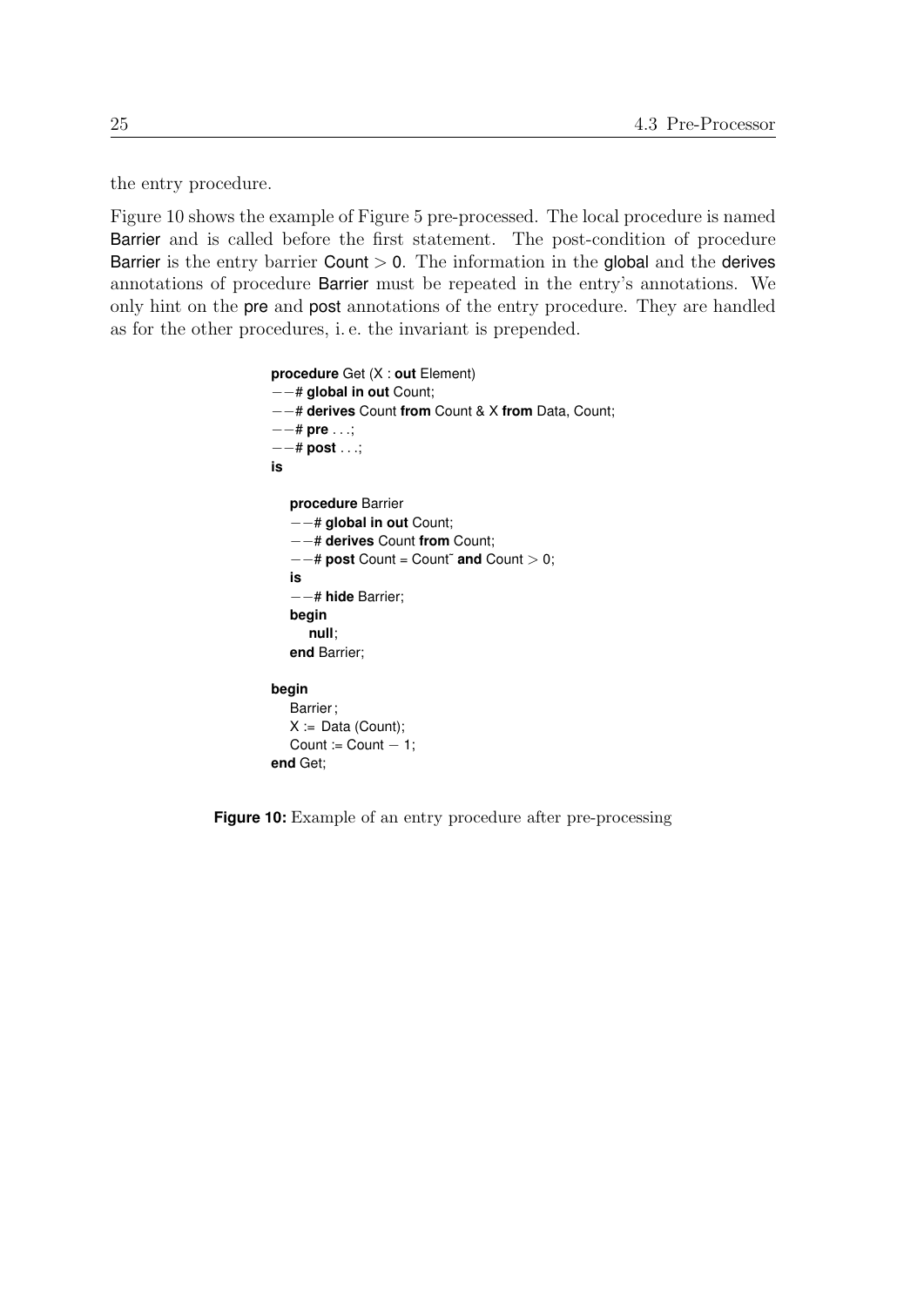the entry procedure.

Figure 10 shows the example of Figure 5 pre-processed. The local procedure is named Barrier and is called before the first statement. The post-condition of procedure Barrier is the entry barrier Count > 0. The information in the global and the derives annotations of procedure Barrier must be repeated in the entry's annotations. We only hint on the pre and post annotations of the entry procedure. They are handled as for the other procedures, i. e. the invariant is prepended.

```
procedure Get (X : out Element)
--# global in out Count;
--# derives Count from Count & X from Data, Count;
--# pre ...;
--# post ...;
is

   procedure Barrier
   --# global in out Count;
   --# derives Count from Count;
   --# post Count = Count~ and Count > 0;
   is
   --# hide Barrier;
   begin
      null;
   end Barrier;

begin
   Barrier;
   X := Data (Count);
   Count := Count - 1;
end Get;
```

**Figure 10:** Example of an entry procedure after pre-processing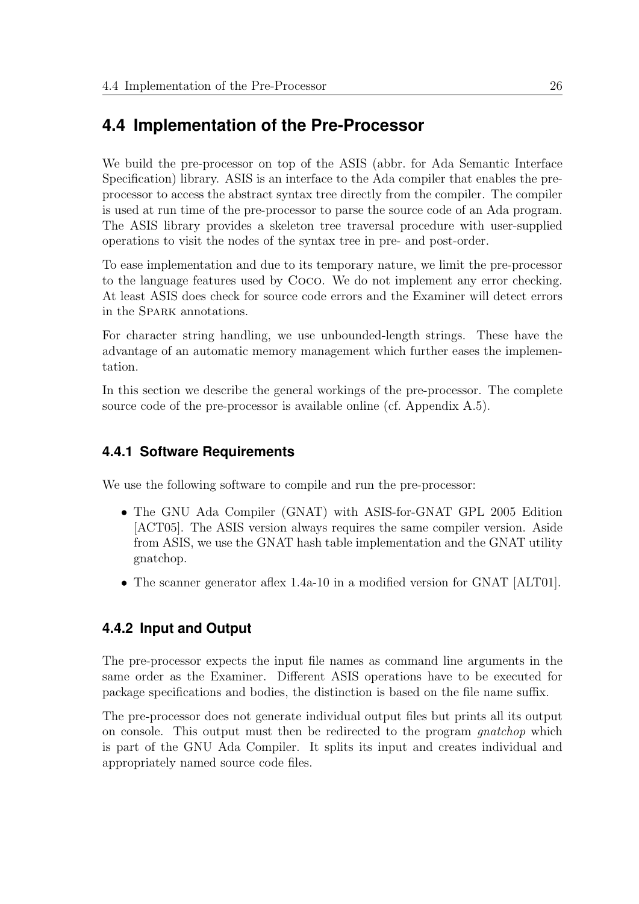## 4.4 Implementation of the Pre-Processor

We build the pre-processor on top of the ASIS (abbr. for Ada Semantic Interface Specification) library. ASIS is an interface to the Ada compiler that enables the pre-processor to access the abstract syntax tree directly from the compiler. The compiler is used at run time of the pre-processor to parse the source code of an Ada program. The ASIS library provides a skeleton tree traversal procedure with user-supplied operations to visit the nodes of the syntax tree in pre- and post-order.

To ease implementation and due to its temporary nature, we limit the pre-processor to the language features used by Coco. We do not implement any error checking. At least ASIS does check for source code errors and the Examiner will detect errors in the Spark annotations.

For character string handling, we use unbounded-length strings. These have the advantage of an automatic memory management which further eases the implementation.

In this section we describe the general workings of the pre-processor. The complete source code of the pre-processor is available online (cf. Appendix A.5).

### 4.4.1 Software Requirements

We use the following software to compile and run the pre-processor:

- The GNU Ada Compiler (GNAT) with ASIS-for-GNAT GPL 2005 Edition [ACT05]. The ASIS version always requires the same compiler version. Aside from ASIS, we use the GNAT hash table implementation and the GNAT utility gnatchop.
- The scanner generator aflex 1.4a-10 in a modified version for GNAT [ALT01].

### 4.4.2 Input and Output

The pre-processor expects the input file names as command line arguments in the same order as the Examiner. Different ASIS operations have to be executed for package specifications and bodies, the distinction is based on the file name suffix.

The pre-processor does not generate individual output files but prints all its output on console. This output must then be redirected to the program *gnatchop* which is part of the GNU Ada Compiler. It splits its input and creates individual and appropriately named source code files.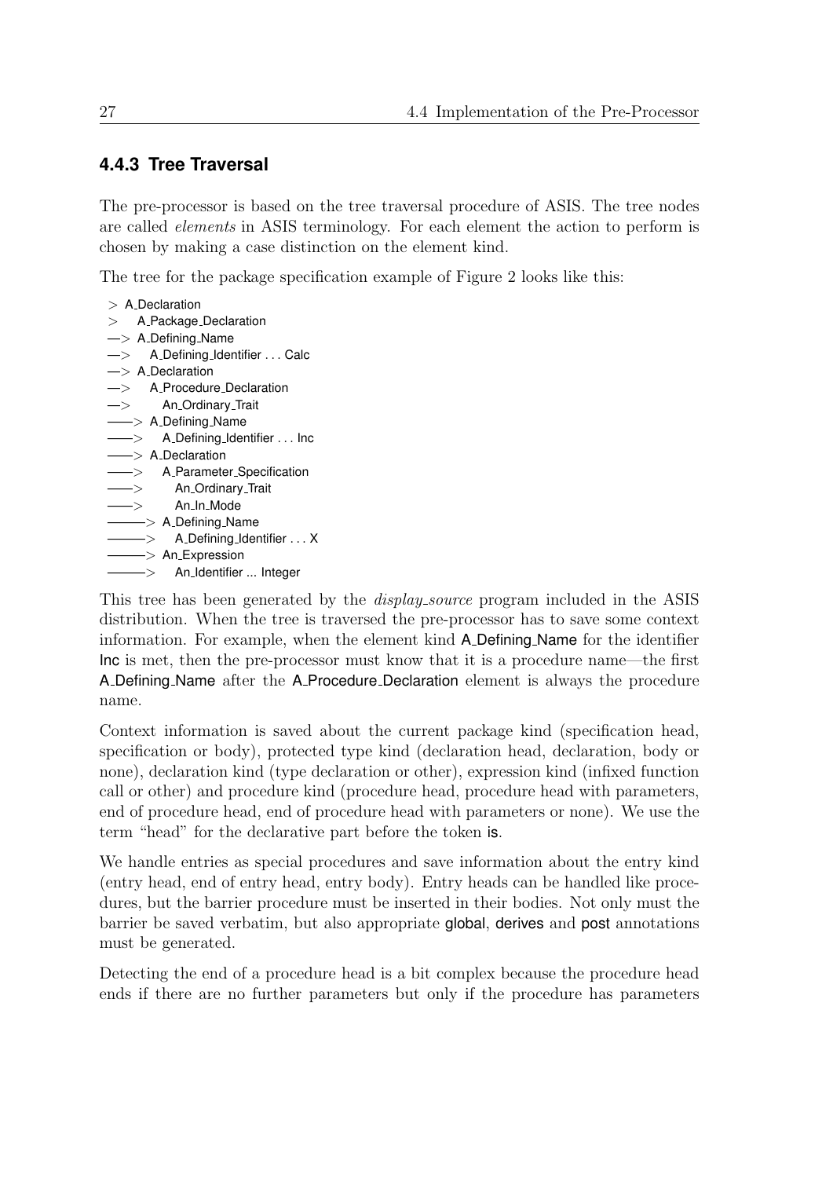### 4.4.3 Tree Traversal

The pre-processor is based on the tree traversal procedure of ASIS. The tree nodes are called *elements* in ASIS terminology. For each element the action to perform is chosen by making a case distinction on the element kind.

The tree for the package specification example of Figure 2 looks like this:

```
> A_Declaration
>    A_Package_Declaration
--> A_Defining_Name
-->    A_Defining_Identifier . . . Calc
--> A_Declaration
-->    A_Procedure_Declaration
-->       An_Ordinary_Trait
----> A_Defining_Name
---->    A_Defining_Identifier . . . Inc
----> A_Declaration
---->    A_Parameter_Specification
---->       An_Ordinary_Trait
---->       An_In_Mode
------> A_Defining_Name
------>    A_Defining_Identifier . . . X
------> An_Expression
------>    An_Identifier ... Integer
```

This tree has been generated by the *display_source* program included in the ASIS distribution. When the tree is traversed the pre-processor has to save some context information. For example, when the element kind A_Defining_Name for the identifier Inc is met, then the pre-processor must know that it is a procedure name—the first A_Defining_Name after the A_Procedure_Declaration element is always the procedure name.

Context information is saved about the current package kind (specification head, specification or body), protected type kind (declaration head, declaration, body or none), declaration kind (type declaration or other), expression kind (infixed function call or other) and procedure kind (procedure head, procedure head with parameters, end of procedure head, end of procedure head with parameters or none). We use the term "head" for the declarative part before the token is.

We handle entries as special procedures and save information about the entry kind (entry head, end of entry head, entry body). Entry heads can be handled like procedures, but the barrier procedure must be inserted in their bodies. Not only must the barrier be saved verbatim, but also appropriate global, derives and post annotations must be generated.

Detecting the end of a procedure head is a bit complex because the procedure head ends if there are no further parameters but only if the procedure has parameters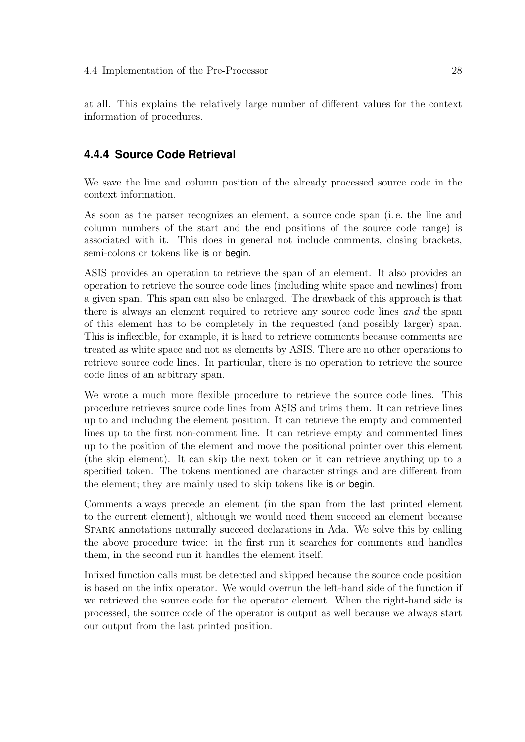at all. This explains the relatively large number of different values for the context information of procedures.

### 4.4.4 Source Code Retrieval

We save the line and column position of the already processed source code in the context information.

As soon as the parser recognizes an element, a source code span (i. e. the line and column numbers of the start and the end positions of the source code range) is associated with it. This does in general not include comments, closing brackets, semi-colons or tokens like is or begin.

ASIS provides an operation to retrieve the span of an element. It also provides an operation to retrieve the source code lines (including white space and newlines) from a given span. This span can also be enlarged. The drawback of this approach is that there is always an element required to retrieve any source code lines *and* the span of this element has to be completely in the requested (and possibly larger) span. This is inflexible, for example, it is hard to retrieve comments because comments are treated as white space and not as elements by ASIS. There are no other operations to retrieve source code lines. In particular, there is no operation to retrieve the source code lines of an arbitrary span.

We wrote a much more flexible procedure to retrieve the source code lines. This procedure retrieves source code lines from ASIS and trims them. It can retrieve lines up to and including the element position. It can retrieve the empty and commented lines up to the first non-comment line. It can retrieve empty and commented lines up to the position of the element and move the positional pointer over this element (the skip element). It can skip the next token or it can retrieve anything up to a specified token. The tokens mentioned are character strings and are different from the element; they are mainly used to skip tokens like is or begin.

Comments always precede an element (in the span from the last printed element to the current element), although we would need them succeed an element because SPARK annotations naturally succeed declarations in Ada. We solve this by calling the above procedure twice: in the first run it searches for comments and handles them, in the second run it handles the element itself.

Infixed function calls must be detected and skipped because the source code position is based on the infix operator. We would overrun the left-hand side of the function if we retrieved the source code for the operator element. When the right-hand side is processed, the source code of the operator is output as well because we always start our output from the last printed position.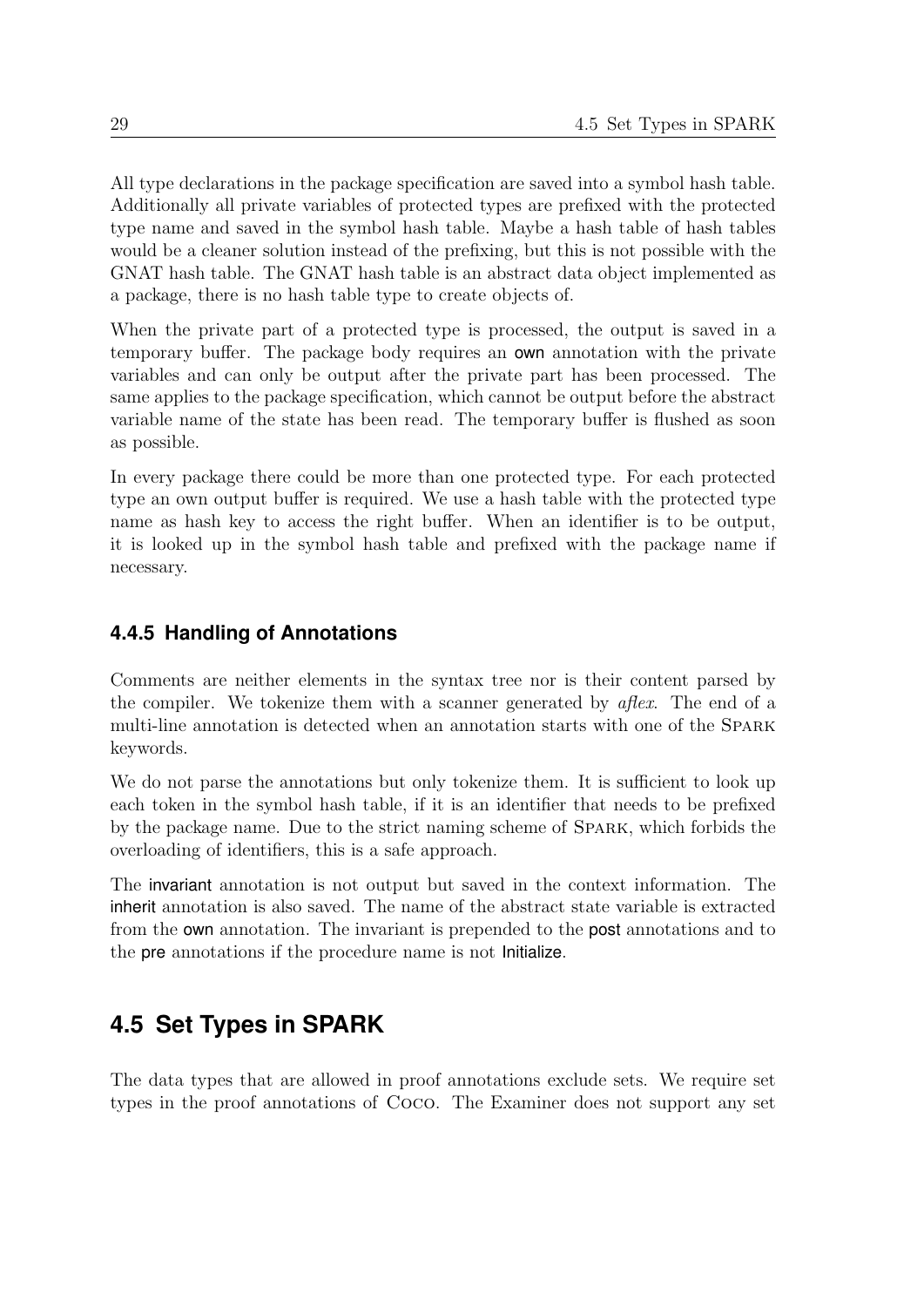All type declarations in the package specification are saved into a symbol hash table. Additionally all private variables of protected types are prefixed with the protected type name and saved in the symbol hash table. Maybe a hash table of hash tables would be a cleaner solution instead of the prefixing, but this is not possible with the GNAT hash table. The GNAT hash table is an abstract data object implemented as a package, there is no hash table type to create objects of.

When the private part of a protected type is processed, the output is saved in a temporary buffer. The package body requires an own annotation with the private variables and can only be output after the private part has been processed. The same applies to the package specification, which cannot be output before the abstract variable name of the state has been read. The temporary buffer is flushed as soon as possible.

In every package there could be more than one protected type. For each protected type an own output buffer is required. We use a hash table with the protected type name as hash key to access the right buffer. When an identifier is to be output, it is looked up in the symbol hash table and prefixed with the package name if necessary.

### 4.4.5 Handling of Annotations

Comments are neither elements in the syntax tree nor is their content parsed by the compiler. We tokenize them with a scanner generated by *aflex*. The end of a multi-line annotation is detected when an annotation starts with one of the SPARK keywords.

We do not parse the annotations but only tokenize them. It is sufficient to look up each token in the symbol hash table, if it is an identifier that needs to be prefixed by the package name. Due to the strict naming scheme of SPARK, which forbids the overloading of identifiers, this is a safe approach.

The invariant annotation is not output but saved in the context information. The inherit annotation is also saved. The name of the abstract state variable is extracted from the own annotation. The invariant is prepended to the post annotations and to the pre annotations if the procedure name is not Initialize.

## 4.5 Set Types in SPARK

The data types that are allowed in proof annotations exclude sets. We require set types in the proof annotations of COCO. The Examiner does not support any set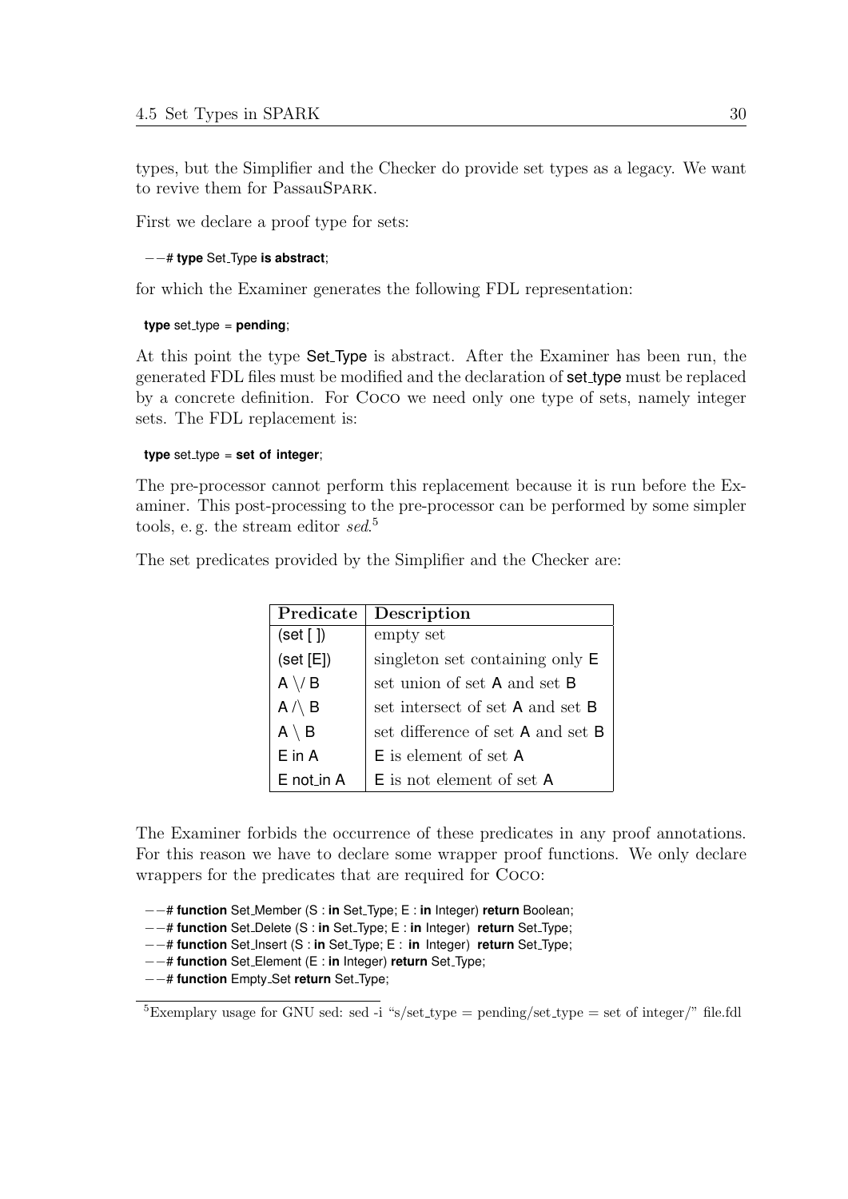types, but the Simplifier and the Checker do provide set types as a legacy. We want to revive them for PassauSPARK.

First we declare a proof type for sets:

```
--# type Set_Type is abstract;
```

for which the Examiner generates the following FDL representation:

```
type set_type = pending;
```

At this point the type Set_Type is abstract. After the Examiner has been run, the generated FDL files must be modified and the declaration of set_type must be replaced by a concrete definition. For COCO we need only one type of sets, namely integer sets. The FDL replacement is:

```
type set_type = set of integer;
```

The pre-processor cannot perform this replacement because it is run before the Examiner. This post-processing to the pre-processor can be performed by some simpler tools, e. g. the stream editor *sed*.[5]

The set predicates provided by the Simplifier and the Checker are:

| Predicate | Description |
|---|---|
| (set [ ]) | empty set |
| (set [E]) | singleton set containing only E |
| A \/ B | set union of set A and set B |
| A /\ B | set intersect of set A and set B |
| A \ B | set difference of set A and set B |
| E in A | E is element of set A |
| E not_in A | E is not element of set A |

The Examiner forbids the occurrence of these predicates in any proof annotations. For this reason we have to declare some wrapper proof functions. We only declare wrappers for the predicates that are required for COCO:

```
--# function Set_Member (S : in Set_Type; E : in Integer) return Boolean;
--# function Set_Delete (S : in Set_Type; E : in Integer) return Set_Type;
--# function Set_Insert (S : in Set_Type; E : in Integer) return Set_Type;
--# function Set_Element (E : in Integer) return Set_Type;
--# function Empty_Set return Set_Type;
```

[5] Exemplary usage for GNU sed: sed -i "s/set_type = pending/set_type = set of integer/" file.fdl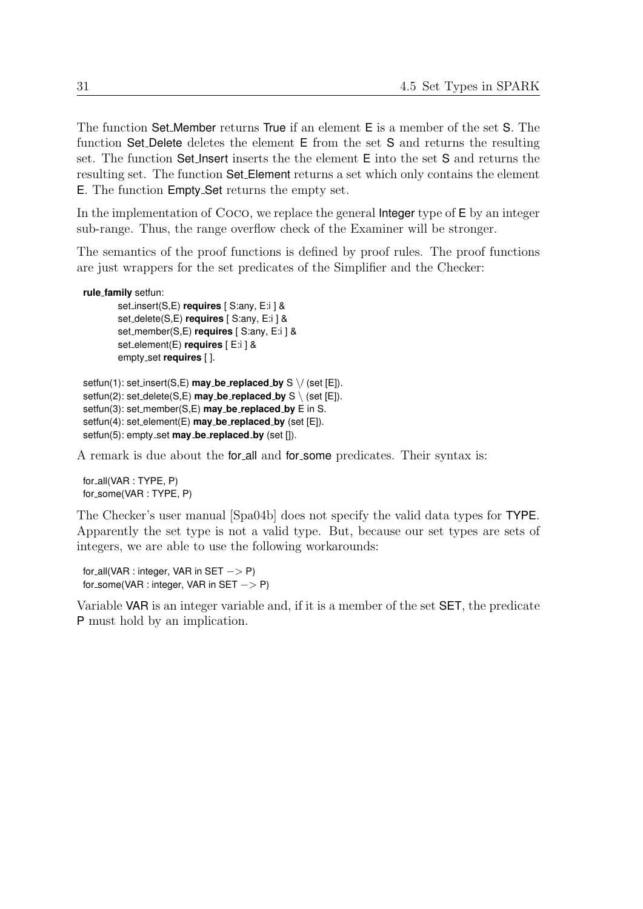The function Set_Member returns True if an element E is a member of the set S. The function Set_Delete deletes the element E from the set S and returns the resulting set. The function Set_Insert inserts the the element E into the set S and returns the resulting set. The function Set_Element returns a set which only contains the element E. The function Empty_Set returns the empty set.

In the implementation of Coco, we replace the general Integer type of E by an integer sub-range. Thus, the range overflow check of the Examiner will be stronger.

The semantics of the proof functions is defined by proof rules. The proof functions are just wrappers for the set predicates of the Simplifier and the Checker:

```
rule_family setfun:
        set_insert(S,E) requires [ S:any, E:i ] &
        set_delete(S,E) requires [ S:any, E:i ] &
        set_member(S,E) requires [ S:any, E:i ] &
        set_element(E) requires [ E:i ] &
        empty_set requires [ ].

setfun(1): set_insert(S,E) may_be_replaced_by S \/ (set [E]).
setfun(2): set_delete(S,E) may_be_replaced_by S \ (set [E]).
setfun(3): set_member(S,E) may_be_replaced_by E in S.
setfun(4): set_element(E) may_be_replaced_by (set [E]).
setfun(5): empty_set may_be_replaced_by (set []).
```

A remark is due about the for_all and for_some predicates. Their syntax is:

```
for_all(VAR : TYPE, P)
for_some(VAR : TYPE, P)
```

The Checker's user manual [Spa04b] does not specify the valid data types for TYPE. Apparently the set type is not a valid type. But, because our set types are sets of integers, we are able to use the following workarounds:

```
for_all(VAR : integer, VAR in SET -> P)
for_some(VAR : integer, VAR in SET -> P)
```

Variable VAR is an integer variable and, if it is a member of the set SET, the predicate P must hold by an implication.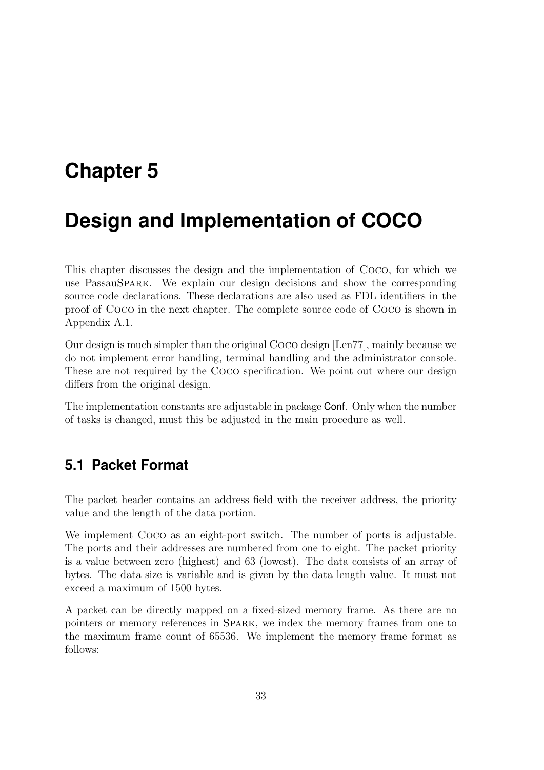# Chapter 5

# Design and Implementation of COCO

This chapter discusses the design and the implementation of COCO, for which we use PassauSPARK. We explain our design decisions and show the corresponding source code declarations. These declarations are also used as FDL identifiers in the proof of COCO in the next chapter. The complete source code of COCO is shown in Appendix A.1.

Our design is much simpler than the original COCO design [Len77], mainly because we do not implement error handling, terminal handling and the administrator console. These are not required by the COCO specification. We point out where our design differs from the original design.

The implementation constants are adjustable in package Conf. Only when the number of tasks is changed, must this be adjusted in the main procedure as well.

## 5.1 Packet Format

The packet header contains an address field with the receiver address, the priority value and the length of the data portion.

We implement COCO as an eight-port switch. The number of ports is adjustable. The ports and their addresses are numbered from one to eight. The packet priority is a value between zero (highest) and 63 (lowest). The data consists of an array of bytes. The data size is variable and is given by the data length value. It must not exceed a maximum of 1500 bytes.

A packet can be directly mapped on a fixed-sized memory frame. As there are no pointers or memory references in SPARK, we index the memory frames from one to the maximum frame count of 65536. We implement the memory frame format as follows: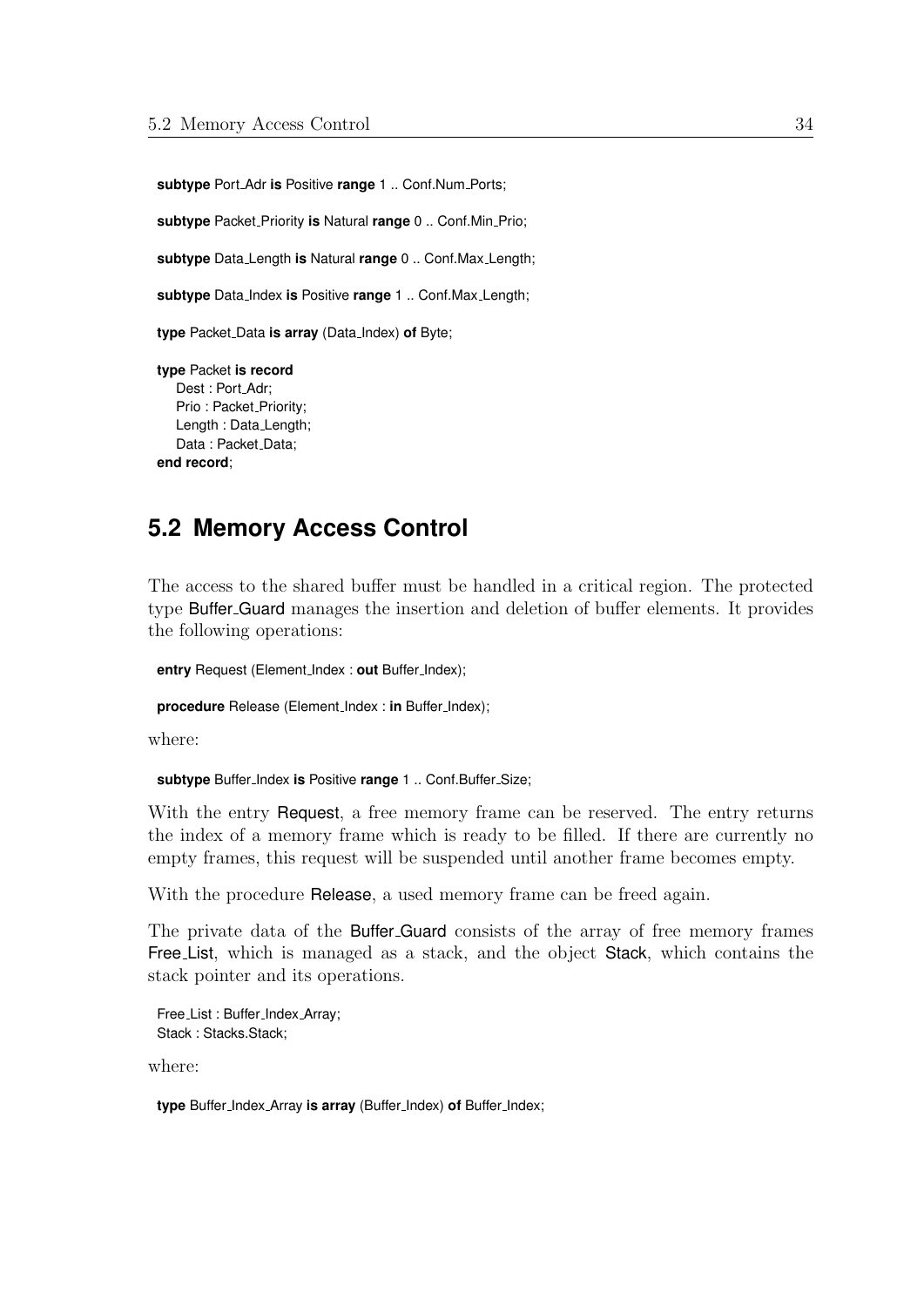```
subtype Port_Adr is Positive range 1 .. Conf.Num_Ports;

subtype Packet_Priority is Natural range 0 .. Conf.Min_Prio;

subtype Data_Length is Natural range 0 .. Conf.Max_Length;

subtype Data_Index is Positive range 1 .. Conf.Max_Length;

type Packet_Data is array (Data_Index) of Byte;

type Packet is record
   Dest : Port_Adr;
   Prio : Packet_Priority;
   Length : Data_Length;
   Data : Packet_Data;
end record;
```

## 5.2 Memory Access Control

The access to the shared buffer must be handled in a critical region. The protected type Buffer_Guard manages the insertion and deletion of buffer elements. It provides the following operations:

```
entry Request (Element_Index : out Buffer_Index);

procedure Release (Element_Index : in Buffer_Index);
```

where:

```
subtype Buffer_Index is Positive range 1 .. Conf.Buffer_Size;
```

With the entry Request, a free memory frame can be reserved. The entry returns the index of a memory frame which is ready to be filled. If there are currently no empty frames, this request will be suspended until another frame becomes empty.

With the procedure Release, a used memory frame can be freed again.

The private data of the Buffer_Guard consists of the array of free memory frames Free_List, which is managed as a stack, and the object Stack, which contains the stack pointer and its operations.

```
Free_List : Buffer_Index_Array;
Stack : Stacks.Stack;
```

where:

```
type Buffer_Index_Array is array (Buffer_Index) of Buffer_Index;
```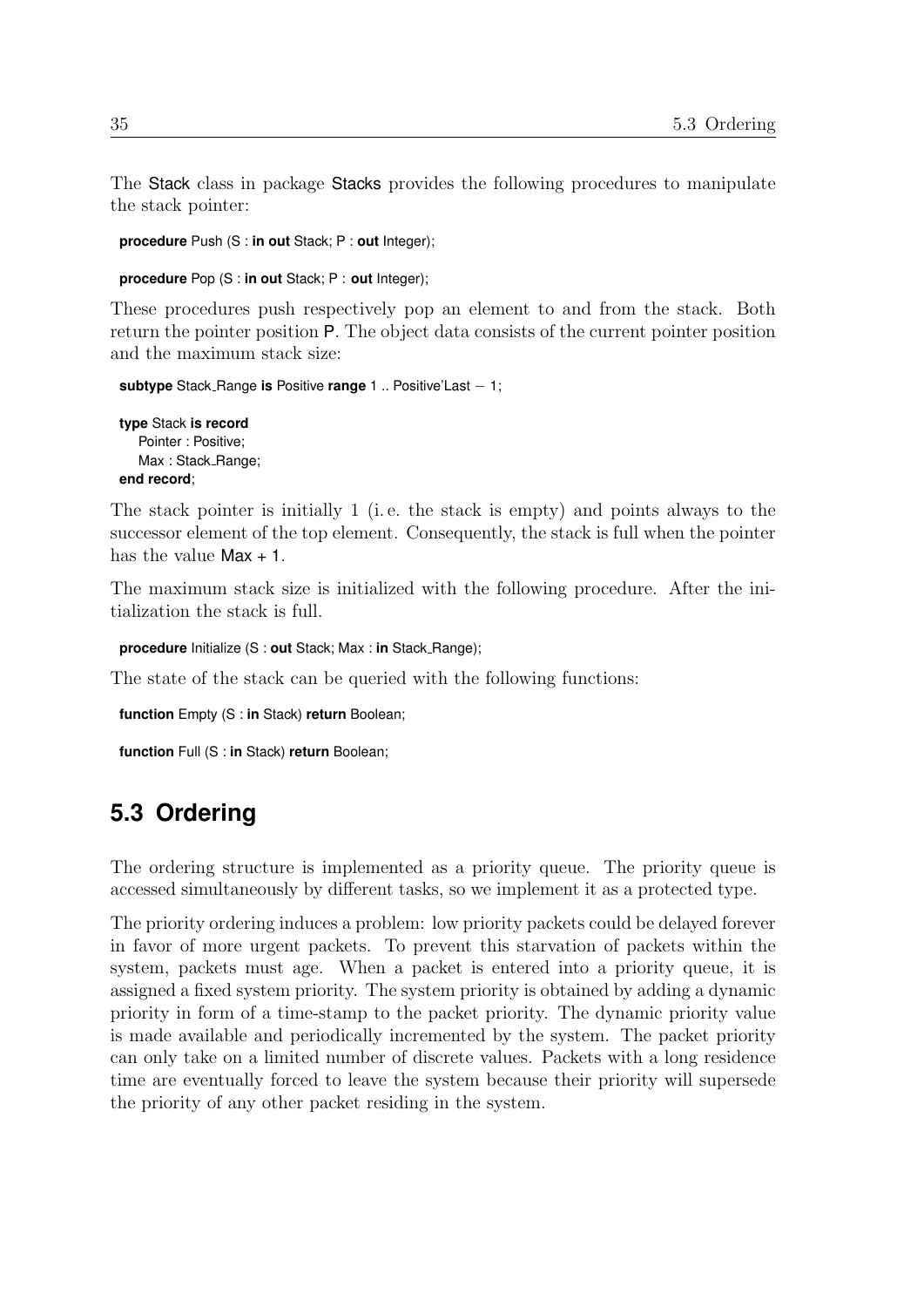The Stack class in package Stacks provides the following procedures to manipulate the stack pointer:

```
procedure Push (S : in out Stack; P : out Integer);
```

```
procedure Pop (S : in out Stack; P : out Integer);
```

These procedures push respectively pop an element to and from the stack. Both return the pointer position P. The object data consists of the current pointer position and the maximum stack size:

```
subtype Stack_Range is Positive range 1 .. Positive'Last − 1;

type Stack is record
   Pointer : Positive;
   Max : Stack_Range;
end record;
```

The stack pointer is initially 1 (i. e. the stack is empty) and points always to the successor element of the top element. Consequently, the stack is full when the pointer has the value Max + 1.

The maximum stack size is initialized with the following procedure. After the initialization the stack is full.

```
procedure Initialize (S : out Stack; Max : in Stack_Range);
```

The state of the stack can be queried with the following functions:

```
function Empty (S : in Stack) return Boolean;
```

```
function Full (S : in Stack) return Boolean;
```

## 5.3 Ordering

The ordering structure is implemented as a priority queue. The priority queue is accessed simultaneously by different tasks, so we implement it as a protected type.

The priority ordering induces a problem: low priority packets could be delayed forever in favor of more urgent packets. To prevent this starvation of packets within the system, packets must age. When a packet is entered into a priority queue, it is assigned a fixed system priority. The system priority is obtained by adding a dynamic priority in form of a time-stamp to the packet priority. The dynamic priority value is made available and periodically incremented by the system. The packet priority can only take on a limited number of discrete values. Packets with a long residence time are eventually forced to leave the system because their priority will supersede the priority of any other packet residing in the system.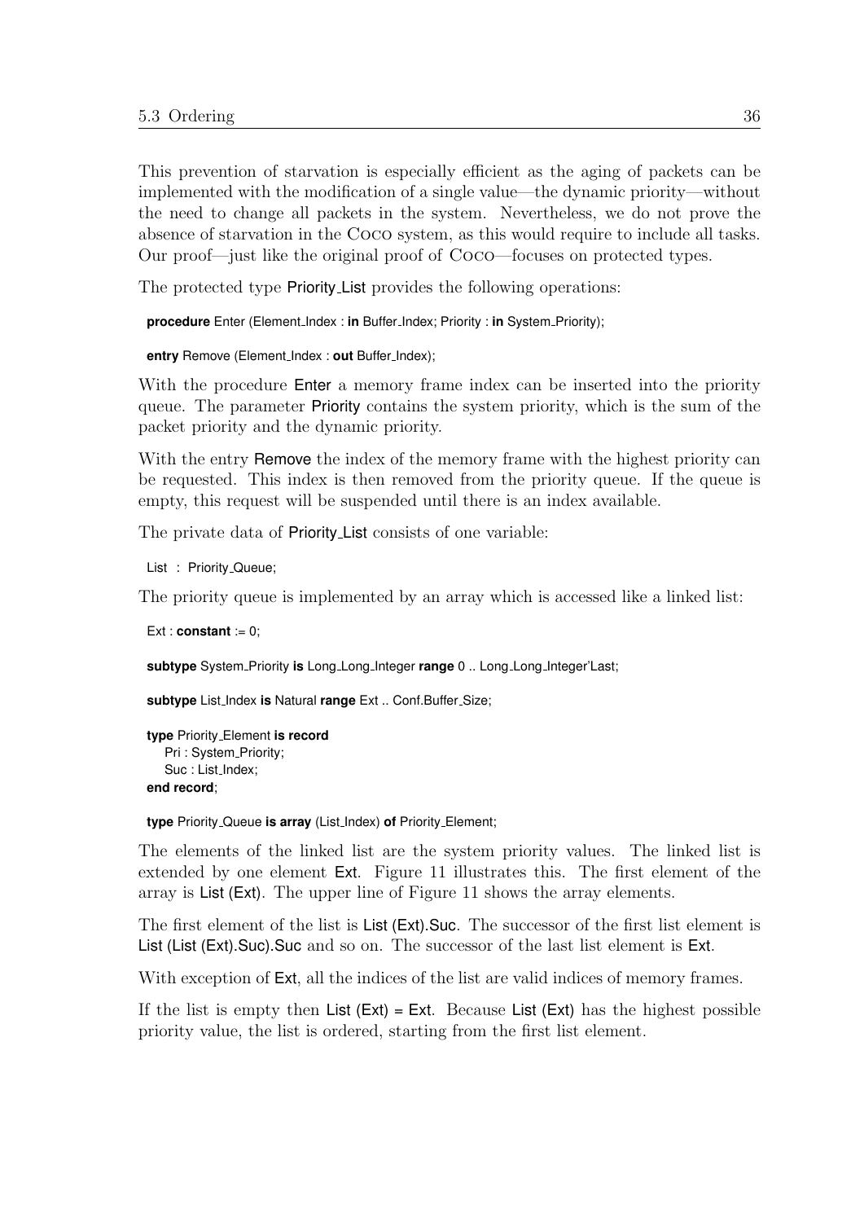This prevention of starvation is especially efficient as the aging of packets can be implemented with the modification of a single value—the dynamic priority—without the need to change all packets in the system. Nevertheless, we do not prove the absence of starvation in the COCO system, as this would require to include all tasks. Our proof—just like the original proof of COCO—focuses on protected types.

The protected type Priority_List provides the following operations:

```
procedure Enter (Element_Index : in Buffer_Index; Priority : in System_Priority);

entry Remove (Element_Index : out Buffer_Index);
```

With the procedure Enter a memory frame index can be inserted into the priority queue. The parameter Priority contains the system priority, which is the sum of the packet priority and the dynamic priority.

With the entry Remove the index of the memory frame with the highest priority can be requested. This index is then removed from the priority queue. If the queue is empty, this request will be suspended until there is an index available.

The private data of Priority_List consists of one variable:

```
List : Priority_Queue;
```

The priority queue is implemented by an array which is accessed like a linked list:

```
Ext : constant := 0;

subtype System_Priority is Long_Long_Integer range 0 .. Long_Long_Integer'Last;

subtype List_Index is Natural range Ext .. Conf.Buffer_Size;

type Priority_Element is record
   Pri : System_Priority;
   Suc : List_Index;
end record;

type Priority_Queue is array (List_Index) of Priority_Element;
```

The elements of the linked list are the system priority values. The linked list is extended by one element Ext. Figure 11 illustrates this. The first element of the array is List (Ext). The upper line of Figure 11 shows the array elements.

The first element of the list is List (Ext).Suc. The successor of the first list element is List (List (Ext).Suc).Suc and so on. The successor of the last list element is Ext.

With exception of Ext, all the indices of the list are valid indices of memory frames.

If the list is empty then List (Ext) = Ext. Because List (Ext) has the highest possible priority value, the list is ordered, starting from the first list element.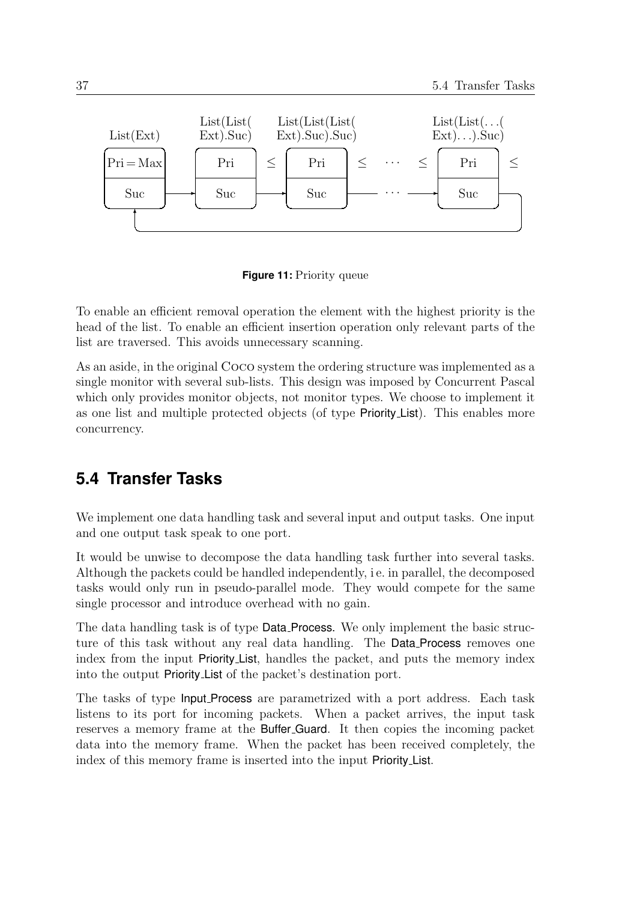**Figure 11:** Priority queue

To enable an efficient removal operation the element with the highest priority is the head of the list. To enable an efficient insertion operation only relevant parts of the list are traversed. This avoids unnecessary scanning.

As an aside, in the original Coco system the ordering structure was implemented as a single monitor with several sub-lists. This design was imposed by Concurrent Pascal which only provides monitor objects, not monitor types. We choose to implement it as one list and multiple protected objects (of type Priority_List). This enables more concurrency.

## 5.4 Transfer Tasks

We implement one data handling task and several input and output tasks. One input and one output task speak to one port.

It would be unwise to decompose the data handling task further into several tasks. Although the packets could be handled independently, i.e. in parallel, the decomposed tasks would only run in pseudo-parallel mode. They would compete for the same single processor and introduce overhead with no gain.

The data handling task is of type Data_Process. We only implement the basic structure of this task without any real data handling. The Data_Process removes one index from the input Priority_List, handles the packet, and puts the memory index into the output Priority_List of the packet's destination port.

The tasks of type Input_Process are parametrized with a port address. Each task listens to its port for incoming packets. When a packet arrives, the input task reserves a memory frame at the Buffer_Guard. It then copies the incoming packet data into the memory frame. When the packet has been received completely, the index of this memory frame is inserted into the input Priority_List.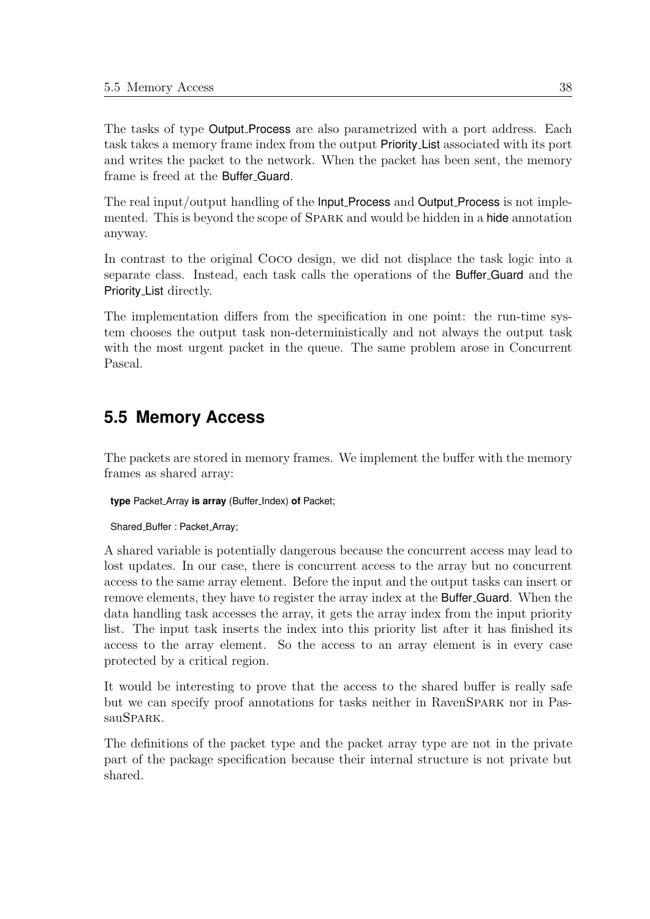The tasks of type Output_Process are also parametrized with a port address. Each task takes a memory frame index from the output Priority_List associated with its port and writes the packet to the network. When the packet has been sent, the memory frame is freed at the Buffer_Guard.

The real input/output handling of the Input_Process and Output_Process is not implemented. This is beyond the scope of SPARK and would be hidden in a hide annotation anyway.

In contrast to the original COCO design, we did not displace the task logic into a separate class. Instead, each task calls the operations of the Buffer_Guard and the Priority_List directly.

The implementation differs from the specification in one point: the run-time system chooses the output task non-deterministically and not always the output task with the most urgent packet in the queue. The same problem arose in Concurrent Pascal.

## 5.5 Memory Access

The packets are stored in memory frames. We implement the buffer with the memory frames as shared array:

```
type Packet_Array is array (Buffer_Index) of Packet;

Shared_Buffer : Packet_Array;
```

A shared variable is potentially dangerous because the concurrent access may lead to lost updates. In our case, there is concurrent access to the array but no concurrent access to the same array element. Before the input and the output tasks can insert or remove elements, they have to register the array index at the Buffer_Guard. When the data handling task accesses the array, it gets the array index from the input priority list. The input task inserts the index into this priority list after it has finished its access to the array element. So the access to an array element is in every case protected by a critical region.

It would be interesting to prove that the access to the shared buffer is really safe but we can specify proof annotations for tasks neither in RavenSPARK nor in PassauSPARK.

The definitions of the packet type and the packet array type are not in the private part of the package specification because their internal structure is not private but shared.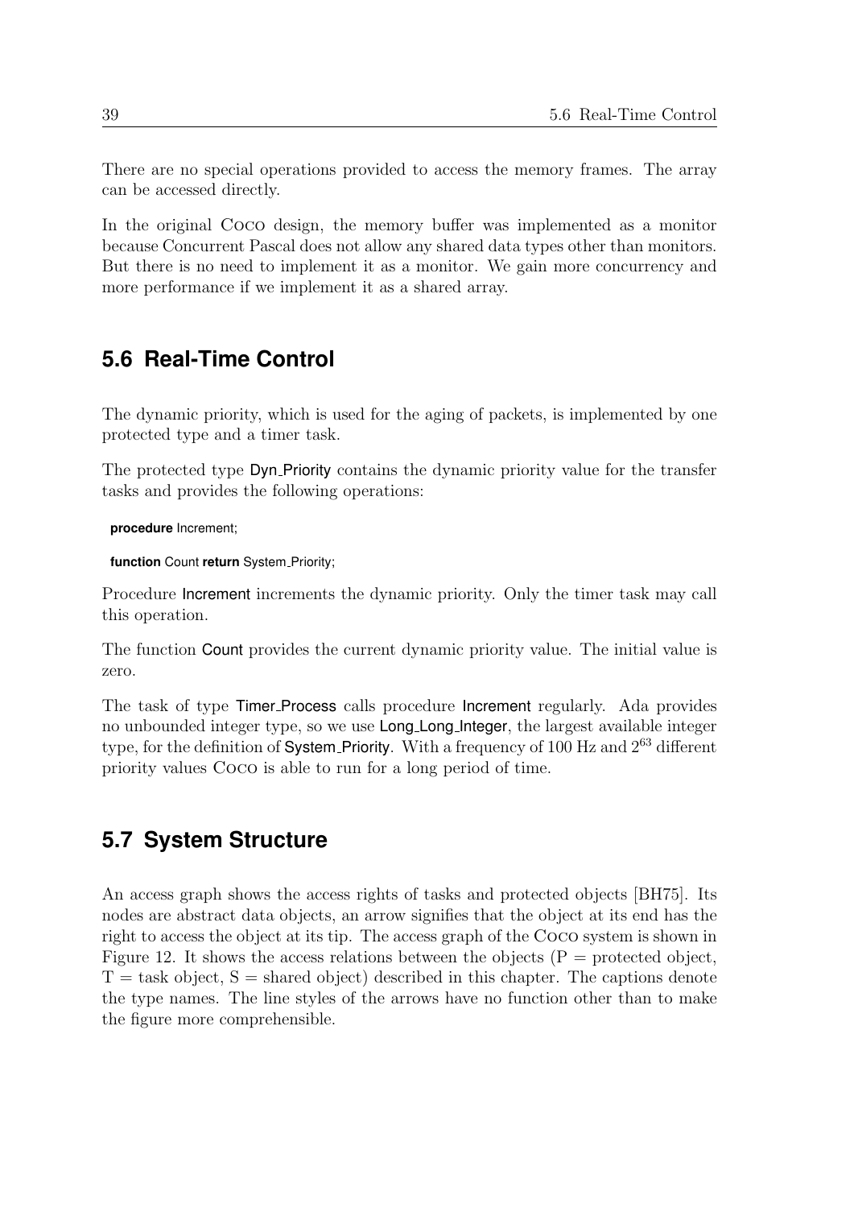There are no special operations provided to access the memory frames. The array can be accessed directly.

In the original Coco design, the memory buffer was implemented as a monitor because Concurrent Pascal does not allow any shared data types other than monitors. But there is no need to implement it as a monitor. We gain more concurrency and more performance if we implement it as a shared array.

## 5.6 Real-Time Control

The dynamic priority, which is used for the aging of packets, is implemented by one protected type and a timer task.

The protected type Dyn_Priority contains the dynamic priority value for the transfer tasks and provides the following operations:

```
procedure Increment;

function Count return System_Priority;
```

Procedure Increment increments the dynamic priority. Only the timer task may call this operation.

The function Count provides the current dynamic priority value. The initial value is zero.

The task of type Timer_Process calls procedure Increment regularly. Ada provides no unbounded integer type, so we use Long_Long_Integer, the largest available integer type, for the definition of System_Priority. With a frequency of 100 Hz and $2^{63}$ different priority values Coco is able to run for a long period of time.

## 5.7 System Structure

An access graph shows the access rights of tasks and protected objects [BH75]. Its nodes are abstract data objects, an arrow signifies that the object at its end has the right to access the object at its tip. The access graph of the Coco system is shown in Figure 12. It shows the access relations between the objects (P = protected object, T = task object, S = shared object) described in this chapter. The captions denote the type names. The line styles of the arrows have no function other than to make the figure more comprehensible.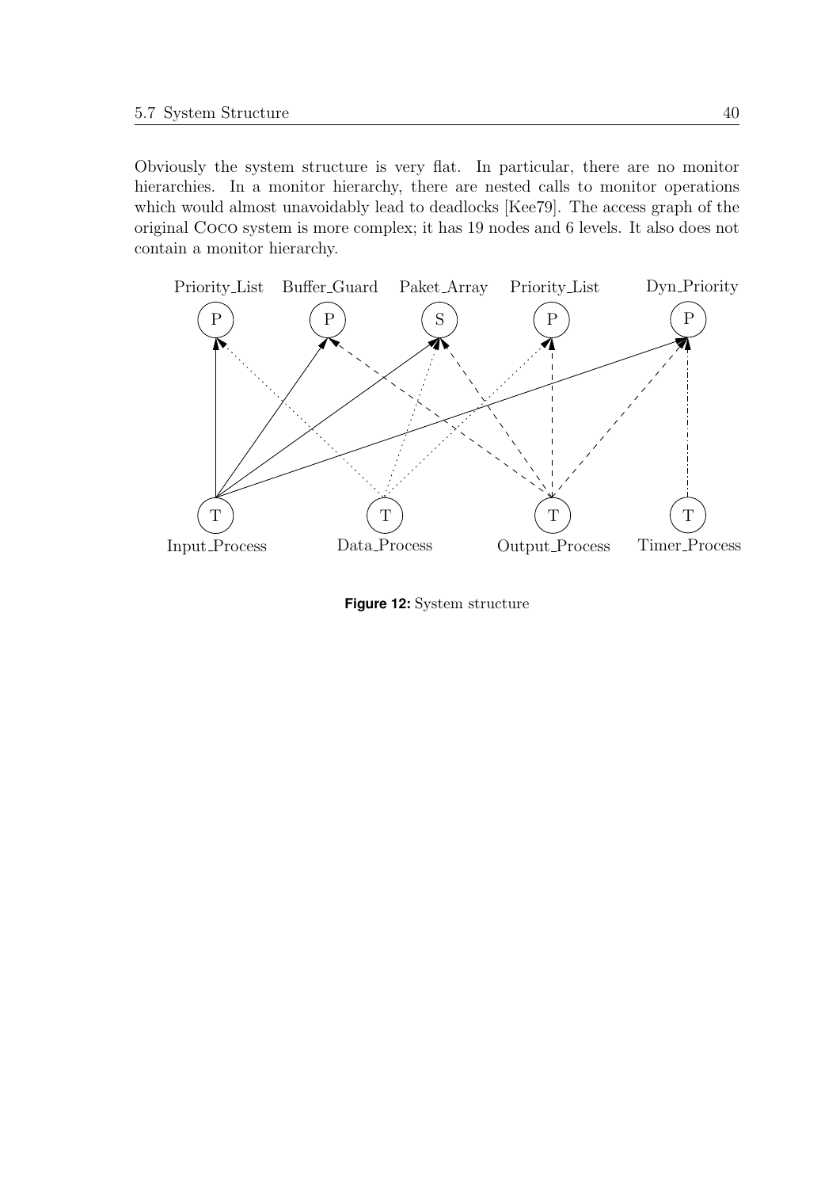Obviously the system structure is very flat. In particular, there are no monitor hierarchies. In a monitor hierarchy, there are nested calls to monitor operations which would almost unavoidably lead to deadlocks [Kee79]. The access graph of the original COCO system is more complex; it has 19 nodes and 6 levels. It also does not contain a monitor hierarchy.

**Figure 12:** System structure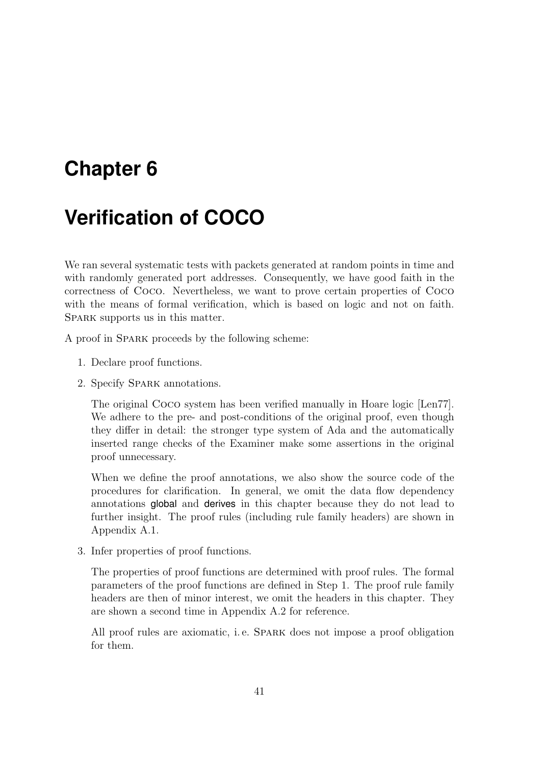# Chapter 6

# Verification of COCO

We ran several systematic tests with packets generated at random points in time and with randomly generated port addresses. Consequently, we have good faith in the correctness of Coco. Nevertheless, we want to prove certain properties of Coco with the means of formal verification, which is based on logic and not on faith. Spark supports us in this matter.

A proof in Spark proceeds by the following scheme:

1. Declare proof functions.
2. Specify Spark annotations.

   The original Coco system has been verified manually in Hoare logic [Len77]. We adhere to the pre- and post-conditions of the original proof, even though they differ in detail: the stronger type system of Ada and the automatically inserted range checks of the Examiner make some assertions in the original proof unnecessary.

   When we define the proof annotations, we also show the source code of the procedures for clarification. In general, we omit the data flow dependency annotations global and derives in this chapter because they do not lead to further insight. The proof rules (including rule family headers) are shown in Appendix A.1.

3. Infer properties of proof functions.

   The properties of proof functions are determined with proof rules. The formal parameters of the proof functions are defined in Step 1. The proof rule family headers are then of minor interest, we omit the headers in this chapter. They are shown a second time in Appendix A.2 for reference.

   All proof rules are axiomatic, i. e. Spark does not impose a proof obligation for them.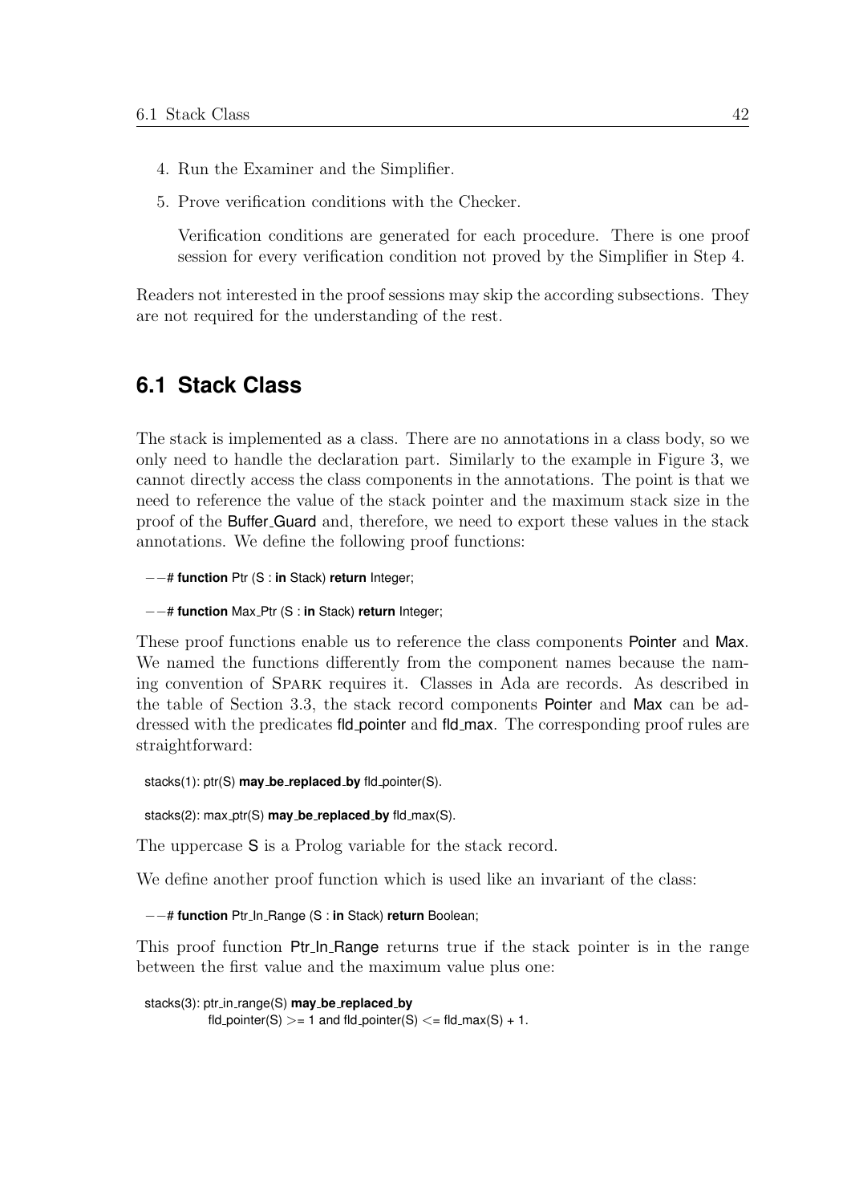4. Run the Examiner and the Simplifier.
5. Prove verification conditions with the Checker.

   Verification conditions are generated for each procedure. There is one proof session for every verification condition not proved by the Simplifier in Step 4.

Readers not interested in the proof sessions may skip the according subsections. They are not required for the understanding of the rest.

## 6.1 Stack Class

The stack is implemented as a class. There are no annotations in a class body, so we only need to handle the declaration part. Similarly to the example in Figure 3, we cannot directly access the class components in the annotations. The point is that we need to reference the value of the stack pointer and the maximum stack size in the proof of the Buffer_Guard and, therefore, we need to export these values in the stack annotations. We define the following proof functions:

```
--# function Ptr (S : in Stack) return Integer;
```

```
--# function Max_Ptr (S : in Stack) return Integer;
```

These proof functions enable us to reference the class components Pointer and Max. We named the functions differently from the component names because the naming convention of SPARK requires it. Classes in Ada are records. As described in the table of Section 3.3, the stack record components Pointer and Max can be addressed with the predicates fld_pointer and fld_max. The corresponding proof rules are straightforward:

```
stacks(1): ptr(S) may_be_replaced_by fld_pointer(S).
```

```
stacks(2): max_ptr(S) may_be_replaced_by fld_max(S).
```

The uppercase S is a Prolog variable for the stack record.

We define another proof function which is used like an invariant of the class:

```
--# function Ptr_In_Range (S : in Stack) return Boolean;
```

This proof function Ptr_In_Range returns true if the stack pointer is in the range between the first value and the maximum value plus one:

```
stacks(3): ptr_in_range(S) may_be_replaced_by
           fld_pointer(S) >= 1 and fld_pointer(S) <= fld_max(S) + 1.
```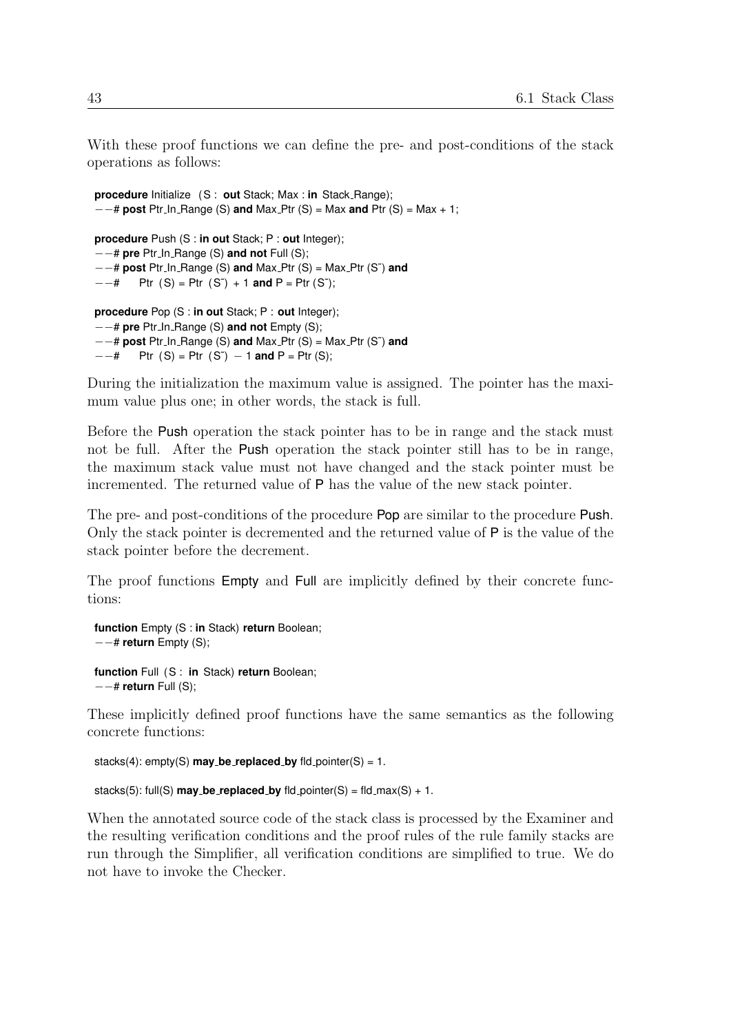With these proof functions we can define the pre- and post-conditions of the stack operations as follows:

```
procedure Initialize (S : out Stack; Max : in Stack_Range);
--# post Ptr_In_Range (S) and Max_Ptr (S) = Max and Ptr (S) = Max + 1;

procedure Push (S : in out Stack; P : out Integer);
--# pre Ptr_In_Range (S) and not Full (S);
--# post Ptr_In_Range (S) and Max_Ptr (S) = Max_Ptr (S~) and
--#      Ptr (S) = Ptr (S~) + 1 and P = Ptr (S~);

procedure Pop (S : in out Stack; P : out Integer);
--# pre Ptr_In_Range (S) and not Empty (S);
--# post Ptr_In_Range (S) and Max_Ptr (S) = Max_Ptr (S~) and
--#      Ptr (S) = Ptr (S~) - 1 and P = Ptr (S);
```

During the initialization the maximum value is assigned. The pointer has the maximum value plus one; in other words, the stack is full.

Before the Push operation the stack pointer has to be in range and the stack must not be full. After the Push operation the stack pointer still has to be in range, the maximum stack value must not have changed and the stack pointer must be incremented. The returned value of P has the value of the new stack pointer.

The pre- and post-conditions of the procedure Pop are similar to the procedure Push. Only the stack pointer is decremented and the returned value of P is the value of the stack pointer before the decrement.

The proof functions Empty and Full are implicitly defined by their concrete functions:

```
function Empty (S : in Stack) return Boolean;
--# return Empty (S);

function Full (S : in Stack) return Boolean;
--# return Full (S);
```

These implicitly defined proof functions have the same semantics as the following concrete functions:

```
stacks(4): empty(S) may_be_replaced_by fld_pointer(S) = 1.

stacks(5): full(S) may_be_replaced_by fld_pointer(S) = fld_max(S) + 1.
```

When the annotated source code of the stack class is processed by the Examiner and the resulting verification conditions and the proof rules of the rule family stacks are run through the Simplifier, all verification conditions are simplified to true. We do not have to invoke the Checker.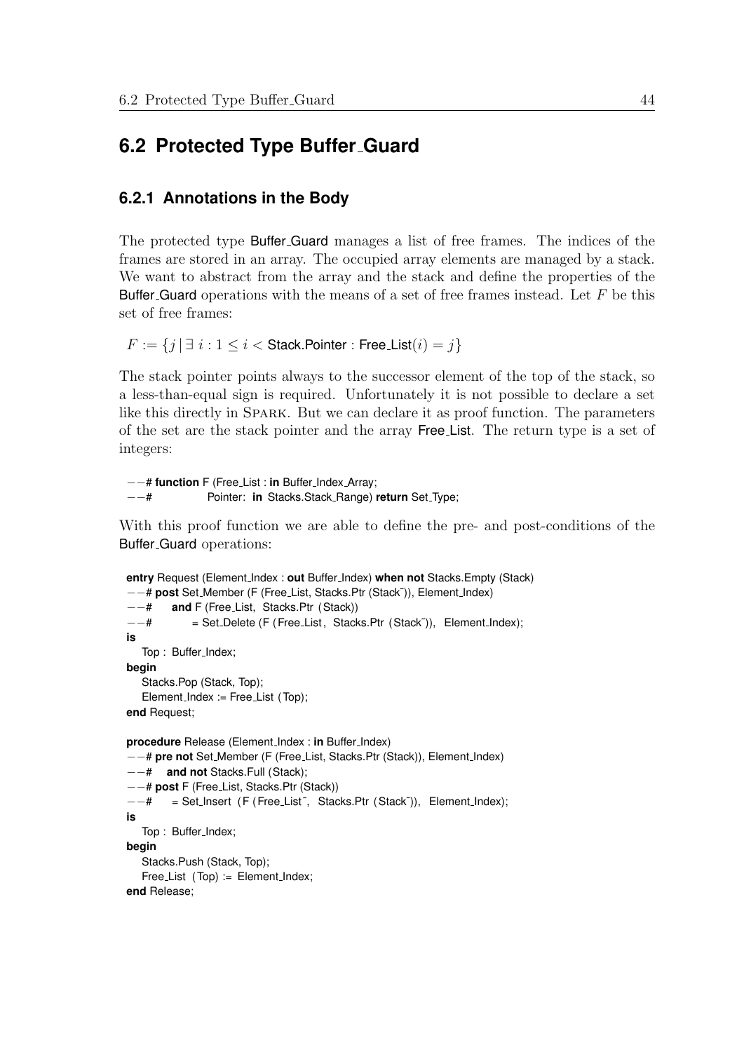## 6.2 Protected Type Buffer_Guard

### 6.2.1 Annotations in the Body

The protected type Buffer_Guard manages a list of free frames. The indices of the frames are stored in an array. The occupied array elements are managed by a stack. We want to abstract from the array and the stack and define the properties of the Buffer_Guard operations with the means of a set of free frames instead. Let $F$ be this set of free frames:

$F := \{j \mid \exists\ i : 1 \leq i < \text{Stack.Pointer} : \text{Free\_List}(i) = j\}$

The stack pointer points always to the successor element of the top of the stack, so a less-than-equal sign is required. Unfortunately it is not possible to declare a set like this directly in SPARK. But we can declare it as proof function. The parameters of the set are the stack pointer and the array Free_List. The return type is a set of integers:

```
--# function F (Free_List : in Buffer_Index_Array;
--#             Pointer:  in Stacks.Stack_Range) return Set_Type;
```

With this proof function we are able to define the pre- and post-conditions of the Buffer_Guard operations:

```
entry Request (Element_Index : out Buffer_Index) when not Stacks.Empty (Stack)
--# post Set_Member (F (Free_List, Stacks.Ptr (Stack~)), Element_Index)
--#    and F (Free_List, Stacks.Ptr (Stack))
--#         = Set_Delete (F (Free_List, Stacks.Ptr (Stack~)), Element_Index);
is
   Top : Buffer_Index;
begin
   Stacks.Pop (Stack, Top);
   Element_Index := Free_List (Top);
end Request;

procedure Release (Element_Index : in Buffer_Index)
--# pre not Set_Member (F (Free_List, Stacks.Ptr (Stack)), Element_Index)
--#   and not Stacks.Full (Stack);
--# post F (Free_List, Stacks.Ptr (Stack))
--#    = Set_Insert (F (Free_List~, Stacks.Ptr (Stack~)), Element_Index);
is
   Top : Buffer_Index;
begin
   Stacks.Push (Stack, Top);
   Free_List (Top) := Element_Index;
end Release;
```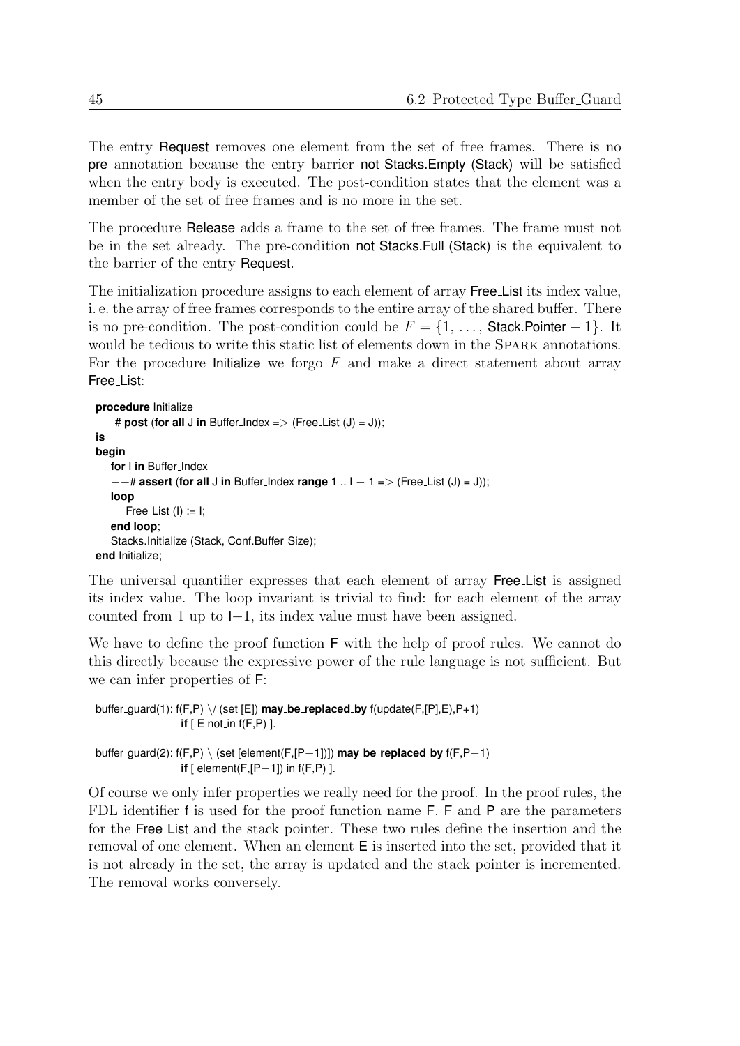The entry Request removes one element from the set of free frames. There is no pre annotation because the entry barrier not Stacks.Empty (Stack) will be satisfied when the entry body is executed. The post-condition states that the element was a member of the set of free frames and is no more in the set.

The procedure Release adds a frame to the set of free frames. The frame must not be in the set already. The pre-condition not Stacks.Full (Stack) is the equivalent to the barrier of the entry Request.

The initialization procedure assigns to each element of array Free_List its index value, i. e. the array of free frames corresponds to the entire array of the shared buffer. There is no pre-condition. The post-condition could be $F = \{1, \ldots, \text{Stack.Pointer} - 1\}$. It would be tedious to write this static list of elements down in the SPARK annotations. For the procedure Initialize we forgo $F$ and make a direct statement about array Free_List:

```
procedure Initialize
--# post (for all J in Buffer_Index => (Free_List (J) = J));
is
begin
   for I in Buffer_Index
   --# assert (for all J in Buffer_Index range 1 .. I − 1 => (Free_List (J) = J));
   loop
      Free_List (I) := I;
   end loop;
   Stacks.Initialize (Stack, Conf.Buffer_Size);
end Initialize;
```

The universal quantifier expresses that each element of array Free_List is assigned its index value. The loop invariant is trivial to find: for each element of the array counted from 1 up to I−1, its index value must have been assigned.

We have to define the proof function F with the help of proof rules. We cannot do this directly because the expressive power of the rule language is not sufficient. But we can infer properties of F:

```
buffer_guard(1): f(F,P) \/ (set [E]) may_be_replaced_by f(update(F,[P],E),P+1)
                 if [ E not_in f(F,P) ].

buffer_guard(2): f(F,P) \ (set [element(F,[P−1])]) may_be_replaced_by f(F,P−1)
                 if [ element(F,[P−1]) in f(F,P) ].
```

Of course we only infer properties we really need for the proof. In the proof rules, the FDL identifier f is used for the proof function name F. F and P are the parameters for the Free_List and the stack pointer. These two rules define the insertion and the removal of one element. When an element E is inserted into the set, provided that it is not already in the set, the array is updated and the stack pointer is incremented. The removal works conversely.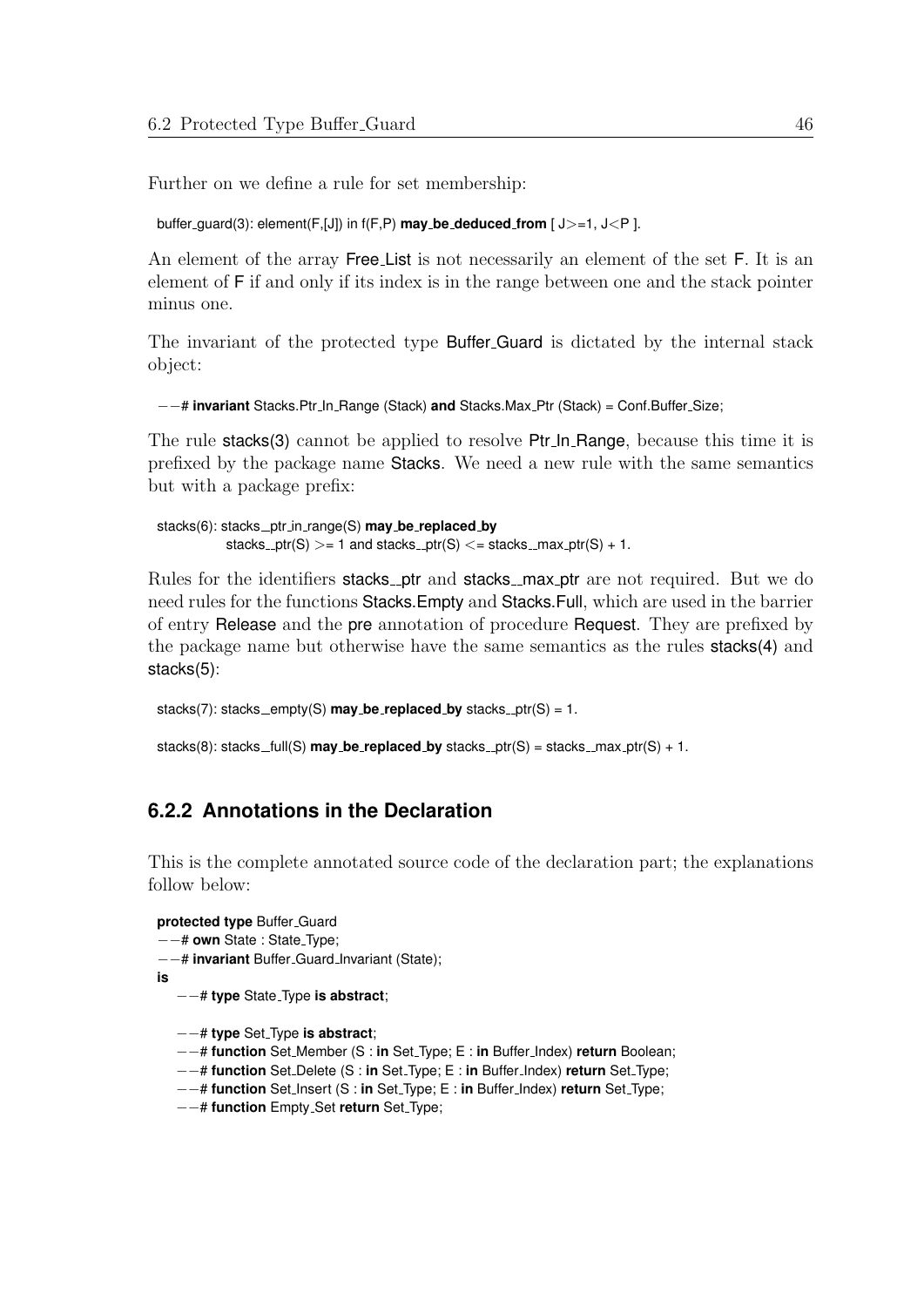Further on we define a rule for set membership:

```
buffer_guard(3): element(F,[J]) in f(F,P) may_be_deduced_from [ J>=1, J<P ].
```

An element of the array Free_List is not necessarily an element of the set F. It is an element of F if and only if its index is in the range between one and the stack pointer minus one.

The invariant of the protected type Buffer_Guard is dictated by the internal stack object:

```
--# invariant Stacks.Ptr_In_Range (Stack) and Stacks.Max_Ptr (Stack) = Conf.Buffer_Size;
```

The rule stacks(3) cannot be applied to resolve Ptr_In_Range, because this time it is prefixed by the package name Stacks. We need a new rule with the same semantics but with a package prefix:

```
stacks(6): stacks__ptr_in_range(S) may_be_replaced_by
           stacks__ptr(S) >= 1 and stacks__ptr(S) <= stacks__max_ptr(S) + 1.
```

Rules for the identifiers stacks__ptr and stacks__max_ptr are not required. But we do need rules for the functions Stacks.Empty and Stacks.Full, which are used in the barrier of entry Release and the pre annotation of procedure Request. They are prefixed by the package name but otherwise have the same semantics as the rules stacks(4) and stacks(5):

```
stacks(7): stacks__empty(S) may_be_replaced_by stacks__ptr(S) = 1.

stacks(8): stacks__full(S) may_be_replaced_by stacks__ptr(S) = stacks__max_ptr(S) + 1.
```

### 6.2.2 Annotations in the Declaration

This is the complete annotated source code of the declaration part; the explanations follow below:

```
protected type Buffer_Guard
--# own State : State_Type;
--# invariant Buffer_Guard_Invariant (State);
is
   --# type State_Type is abstract;

   --# type Set_Type is abstract;
   --# function Set_Member (S : in Set_Type; E : in Buffer_Index) return Boolean;
   --# function Set_Delete (S : in Set_Type; E : in Buffer_Index) return Set_Type;
   --# function Set_Insert (S : in Set_Type; E : in Buffer_Index) return Set_Type;
   --# function Empty_Set return Set_Type;
```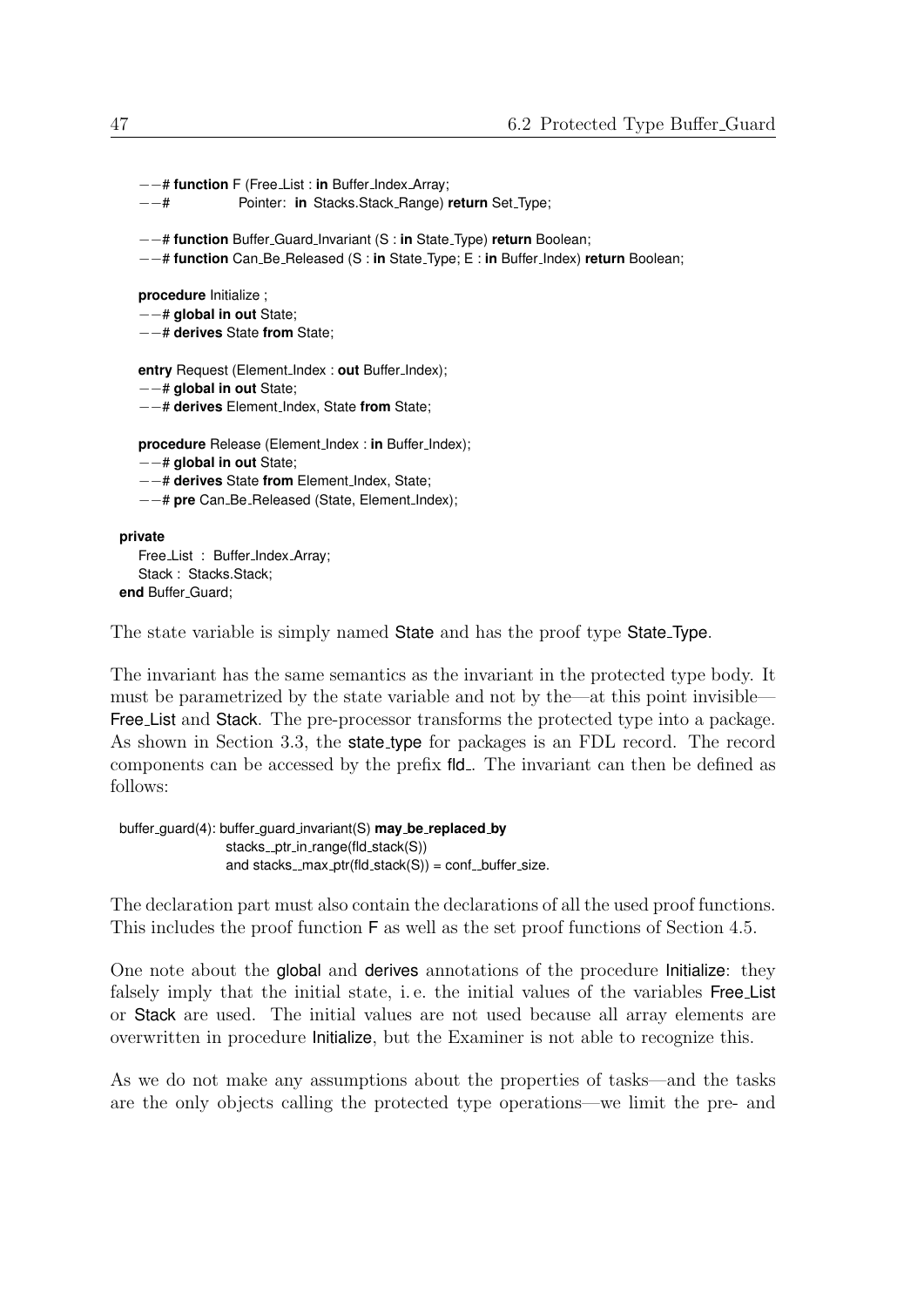```
   --# function F (Free_List : in Buffer_Index_Array;
   --#             Pointer:  in Stacks.Stack_Range) return Set_Type;

   --# function Buffer_Guard_Invariant (S : in State_Type) return Boolean;
   --# function Can_Be_Released (S : in State_Type; E : in Buffer_Index) return Boolean;

   procedure Initialize ;
   --# global in out State;
   --# derives State from State;

   entry Request (Element_Index : out Buffer_Index);
   --# global in out State;
   --# derives Element_Index, State from State;

   procedure Release (Element_Index : in Buffer_Index);
   --# global in out State;
   --# derives State from Element_Index, State;
   --# pre Can_Be_Released (State, Element_Index);

private
   Free_List  :  Buffer_Index_Array;
   Stack :  Stacks.Stack;
end Buffer_Guard;
```

The state variable is simply named State and has the proof type State_Type.

The invariant has the same semantics as the invariant in the protected type body. It must be parametrized by the state variable and not by the—at this point invisible—Free_List and Stack. The pre-processor transforms the protected type into a package. As shown in Section 3.3, the state_type for packages is an FDL record. The record components can be accessed by the prefix fld_. The invariant can then be defined as follows:

```
buffer_guard(4): buffer_guard_invariant(S) may_be_replaced_by
                 stacks__ptr_in_range(fld_stack(S))
                 and stacks__max_ptr(fld_stack(S)) = conf__buffer_size.
```

The declaration part must also contain the declarations of all the used proof functions. This includes the proof function F as well as the set proof functions of Section 4.5.

One note about the global and derives annotations of the procedure Initialize: they falsely imply that the initial state, i. e. the initial values of the variables Free_List or Stack are used. The initial values are not used because all array elements are overwritten in procedure Initialize, but the Examiner is not able to recognize this.

As we do not make any assumptions about the properties of tasks—and the tasks are the only objects calling the protected type operations—we limit the pre- and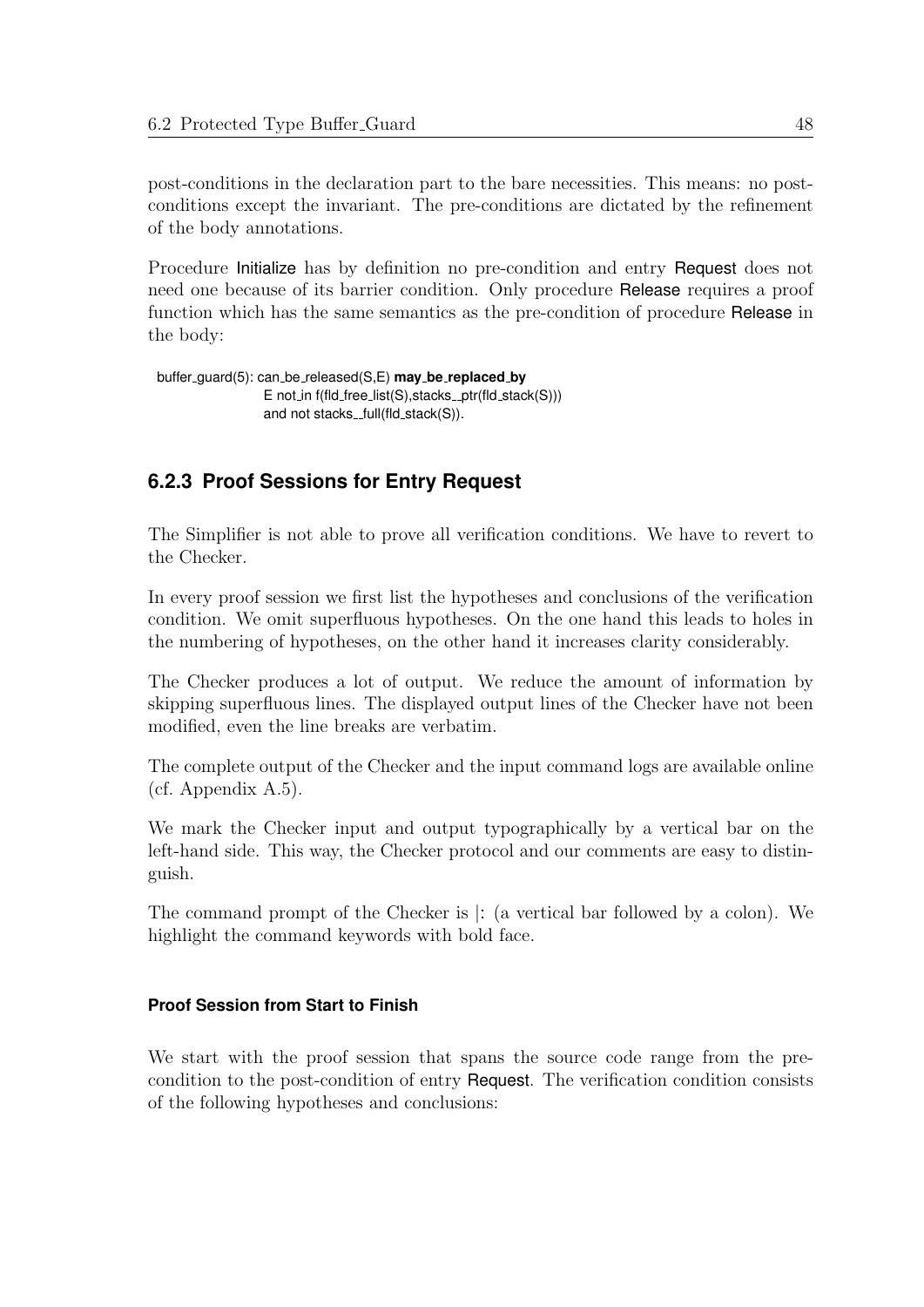post-conditions in the declaration part to the bare necessities. This means: no post-conditions except the invariant. The pre-conditions are dictated by the refinement of the body annotations.

Procedure Initialize has by definition no pre-condition and entry Request does not need one because of its barrier condition. Only procedure Release requires a proof function which has the same semantics as the pre-condition of procedure Release in the body:

```
buffer_guard(5): can_be_released(S,E) may_be_replaced_by
                 E not_in f(fld_free_list(S),stacks__ptr(fld_stack(S)))
                 and not stacks__full(fld_stack(S)).
```

### 6.2.3 Proof Sessions for Entry Request

The Simplifier is not able to prove all verification conditions. We have to revert to the Checker.

In every proof session we first list the hypotheses and conclusions of the verification condition. We omit superfluous hypotheses. On the one hand this leads to holes in the numbering of hypotheses, on the other hand it increases clarity considerably.

The Checker produces a lot of output. We reduce the amount of information by skipping superfluous lines. The displayed output lines of the Checker have not been modified, even the line breaks are verbatim.

The complete output of the Checker and the input command logs are available online (cf. Appendix A.5).

We mark the Checker input and output typographically by a vertical bar on the left-hand side. This way, the Checker protocol and our comments are easy to distinguish.

The command prompt of the Checker is |: (a vertical bar followed by a colon). We highlight the command keywords with bold face.

#### Proof Session from Start to Finish

We start with the proof session that spans the source code range from the pre-condition to the post-condition of entry Request. The verification condition consists of the following hypotheses and conclusions: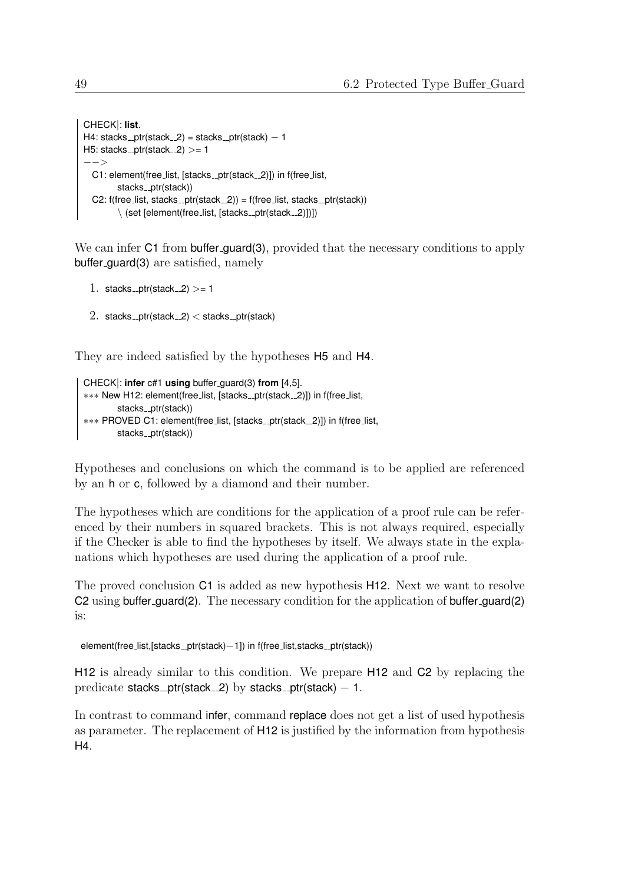```
CHECK|: list.
H4: stacks__ptr(stack__2) = stacks__ptr(stack) − 1
H5: stacks__ptr(stack__2) >= 1
−−>
  C1: element(free_list, [stacks__ptr(stack__2)]) in f(free_list,
        stacks__ptr(stack))
  C2: f(free_list, stacks__ptr(stack__2)) = f(free_list, stacks__ptr(stack))
        \ (set [element(free_list, [stacks__ptr(stack__2)])])
```

We can infer C1 from buffer_guard(3), provided that the necessary conditions to apply buffer_guard(3) are satisfied, namely

1. stacks__ptr(stack__2) >= 1
2. stacks__ptr(stack__2) < stacks__ptr(stack)

They are indeed satisfied by the hypotheses H5 and H4.

```
CHECK|: infer c#1 using buffer_guard(3) from [4,5].
*** New H12: element(free_list, [stacks__ptr(stack__2)]) in f(free_list,
        stacks__ptr(stack))
*** PROVED C1: element(free_list, [stacks__ptr(stack__2)]) in f(free_list,
        stacks__ptr(stack))
```

Hypotheses and conclusions on which the command is to be applied are referenced by an h or c, followed by a diamond and their number.

The hypotheses which are conditions for the application of a proof rule can be referenced by their numbers in squared brackets. This is not always required, especially if the Checker is able to find the hypotheses by itself. We always state in the explanations which hypotheses are used during the application of a proof rule.

The proved conclusion C1 is added as new hypothesis H12. Next we want to resolve C2 using buffer_guard(2). The necessary condition for the application of buffer_guard(2) is:

```
element(free_list,[stacks__ptr(stack)−1]) in f(free_list,stacks__ptr(stack))
```

H12 is already similar to this condition. We prepare H12 and C2 by replacing the predicate stacks__ptr(stack__2) by stacks__ptr(stack) − 1.

In contrast to command infer, command replace does not get a list of used hypothesis as parameter. The replacement of H12 is justified by the information from hypothesis H4.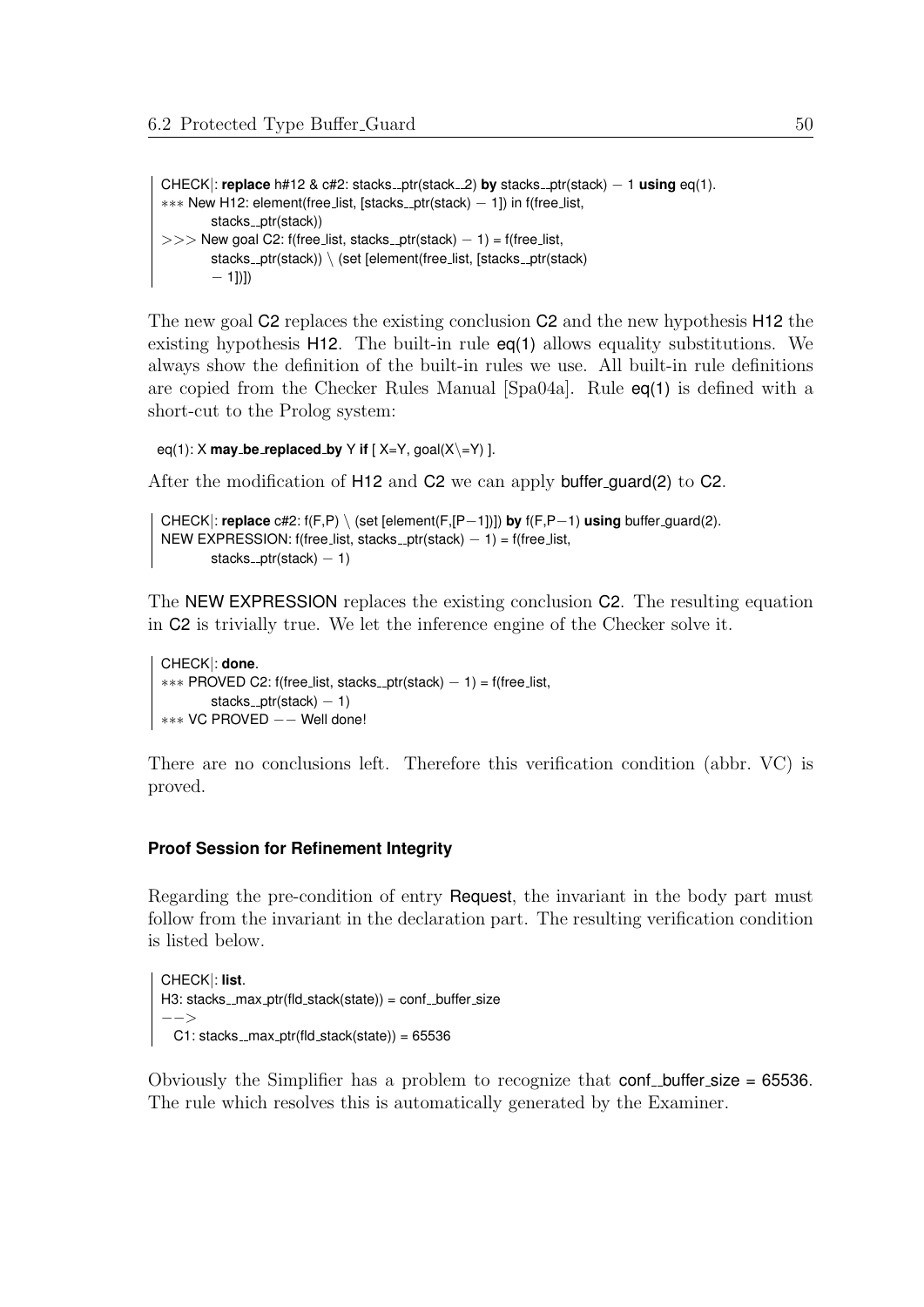```
CHECK|: replace h#12 & c#2: stacks__ptr(stack__2) by stacks__ptr(stack) − 1 using eq(1).
*** New H12: element(free_list, [stacks__ptr(stack) − 1]) in f(free_list,
        stacks__ptr(stack))
>>> New goal C2: f(free_list, stacks__ptr(stack) − 1) = f(free_list,
        stacks__ptr(stack)) \ (set [element(free_list, [stacks__ptr(stack)
        − 1])])
```

The new goal C2 replaces the existing conclusion C2 and the new hypothesis H12 the existing hypothesis H12. The built-in rule eq(1) allows equality substitutions. We always show the definition of the built-in rules we use. All built-in rule definitions are copied from the Checker Rules Manual [Spa04a]. Rule eq(1) is defined with a short-cut to the Prolog system:

```
eq(1): X may_be_replaced_by Y if [ X=Y, goal(X\=Y) ].
```

After the modification of H12 and C2 we can apply buffer_guard(2) to C2.

```
CHECK|: replace c#2: f(F,P) \ (set [element(F,[P−1])]) by f(F,P−1) using buffer_guard(2).
NEW EXPRESSION: f(free_list, stacks__ptr(stack) − 1) = f(free_list,
        stacks__ptr(stack) − 1)
```

The NEW EXPRESSION replaces the existing conclusion C2. The resulting equation in C2 is trivially true. We let the inference engine of the Checker solve it.

```
CHECK|: done.
*** PROVED C2: f(free_list, stacks__ptr(stack) − 1) = f(free_list,
        stacks__ptr(stack) − 1)
*** VC PROVED −− Well done!
```

There are no conclusions left. Therefore this verification condition (abbr. VC) is proved.

#### Proof Session for Refinement Integrity

Regarding the pre-condition of entry Request, the invariant in the body part must follow from the invariant in the declaration part. The resulting verification condition is listed below.

```
CHECK|: list.
H3: stacks__max_ptr(fld_stack(state)) = conf__buffer_size
−−>
  C1: stacks__max_ptr(fld_stack(state)) = 65536
```

Obviously the Simplifier has a problem to recognize that conf__buffer_size = 65536. The rule which resolves this is automatically generated by the Examiner.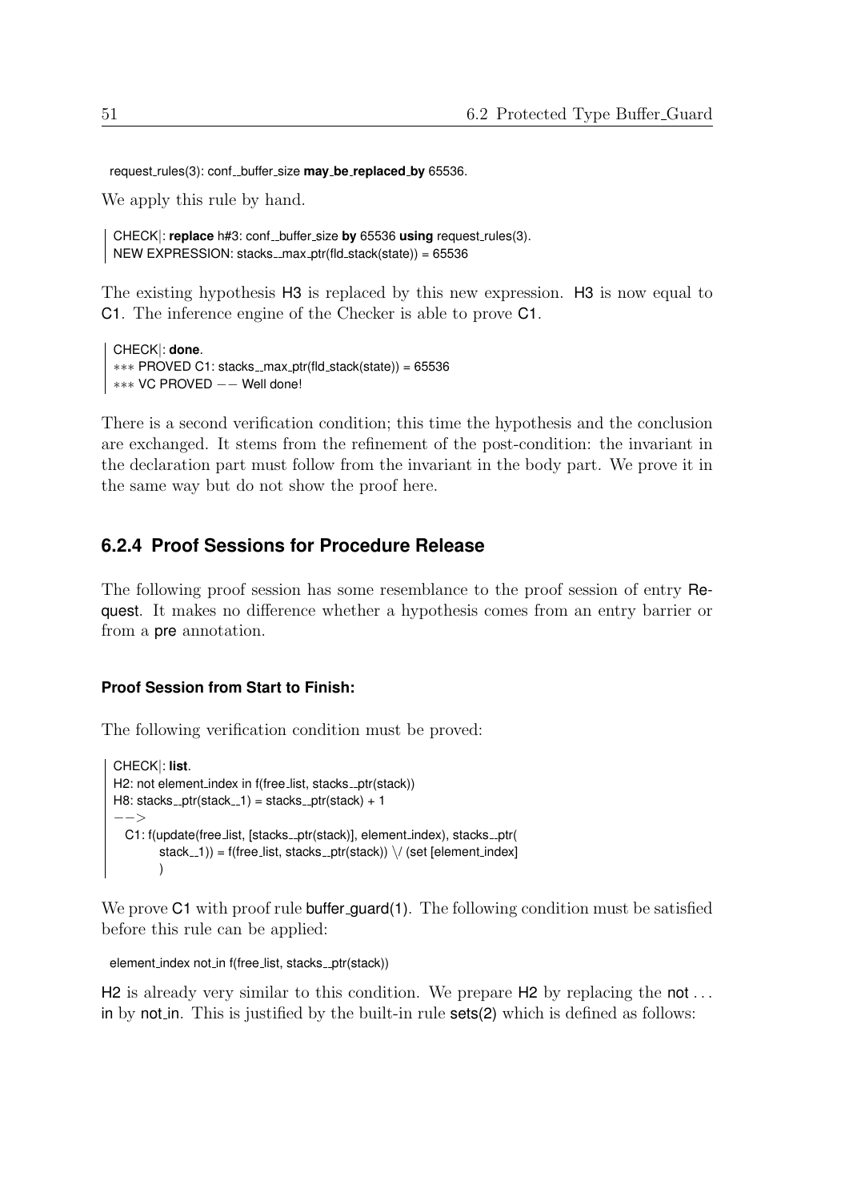```
request_rules(3): conf__buffer_size may_be_replaced_by 65536.
```

We apply this rule by hand.

```
CHECK|: replace h#3: conf__buffer_size by 65536 using request_rules(3).
NEW EXPRESSION: stacks__max_ptr(fld_stack(state)) = 65536
```

The existing hypothesis H3 is replaced by this new expression. H3 is now equal to C1. The inference engine of the Checker is able to prove C1.

```
CHECK|: done.
*** PROVED C1: stacks__max_ptr(fld_stack(state)) = 65536
*** VC PROVED -- Well done!
```

There is a second verification condition; this time the hypothesis and the conclusion are exchanged. It stems from the refinement of the post-condition: the invariant in the declaration part must follow from the invariant in the body part. We prove it in the same way but do not show the proof here.

### 6.2.4 Proof Sessions for Procedure Release

The following proof session has some resemblance to the proof session of entry Request. It makes no difference whether a hypothesis comes from an entry barrier or from a pre annotation.

#### Proof Session from Start to Finish:

The following verification condition must be proved:

```
CHECK|: list.
H2: not element_index in f(free_list, stacks__ptr(stack))
H8: stacks__ptr(stack__1) = stacks__ptr(stack) + 1
-->
  C1: f(update(free_list, [stacks__ptr(stack)], element_index), stacks__ptr(
        stack__1)) = f(free_list, stacks__ptr(stack)) \/ (set [element_index]
        )
```

We prove C1 with proof rule buffer_guard(1). The following condition must be satisfied before this rule can be applied:

```
element_index not_in f(free_list, stacks__ptr(stack))
```

H2 is already very similar to this condition. We prepare H2 by replacing the not ... in by not_in. This is justified by the built-in rule sets(2) which is defined as follows: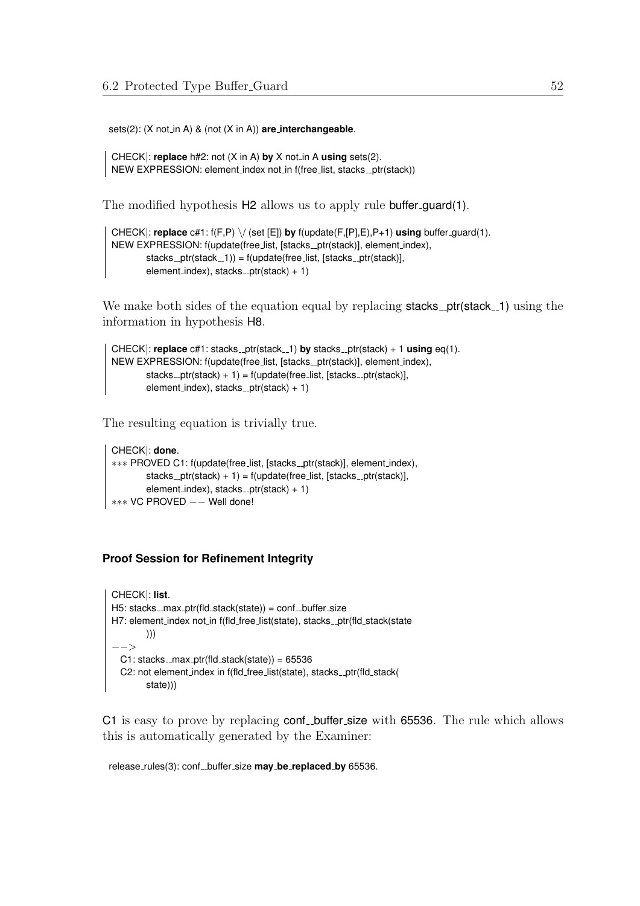sets(2): (X not_in A) & (not (X in A)) **are_interchangeable**.

```
CHECK|: replace h#2: not (X in A) by X not_in A using sets(2).
NEW EXPRESSION: element_index not_in f(free_list, stacks__ptr(stack))
```

The modified hypothesis H2 allows us to apply rule buffer_guard(1).

```
CHECK|: replace c#1: f(F,P) \/ (set [E]) by f(update(F,[P],E),P+1) using buffer_guard(1).
NEW EXPRESSION: f(update(free_list, [stacks__ptr(stack)], element_index),
        stacks__ptr(stack__1)) = f(update(free_list, [stacks__ptr(stack)],
        element_index), stacks__ptr(stack) + 1)
```

We make both sides of the equation equal by replacing stacks__ptr(stack__1) using the information in hypothesis H8.

```
CHECK|: replace c#1: stacks__ptr(stack__1) by stacks__ptr(stack) + 1 using eq(1).
NEW EXPRESSION: f(update(free_list, [stacks__ptr(stack)], element_index),
        stacks__ptr(stack) + 1) = f(update(free_list, [stacks__ptr(stack)],
        element_index), stacks__ptr(stack) + 1)
```

The resulting equation is trivially true.

```
CHECK|: done.
*** PROVED C1: f(update(free_list, [stacks__ptr(stack)], element_index),
        stacks__ptr(stack) + 1) = f(update(free_list, [stacks__ptr(stack)],
        element_index), stacks__ptr(stack) + 1)
*** VC PROVED -- Well done!
```

#### Proof Session for Refinement Integrity

```
CHECK|: list.
H5: stacks__max_ptr(fld_stack(state)) = conf__buffer_size
H7: element_index not_in f(fld_free_list(state), stacks__ptr(fld_stack(state
        )))
-->
  C1: stacks__max_ptr(fld_stack(state)) = 65536
  C2: not element_index in f(fld_free_list(state), stacks__ptr(fld_stack(
        state)))
```

C1 is easy to prove by replacing conf__buffer_size with 65536. The rule which allows this is automatically generated by the Examiner:

release_rules(3): conf__buffer_size **may_be_replaced_by** 65536.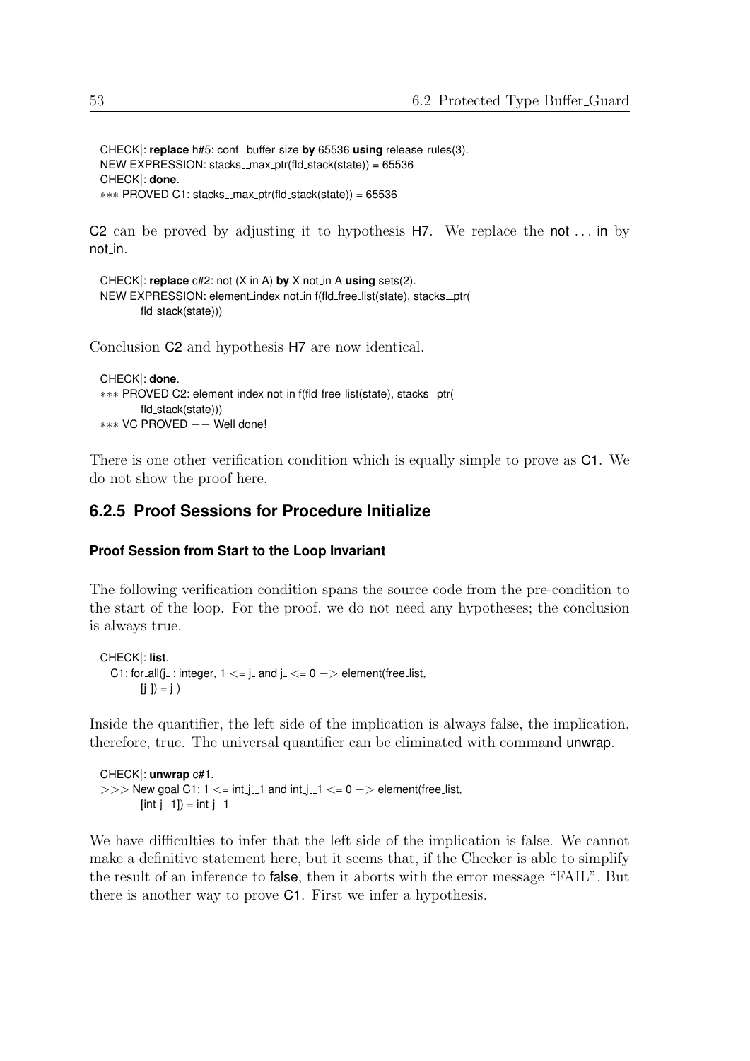```
CHECK|: replace h#5: conf__buffer_size by 65536 using release_rules(3).
NEW EXPRESSION: stacks__max_ptr(fld_stack(state)) = 65536
CHECK|: done.
*** PROVED C1: stacks__max_ptr(fld_stack(state)) = 65536
```

C2 can be proved by adjusting it to hypothesis H7. We replace the not ... in by not_in.

```
CHECK|: replace c#2: not (X in A) by X not_in A using sets(2).
NEW EXPRESSION: element_index not_in f(fld_free_list(state), stacks__ptr(
        fld_stack(state)))
```

Conclusion C2 and hypothesis H7 are now identical.

```
CHECK|: done.
*** PROVED C2: element_index not_in f(fld_free_list(state), stacks__ptr(
        fld_stack(state)))
*** VC PROVED −− Well done!
```

There is one other verification condition which is equally simple to prove as C1. We do not show the proof here.

### 6.2.5 Proof Sessions for Procedure Initialize

#### Proof Session from Start to the Loop Invariant

The following verification condition spans the source code from the pre-condition to the start of the loop. For the proof, we do not need any hypotheses; the conclusion is always true.

```
CHECK|: list.
  C1: for_all(j_ : integer, 1 <= j_ and j_ <= 0 −> element(free_list,
        [j_]) = j_)
```

Inside the quantifier, the left side of the implication is always false, the implication, therefore, true. The universal quantifier can be eliminated with command unwrap.

```
CHECK|: unwrap c#1.
>>> New goal C1: 1 <= int_j__1 and int_j__1 <= 0 −> element(free_list,
        [int_j__1]) = int_j__1
```

We have difficulties to infer that the left side of the implication is false. We cannot make a definitive statement here, but it seems that, if the Checker is able to simplify the result of an inference to false, then it aborts with the error message "FAIL". But there is another way to prove C1. First we infer a hypothesis.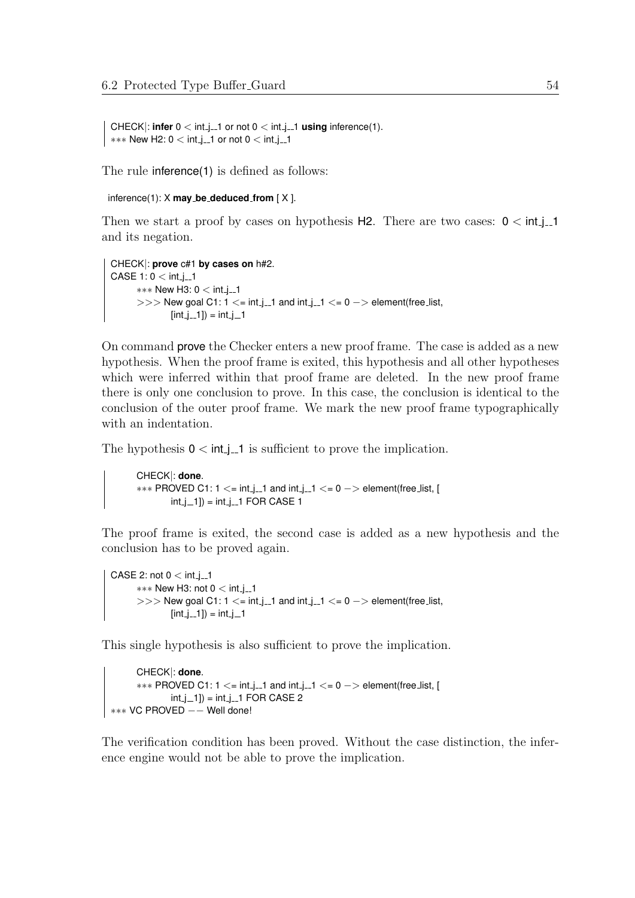```
CHECK|: infer 0 < int_j__1 or not 0 < int_j__1 using inference(1).
*** New H2: 0 < int_j__1 or not 0 < int_j__1
```

The rule inference(1) is defined as follows:

```
inference(1): X may_be_deduced_from [ X ].
```

Then we start a proof by cases on hypothesis H2. There are two cases: 0 < int_j__1 and its negation.

```
CHECK|: prove c#1 by cases on h#2.
CASE 1: 0 < int_j__1
      *** New H3: 0 < int_j__1
      >>> New goal C1: 1 <= int_j__1 and int_j__1 <= 0 -> element(free_list,
            [int_j__1]) = int_j__1
```

On command prove the Checker enters a new proof frame. The case is added as a new hypothesis. When the proof frame is exited, this hypothesis and all other hypotheses which were inferred within that proof frame are deleted. In the new proof frame there is only one conclusion to prove. In this case, the conclusion is identical to the conclusion of the outer proof frame. We mark the new proof frame typographically with an indentation.

The hypothesis 0 < int_j__1 is sufficient to prove the implication.

```
      CHECK|: done.
      *** PROVED C1: 1 <= int_j__1 and int_j__1 <= 0 -> element(free_list, [
            int_j__1]) = int_j__1 FOR CASE 1
```

The proof frame is exited, the second case is added as a new hypothesis and the conclusion has to be proved again.

```
CASE 2: not 0 < int_j__1
      *** New H3: not 0 < int_j__1
      >>> New goal C1: 1 <= int_j__1 and int_j__1 <= 0 -> element(free_list,
            [int_j__1]) = int_j__1
```

This single hypothesis is also sufficient to prove the implication.

```
      CHECK|: done.
      *** PROVED C1: 1 <= int_j__1 and int_j__1 <= 0 -> element(free_list, [
            int_j__1]) = int_j__1 FOR CASE 2
*** VC PROVED -- Well done!
```

The verification condition has been proved. Without the case distinction, the inference engine would not be able to prove the implication.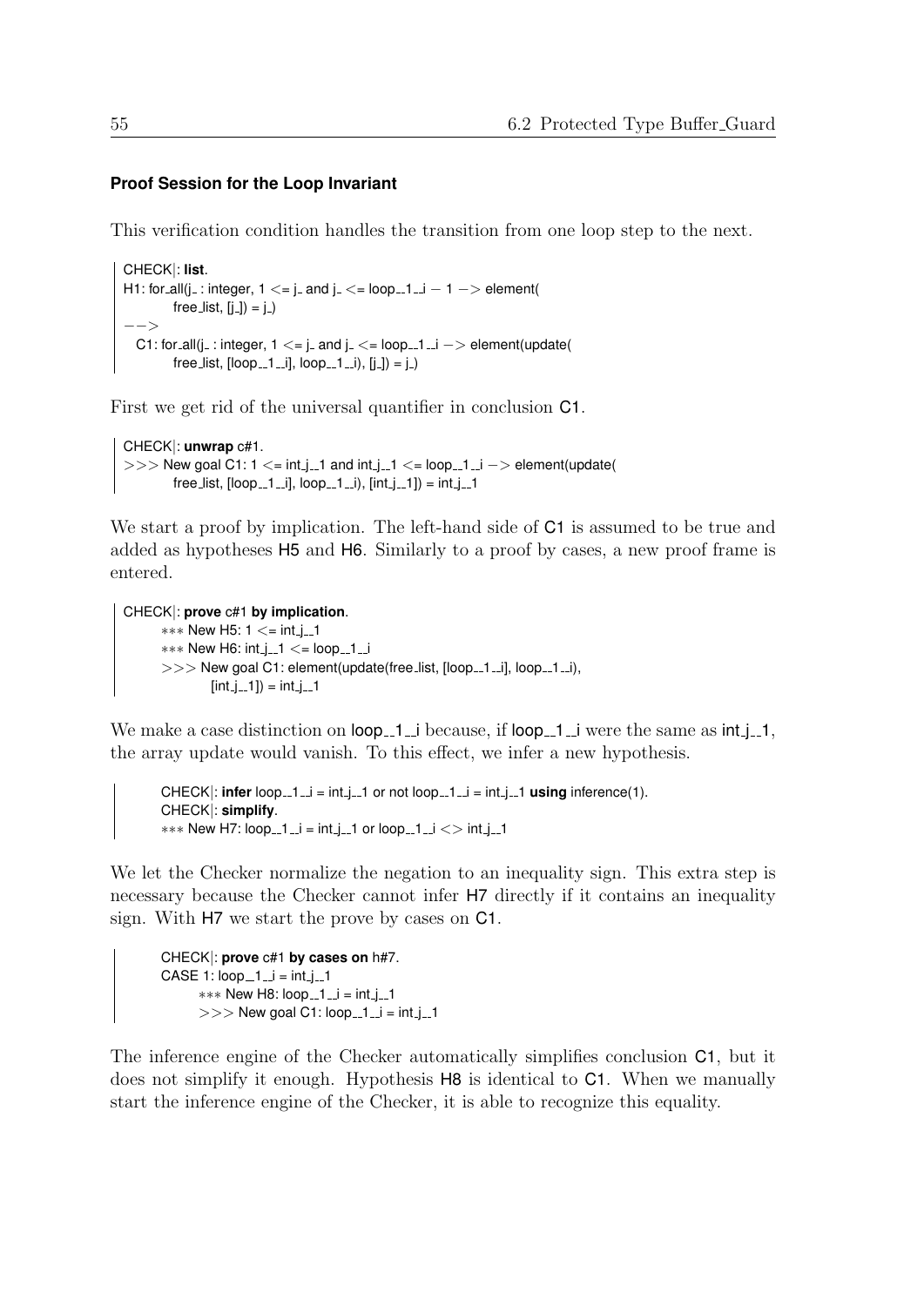### Proof Session for the Loop Invariant

This verification condition handles the transition from one loop step to the next.

```
CHECK|: list.
H1: for_all(j_ : integer, 1 <= j_ and j_ <= loop__1__i − 1 −> element(
        free_list, [j_]) = j_)
−−>
  C1: for_all(j_ : integer, 1 <= j_ and j_ <= loop__1__i −> element(update(
        free_list, [loop__1__i], loop__1__i), [j_]) = j_)
```

First we get rid of the universal quantifier in conclusion C1.

```
CHECK|: unwrap c#1.
>>> New goal C1: 1 <= int_j__1 and int_j__1 <= loop__1__i −> element(update(
        free_list, [loop__1__i], loop__1__i), [int_j__1]) = int_j__1
```

We start a proof by implication. The left-hand side of C1 is assumed to be true and added as hypotheses H5 and H6. Similarly to a proof by cases, a new proof frame is entered.

```
CHECK|: prove c#1 by implication.
      *** New H5: 1 <= int_j__1
      *** New H6: int_j__1 <= loop__1__i
      >>> New goal C1: element(update(free_list, [loop__1__i], loop__1__i),
            [int_j__1]) = int_j__1
```

We make a case distinction on loop__1__i because, if loop__1__i were the same as int_j__1, the array update would vanish. To this effect, we infer a new hypothesis.

```
      CHECK|: infer loop__1__i = int_j__1 or not loop__1__i = int_j__1 using inference(1).
      CHECK|: simplify.
      *** New H7: loop__1__i = int_j__1 or loop__1__i <> int_j__1
```

We let the Checker normalize the negation to an inequality sign. This extra step is necessary because the Checker cannot infer H7 directly if it contains an inequality sign. With H7 we start the prove by cases on C1.

```
      CHECK|: prove c#1 by cases on h#7.
      CASE 1: loop__1__i = int_j__1
            *** New H8: loop__1__i = int_j__1
            >>> New goal C1: loop__1__i = int_j__1
```

The inference engine of the Checker automatically simplifies conclusion C1, but it does not simplify it enough. Hypothesis H8 is identical to C1. When we manually start the inference engine of the Checker, it is able to recognize this equality.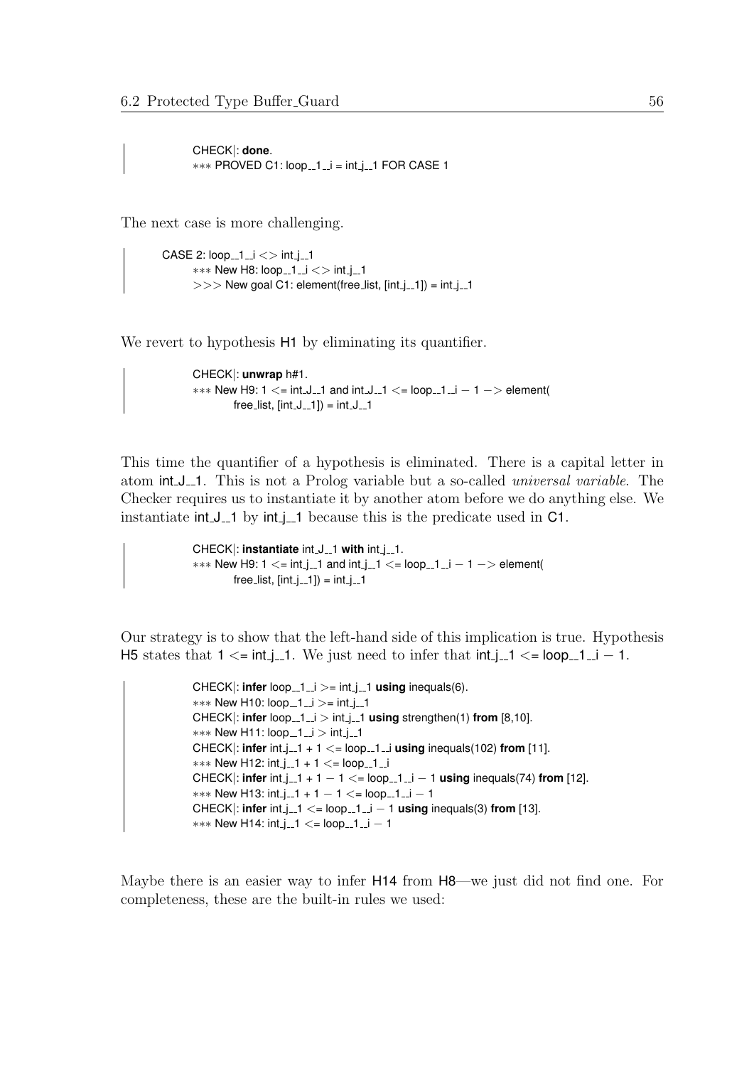```
CHECK|: done.
*** PROVED C1: loop__1__i = int_j__1 FOR CASE 1
```

The next case is more challenging.

```
CASE 2: loop__1__i <> int_j__1
    *** New H8: loop__1__i <> int_j__1
    >>> New goal C1: element(free_list, [int_j__1]) = int_j__1
```

We revert to hypothesis H1 by eliminating its quantifier.

```
CHECK|: unwrap h#1.
*** New H9: 1 <= int_J__1 and int_J__1 <= loop__1__i − 1 −> element(
        free_list, [int_J__1]) = int_J__1
```

This time the quantifier of a hypothesis is eliminated. There is a capital letter in atom int_J__1. This is not a Prolog variable but a so-called *universal variable*. The Checker requires us to instantiate it by another atom before we do anything else. We instantiate int_J__1 by int_j__1 because this is the predicate used in C1.

```
CHECK|: instantiate int_J__1 with int_j__1.
*** New H9: 1 <= int_j__1 and int_j__1 <= loop__1__i − 1 −> element(
        free_list, [int_j__1]) = int_j__1
```

Our strategy is to show that the left-hand side of this implication is true. Hypothesis H5 states that 1 <= int_j__1. We just need to infer that int_j__1 <= loop__1__i − 1.

```
CHECK|: infer loop__1__i >= int_j__1 using inequals(6).
*** New H10: loop__1__i >= int_j__1
CHECK|: infer loop__1__i > int_j__1 using strengthen(1) from [8,10].
*** New H11: loop__1__i > int_j__1
CHECK|: infer int_j__1 + 1 <= loop__1__i using inequals(102) from [11].
*** New H12: int_j__1 + 1 <= loop__1__i
CHECK|: infer int_j__1 + 1 − 1 <= loop__1__i − 1 using inequals(74) from [12].
*** New H13: int_j__1 + 1 − 1 <= loop__1__i − 1
CHECK|: infer int_j__1 <= loop__1__i − 1 using inequals(3) from [13].
*** New H14: int_j__1 <= loop__1__i − 1
```

Maybe there is an easier way to infer H14 from H8—we just did not find one. For completeness, these are the built-in rules we used: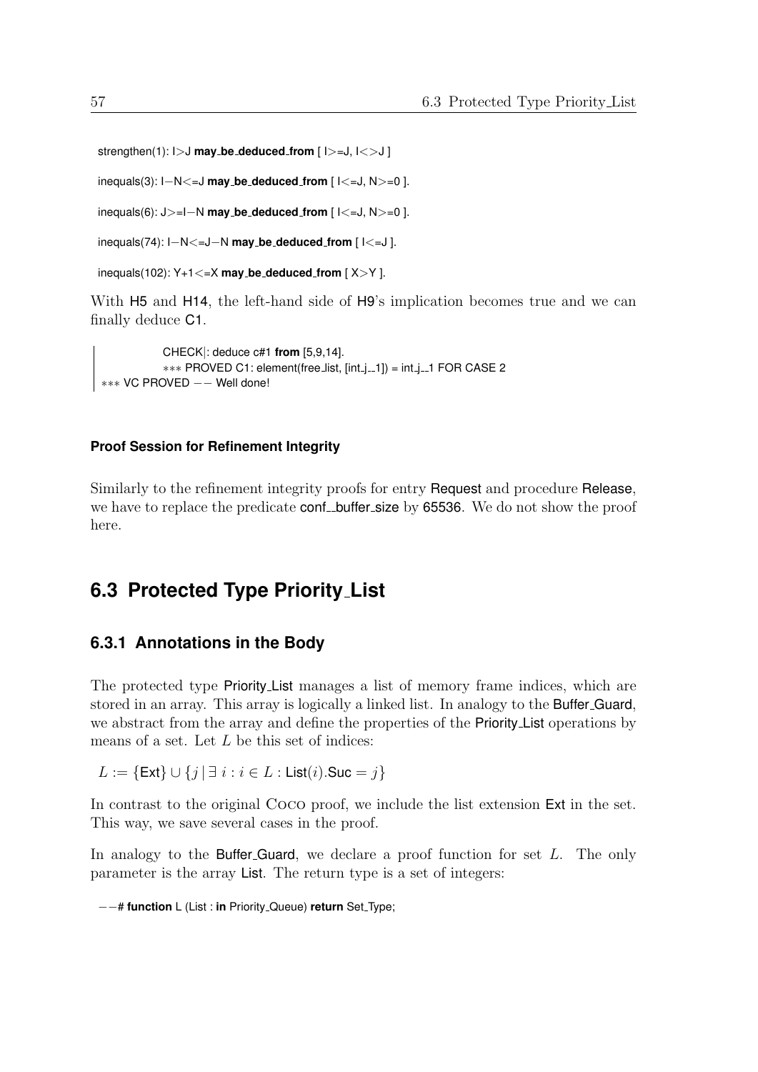```
strengthen(1): I>J may_be_deduced_from [ I>=J, I<>J ]

inequals(3): I−N<=J may_be_deduced_from [ I<=J, N>=0 ].

inequals(6): J>=I−N may_be_deduced_from [ I<=J, N>=0 ].

inequals(74): I−N<=J−N may_be_deduced_from [ I<=J ].

inequals(102): Y+1<=X may_be_deduced_from [ X>Y ].
```

With H5 and H14, the left-hand side of H9's implication becomes true and we can finally deduce C1.

```
        CHECK|: deduce c#1 from [5,9,14].
        *** PROVED C1: element(free_list, [int_j__1]) = int_j__1 FOR CASE 2
*** VC PROVED −− Well done!
```

**Proof Session for Refinement Integrity**

Similarly to the refinement integrity proofs for entry Request and procedure Release, we have to replace the predicate conf__buffer_size by 65536. We do not show the proof here.

## 6.3 Protected Type Priority_List

### 6.3.1 Annotations in the Body

The protected type Priority_List manages a list of memory frame indices, which are stored in an array. This array is logically a linked list. In analogy to the Buffer_Guard, we abstract from the array and define the properties of the Priority_List operations by means of a set. Let $L$ be this set of indices:

$L := \{\mathsf{Ext}\} \cup \{j \mid \exists\ i : i \in L : \mathsf{List}(i).\mathsf{Suc} = j\}$

In contrast to the original Coco proof, we include the list extension Ext in the set. This way, we save several cases in the proof.

In analogy to the Buffer_Guard, we declare a proof function for set $L$. The only parameter is the array List. The return type is a set of integers:

```
−−# function L (List : in Priority_Queue) return Set_Type;
```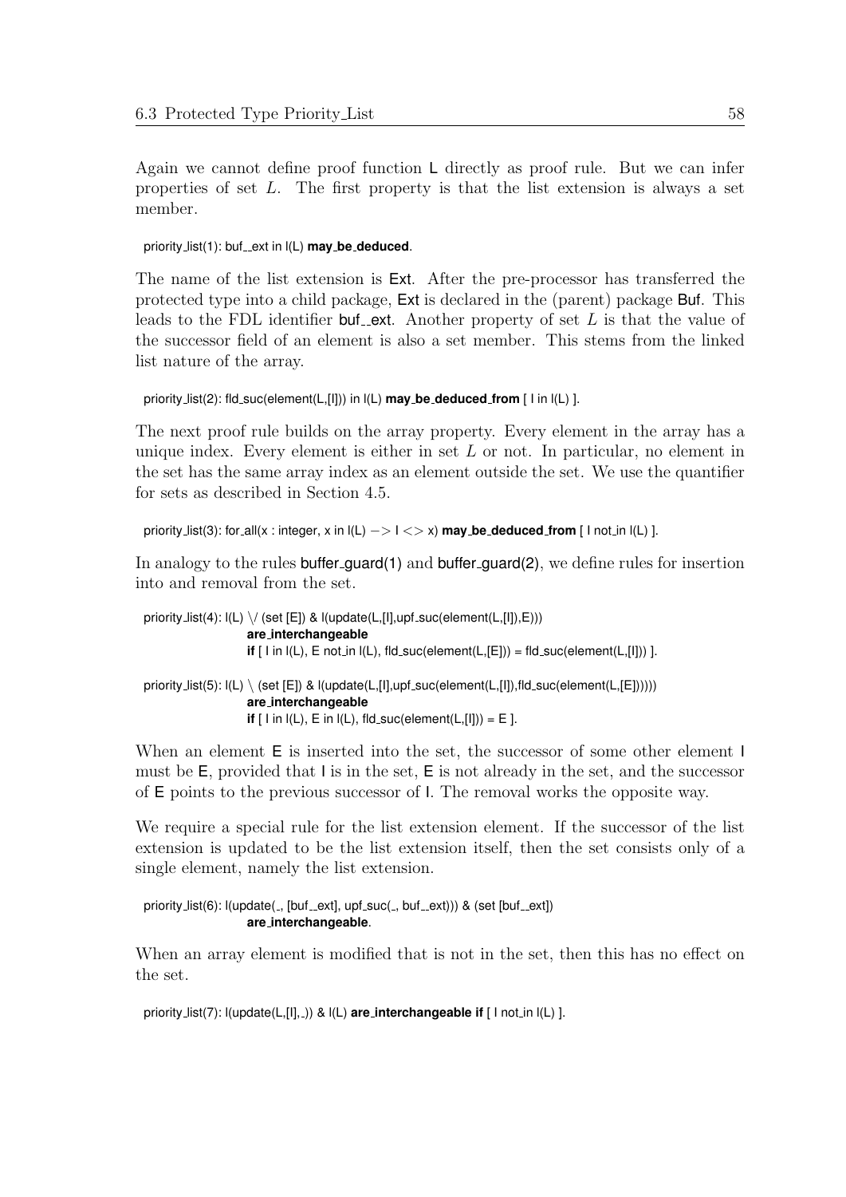Again we cannot define proof function L directly as proof rule. But we can infer properties of set $L$. The first property is that the list extension is always a set member.

```
priority_list(1): buf__ext in l(L) may_be_deduced.
```

The name of the list extension is Ext. After the pre-processor has transferred the protected type into a child package, Ext is declared in the (parent) package Buf. This leads to the FDL identifier buf__ext. Another property of set $L$ is that the value of the successor field of an element is also a set member. This stems from the linked list nature of the array.

```
priority_list(2): fld_suc(element(L,[I])) in l(L) may_be_deduced_from [ I in l(L) ].
```

The next proof rule builds on the array property. Every element in the array has a unique index. Every element is either in set $L$ or not. In particular, no element in the set has the same array index as an element outside the set. We use the quantifier for sets as described in Section 4.5.

```
priority_list(3): for_all(x : integer, x in l(L) -> I <> x) may_be_deduced_from [ I not_in l(L) ].
```

In analogy to the rules buffer_guard(1) and buffer_guard(2), we define rules for insertion into and removal from the set.

```
priority_list(4): l(L) \/ (set [E]) & l(update(L,[I],upf_suc(element(L,[I]),E)))
                  are_interchangeable
                  if [ I in l(L), E not_in l(L), fld_suc(element(L,[E])) = fld_suc(element(L,[I])) ].

priority_list(5): l(L) \ (set [E]) & l(update(L,[I],upf_suc(element(L,[I]),fld_suc(element(L,[E])))))
                  are_interchangeable
                  if [ I in l(L), E in l(L), fld_suc(element(L,[I])) = E ].
```

When an element E is inserted into the set, the successor of some other element I must be E, provided that I is in the set, E is not already in the set, and the successor of E points to the previous successor of I. The removal works the opposite way.

We require a special rule for the list extension element. If the successor of the list extension is updated to be the list extension itself, then the set consists only of a single element, namely the list extension.

```
priority_list(6): l(update(_, [buf__ext], upf_suc(_, buf__ext))) & (set [buf__ext])
                  are_interchangeable.
```

When an array element is modified that is not in the set, then this has no effect on the set.

```
priority_list(7): l(update(L,[I],_)) & l(L) are_interchangeable if [ I not_in l(L) ].
```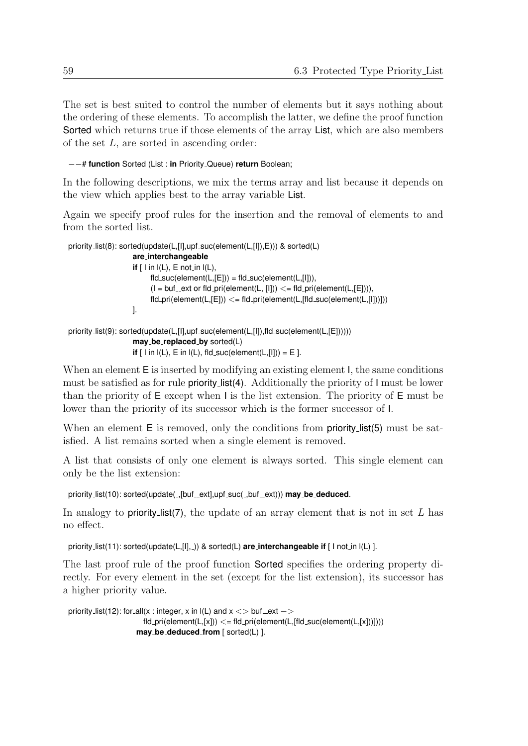The set is best suited to control the number of elements but it says nothing about the ordering of these elements. To accomplish the latter, we define the proof function Sorted which returns true if those elements of the array List, which are also members of the set $L$, are sorted in ascending order:

```
--# function Sorted (List : in Priority_Queue) return Boolean;
```

In the following descriptions, we mix the terms array and list because it depends on the view which applies best to the array variable List.

Again we specify proof rules for the insertion and the removal of elements to and from the sorted list.

```
priority_list(8): sorted(update(L,[I],upf_suc(element(L,[I]),E))) & sorted(L)
                  are_interchangeable
                  if [ I in l(L), E not_in l(L),
                       fld_suc(element(L,[E])) = fld_suc(element(L,[I])),
                       (I = buf__ext or fld_pri(element(L, [I])) <= fld_pri(element(L,[E]))),
                       fld_pri(element(L,[E])) <= fld_pri(element(L,[fld_suc(element(L,[I]))]))
                  ].

priority_list(9): sorted(update(L,[I],upf_suc(element(L,[I]),fld_suc(element(L,[E])))))
                  may_be_replaced_by sorted(L)
                  if [ I in l(L), E in l(L), fld_suc(element(L,[I])) = E ].
```

When an element E is inserted by modifying an existing element I, the same conditions must be satisfied as for rule priority_list(4). Additionally the priority of I must be lower than the priority of E except when I is the list extension. The priority of E must be lower than the priority of its successor which is the former successor of I.

When an element E is removed, only the conditions from priority_list(5) must be satisfied. A list remains sorted when a single element is removed.

A list that consists of only one element is always sorted. This single element can only be the list extension:

```
priority_list(10): sorted(update(_,[buf__ext],upf_suc(_,buf__ext))) may_be_deduced.
```

In analogy to priority_list(7), the update of an array element that is not in set $L$ has no effect.

```
priority_list(11): sorted(update(L,[I],_)) & sorted(L) are_interchangeable if [ I not_in l(L) ].
```

The last proof rule of the proof function Sorted specifies the ordering property directly. For every element in the set (except for the list extension), its successor has a higher priority value.

```
priority_list(12): for_all(x : integer, x in l(L) and x <> buf__ext ->
                       fld_pri(element(L,[x])) <= fld_pri(element(L,[fld_suc(element(L,[x]))])))
                   may_be_deduced_from [ sorted(L) ].
```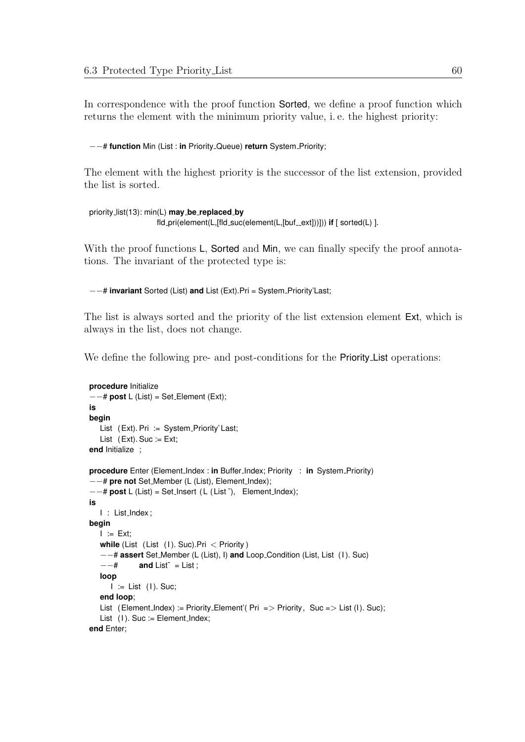In correspondence with the proof function Sorted, we define a proof function which returns the element with the minimum priority value, i. e. the highest priority:

```
--# function Min (List : in Priority_Queue) return System_Priority;
```

The element with the highest priority is the successor of the list extension, provided the list is sorted.

```
priority_list(13): min(L) may_be_replaced_by
                    fld_pri(element(L,[fld_suc(element(L,[buf__ext]))])) if [ sorted(L) ].
```

With the proof functions L, Sorted and Min, we can finally specify the proof annotations. The invariant of the protected type is:

```
--# invariant Sorted (List) and List (Ext).Pri = System_Priority'Last;
```

The list is always sorted and the priority of the list extension element Ext, which is always in the list, does not change.

We define the following pre- and post-conditions for the Priority_List operations:

```
procedure Initialize
--# post L (List) = Set_Element (Ext);
is
begin
   List (Ext).Pri := System_Priority'Last;
   List (Ext).Suc := Ext;
end Initialize ;

procedure Enter (Element_Index : in Buffer_Index; Priority : in System_Priority)
--# pre not Set_Member (L (List), Element_Index);
--# post L (List) = Set_Insert (L (List~), Element_Index);
is
   I : List_Index;
begin
   I := Ext;
   while (List (List (I).Suc).Pri < Priority)
   --# assert Set_Member (L (List), I) and Loop_Condition (List, List (I).Suc)
   --#        and List~ = List;
   loop
      I := List (I).Suc;
   end loop;
   List (Element_Index) := Priority_Element'(Pri => Priority, Suc => List (I).Suc);
   List (I).Suc := Element_Index;
end Enter;
```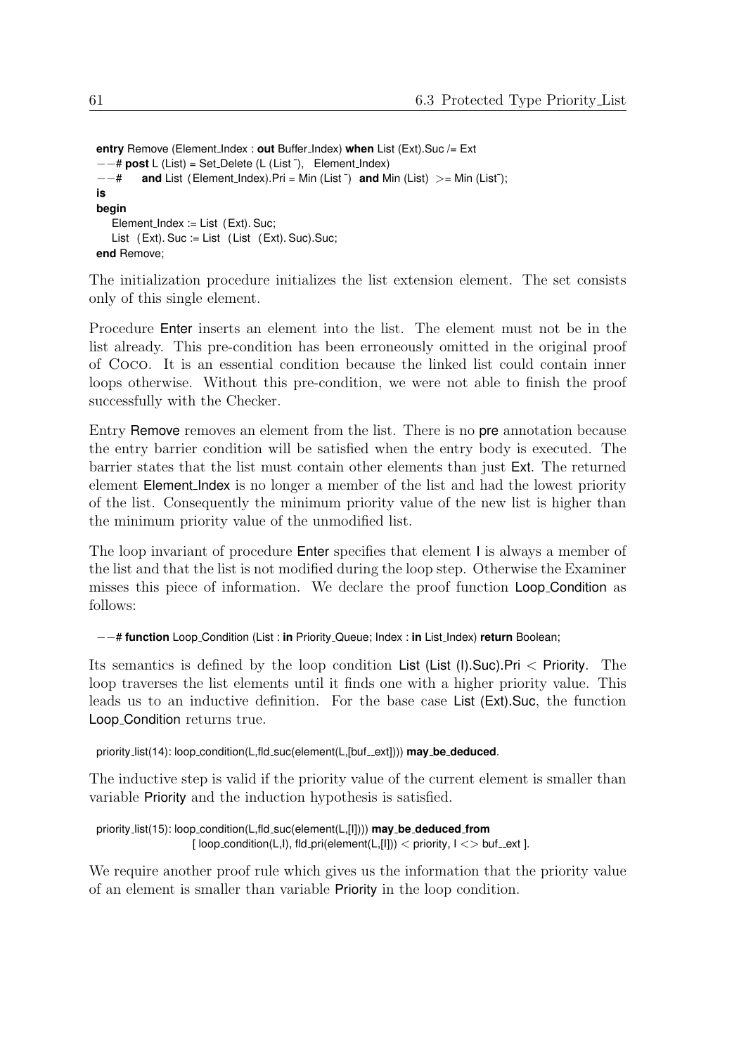```
entry Remove (Element_Index : out Buffer_Index) when List (Ext).Suc /= Ext
--# post L (List) = Set_Delete (L (List~),   Element_Index)
--#      and List (Element_Index).Pri = Min (List~)  and Min (List)  >= Min (List~);
is
begin
   Element_Index := List (Ext). Suc;
   List (Ext). Suc := List (List (Ext). Suc).Suc;
end Remove;
```

The initialization procedure initializes the list extension element. The set consists only of this single element.

Procedure Enter inserts an element into the list. The element must not be in the list already. This pre-condition has been erroneously omitted in the original proof of Coco. It is an essential condition because the linked list could contain inner loops otherwise. Without this pre-condition, we were not able to finish the proof successfully with the Checker.

Entry Remove removes an element from the list. There is no pre annotation because the entry barrier condition will be satisfied when the entry body is executed. The barrier states that the list must contain other elements than just Ext. The returned element Element_Index is no longer a member of the list and had the lowest priority of the list. Consequently the minimum priority value of the new list is higher than the minimum priority value of the unmodified list.

The loop invariant of procedure Enter specifies that element I is always a member of the list and that the list is not modified during the loop step. Otherwise the Examiner misses this piece of information. We declare the proof function Loop_Condition as follows:

```
--# function Loop_Condition (List : in Priority_Queue; Index : in List_Index) return Boolean;
```

Its semantics is defined by the loop condition List (List (I).Suc).Pri < Priority. The loop traverses the list elements until it finds one with a higher priority value. This leads us to an inductive definition. For the base case List (Ext).Suc, the function Loop_Condition returns true.

```
priority_list(14): loop_condition(L,fld_suc(element(L,[buf__ext]))) may_be_deduced.
```

The inductive step is valid if the priority value of the current element is smaller than variable Priority and the induction hypothesis is satisfied.

```
priority_list(15): loop_condition(L,fld_suc(element(L,[I]))) may_be_deduced_from
                   [ loop_condition(L,I), fld_pri(element(L,[I])) < priority, I <> buf__ext ].
```

We require another proof rule which gives us the information that the priority value of an element is smaller than variable Priority in the loop condition.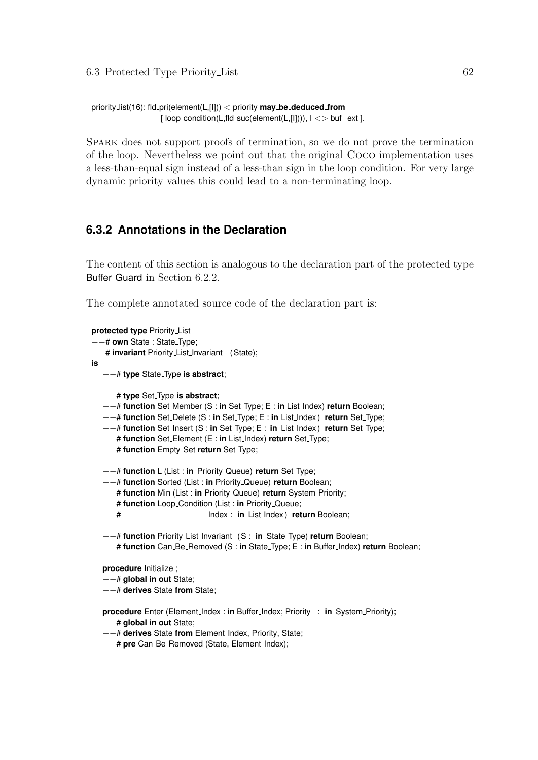```
priority_list(16): fld_pri(element(L,[I])) < priority may_be_deduced_from
                   [ loop_condition(L,fld_suc(element(L,[I]))), I <> buf__ext ].
```

SPARK does not support proofs of termination, so we do not prove the termination of the loop. Nevertheless we point out that the original COCO implementation uses a less-than-equal sign instead of a less-than sign in the loop condition. For very large dynamic priority values this could lead to a non-terminating loop.

### 6.3.2 Annotations in the Declaration

The content of this section is analogous to the declaration part of the protected type Buffer_Guard in Section 6.2.2.

The complete annotated source code of the declaration part is:

```
protected type Priority_List
--# own State : State_Type;
--# invariant Priority_List_Invariant (State);
is
   --# type State_Type is abstract;

   --# type Set_Type is abstract;
   --# function Set_Member (S : in Set_Type; E : in List_Index) return Boolean;
   --# function Set_Delete (S : in Set_Type; E : in List_Index) return Set_Type;
   --# function Set_Insert (S : in Set_Type; E : in List_Index) return Set_Type;
   --# function Set_Element (E : in List_Index) return Set_Type;
   --# function Empty_Set return Set_Type;

   --# function L (List : in Priority_Queue) return Set_Type;
   --# function Sorted (List : in Priority_Queue) return Boolean;
   --# function Min (List : in Priority_Queue) return System_Priority;
   --# function Loop_Condition (List : in Priority_Queue;
   --#                          Index : in List_Index) return Boolean;

   --# function Priority_List_Invariant (S : in State_Type) return Boolean;
   --# function Can_Be_Removed (S : in State_Type; E : in Buffer_Index) return Boolean;

   procedure Initialize ;
   --# global in out State;
   --# derives State from State;

   procedure Enter (Element_Index : in Buffer_Index; Priority : in System_Priority);
   --# global in out State;
   --# derives State from Element_Index, Priority, State;
   --# pre Can_Be_Removed (State, Element_Index);
```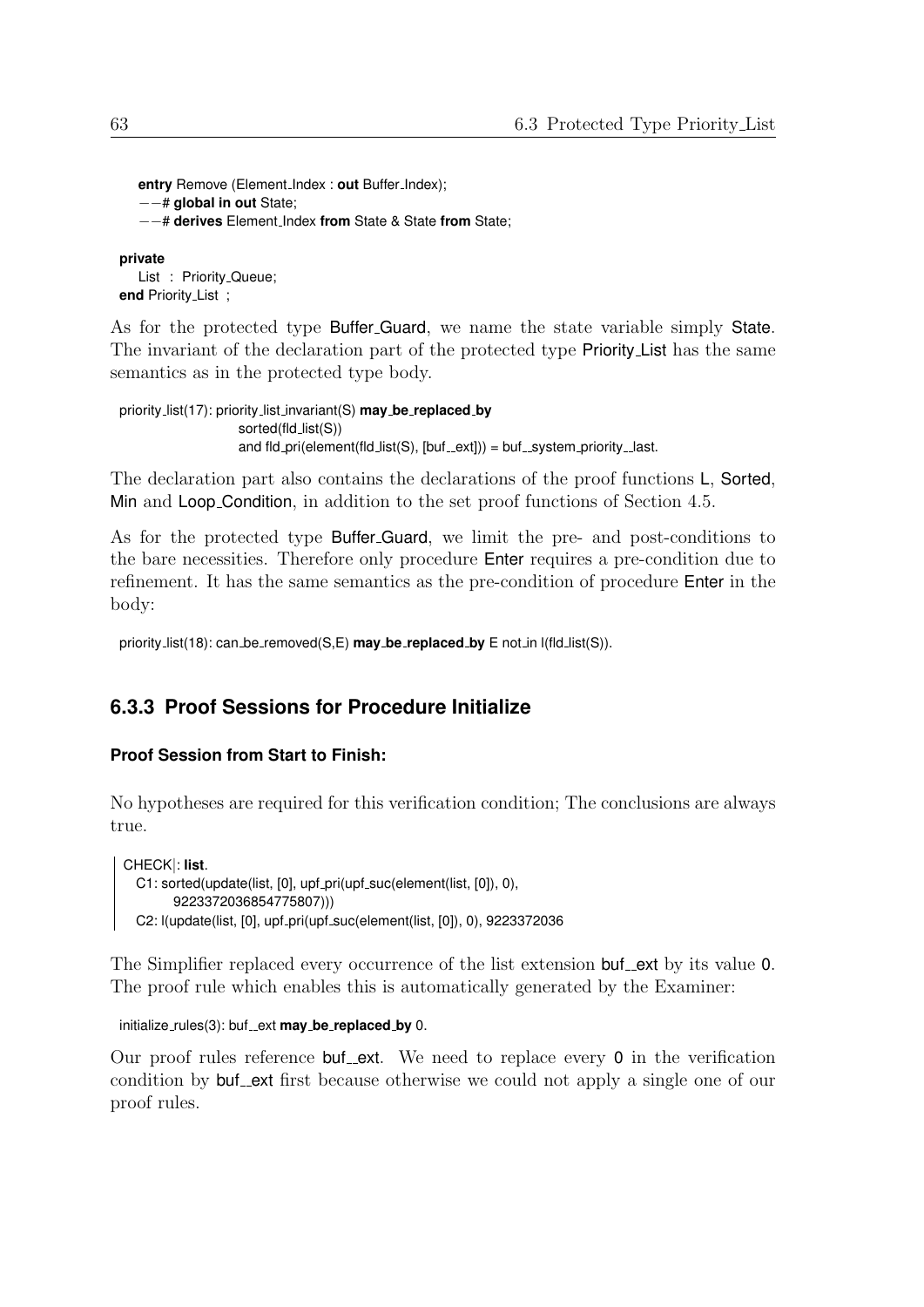```
entry Remove (Element_Index : out Buffer_Index);
--# global in out State;
--# derives Element_Index from State & State from State;

private
   List : Priority_Queue;
end Priority_List ;
```

As for the protected type Buffer_Guard, we name the state variable simply State. The invariant of the declaration part of the protected type Priority_List has the same semantics as in the protected type body.

```
priority_list(17): priority_list_invariant(S) may_be_replaced_by
                   sorted(fld_list(S))
                   and fld_pri(element(fld_list(S), [buf__ext])) = buf__system_priority__last.
```

The declaration part also contains the declarations of the proof functions L, Sorted, Min and Loop_Condition, in addition to the set proof functions of Section 4.5.

As for the protected type Buffer_Guard, we limit the pre- and post-conditions to the bare necessities. Therefore only procedure Enter requires a pre-condition due to refinement. It has the same semantics as the pre-condition of procedure Enter in the body:

```
priority_list(18): can_be_removed(S,E) may_be_replaced_by E not_in l(fld_list(S)).
```

### 6.3.3 Proof Sessions for Procedure Initialize

#### Proof Session from Start to Finish:

No hypotheses are required for this verification condition; The conclusions are always true.

```
CHECK|: list.
  C1: sorted(update(list, [0], upf_pri(upf_suc(element(list, [0]), 0),
        9223372036854775807)))
  C2: l(update(list, [0], upf_pri(upf_suc(element(list, [0]), 0), 9223372036
```

The Simplifier replaced every occurrence of the list extension buf__ext by its value 0. The proof rule which enables this is automatically generated by the Examiner:

```
initialize_rules(3): buf__ext may_be_replaced_by 0.
```

Our proof rules reference buf__ext. We need to replace every 0 in the verification condition by buf__ext first because otherwise we could not apply a single one of our proof rules.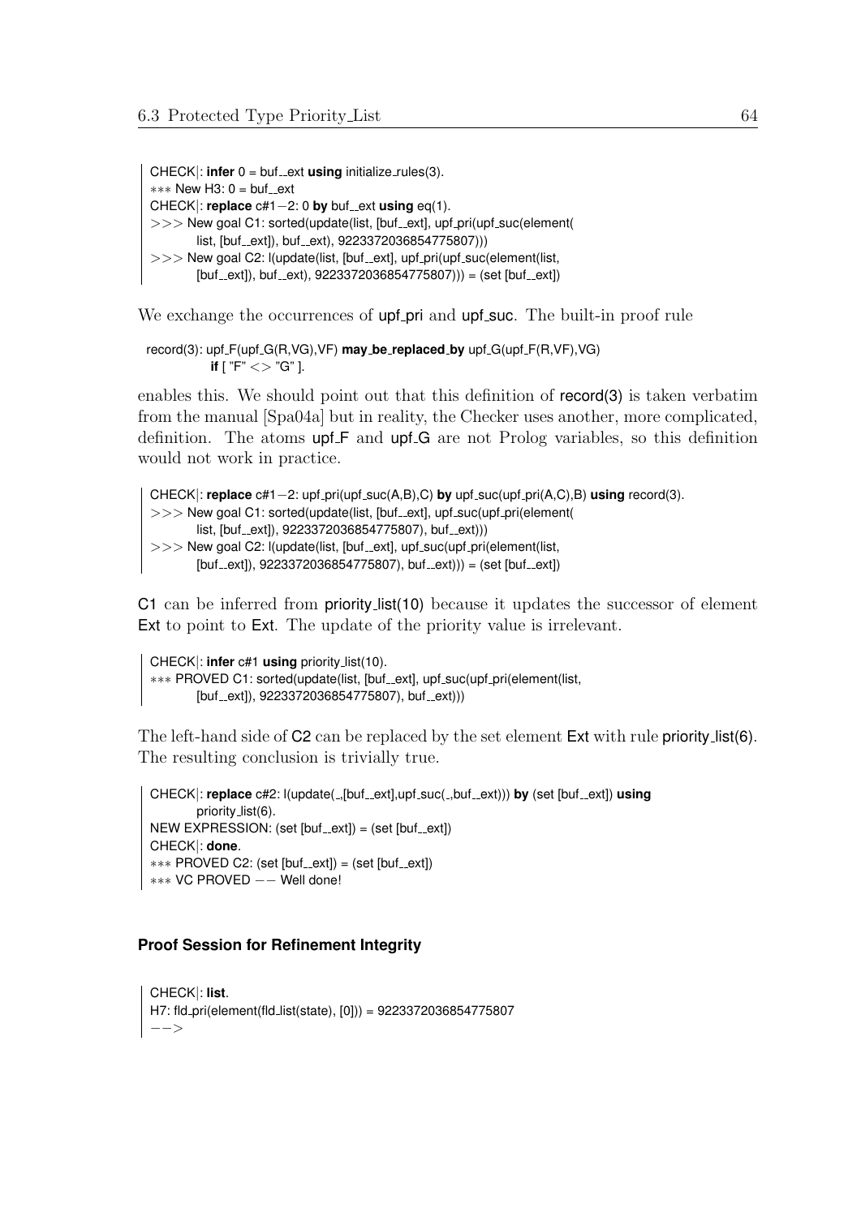```
CHECK|: infer 0 = buf__ext using initialize_rules(3).
*** New H3: 0 = buf__ext
CHECK|: replace c#1−2: 0 by buf__ext using eq(1).
>>> New goal C1: sorted(update(list, [buf__ext], upf_pri(upf_suc(element(
        list, [buf__ext]), buf__ext), 9223372036854775807)))
>>> New goal C2: l(update(list, [buf__ext], upf_pri(upf_suc(element(list,
        [buf__ext]), buf__ext), 9223372036854775807))) = (set [buf__ext])
```

We exchange the occurrences of upf_pri and upf_suc. The built-in proof rule

```
record(3): upf_F(upf_G(R,VG),VF) may_be_replaced_by upf_G(upf_F(R,VF),VG)
        if [ "F" <> "G" ].
```

enables this. We should point out that this definition of record(3) is taken verbatim from the manual [Spa04a] but in reality, the Checker uses another, more complicated, definition. The atoms upf_F and upf_G are not Prolog variables, so this definition would not work in practice.

```
CHECK|: replace c#1−2: upf_pri(upf_suc(A,B),C) by upf_suc(upf_pri(A,C),B) using record(3).
>>> New goal C1: sorted(update(list, [buf__ext], upf_suc(upf_pri(element(
        list, [buf__ext]), 9223372036854775807), buf__ext)))
>>> New goal C2: l(update(list, [buf__ext], upf_suc(upf_pri(element(list,
        [buf__ext]), 9223372036854775807), buf__ext))) = (set [buf__ext])
```

C1 can be inferred from priority_list(10) because it updates the successor of element Ext to point to Ext. The update of the priority value is irrelevant.

```
CHECK|: infer c#1 using priority_list(10).
*** PROVED C1: sorted(update(list, [buf__ext], upf_suc(upf_pri(element(list,
        [buf__ext]), 9223372036854775807), buf__ext)))
```

The left-hand side of C2 can be replaced by the set element Ext with rule priority_list(6). The resulting conclusion is trivially true.

```
CHECK|: replace c#2: l(update(_,[buf__ext],upf_suc(_,buf__ext))) by (set [buf__ext]) using
        priority_list(6).
NEW EXPRESSION: (set [buf__ext]) = (set [buf__ext])
CHECK|: done.
*** PROVED C2: (set [buf__ext]) = (set [buf__ext])
*** VC PROVED −− Well done!
```

#### Proof Session for Refinement Integrity

```
CHECK|: list.
H7: fld_pri(element(fld_list(state), [0])) = 9223372036854775807
−−>
```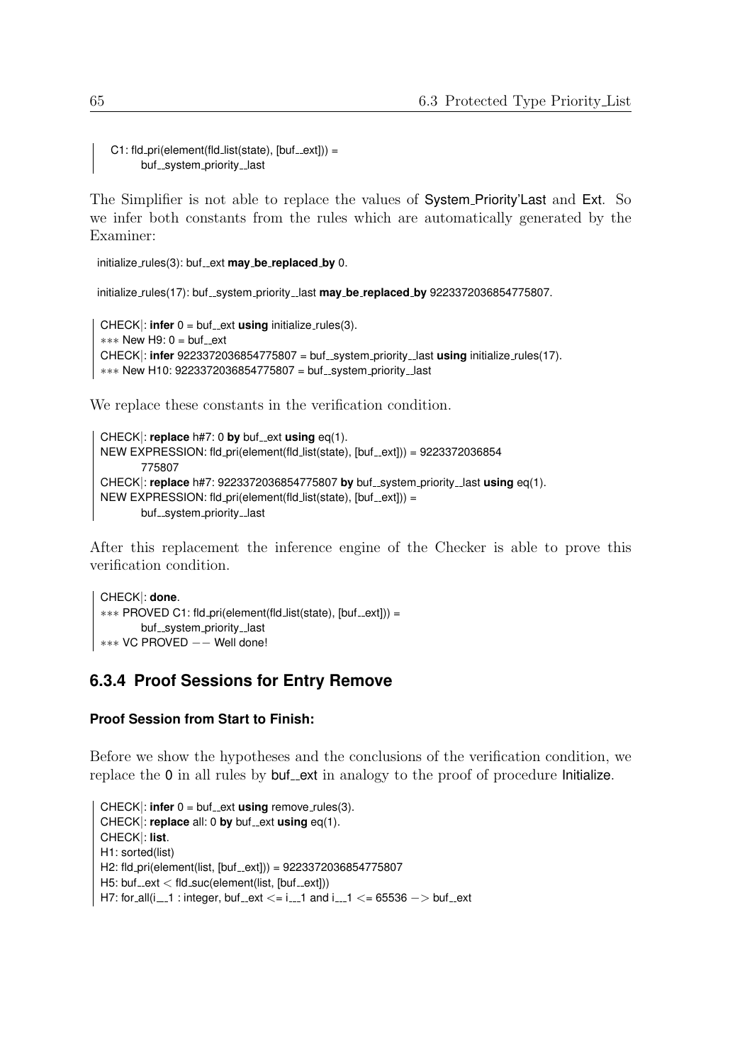```
C1: fld_pri(element(fld_list(state), [buf__ext])) =
        buf__system_priority__last
```

The Simplifier is not able to replace the values of System_Priority'Last and Ext. So we infer both constants from the rules which are automatically generated by the Examiner:

```
initialize_rules(3): buf__ext may_be_replaced_by 0.
```

```
initialize_rules(17): buf__system_priority__last may_be_replaced_by 9223372036854775807.
```

```
CHECK|: infer 0 = buf__ext using initialize_rules(3).
*** New H9: 0 = buf__ext
CHECK|: infer 9223372036854775807 = buf__system_priority__last using initialize_rules(17).
*** New H10: 9223372036854775807 = buf__system_priority__last
```

We replace these constants in the verification condition.

```
CHECK|: replace h#7: 0 by buf__ext using eq(1).
NEW EXPRESSION: fld_pri(element(fld_list(state), [buf__ext])) = 9223372036854
        775807
CHECK|: replace h#7: 9223372036854775807 by buf__system_priority__last using eq(1).
NEW EXPRESSION: fld_pri(element(fld_list(state), [buf__ext])) =
        buf__system_priority__last
```

After this replacement the inference engine of the Checker is able to prove this verification condition.

```
CHECK|: done.
*** PROVED C1: fld_pri(element(fld_list(state), [buf__ext])) =
        buf__system_priority__last
*** VC PROVED -- Well done!
```

### 6.3.4 Proof Sessions for Entry Remove

**Proof Session from Start to Finish:**

Before we show the hypotheses and the conclusions of the verification condition, we replace the 0 in all rules by buf__ext in analogy to the proof of procedure Initialize.

```
CHECK|: infer 0 = buf__ext using remove_rules(3).
CHECK|: replace all: 0 by buf__ext using eq(1).
CHECK|: list.
H1: sorted(list)
H2: fld_pri(element(list, [buf__ext])) = 9223372036854775807
H5: buf__ext < fld_suc(element(list, [buf__ext]))
H7: for_all(i___1 : integer, buf__ext <= i___1 and i___1 <= 65536 -> buf__ext
```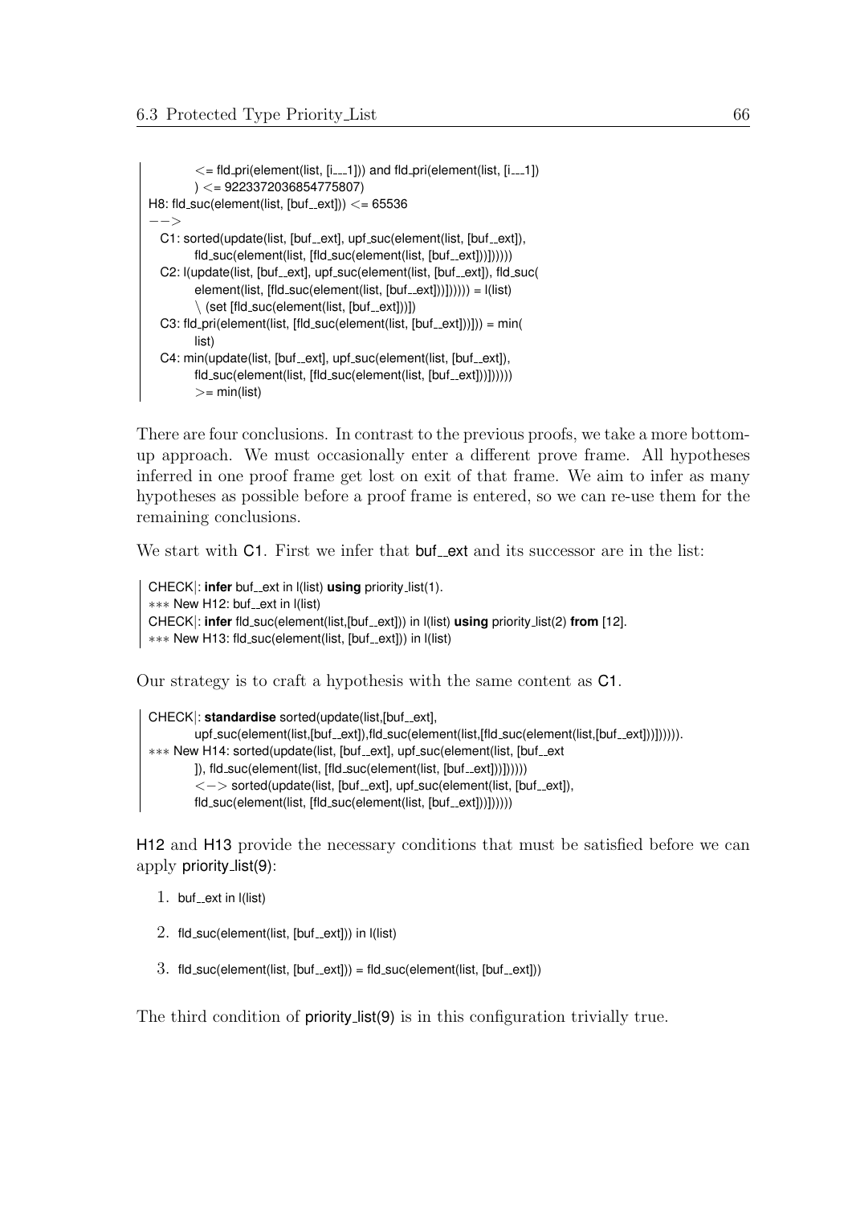```
        <= fld_pri(element(list, [i___1])) and fld_pri(element(list, [i___1])
        ) <= 9223372036854775807)
H8: fld_suc(element(list, [buf__ext])) <= 65536
-->
  C1: sorted(update(list, [buf__ext], upf_suc(element(list, [buf__ext]),
        fld_suc(element(list, [fld_suc(element(list, [buf__ext]))])))))
  C2: l(update(list, [buf__ext], upf_suc(element(list, [buf__ext]), fld_suc(
        element(list, [fld_suc(element(list, [buf__ext]))]))))) = l(list)
        \ (set [fld_suc(element(list, [buf__ext]))])
  C3: fld_pri(element(list, [fld_suc(element(list, [buf__ext]))])) = min(
        list)
  C4: min(update(list, [buf__ext], upf_suc(element(list, [buf__ext]),
        fld_suc(element(list, [fld_suc(element(list, [buf__ext]))])))))
        >= min(list)
```

There are four conclusions. In contrast to the previous proofs, we take a more bottom-up approach. We must occasionally enter a different prove frame. All hypotheses inferred in one proof frame get lost on exit of that frame. We aim to infer as many hypotheses as possible before a proof frame is entered, so we can re-use them for the remaining conclusions.

We start with C1. First we infer that buf__ext and its successor are in the list:

```
CHECK|: infer buf__ext in l(list) using priority_list(1).
*** New H12: buf__ext in l(list)
CHECK|: infer fld_suc(element(list,[buf__ext])) in l(list) using priority_list(2) from [12].
*** New H13: fld_suc(element(list, [buf__ext])) in l(list)
```

Our strategy is to craft a hypothesis with the same content as C1.

```
CHECK|: standardise sorted(update(list,[buf__ext],
        upf_suc(element(list,[buf__ext]),fld_suc(element(list,[fld_suc(element(list,[buf__ext]))]))))).
*** New H14: sorted(update(list, [buf__ext], upf_suc(element(list, [buf__ext
        ]), fld_suc(element(list, [fld_suc(element(list, [buf__ext]))])))))
        <-> sorted(update(list, [buf__ext], upf_suc(element(list, [buf__ext]),
        fld_suc(element(list, [fld_suc(element(list, [buf__ext]))])))))
```

H12 and H13 provide the necessary conditions that must be satisfied before we can apply priority_list(9):

1. buf__ext in l(list)
2. fld_suc(element(list, [buf__ext])) in l(list)
3. fld_suc(element(list, [buf__ext])) = fld_suc(element(list, [buf__ext]))

The third condition of priority_list(9) is in this configuration trivially true.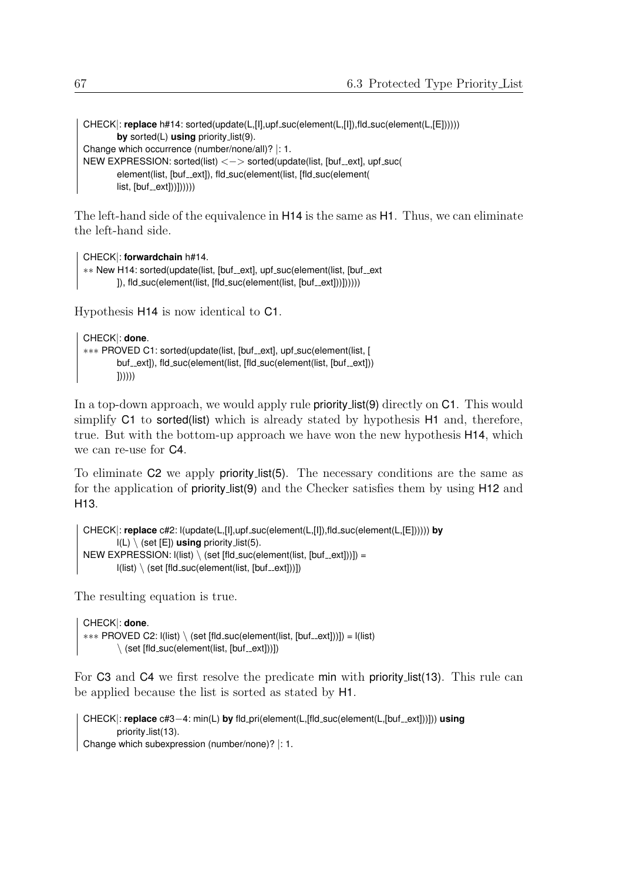```
CHECK|: replace h#14: sorted(update(L,[I],upf_suc(element(L,[I]),fld_suc(element(L,[E])))))
        by sorted(L) using priority_list(9).
Change which occurrence (number/none/all)? |: 1.
NEW EXPRESSION: sorted(list) <−> sorted(update(list, [buf__ext], upf_suc(
        element(list, [buf__ext]), fld_suc(element(list, [fld_suc(element(
        list, [buf__ext]))])))))
```

The left-hand side of the equivalence in H14 is the same as H1. Thus, we can eliminate the left-hand side.

```
CHECK|: forwardchain h#14.
** New H14: sorted(update(list, [buf__ext], upf_suc(element(list, [buf__ext
        ]), fld_suc(element(list, [fld_suc(element(list, [buf__ext]))])))))
```

Hypothesis H14 is now identical to C1.

```
CHECK|: done.
*** PROVED C1: sorted(update(list, [buf__ext], upf_suc(element(list, [
        buf__ext]), fld_suc(element(list, [fld_suc(element(list, [buf__ext]))
        ])))))
```

In a top-down approach, we would apply rule priority_list(9) directly on C1. This would simplify C1 to sorted(list) which is already stated by hypothesis H1 and, therefore, true. But with the bottom-up approach we have won the new hypothesis H14, which we can re-use for C4.

To eliminate C2 we apply priority_list(5). The necessary conditions are the same as for the application of priority_list(9) and the Checker satisfies them by using H12 and H13.

```
CHECK|: replace c#2: l(update(L,[I],upf_suc(element(L,[I]),fld_suc(element(L,[E]))))) by
        l(L) \ (set [E]) using priority_list(5).
NEW EXPRESSION: l(list) \ (set [fld_suc(element(list, [buf__ext]))]) =
        l(list) \ (set [fld_suc(element(list, [buf__ext]))])
```

The resulting equation is true.

```
CHECK|: done.
*** PROVED C2: l(list) \ (set [fld_suc(element(list, [buf__ext]))]) = l(list)
        \ (set [fld_suc(element(list, [buf__ext]))])
```

For C3 and C4 we first resolve the predicate min with priority_list(13). This rule can be applied because the list is sorted as stated by H1.

```
CHECK|: replace c#3−4: min(L) by fld_pri(element(L,[fld_suc(element(L,[buf__ext]))])) using
        priority_list(13).
Change which subexpression (number/none)? |: 1.
```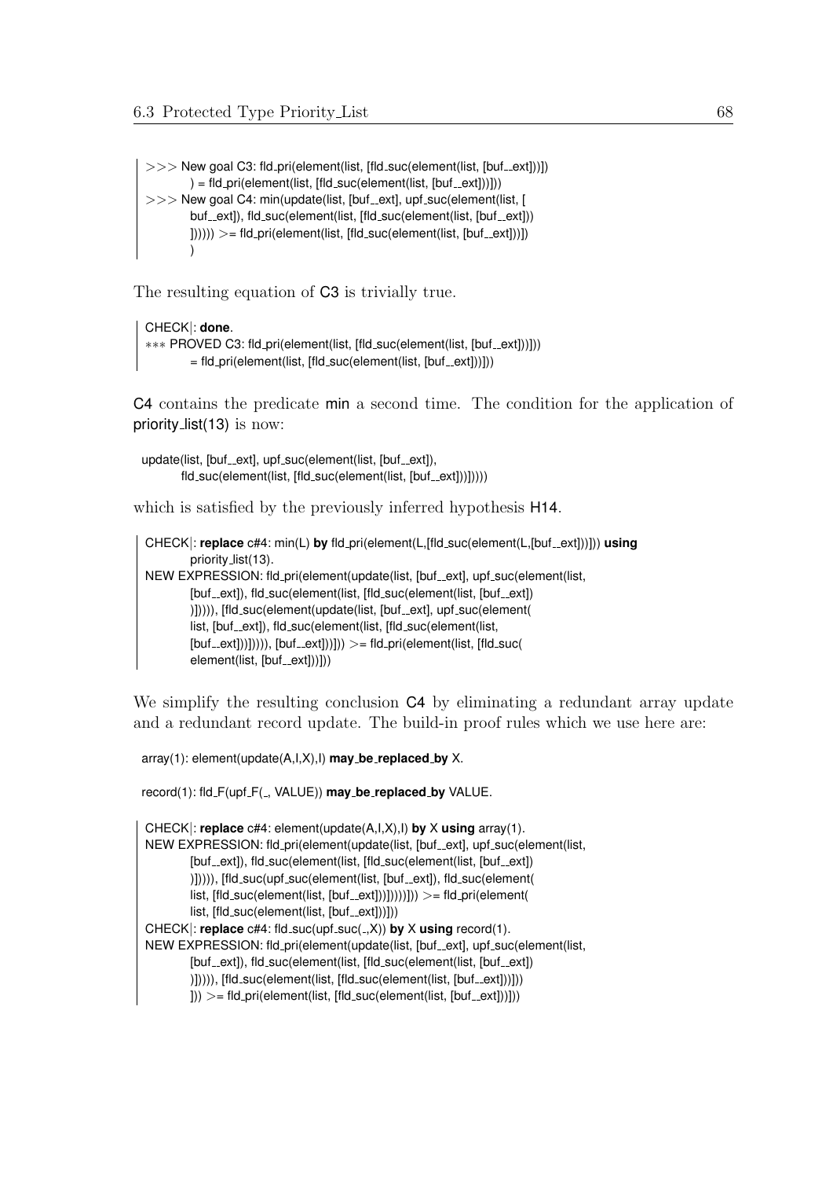```
>>> New goal C3: fld_pri(element(list, [fld_suc(element(list, [buf__ext]))])
        ) = fld_pri(element(list, [fld_suc(element(list, [buf__ext]))]))
>>> New goal C4: min(update(list, [buf__ext], upf_suc(element(list, [
        buf__ext]), fld_suc(element(list, [fld_suc(element(list, [buf__ext]))
        ]))))) >= fld_pri(element(list, [fld_suc(element(list, [buf__ext]))])
        )
```

The resulting equation of C3 is trivially true.

```
CHECK|: done.
*** PROVED C3: fld_pri(element(list, [fld_suc(element(list, [buf__ext]))]))
        = fld_pri(element(list, [fld_suc(element(list, [buf__ext]))]))
```

C4 contains the predicate min a second time. The condition for the application of priority_list(13) is now:

```
update(list, [buf__ext], upf_suc(element(list, [buf__ext]),
        fld_suc(element(list, [fld_suc(element(list, [buf__ext]))]))))
```

which is satisfied by the previously inferred hypothesis H14.

```
CHECK|: replace c#4: min(L) by fld_pri(element(L,[fld_suc(element(L,[buf__ext]))])) using
        priority_list(13).
NEW EXPRESSION: fld_pri(element(update(list, [buf__ext], upf_suc(element(list,
        [buf__ext]), fld_suc(element(list, [fld_suc(element(list, [buf__ext])
        )])))), [fld_suc(element(update(list, [buf__ext], upf_suc(element(
        list, [buf__ext]), fld_suc(element(list, [fld_suc(element(list,
        [buf__ext]))])))), [buf__ext]))])) >= fld_pri(element(list, [fld_suc(
        element(list, [buf__ext]))]))
```

We simplify the resulting conclusion C4 by eliminating a redundant array update and a redundant record update. The build-in proof rules which we use here are:

```
array(1): element(update(A,I,X),I) may_be_replaced_by X.

record(1): fld_F(upf_F(_, VALUE)) may_be_replaced_by VALUE.
```

```
CHECK|: replace c#4: element(update(A,I,X),I) by X using array(1).
NEW EXPRESSION: fld_pri(element(update(list, [buf__ext], upf_suc(element(list,
        [buf__ext]), fld_suc(element(list, [fld_suc(element(list, [buf__ext])
        )])))), [fld_suc(upf_suc(element(list, [buf__ext]), fld_suc(element(
        list, [fld_suc(element(list, [buf__ext]))]))))])) >= fld_pri(element(
        list, [fld_suc(element(list, [buf__ext]))]))
CHECK|: replace c#4: fld_suc(upf_suc(_,X)) by X using record(1).
NEW EXPRESSION: fld_pri(element(update(list, [buf__ext], upf_suc(element(list,
        [buf__ext]), fld_suc(element(list, [fld_suc(element(list, [buf__ext])
        )])))), [fld_suc(element(list, [fld_suc(element(list, [buf__ext]))]))
        ])) >= fld_pri(element(list, [fld_suc(element(list, [buf__ext]))]))
```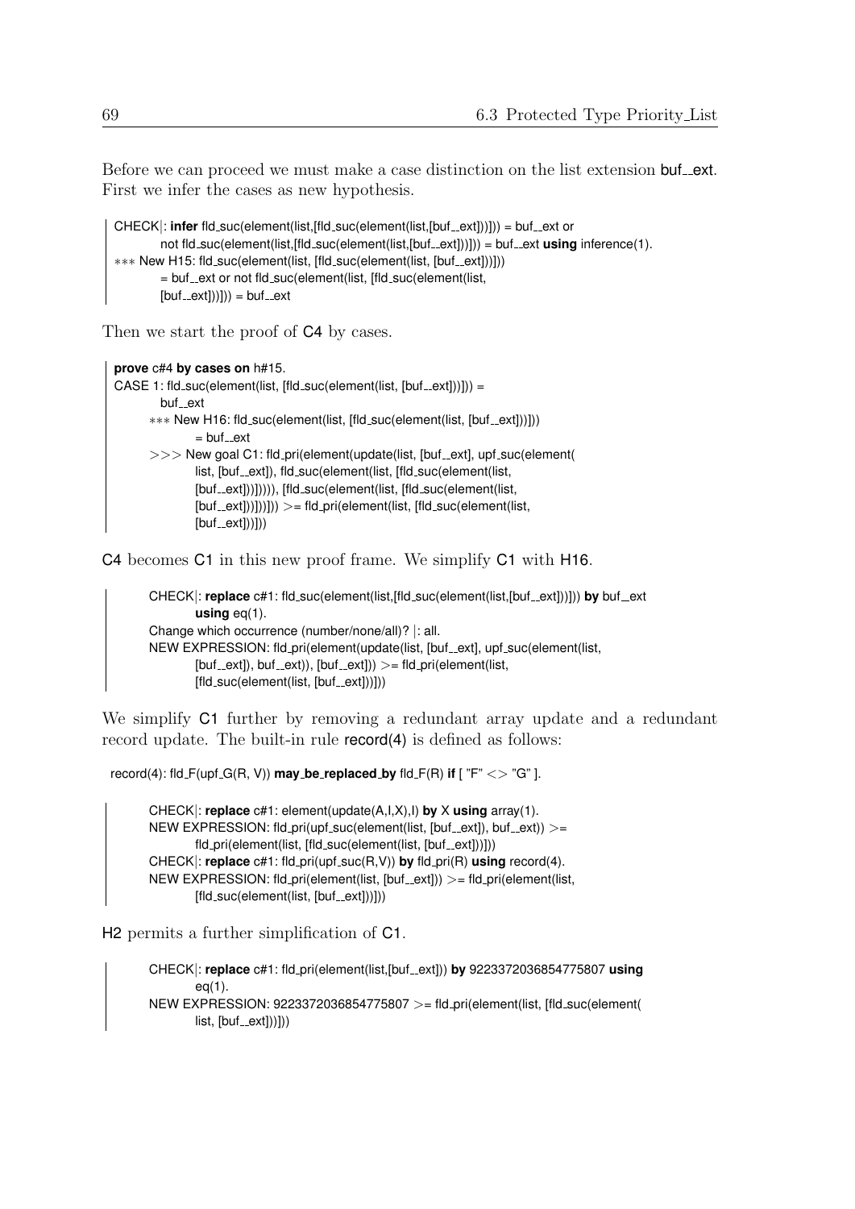Before we can proceed we must make a case distinction on the list extension buf__ext. First we infer the cases as new hypothesis.

```
CHECK|: infer fld_suc(element(list,[fld_suc(element(list,[buf__ext]))])) = buf__ext or
        not fld_suc(element(list,[fld_suc(element(list,[buf__ext]))])) = buf__ext using inference(1).
*** New H15: fld_suc(element(list, [fld_suc(element(list, [buf__ext]))]))
        = buf__ext or not fld_suc(element(list, [fld_suc(element(list,
        [buf__ext]))])) = buf__ext
```

Then we start the proof of C4 by cases.

```
prove c#4 by cases on h#15.
CASE 1: fld_suc(element(list, [fld_suc(element(list, [buf__ext]))])) =
        buf__ext
    *** New H16: fld_suc(element(list, [fld_suc(element(list, [buf__ext]))]))
            = buf__ext
    >>> New goal C1: fld_pri(element(update(list, [buf__ext], upf_suc(element(
            list, [buf__ext]), fld_suc(element(list, [fld_suc(element(list,
            [buf__ext]))])))), [fld_suc(element(list, [fld_suc(element(list,
            [buf__ext]))]))])) >= fld_pri(element(list, [fld_suc(element(list,
            [buf__ext]))]))
```

C4 becomes C1 in this new proof frame. We simplify C1 with H16.

```
    CHECK|: replace c#1: fld_suc(element(list,[fld_suc(element(list,[buf__ext]))])) by buf__ext
            using eq(1).
    Change which occurrence (number/none/all)? |: all.
    NEW EXPRESSION: fld_pri(element(update(list, [buf__ext], upf_suc(element(list,
            [buf__ext]), buf__ext)), [buf__ext])) >= fld_pri(element(list,
            [fld_suc(element(list, [buf__ext]))]))
```

We simplify C1 further by removing a redundant array update and a redundant record update. The built-in rule record(4) is defined as follows:

```
record(4): fld_F(upf_G(R, V)) may_be_replaced_by fld_F(R) if [ "F" <> "G" ].
```

```
    CHECK|: replace c#1: element(update(A,I,X),I) by X using array(1).
    NEW EXPRESSION: fld_pri(upf_suc(element(list, [buf__ext]), buf__ext)) >=
            fld_pri(element(list, [fld_suc(element(list, [buf__ext]))]))
    CHECK|: replace c#1: fld_pri(upf_suc(R,V)) by fld_pri(R) using record(4).
    NEW EXPRESSION: fld_pri(element(list, [buf__ext])) >= fld_pri(element(list,
            [fld_suc(element(list, [buf__ext]))]))
```

H2 permits a further simplification of C1.

```
    CHECK|: replace c#1: fld_pri(element(list,[buf__ext])) by 9223372036854775807 using
            eq(1).
    NEW EXPRESSION: 9223372036854775807 >= fld_pri(element(list, [fld_suc(element(
            list, [buf__ext]))]))
```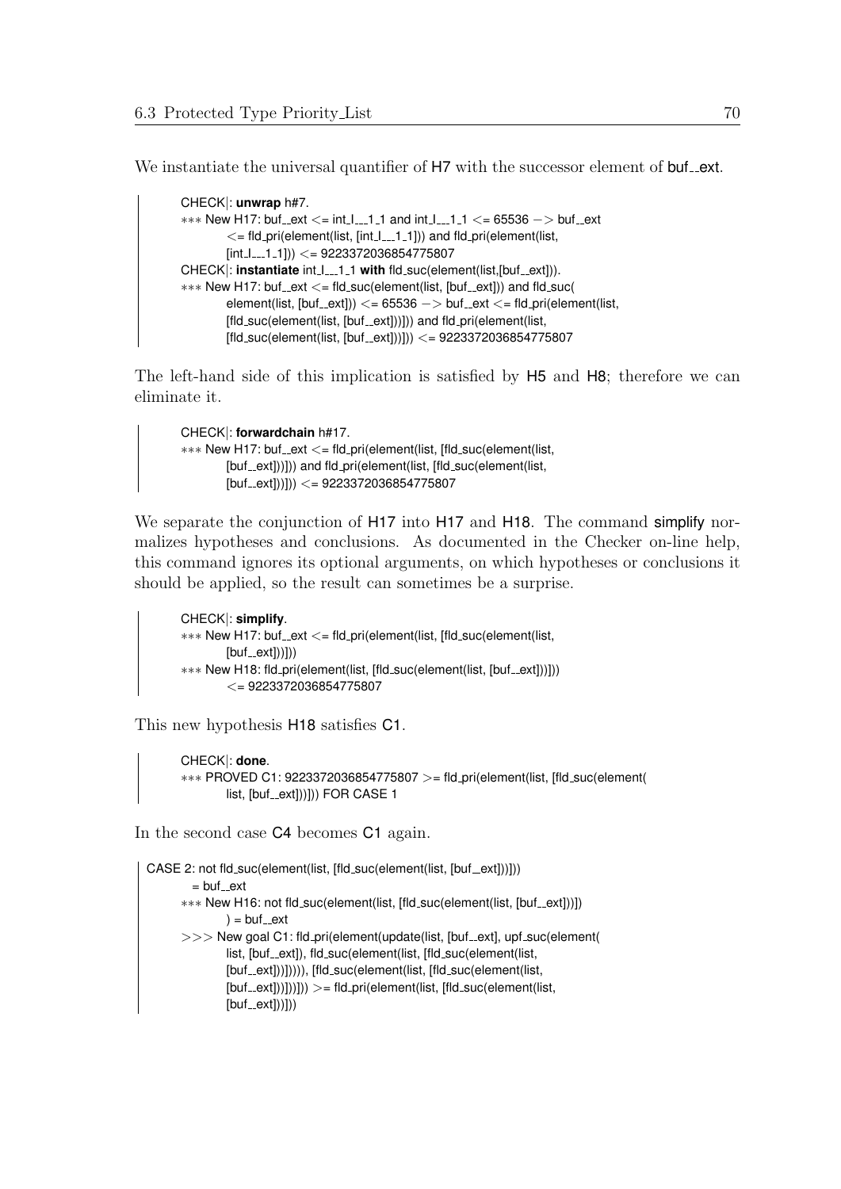We instantiate the universal quantifier of H7 with the successor element of buf__ext.

```
CHECK|: unwrap h#7.
*** New H17: buf__ext <= int_I___1_1 and int_I___1_1 <= 65536 -> buf__ext
        <= fld_pri(element(list, [int_I___1_1])) and fld_pri(element(list,
        [int_I___1_1])) <= 9223372036854775807
CHECK|: instantiate int_I___1_1 with fld_suc(element(list,[buf__ext])).
*** New H17: buf__ext <= fld_suc(element(list, [buf__ext])) and fld_suc(
        element(list, [buf__ext])) <= 65536 -> buf__ext <= fld_pri(element(list,
        [fld_suc(element(list, [buf__ext]))])) and fld_pri(element(list,
        [fld_suc(element(list, [buf__ext]))])) <= 9223372036854775807
```

The left-hand side of this implication is satisfied by H5 and H8; therefore we can eliminate it.

```
CHECK|: forwardchain h#17.
*** New H17: buf__ext <= fld_pri(element(list, [fld_suc(element(list,
        [buf__ext]))])) and fld_pri(element(list, [fld_suc(element(list,
        [buf__ext]))])) <= 9223372036854775807
```

We separate the conjunction of H17 into H17 and H18. The command simplify normalizes hypotheses and conclusions. As documented in the Checker on-line help, this command ignores its optional arguments, on which hypotheses or conclusions it should be applied, so the result can sometimes be a surprise.

```
CHECK|: simplify.
*** New H17: buf__ext <= fld_pri(element(list, [fld_suc(element(list,
        [buf__ext]))]))
*** New H18: fld_pri(element(list, [fld_suc(element(list, [buf__ext]))]))
        <= 9223372036854775807
```

This new hypothesis H18 satisfies C1.

```
CHECK|: done.
*** PROVED C1: 9223372036854775807 >= fld_pri(element(list, [fld_suc(element(
        list, [buf__ext]))])) FOR CASE 1
```

In the second case C4 becomes C1 again.

```
CASE 2: not fld_suc(element(list, [fld_suc(element(list, [buf__ext]))]))
      = buf__ext
    *** New H16: not fld_suc(element(list, [fld_suc(element(list, [buf__ext]))])
            ) = buf__ext
    >>> New goal C1: fld_pri(element(update(list, [buf__ext], upf_suc(element(
            list, [buf__ext]), fld_suc(element(list, [fld_suc(element(list,
            [buf__ext]))])))), [fld_suc(element(list, [fld_suc(element(list,
            [buf__ext]))]))])) >= fld_pri(element(list, [fld_suc(element(list,
            [buf__ext]))]))
```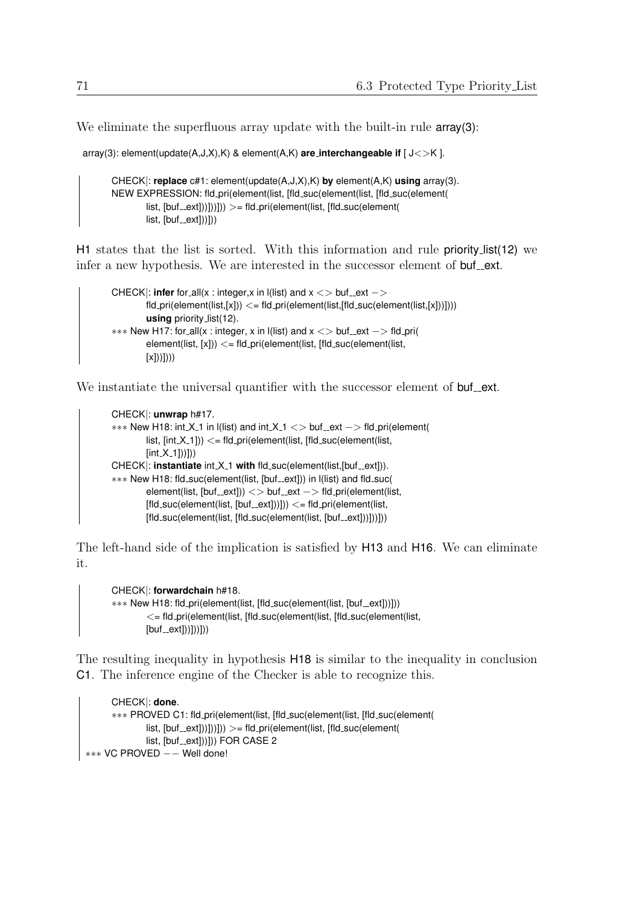We eliminate the superfluous array update with the built-in rule **array(3)**:

```
array(3): element(update(A,J,X),K) & element(A,K) are_interchangeable if [ J<>K ].
```

```
CHECK|: replace c#1: element(update(A,J,X),K) by element(A,K) using array(3).
NEW EXPRESSION: fld_pri(element(list, [fld_suc(element(list, [fld_suc(element(
        list, [buf__ext]))]))])) >= fld_pri(element(list, [fld_suc(element(
        list, [buf__ext]))]))
```

H1 states that the list is sorted. With this information and rule priority_list(12) we infer a new hypothesis. We are interested in the successor element of buf__ext.

```
CHECK|: infer for_all(x : integer,x in l(list) and x <> buf__ext ->
        fld_pri(element(list,[x])) <= fld_pri(element(list,[fld_suc(element(list,[x]))])))
        using priority_list(12).
*** New H17: for_all(x : integer, x in l(list) and x <> buf__ext -> fld_pri(
        element(list, [x])) <= fld_pri(element(list, [fld_suc(element(list,
        [x]))])))
```

We instantiate the universal quantifier with the successor element of buf__ext.

```
CHECK|: unwrap h#17.
*** New H18: int_X_1 in l(list) and int_X_1 <> buf__ext -> fld_pri(element(
        list, [int_X_1])) <= fld_pri(element(list, [fld_suc(element(list,
        [int_X_1]))]))
CHECK|: instantiate int_X_1 with fld_suc(element(list,[buf__ext])).
*** New H18: fld_suc(element(list, [buf__ext])) in l(list) and fld_suc(
        element(list, [buf__ext])) <> buf__ext -> fld_pri(element(list,
        [fld_suc(element(list, [buf__ext]))])) <= fld_pri(element(list,
        [fld_suc(element(list, [fld_suc(element(list, [buf__ext]))]))]))
```

The left-hand side of the implication is satisfied by H13 and H16. We can eliminate it.

```
CHECK|: forwardchain h#18.
*** New H18: fld_pri(element(list, [fld_suc(element(list, [buf__ext]))]))
        <= fld_pri(element(list, [fld_suc(element(list, [fld_suc(element(list,
        [buf__ext]))]))]))
```

The resulting inequality in hypothesis H18 is similar to the inequality in conclusion C1. The inference engine of the Checker is able to recognize this.

```
CHECK|: done.
*** PROVED C1: fld_pri(element(list, [fld_suc(element(list, [fld_suc(element(
        list, [buf__ext]))]))])) >= fld_pri(element(list, [fld_suc(element(
        list, [buf__ext]))])) FOR CASE 2
*** VC PROVED -- Well done!
```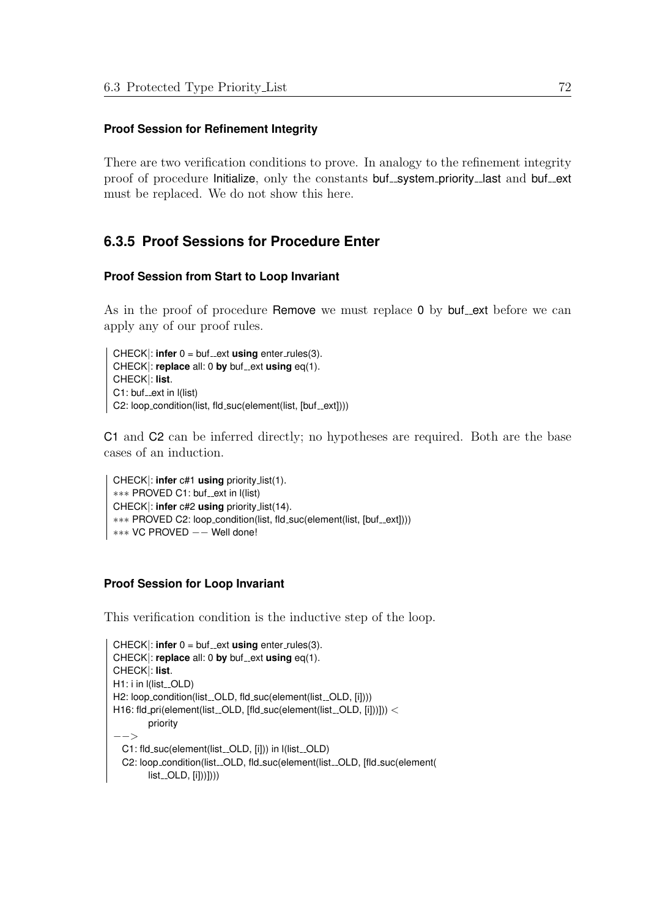#### Proof Session for Refinement Integrity

There are two verification conditions to prove. In analogy to the refinement integrity proof of procedure Initialize, only the constants buf__system_priority__last and buf__ext must be replaced. We do not show this here.

### 6.3.5 Proof Sessions for Procedure Enter

#### Proof Session from Start to Loop Invariant

As in the proof of procedure Remove we must replace 0 by buf__ext before we can apply any of our proof rules.

```
CHECK|: infer 0 = buf__ext using enter_rules(3).
CHECK|: replace all: 0 by buf__ext using eq(1).
CHECK|: list.
C1: buf__ext in l(list)
C2: loop_condition(list, fld_suc(element(list, [buf__ext])))
```

C1 and C2 can be inferred directly; no hypotheses are required. Both are the base cases of an induction.

```
CHECK|: infer c#1 using priority_list(1).
*** PROVED C1: buf__ext in l(list)
CHECK|: infer c#2 using priority_list(14).
*** PROVED C2: loop_condition(list, fld_suc(element(list, [buf__ext])))
*** VC PROVED -- Well done!
```

#### Proof Session for Loop Invariant

This verification condition is the inductive step of the loop.

```
CHECK|: infer 0 = buf__ext using enter_rules(3).
CHECK|: replace all: 0 by buf__ext using eq(1).
CHECK|: list.
H1: i in l(list__OLD)
H2: loop_condition(list__OLD, fld_suc(element(list__OLD, [i])))
H16: fld_pri(element(list__OLD, [fld_suc(element(list__OLD, [i]))])) <
        priority
-->
  C1: fld_suc(element(list__OLD, [i])) in l(list__OLD)
  C2: loop_condition(list__OLD, fld_suc(element(list__OLD, [fld_suc(element(
        list__OLD, [i]))])))
```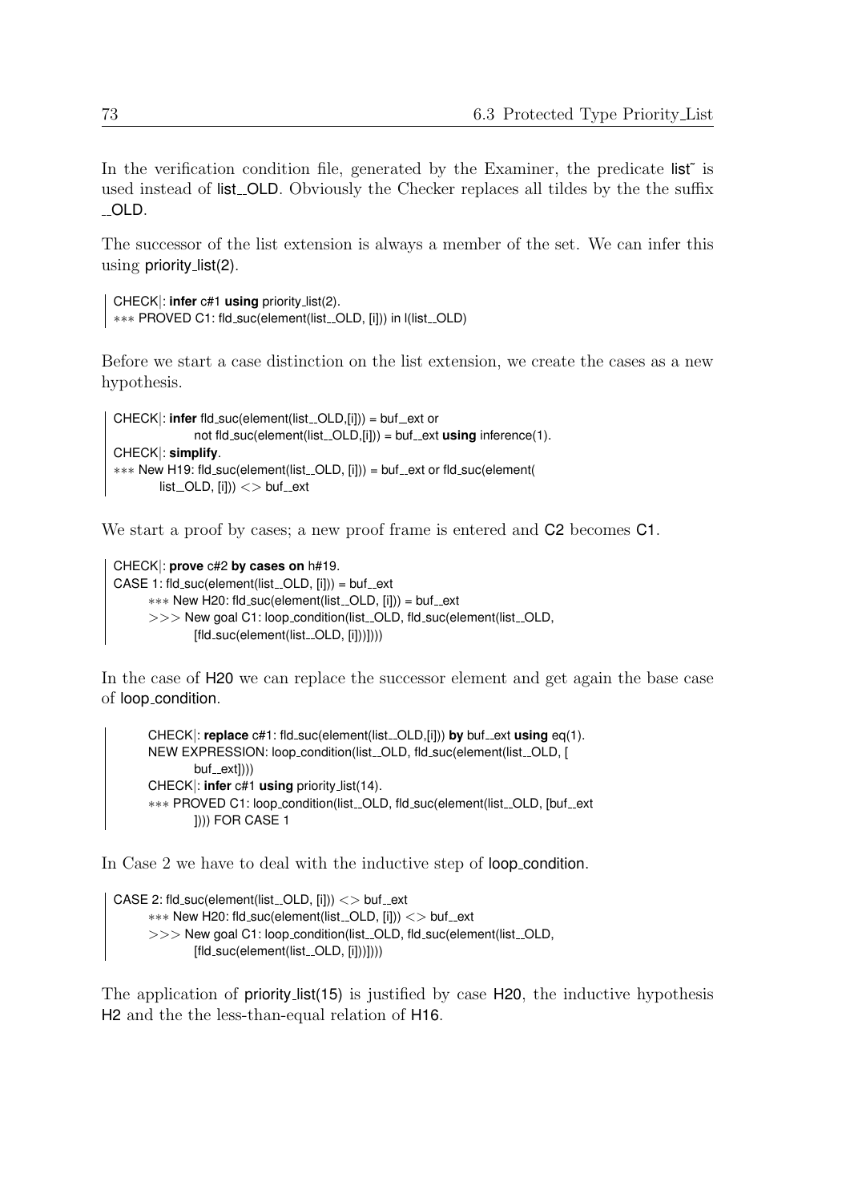In the verification condition file, generated by the Examiner, the predicate list~ is used instead of list__OLD. Obviously the Checker replaces all tildes by the the suffix __OLD.

The successor of the list extension is always a member of the set. We can infer this using priority_list(2).

```
CHECK|: infer c#1 using priority_list(2).
*** PROVED C1: fld_suc(element(list__OLD, [i])) in l(list__OLD)
```

Before we start a case distinction on the list extension, we create the cases as a new hypothesis.

```
CHECK|: infer fld_suc(element(list__OLD,[i])) = buf__ext or
            not fld_suc(element(list__OLD,[i])) = buf__ext using inference(1).
CHECK|: simplify.
*** New H19: fld_suc(element(list__OLD, [i])) = buf__ext or fld_suc(element(
        list__OLD, [i])) <> buf__ext
```

We start a proof by cases; a new proof frame is entered and C2 becomes C1.

```
CHECK|: prove c#2 by cases on h#19.
CASE 1: fld_suc(element(list__OLD, [i])) = buf__ext
    *** New H20: fld_suc(element(list__OLD, [i])) = buf__ext
    >>> New goal C1: loop_condition(list__OLD, fld_suc(element(list__OLD,
            [fld_suc(element(list__OLD, [i]))])))
```

In the case of H20 we can replace the successor element and get again the base case of loop_condition.

```
    CHECK|: replace c#1: fld_suc(element(list__OLD,[i])) by buf__ext using eq(1).
    NEW EXPRESSION: loop_condition(list__OLD, fld_suc(element(list__OLD, [
            buf__ext])))
    CHECK|: infer c#1 using priority_list(14).
    *** PROVED C1: loop_condition(list__OLD, fld_suc(element(list__OLD, [buf__ext
            ]))) FOR CASE 1
```

In Case 2 we have to deal with the inductive step of loop_condition.

```
CASE 2: fld_suc(element(list__OLD, [i])) <> buf__ext
    *** New H20: fld_suc(element(list__OLD, [i])) <> buf__ext
    >>> New goal C1: loop_condition(list__OLD, fld_suc(element(list__OLD,
            [fld_suc(element(list__OLD, [i]))])))
```

The application of priority_list(15) is justified by case H20, the inductive hypothesis H2 and the the less-than-equal relation of H16.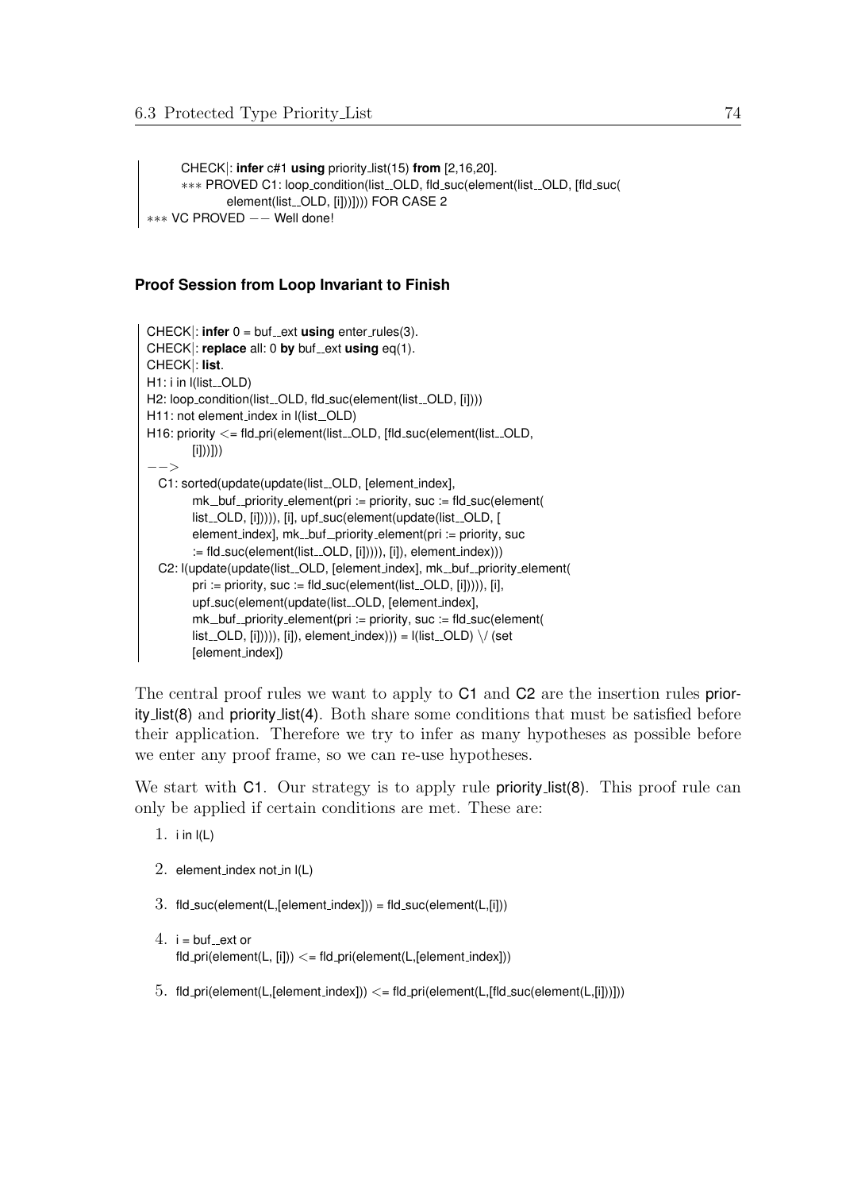```
    CHECK|: infer c#1 using priority_list(15) from [2,16,20].
    *** PROVED C1: loop_condition(list__OLD, fld_suc(element(list__OLD, [fld_suc(
            element(list__OLD, [i]))]))) FOR CASE 2
*** VC PROVED -- Well done!
```

**Proof Session from Loop Invariant to Finish**

```
CHECK|: infer 0 = buf__ext using enter_rules(3).
CHECK|: replace all: 0 by buf__ext using eq(1).
CHECK|: list.
H1: i in l(list__OLD)
H2: loop_condition(list__OLD, fld_suc(element(list__OLD, [i])))
H11: not element_index in l(list__OLD)
H16: priority <= fld_pri(element(list__OLD, [fld_suc(element(list__OLD,
        [i]))]))
-->
  C1: sorted(update(update(list__OLD, [element_index],
        mk__buf__priority_element(pri := priority, suc := fld_suc(element(
        list__OLD, [i])))), [i], upf_suc(element(update(list__OLD, [
        element_index], mk__buf__priority_element(pri := priority, suc
        := fld_suc(element(list__OLD, [i])))), [i]), element_index)))
  C2: l(update(update(list__OLD, [element_index], mk__buf__priority_element(
        pri := priority, suc := fld_suc(element(list__OLD, [i])))), [i],
        upf_suc(element(update(list__OLD, [element_index],
        mk__buf__priority_element(pri := priority, suc := fld_suc(element(
        list__OLD, [i])))), [i]), element_index))) = l(list__OLD) \/ (set
        [element_index])
```

The central proof rules we want to apply to C1 and C2 are the insertion rules priority_list(8) and priority_list(4). Both share some conditions that must be satisfied before their application. Therefore we try to infer as many hypotheses as possible before we enter any proof frame, so we can re-use hypotheses.

We start with C1. Our strategy is to apply rule priority_list(8). This proof rule can only be applied if certain conditions are met. These are:

1. i in l(L)
2. element_index not_in l(L)
3. fld_suc(element(L,[element_index])) = fld_suc(element(L,[i]))
4. i = buf__ext or
   fld_pri(element(L, [i])) <= fld_pri(element(L,[element_index]))
5. fld_pri(element(L,[element_index])) <= fld_pri(element(L,[fld_suc(element(L,[i]))]))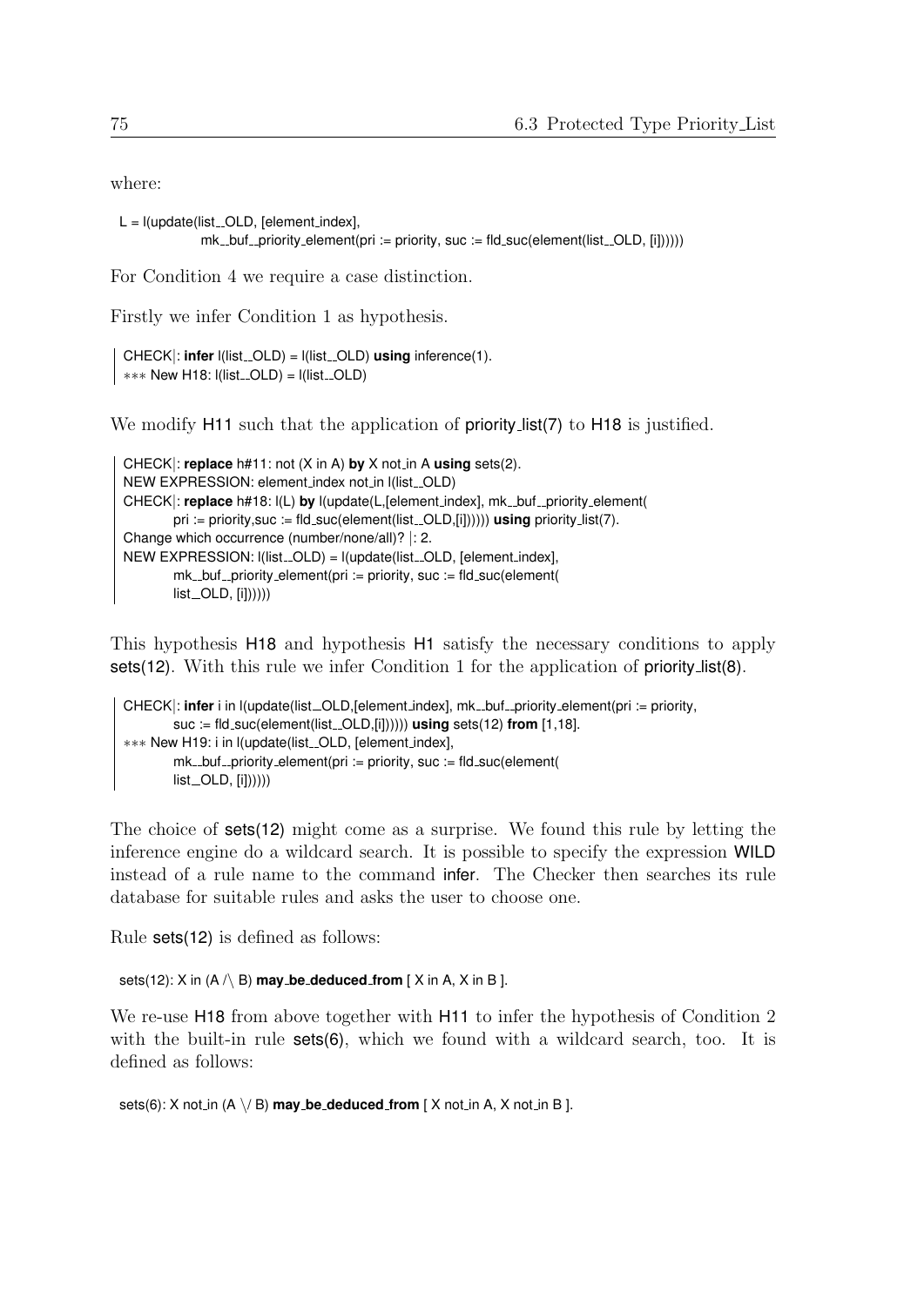where:

```
L = l(update(list__OLD, [element_index],
            mk__buf__priority_element(pri := priority, suc := fld_suc(element(list__OLD, [i])))))
```

For Condition 4 we require a case distinction.

Firstly we infer Condition 1 as hypothesis.

```
CHECK|: infer l(list__OLD) = l(list__OLD) using inference(1).
*** New H18: l(list__OLD) = l(list__OLD)
```

We modify H11 such that the application of priority_list(7) to H18 is justified.

```
CHECK|: replace h#11: not (X in A) by X not_in A using sets(2).
NEW EXPRESSION: element_index not_in l(list__OLD)
CHECK|: replace h#18: l(L) by l(update(L,[element_index], mk__buf__priority_element(
        pri := priority,suc := fld_suc(element(list__OLD,[i]))))) using priority_list(7).
Change which occurrence (number/none/all)? |: 2.
NEW EXPRESSION: l(list__OLD) = l(update(list__OLD, [element_index],
        mk__buf__priority_element(pri := priority, suc := fld_suc(element(
        list__OLD, [i])))))
```

This hypothesis H18 and hypothesis H1 satisfy the necessary conditions to apply sets(12). With this rule we infer Condition 1 for the application of priority_list(8).

```
CHECK|: infer i in l(update(list__OLD,[element_index], mk__buf__priority_element(pri := priority,
        suc := fld_suc(element(list__OLD,[i]))))) using sets(12) from [1,18].
*** New H19: i in l(update(list__OLD, [element_index],
        mk__buf__priority_element(pri := priority, suc := fld_suc(element(
        list__OLD, [i])))))
```

The choice of sets(12) might come as a surprise. We found this rule by letting the inference engine do a wildcard search. It is possible to specify the expression WILD instead of a rule name to the command infer. The Checker then searches its rule database for suitable rules and asks the user to choose one.

Rule sets(12) is defined as follows:

```
sets(12): X in (A /\ B) may_be_deduced_from [ X in A, X in B ].
```

We re-use H18 from above together with H11 to infer the hypothesis of Condition 2 with the built-in rule sets(6), which we found with a wildcard search, too. It is defined as follows:

```
sets(6): X not_in (A \/ B) may_be_deduced_from [ X not_in A, X not_in B ].
```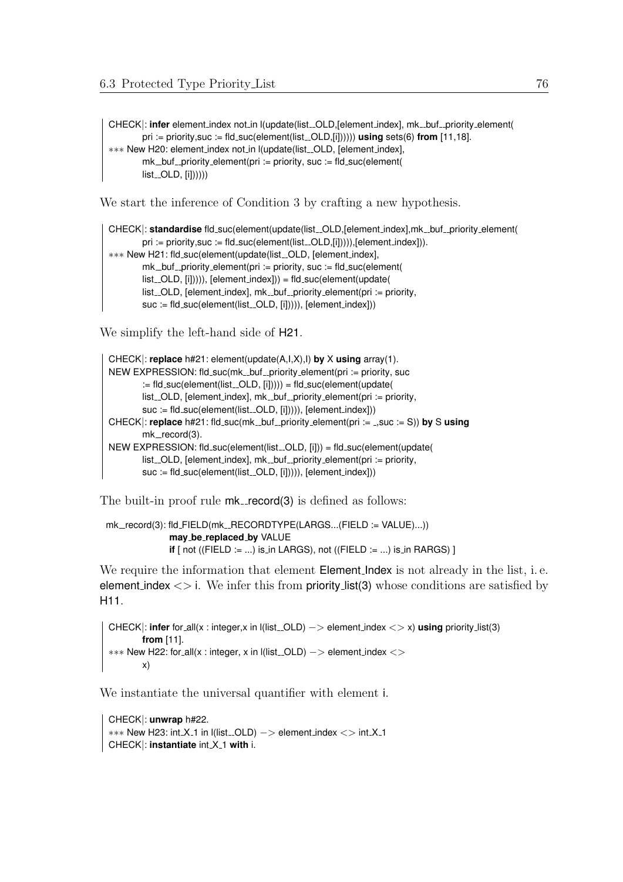```
CHECK|: infer element_index not_in l(update(list__OLD,[element_index], mk__buf__priority_element(
        pri := priority,suc := fld_suc(element(list__OLD,[i]))))) using sets(6) from [11,18].
*** New H20: element_index not_in l(update(list__OLD, [element_index],
        mk__buf__priority_element(pri := priority, suc := fld_suc(element(
        list__OLD, [i])))))
```

We start the inference of Condition 3 by crafting a new hypothesis.

```
CHECK|: standardise fld_suc(element(update(list__OLD,[element_index],mk__buf__priority_element(
        pri := priority,suc := fld_suc(element(list__OLD,[i])))),[element_index])).
*** New H21: fld_suc(element(update(list__OLD, [element_index],
        mk__buf__priority_element(pri := priority, suc := fld_suc(element(
        list__OLD, [i])))), [element_index])) = fld_suc(element(update(
        list__OLD, [element_index], mk__buf__priority_element(pri := priority,
        suc := fld_suc(element(list__OLD, [i])))), [element_index]))
```

We simplify the left-hand side of H21.

```
CHECK|: replace h#21: element(update(A,I,X),I) by X using array(1).
NEW EXPRESSION: fld_suc(mk__buf__priority_element(pri := priority, suc
        := fld_suc(element(list__OLD, [i])))) = fld_suc(element(update(
        list__OLD, [element_index], mk__buf__priority_element(pri := priority,
        suc := fld_suc(element(list__OLD, [i])))), [element_index]))
CHECK|: replace h#21: fld_suc(mk__buf__priority_element(pri := _,suc := S)) by S using
        mk__record(3).
NEW EXPRESSION: fld_suc(element(list__OLD, [i])) = fld_suc(element(update(
        list__OLD, [element_index], mk__buf__priority_element(pri := priority,
        suc := fld_suc(element(list__OLD, [i])))), [element_index]))
```

The built-in proof rule mk__record(3) is defined as follows:

```
mk__record(3): fld_FIELD(mk__RECORDTYPE(LARGS...(FIELD := VALUE)...))
               may_be_replaced_by VALUE
               if [ not ((FIELD := ...) is_in LARGS), not ((FIELD := ...) is_in RARGS) ]
```

We require the information that element Element_Index is not already in the list, i. e. element_index <> i. We infer this from priority_list(3) whose conditions are satisfied by H11.

```
CHECK|: infer for_all(x : integer,x in l(list__OLD) -> element_index <> x) using priority_list(3)
        from [11].
*** New H22: for_all(x : integer, x in l(list__OLD) -> element_index <>
        x)
```

We instantiate the universal quantifier with element i.

```
CHECK|: unwrap h#22.
*** New H23: int_X_1 in l(list__OLD) -> element_index <> int_X_1
CHECK|: instantiate int_X_1 with i.
```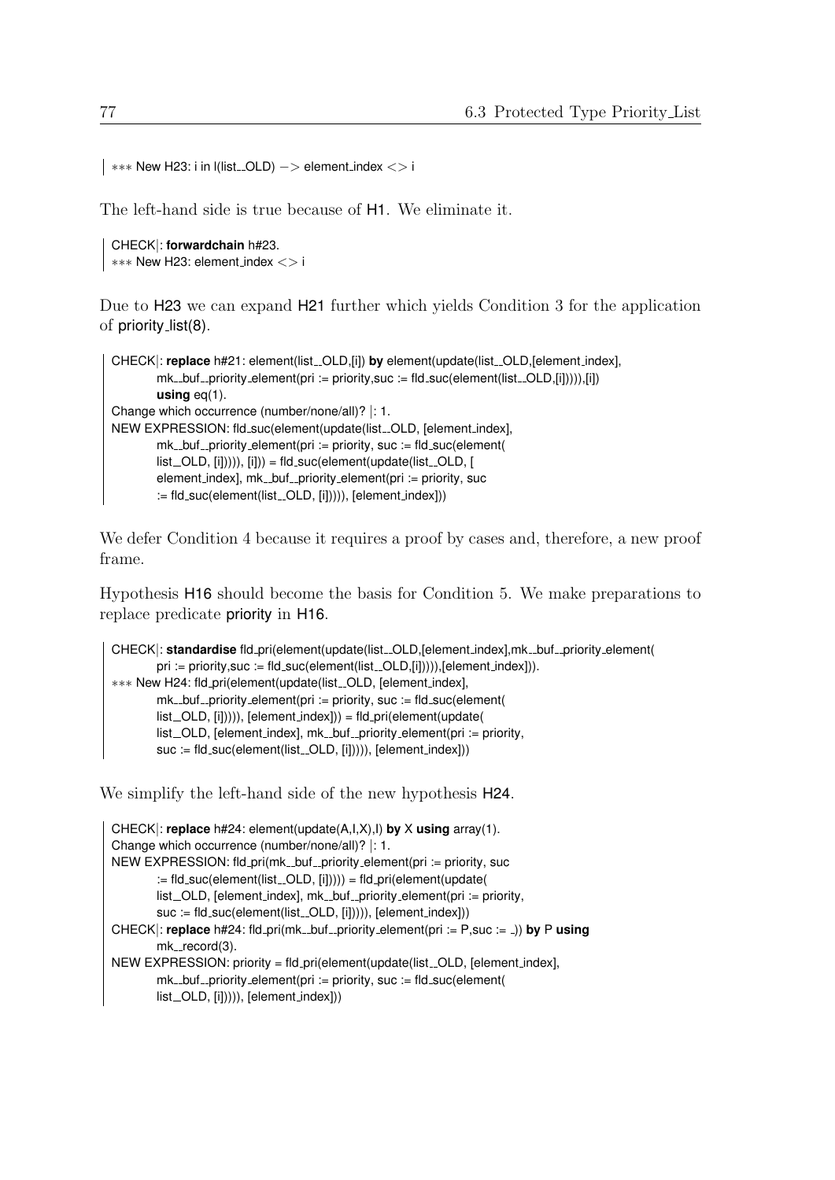```
*** New H23: i in I(list__OLD) -> element_index <> i
```

The left-hand side is true because of H1. We eliminate it.

```
CHECK|: forwardchain h#23.
*** New H23: element_index <> i
```

Due to H23 we can expand H21 further which yields Condition 3 for the application of priority_list(8).

```
CHECK|: replace h#21: element(list__OLD,[i]) by element(update(list__OLD,[element_index],
        mk__buf__priority_element(pri := priority,suc := fld_suc(element(list__OLD,[i])))),[i])
        using eq(1).
Change which occurrence (number/none/all)? |: 1.
NEW EXPRESSION: fld_suc(element(update(list__OLD, [element_index],
        mk__buf__priority_element(pri := priority, suc := fld_suc(element(
        list__OLD, [i])))), [i])) = fld_suc(element(update(list__OLD, [
        element_index], mk__buf__priority_element(pri := priority, suc
        := fld_suc(element(list__OLD, [i])))), [element_index]))
```

We defer Condition 4 because it requires a proof by cases and, therefore, a new proof frame.

Hypothesis H16 should become the basis for Condition 5. We make preparations to replace predicate priority in H16.

```
CHECK|: standardise fld_pri(element(update(list__OLD,[element_index],mk__buf__priority_element(
        pri := priority,suc := fld_suc(element(list__OLD,[i])))),[element_index])).
*** New H24: fld_pri(element(update(list__OLD, [element_index],
        mk__buf__priority_element(pri := priority, suc := fld_suc(element(
        list__OLD, [i])))), [element_index])) = fld_pri(element(update(
        list__OLD, [element_index], mk__buf__priority_element(pri := priority,
        suc := fld_suc(element(list__OLD, [i])))), [element_index]))
```

We simplify the left-hand side of the new hypothesis H24.

```
CHECK|: replace h#24: element(update(A,I,X),I) by X using array(1).
Change which occurrence (number/none/all)? |: 1.
NEW EXPRESSION: fld_pri(mk__buf__priority_element(pri := priority, suc
        := fld_suc(element(list__OLD, [i])))) = fld_pri(element(update(
        list__OLD, [element_index], mk__buf__priority_element(pri := priority,
        suc := fld_suc(element(list__OLD, [i])))), [element_index]))
CHECK|: replace h#24: fld_pri(mk__buf__priority_element(pri := P,suc := _)) by P using
        mk__record(3).
NEW EXPRESSION: priority = fld_pri(element(update(list__OLD, [element_index],
        mk__buf__priority_element(pri := priority, suc := fld_suc(element(
        list__OLD, [i])))), [element_index]))
```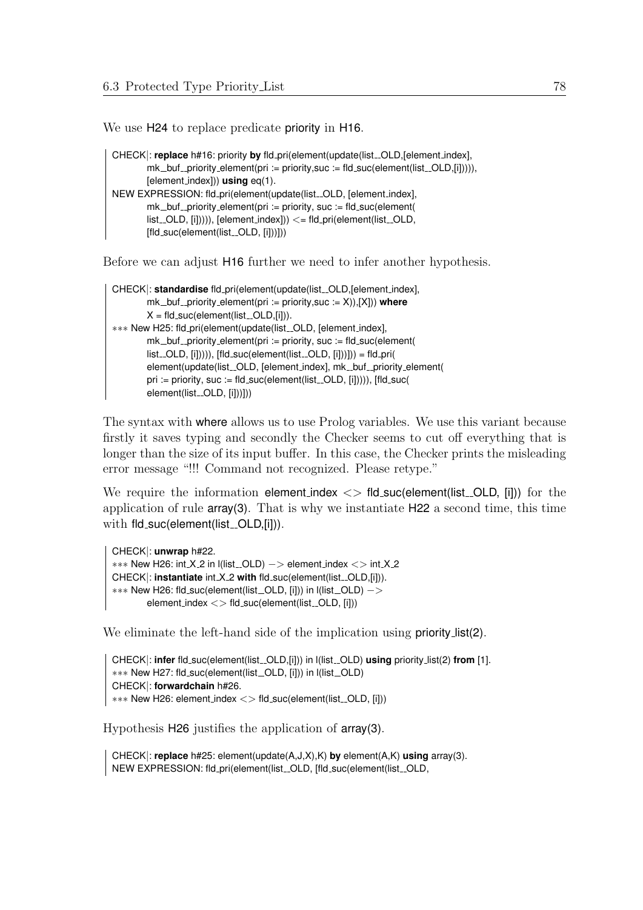We use H24 to replace predicate priority in H16.

```
CHECK|: replace h#16: priority by fld_pri(element(update(list__OLD,[element_index],
        mk__buf__priority_element(pri := priority,suc := fld_suc(element(list__OLD,[i])))),
        [element_index])) using eq(1).
NEW EXPRESSION: fld_pri(element(update(list__OLD, [element_index],
        mk__buf__priority_element(pri := priority, suc := fld_suc(element(
        list__OLD, [i])))), [element_index])) <= fld_pri(element(list__OLD,
        [fld_suc(element(list__OLD, [i]))]))
```

Before we can adjust H16 further we need to infer another hypothesis.

```
CHECK|: standardise fld_pri(element(update(list__OLD,[element_index],
        mk__buf__priority_element(pri := priority,suc := X)),[X])) where
        X = fld_suc(element(list__OLD,[i])).
*** New H25: fld_pri(element(update(list__OLD, [element_index],
        mk__buf__priority_element(pri := priority, suc := fld_suc(element(
        list__OLD, [i])))), [fld_suc(element(list__OLD, [i]))])) = fld_pri(
        element(update(list__OLD, [element_index], mk__buf__priority_element(
        pri := priority, suc := fld_suc(element(list__OLD, [i])))), [fld_suc(
        element(list__OLD, [i]))]))
```

The syntax with where allows us to use Prolog variables. We use this variant because firstly it saves typing and secondly the Checker seems to cut off everything that is longer than the size of its input buffer. In this case, the Checker prints the misleading error message "!!! Command not recognized. Please retype."

We require the information element_index <> fld_suc(element(list__OLD, [i])) for the application of rule array(3). That is why we instantiate H22 a second time, this time with fld_suc(element(list__OLD,[i])).

```
CHECK|: unwrap h#22.
*** New H26: int_X_2 in l(list__OLD) -> element_index <> int_X_2
CHECK|: instantiate int_X_2 with fld_suc(element(list__OLD,[i])).
*** New H26: fld_suc(element(list__OLD, [i])) in l(list__OLD) ->
        element_index <> fld_suc(element(list__OLD, [i]))
```

We eliminate the left-hand side of the implication using priority_list(2).

```
CHECK|: infer fld_suc(element(list__OLD,[i])) in l(list__OLD) using priority_list(2) from [1].
*** New H27: fld_suc(element(list__OLD, [i])) in l(list__OLD)
CHECK|: forwardchain h#26.
*** New H26: element_index <> fld_suc(element(list__OLD, [i]))
```

Hypothesis H26 justifies the application of array(3).

```
CHECK|: replace h#25: element(update(A,J,X),K) by element(A,K) using array(3).
NEW EXPRESSION: fld_pri(element(list__OLD, [fld_suc(element(list__OLD,
```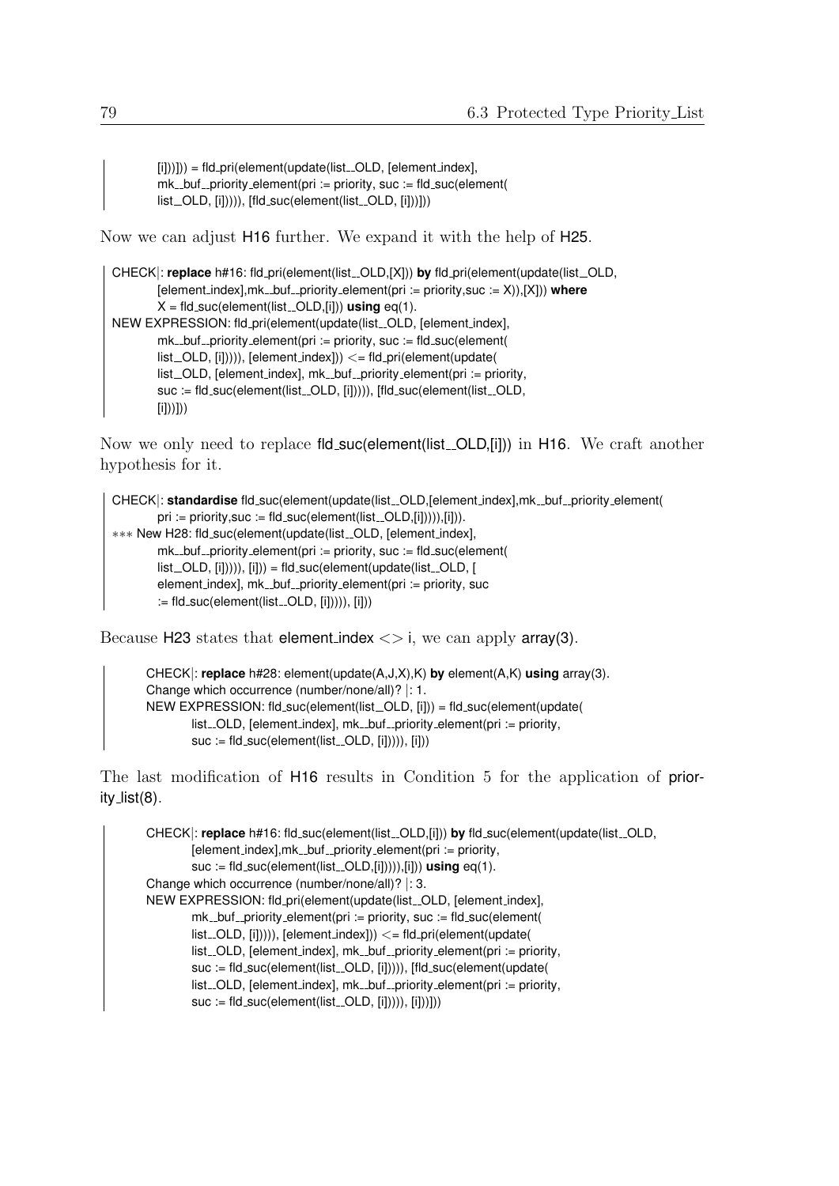```
        [i]))])) = fld_pri(element(update(list__OLD, [element_index],
        mk__buf__priority_element(pri := priority, suc := fld_suc(element(
        list__OLD, [i])))), [fld_suc(element(list__OLD, [i]))]))
```

Now we can adjust H16 further. We expand it with the help of H25.

```
CHECK|: replace h#16: fld_pri(element(list__OLD,[X])) by fld_pri(element(update(list__OLD,
        [element_index],mk__buf__priority_element(pri := priority,suc := X)),[X])) where
        X = fld_suc(element(list__OLD,[i])) using eq(1).
NEW EXPRESSION: fld_pri(element(update(list__OLD, [element_index],
        mk__buf__priority_element(pri := priority, suc := fld_suc(element(
        list__OLD, [i])))), [element_index])) <= fld_pri(element(update(
        list__OLD, [element_index], mk__buf__priority_element(pri := priority,
        suc := fld_suc(element(list__OLD, [i])))), [fld_suc(element(list__OLD,
        [i]))]))
```

Now we only need to replace fld_suc(element(list__OLD,[i])) in H16. We craft another hypothesis for it.

```
CHECK|: standardise fld_suc(element(update(list__OLD,[element_index],mk__buf__priority_element(
        pri := priority,suc := fld_suc(element(list__OLD,[i])))),[i])).
*** New H28: fld_suc(element(update(list__OLD, [element_index],
        mk__buf__priority_element(pri := priority, suc := fld_suc(element(
        list__OLD, [i])))), [i])) = fld_suc(element(update(list__OLD, [
        element_index], mk__buf__priority_element(pri := priority, suc
        := fld_suc(element(list__OLD, [i])))), [i]))
```

Because H23 states that element_index <> i, we can apply array(3).

```
CHECK|: replace h#28: element(update(A,J,X),K) by element(A,K) using array(3).
Change which occurrence (number/none/all)? |: 1.
NEW EXPRESSION: fld_suc(element(list__OLD, [i])) = fld_suc(element(update(
        list__OLD, [element_index], mk__buf__priority_element(pri := priority,
        suc := fld_suc(element(list__OLD, [i])))), [i]))
```

The last modification of H16 results in Condition 5 for the application of priority_list(8).

```
CHECK|: replace h#16: fld_suc(element(list__OLD,[i])) by fld_suc(element(update(list__OLD,
        [element_index],mk__buf__priority_element(pri := priority,
        suc := fld_suc(element(list__OLD,[i])))),[i])) using eq(1).
Change which occurrence (number/none/all)? |: 3.
NEW EXPRESSION: fld_pri(element(update(list__OLD, [element_index],
        mk__buf__priority_element(pri := priority, suc := fld_suc(element(
        list__OLD, [i])))), [element_index])) <= fld_pri(element(update(
        list__OLD, [element_index], mk__buf__priority_element(pri := priority,
        suc := fld_suc(element(list__OLD, [i])))), [fld_suc(element(update(
        list__OLD, [element_index], mk__buf__priority_element(pri := priority,
        suc := fld_suc(element(list__OLD, [i])))), [i]))]))
```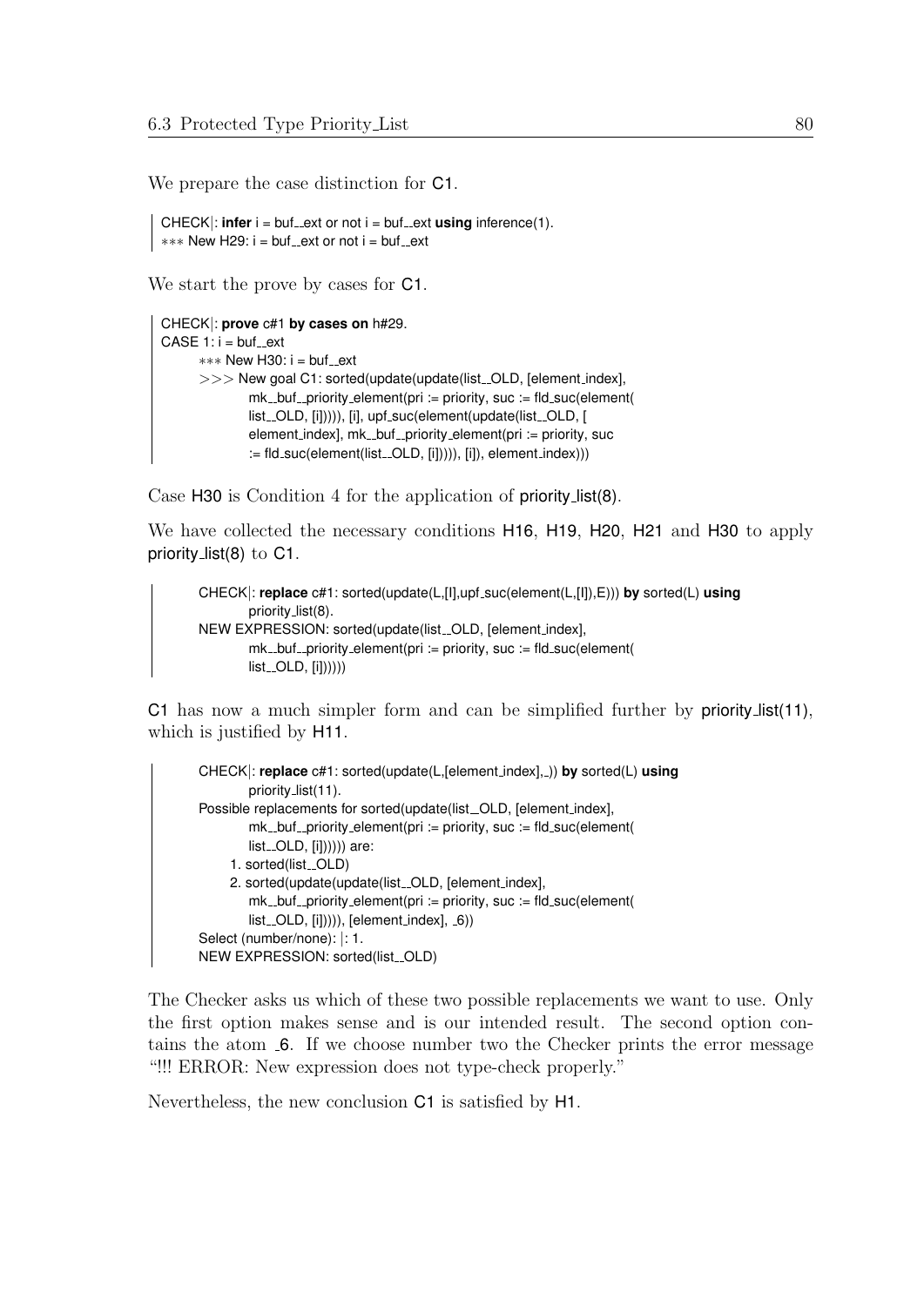We prepare the case distinction for C1.

```
CHECK|: infer i = buf__ext or not i = buf__ext using inference(1).
*** New H29: i = buf__ext or not i = buf__ext
```

We start the prove by cases for C1.

```
CHECK|: prove c#1 by cases on h#29.
CASE 1: i = buf__ext
      *** New H30: i = buf__ext
      >>> New goal C1: sorted(update(update(list__OLD, [element_index],
              mk__buf__priority_element(pri := priority, suc := fld_suc(element(
              list__OLD, [i])))), [i], upf_suc(element(update(list__OLD, [
              element_index], mk__buf__priority_element(pri := priority, suc
              := fld_suc(element(list__OLD, [i])))), [i]), element_index)))
```

Case H30 is Condition 4 for the application of priority_list(8).

We have collected the necessary conditions H16, H19, H20, H21 and H30 to apply priority_list(8) to C1.

```
CHECK|: replace c#1: sorted(update(L,[I],upf_suc(element(L,[I]),E))) by sorted(L) using
        priority_list(8).
NEW EXPRESSION: sorted(update(list__OLD, [element_index],
        mk__buf__priority_element(pri := priority, suc := fld_suc(element(
        list__OLD, [i])))))
```

C1 has now a much simpler form and can be simplified further by priority_list(11), which is justified by H11.

```
CHECK|: replace c#1: sorted(update(L,[element_index],_)) by sorted(L) using
        priority_list(11).
Possible replacements for sorted(update(list__OLD, [element_index],
        mk__buf__priority_element(pri := priority, suc := fld_suc(element(
        list__OLD, [i]))))) are:
    1. sorted(list__OLD)
    2. sorted(update(update(list__OLD, [element_index],
        mk__buf__priority_element(pri := priority, suc := fld_suc(element(
        list__OLD, [i])))), [element_index], _6))
Select (number/none): |: 1.
NEW EXPRESSION: sorted(list__OLD)
```

The Checker asks us which of these two possible replacements we want to use. Only the first option makes sense and is our intended result. The second option contains the atom _6. If we choose number two the Checker prints the error message "!!! ERROR: New expression does not type-check properly."

Nevertheless, the new conclusion C1 is satisfied by H1.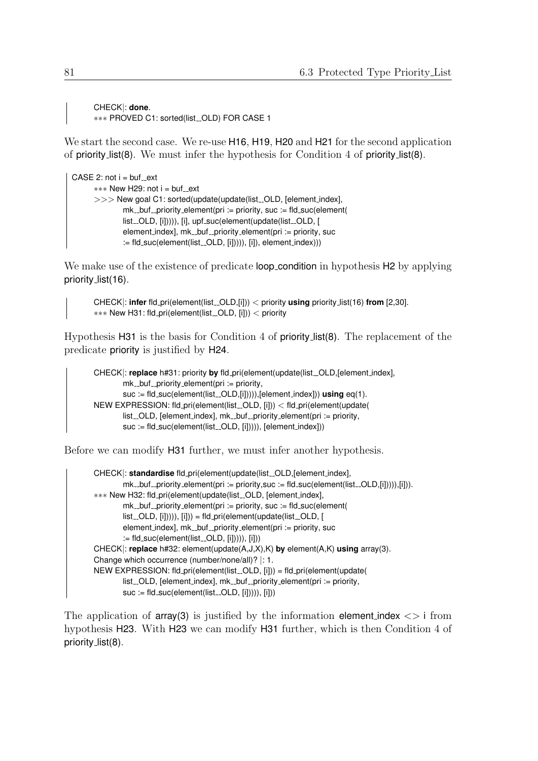```
CHECK|: done.
*** PROVED C1: sorted(list__OLD) FOR CASE 1
```

We start the second case. We re-use H16, H19, H20 and H21 for the second application of priority_list(8). We must infer the hypothesis for Condition 4 of priority_list(8).

```
CASE 2: not i = buf__ext
    *** New H29: not i = buf__ext
    >>> New goal C1: sorted(update(update(list__OLD, [element_index],
            mk__buf__priority_element(pri := priority, suc := fld_suc(element(
            list__OLD, [i])))), [i], upf_suc(element(update(list__OLD, [
            element_index], mk__buf__priority_element(pri := priority, suc
            := fld_suc(element(list__OLD, [i])))), [i]), element_index)))
```

We make use of the existence of predicate loop_condition in hypothesis H2 by applying priority_list(16).

```
CHECK|: infer fld_pri(element(list__OLD,[i])) < priority using priority_list(16) from [2,30].
*** New H31: fld_pri(element(list__OLD, [i])) < priority
```

Hypothesis H31 is the basis for Condition 4 of priority_list(8). The replacement of the predicate priority is justified by H24.

```
CHECK|: replace h#31: priority by fld_pri(element(update(list__OLD,[element_index],
        mk__buf__priority_element(pri := priority,
        suc := fld_suc(element(list__OLD,[i])))),[element_index])) using eq(1).
NEW EXPRESSION: fld_pri(element(list__OLD, [i])) < fld_pri(element(update(
        list__OLD, [element_index], mk__buf__priority_element(pri := priority,
        suc := fld_suc(element(list__OLD, [i])))), [element_index]))
```

Before we can modify H31 further, we must infer another hypothesis.

```
CHECK|: standardise fld_pri(element(update(list__OLD,[element_index],
        mk__buf__priority_element(pri := priority,suc := fld_suc(element(list__OLD,[i])))),[i])).
*** New H32: fld_pri(element(update(list__OLD, [element_index],
        mk__buf__priority_element(pri := priority, suc := fld_suc(element(
        list__OLD, [i])))), [i])) = fld_pri(element(update(list__OLD, [
        element_index], mk__buf__priority_element(pri := priority, suc
        := fld_suc(element(list__OLD, [i])))), [i]))
CHECK|: replace h#32: element(update(A,J,X),K) by element(A,K) using array(3).
Change which occurrence (number/none/all)? |: 1.
NEW EXPRESSION: fld_pri(element(list__OLD, [i])) = fld_pri(element(update(
        list__OLD, [element_index], mk__buf__priority_element(pri := priority,
        suc := fld_suc(element(list__OLD, [i])))), [i]))
```

The application of array(3) is justified by the information element_index <> i from hypothesis H23. With H23 we can modify H31 further, which is then Condition 4 of priority_list(8).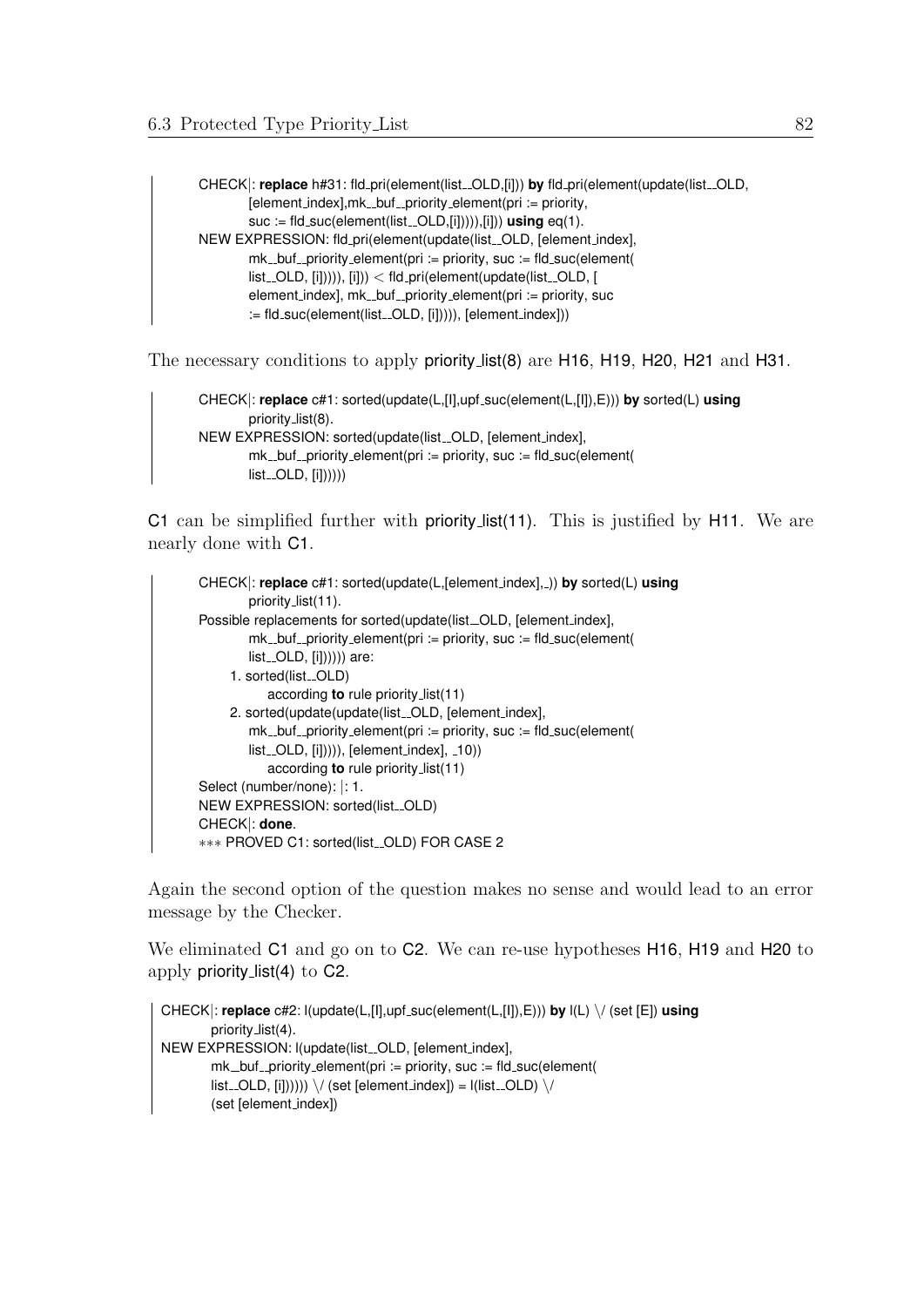```
CHECK|: replace h#31: fld_pri(element(list__OLD,[i])) by fld_pri(element(update(list__OLD,
        [element_index],mk__buf__priority_element(pri := priority,
        suc := fld_suc(element(list__OLD,[i])))),[i])) using eq(1).
NEW EXPRESSION: fld_pri(element(update(list__OLD, [element_index],
        mk__buf__priority_element(pri := priority, suc := fld_suc(element(
        list__OLD, [i])))), [i])) < fld_pri(element(update(list__OLD, [
        element_index], mk__buf__priority_element(pri := priority, suc
        := fld_suc(element(list__OLD, [i])))), [element_index]))
```

The necessary conditions to apply priority_list(8) are H16, H19, H20, H21 and H31.

```
CHECK|: replace c#1: sorted(update(L,[I],upf_suc(element(L,[I]),E))) by sorted(L) using
        priority_list(8).
NEW EXPRESSION: sorted(update(list__OLD, [element_index],
        mk__buf__priority_element(pri := priority, suc := fld_suc(element(
        list__OLD, [i])))))
```

C1 can be simplified further with priority_list(11). This is justified by H11. We are nearly done with C1.

```
CHECK|: replace c#1: sorted(update(L,[element_index],_)) by sorted(L) using
        priority_list(11).
Possible replacements for sorted(update(list__OLD, [element_index],
        mk__buf__priority_element(pri := priority, suc := fld_suc(element(
        list__OLD, [i]))))) are:
    1. sorted(list__OLD)
          according to rule priority_list(11)
    2. sorted(update(update(list__OLD, [element_index],
        mk__buf__priority_element(pri := priority, suc := fld_suc(element(
        list__OLD, [i])))), [element_index], _10))
          according to rule priority_list(11)
Select (number/none): |: 1.
NEW EXPRESSION: sorted(list__OLD)
CHECK|: done.
*** PROVED C1: sorted(list__OLD) FOR CASE 2
```

Again the second option of the question makes no sense and would lead to an error message by the Checker.

We eliminated C1 and go on to C2. We can re-use hypotheses H16, H19 and H20 to apply priority_list(4) to C2.

```
CHECK|: replace c#2: l(update(L,[I],upf_suc(element(L,[I]),E))) by l(L) \/ (set [E]) using
        priority_list(4).
NEW EXPRESSION: l(update(list__OLD, [element_index],
        mk__buf__priority_element(pri := priority, suc := fld_suc(element(
        list__OLD, [i]))))) \/ (set [element_index]) = l(list__OLD) \/
        (set [element_index])
```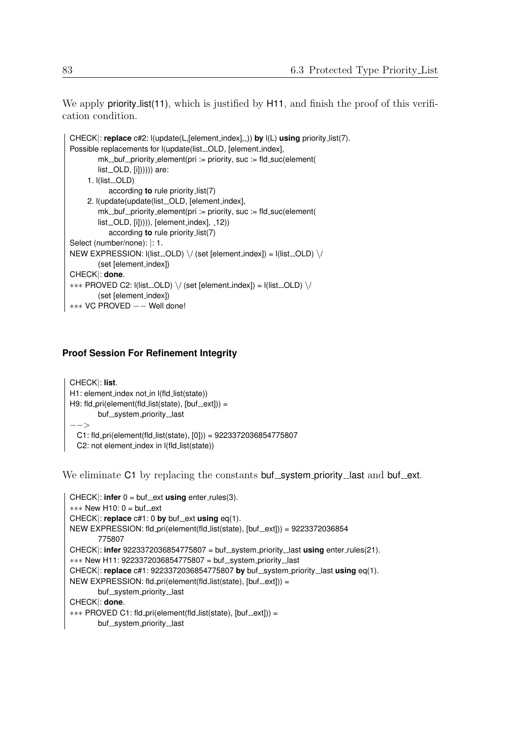We apply priority_list(11), which is justified by H11, and finish the proof of this verification condition.

```
CHECK|: replace c#2: l(update(L,[element_index],_)) by l(L) using priority_list(7).
Possible replacements for l(update(list__OLD, [element_index],
        mk__buf__priority_element(pri := priority, suc := fld_suc(element(
        list__OLD, [i]))))) are:
    1. l(list__OLD)
            according to rule priority_list(7)
    2. l(update(update(list__OLD, [element_index],
        mk__buf__priority_element(pri := priority, suc := fld_suc(element(
        list__OLD, [i])))), [element_index], _12))
            according to rule priority_list(7)
Select (number/none): |: 1.
NEW EXPRESSION: l(list__OLD) \/ (set [element_index]) = l(list__OLD) \/
        (set [element_index])
CHECK|: done.
*** PROVED C2: l(list__OLD) \/ (set [element_index]) = l(list__OLD) \/
        (set [element_index])
*** VC PROVED -- Well done!
```

### Proof Session For Refinement Integrity

```
CHECK|: list.
H1: element_index not_in l(fld_list(state))
H9: fld_pri(element(fld_list(state), [buf__ext])) =
        buf__system_priority__last
-->
  C1: fld_pri(element(fld_list(state), [0])) = 9223372036854775807
  C2: not element_index in l(fld_list(state))
```

We eliminate C1 by replacing the constants buf__system_priority__last and buf__ext.

```
CHECK|: infer 0 = buf__ext using enter_rules(3).
*** New H10: 0 = buf__ext
CHECK|: replace c#1: 0 by buf__ext using eq(1).
NEW EXPRESSION: fld_pri(element(fld_list(state), [buf__ext])) = 9223372036854
        775807
CHECK|: infer 9223372036854775807 = buf__system_priority__last using enter_rules(21).
*** New H11: 9223372036854775807 = buf__system_priority__last
CHECK|: replace c#1: 9223372036854775807 by buf__system_priority__last using eq(1).
NEW EXPRESSION: fld_pri(element(fld_list(state), [buf__ext])) =
        buf__system_priority__last
CHECK|: done.
*** PROVED C1: fld_pri(element(fld_list(state), [buf__ext])) =
        buf__system_priority__last
```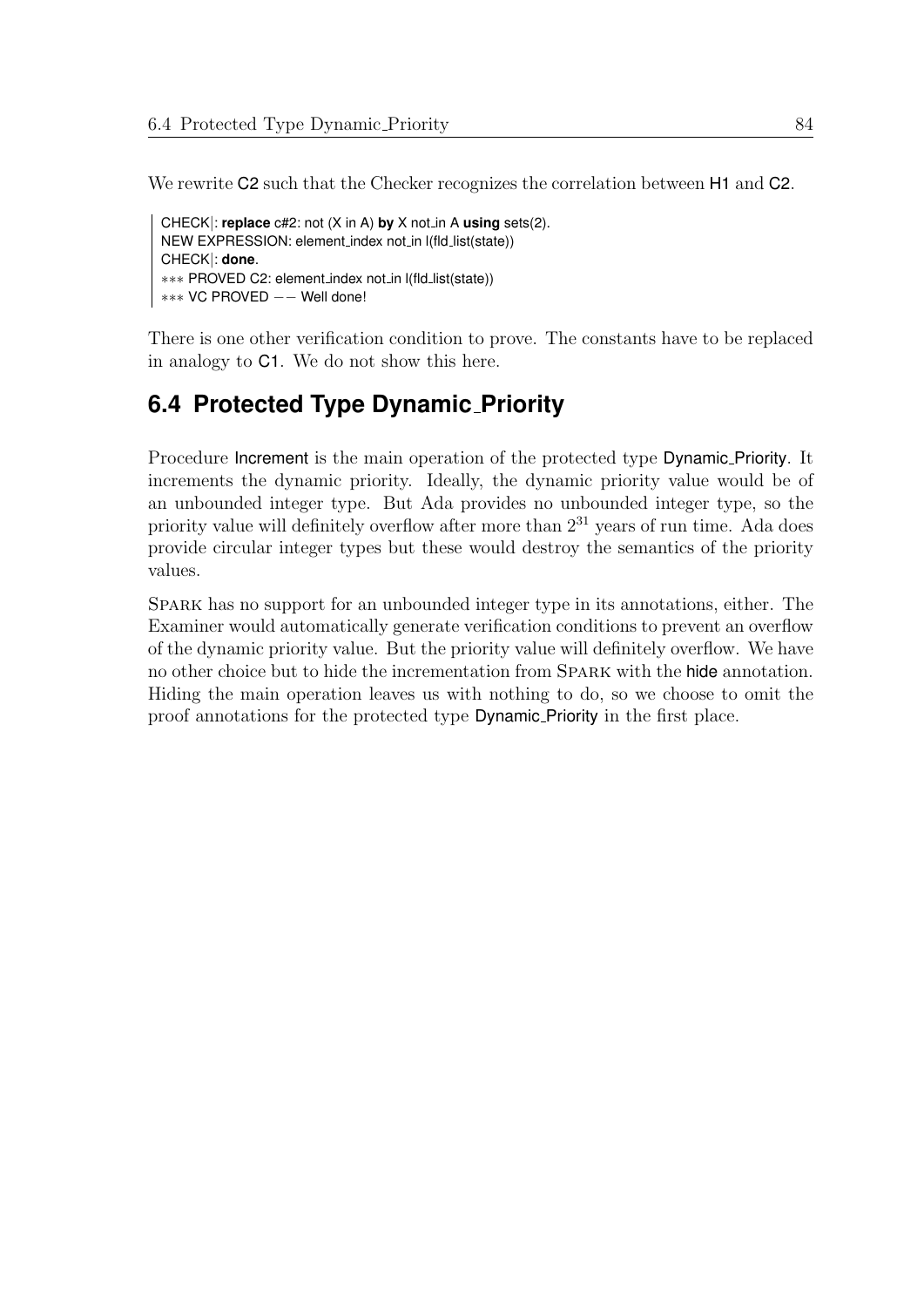We rewrite C2 such that the Checker recognizes the correlation between H1 and C2.

```
CHECK|: replace c#2: not (X in A) by X not_in A using sets(2).
NEW EXPRESSION: element_index not_in l(fld_list(state))
CHECK|: done.
*** PROVED C2: element_index not_in l(fld_list(state))
*** VC PROVED -- Well done!
```

There is one other verification condition to prove. The constants have to be replaced in analogy to C1. We do not show this here.

## 6.4 Protected Type Dynamic_Priority

Procedure Increment is the main operation of the protected type Dynamic_Priority. It increments the dynamic priority. Ideally, the dynamic priority value would be of an unbounded integer type. But Ada provides no unbounded integer type, so the priority value will definitely overflow after more than $2^{31}$ years of run time. Ada does provide circular integer types but these would destroy the semantics of the priority values.

SPARK has no support for an unbounded integer type in its annotations, either. The Examiner would automatically generate verification conditions to prevent an overflow of the dynamic priority value. But the priority value will definitely overflow. We have no other choice but to hide the incrementation from SPARK with the hide annotation. Hiding the main operation leaves us with nothing to do, so we choose to omit the proof annotations for the protected type Dynamic_Priority in the first place.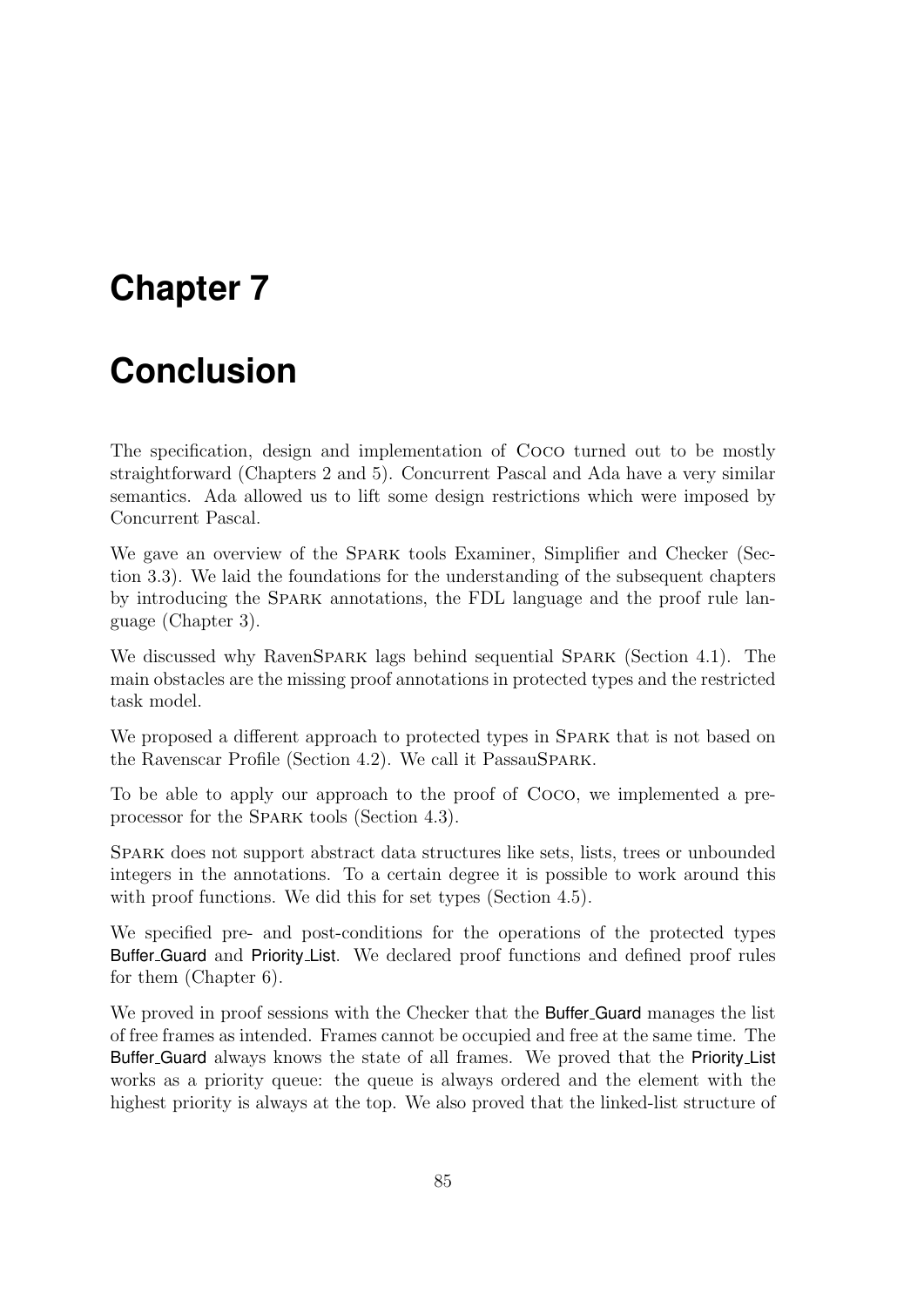# Chapter 7

# Conclusion

The specification, design and implementation of Coco turned out to be mostly straightforward (Chapters 2 and 5). Concurrent Pascal and Ada have a very similar semantics. Ada allowed us to lift some design restrictions which were imposed by Concurrent Pascal.

We gave an overview of the Spark tools Examiner, Simplifier and Checker (Section 3.3). We laid the foundations for the understanding of the subsequent chapters by introducing the Spark annotations, the FDL language and the proof rule language (Chapter 3).

We discussed why RavenSpark lags behind sequential Spark (Section 4.1). The main obstacles are the missing proof annotations in protected types and the restricted task model.

We proposed a different approach to protected types in Spark that is not based on the Ravenscar Profile (Section 4.2). We call it PassauSpark.

To be able to apply our approach to the proof of Coco, we implemented a preprocessor for the Spark tools (Section 4.3).

Spark does not support abstract data structures like sets, lists, trees or unbounded integers in the annotations. To a certain degree it is possible to work around this with proof functions. We did this for set types (Section 4.5).

We specified pre- and post-conditions for the operations of the protected types Buffer_Guard and Priority_List. We declared proof functions and defined proof rules for them (Chapter 6).

We proved in proof sessions with the Checker that the Buffer_Guard manages the list of free frames as intended. Frames cannot be occupied and free at the same time. The Buffer_Guard always knows the state of all frames. We proved that the Priority_List works as a priority queue: the queue is always ordered and the element with the highest priority is always at the top. We also proved that the linked-list structure of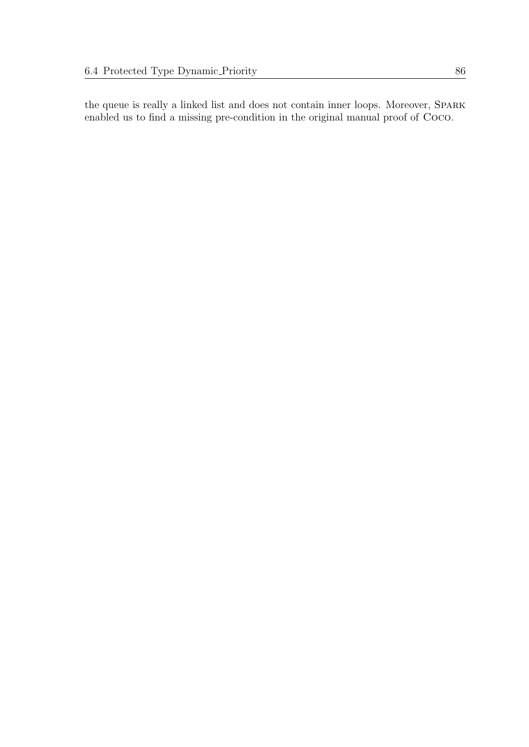the queue is really a linked list and does not contain inner loops. Moreover, SPARK enabled us to find a missing pre-condition in the original manual proof of COCO.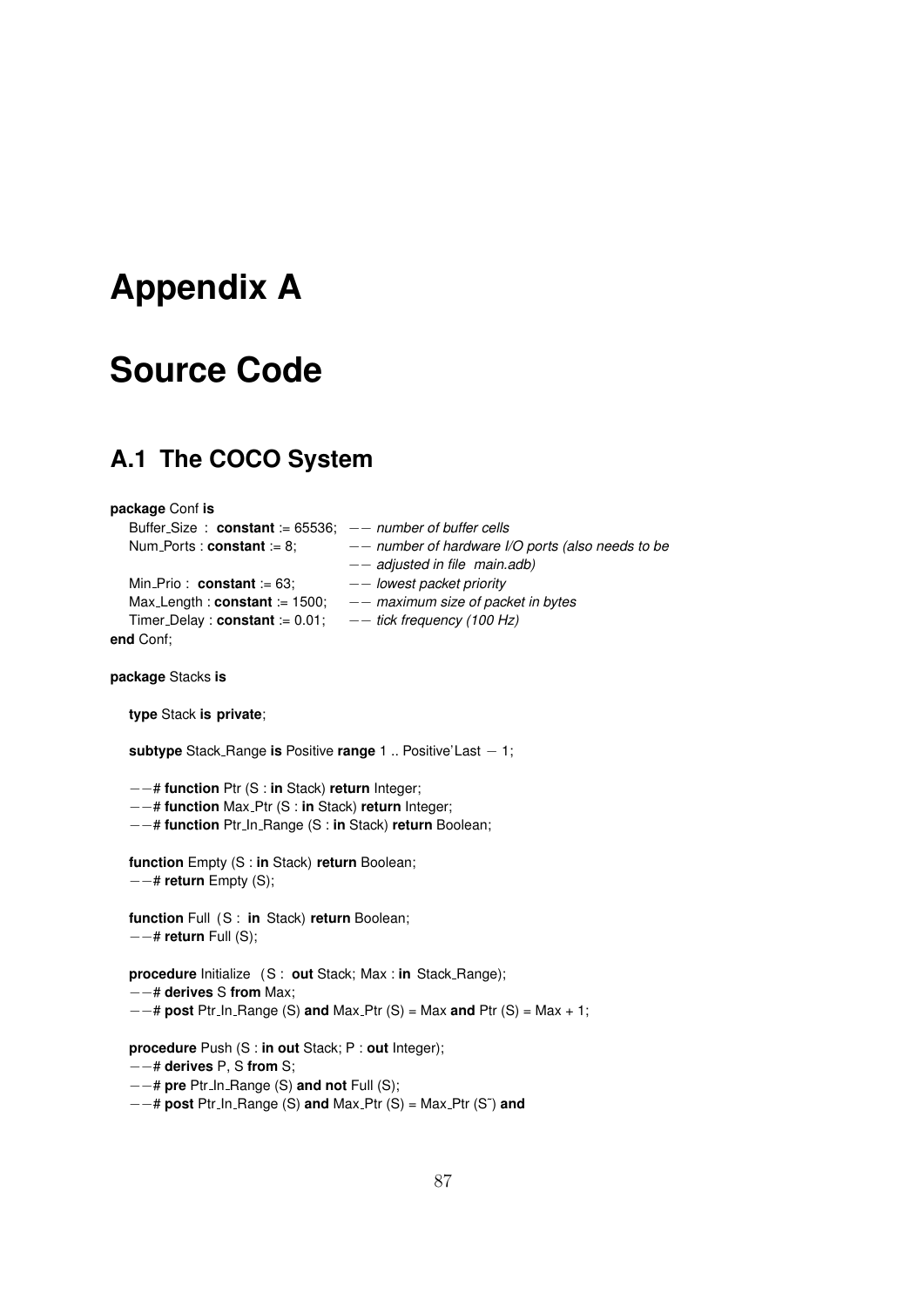# Appendix A

# Source Code

## A.1 The COCO System

```
package Conf is
   Buffer_Size  : constant := 65536;  -- number of buffer cells
   Num_Ports : constant := 8;         -- number of hardware I/O ports (also needs to be
                                      -- adjusted in file main.adb)
   Min_Prio :  constant := 63;        -- lowest packet priority
   Max_Length : constant := 1500;     -- maximum size of packet in bytes
   Timer_Delay : constant := 0.01;    -- tick frequency (100 Hz)
end Conf;

package Stacks is

   type Stack is private;

   subtype Stack_Range is Positive range 1 .. Positive'Last - 1;

   --# function Ptr (S : in Stack) return Integer;
   --# function Max_Ptr (S : in Stack) return Integer;
   --# function Ptr_In_Range (S : in Stack) return Boolean;

   function Empty (S : in Stack) return Boolean;
   --# return Empty (S);

   function Full  (S :  in  Stack) return Boolean;
   --# return Full (S);

   procedure Initialize  (S :  out Stack; Max : in  Stack_Range);
   --# derives S from Max;
   --# post Ptr_In_Range (S) and Max_Ptr (S) = Max and Ptr (S) = Max + 1;

   procedure Push (S : in out Stack; P : out Integer);
   --# derives P, S from S;
   --# pre Ptr_In_Range (S) and not Full (S);
   --# post Ptr_In_Range (S) and Max_Ptr (S) = Max_Ptr (S~) and
```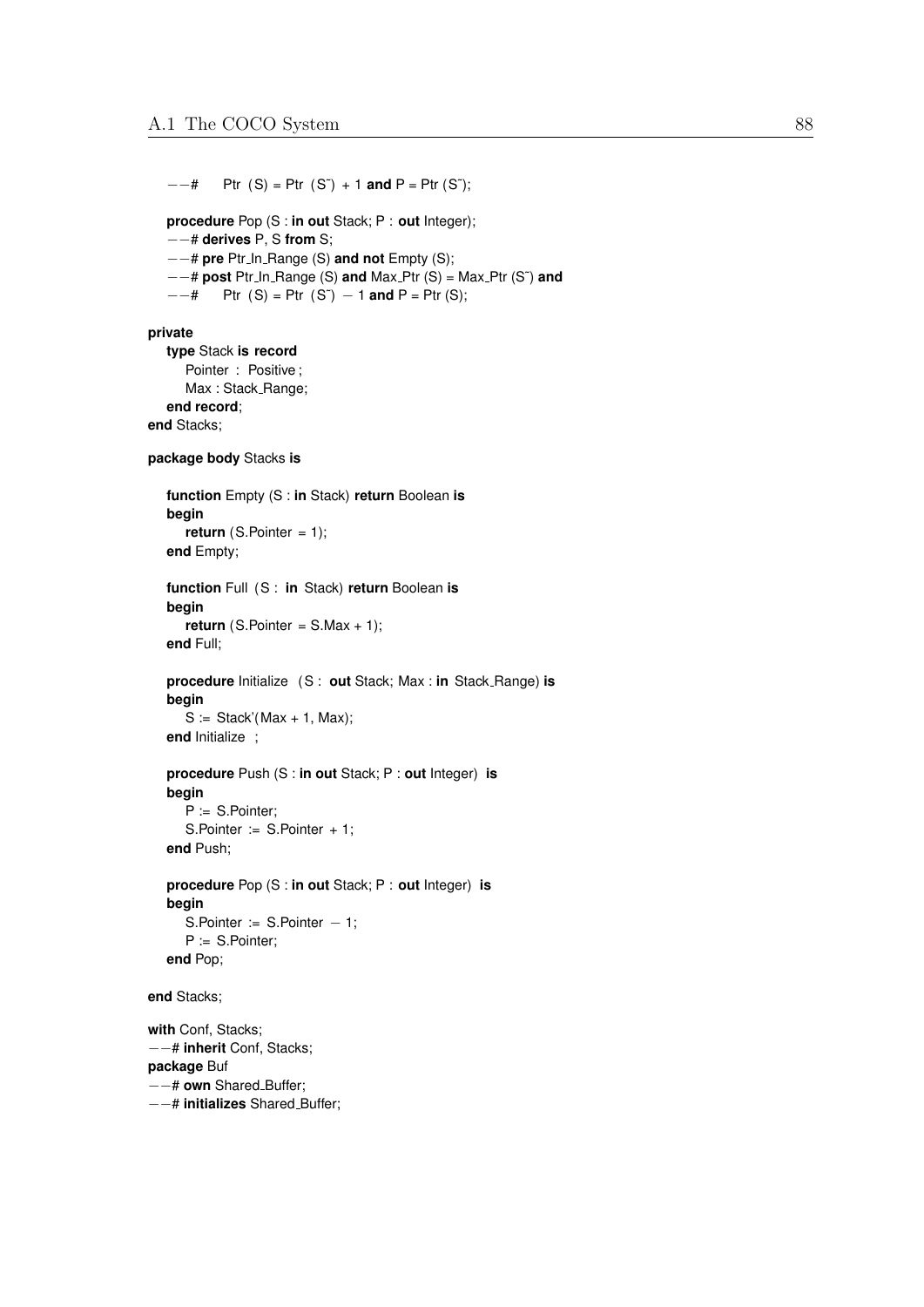```
   --#     Ptr (S) = Ptr (S~) + 1 and P = Ptr (S~);

   procedure Pop (S : in out Stack; P : out Integer);
   --# derives P, S from S;
   --# pre Ptr_In_Range (S) and not Empty (S);
   --# post Ptr_In_Range (S) and Max_Ptr (S) = Max_Ptr (S~) and
   --#     Ptr (S) = Ptr (S~) - 1 and P = Ptr (S);

private
   type Stack is record
      Pointer : Positive;
      Max : Stack_Range;
   end record;
end Stacks;

package body Stacks is

   function Empty (S : in Stack) return Boolean is
   begin
      return (S.Pointer = 1);
   end Empty;

   function Full (S : in Stack) return Boolean is
   begin
      return (S.Pointer = S.Max + 1);
   end Full;

   procedure Initialize (S : out Stack; Max : in Stack_Range) is
   begin
      S := Stack'(Max + 1, Max);
   end Initialize ;

   procedure Push (S : in out Stack; P : out Integer) is
   begin
      P := S.Pointer;
      S.Pointer := S.Pointer + 1;
   end Push;

   procedure Pop (S : in out Stack; P : out Integer) is
   begin
      S.Pointer := S.Pointer - 1;
      P := S.Pointer;
   end Pop;

end Stacks;

with Conf, Stacks;
--# inherit Conf, Stacks;
package Buf
--# own Shared_Buffer;
--# initializes Shared_Buffer;
```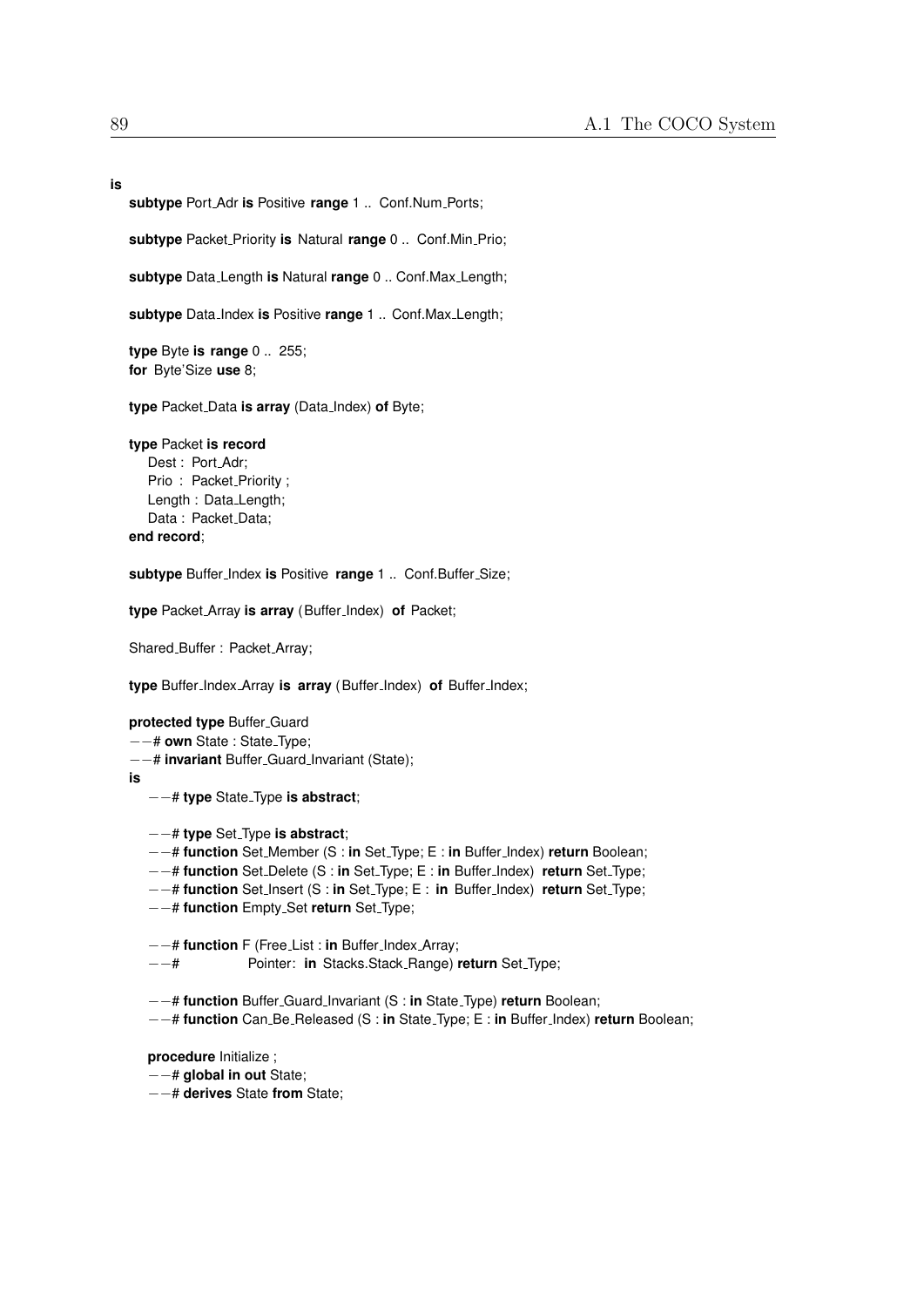```
is
   subtype Port_Adr is Positive range 1 .. Conf.Num_Ports;

   subtype Packet_Priority is Natural range 0 .. Conf.Min_Prio;

   subtype Data_Length is Natural range 0 .. Conf.Max_Length;

   subtype Data_Index is Positive range 1 .. Conf.Max_Length;

   type Byte is range 0 .. 255;
   for Byte'Size use 8;

   type Packet_Data is array (Data_Index) of Byte;

   type Packet is record
      Dest : Port_Adr;
      Prio : Packet_Priority ;
      Length : Data_Length;
      Data : Packet_Data;
   end record;

   subtype Buffer_Index is Positive range 1 .. Conf.Buffer_Size;

   type Packet_Array is array (Buffer_Index) of Packet;

   Shared_Buffer : Packet_Array;

   type Buffer_Index_Array is array (Buffer_Index) of Buffer_Index;

   protected type Buffer_Guard
   --# own State : State_Type;
   --# invariant Buffer_Guard_Invariant (State);
   is
      --# type State_Type is abstract;

      --# type Set_Type is abstract;
      --# function Set_Member (S : in Set_Type; E : in Buffer_Index) return Boolean;
      --# function Set_Delete (S : in Set_Type; E : in Buffer_Index) return Set_Type;
      --# function Set_Insert (S : in Set_Type; E : in Buffer_Index) return Set_Type;
      --# function Empty_Set return Set_Type;

      --# function F (Free_List : in Buffer_Index_Array;
      --#             Pointer: in Stacks.Stack_Range) return Set_Type;

      --# function Buffer_Guard_Invariant (S : in State_Type) return Boolean;
      --# function Can_Be_Released (S : in State_Type; E : in Buffer_Index) return Boolean;

      procedure Initialize ;
      --# global in out State;
      --# derives State from State;
```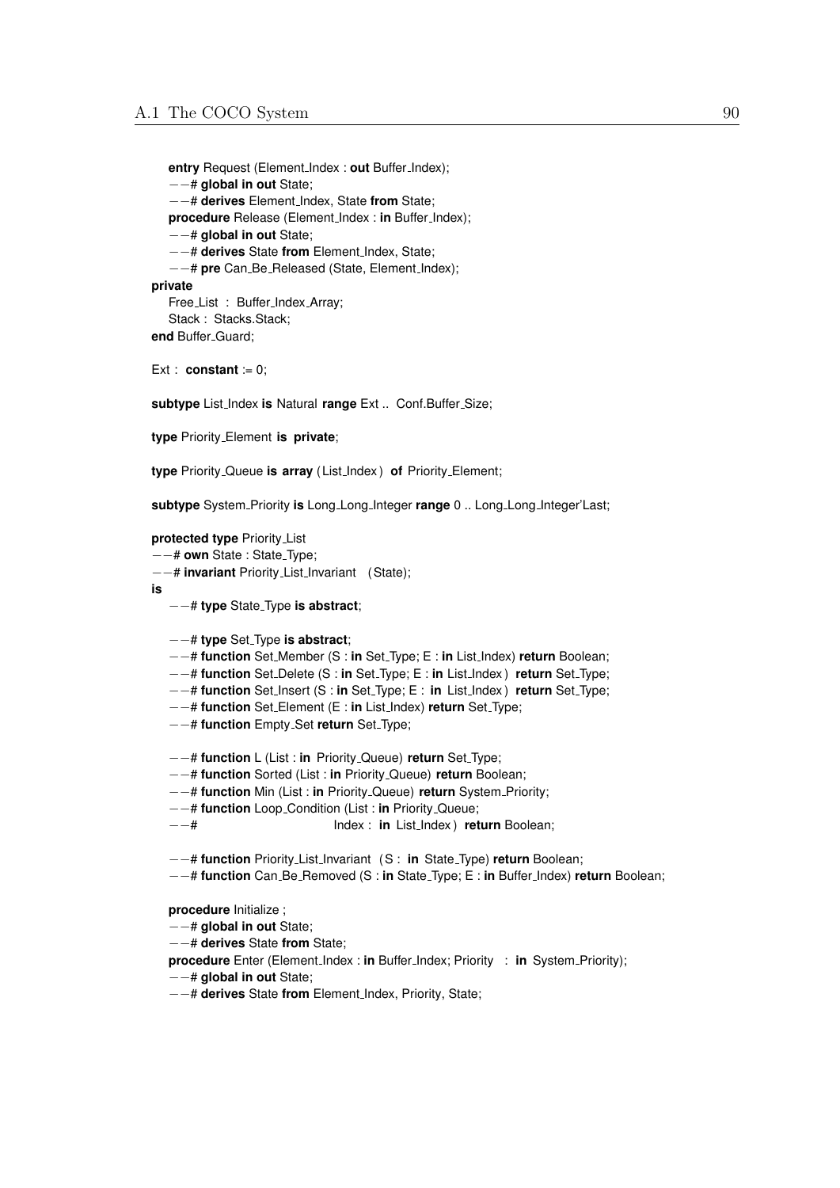```
   entry Request (Element_Index : out Buffer_Index);
   --# global in out State;
   --# derives Element_Index, State from State;
   procedure Release (Element_Index : in Buffer_Index);
   --# global in out State;
   --# derives State from Element_Index, State;
   --# pre Can_Be_Released (State, Element_Index);
private
   Free_List  :  Buffer_Index_Array;
   Stack :  Stacks.Stack;
end Buffer_Guard;

Ext :  constant := 0;

subtype List_Index is Natural range Ext ..  Conf.Buffer_Size;

type Priority_Element is  private;

type Priority_Queue is array (List_Index)  of  Priority_Element;

subtype System_Priority is Long_Long_Integer range 0 .. Long_Long_Integer'Last;

protected type Priority_List
--# own State : State_Type;
--# invariant Priority_List_Invariant   (State);
is
   --# type State_Type is abstract;

   --# type Set_Type is abstract;
   --# function Set_Member (S : in Set_Type; E : in List_Index) return Boolean;
   --# function Set_Delete (S : in Set_Type; E : in List_Index )  return Set_Type;
   --# function Set_Insert (S : in Set_Type; E :  in  List_Index )  return Set_Type;
   --# function Set_Element (E : in List_Index) return Set_Type;
   --# function Empty_Set return Set_Type;

   --# function L (List : in  Priority_Queue)  return Set_Type;
   --# function Sorted (List : in Priority_Queue) return Boolean;
   --# function Min (List : in Priority_Queue) return System_Priority;
   --# function Loop_Condition (List : in Priority_Queue;
   --#                              Index :  in  List_Index )  return Boolean;

   --# function Priority_List_Invariant   (S :  in  State_Type) return Boolean;
   --# function Can_Be_Removed (S : in State_Type; E : in Buffer_Index) return Boolean;

   procedure Initialize ;
   --# global in out State;
   --# derives State from State;
   procedure Enter (Element_Index : in Buffer_Index; Priority   :  in  System_Priority);
   --# global in out State;
   --# derives State from Element_Index, Priority, State;
```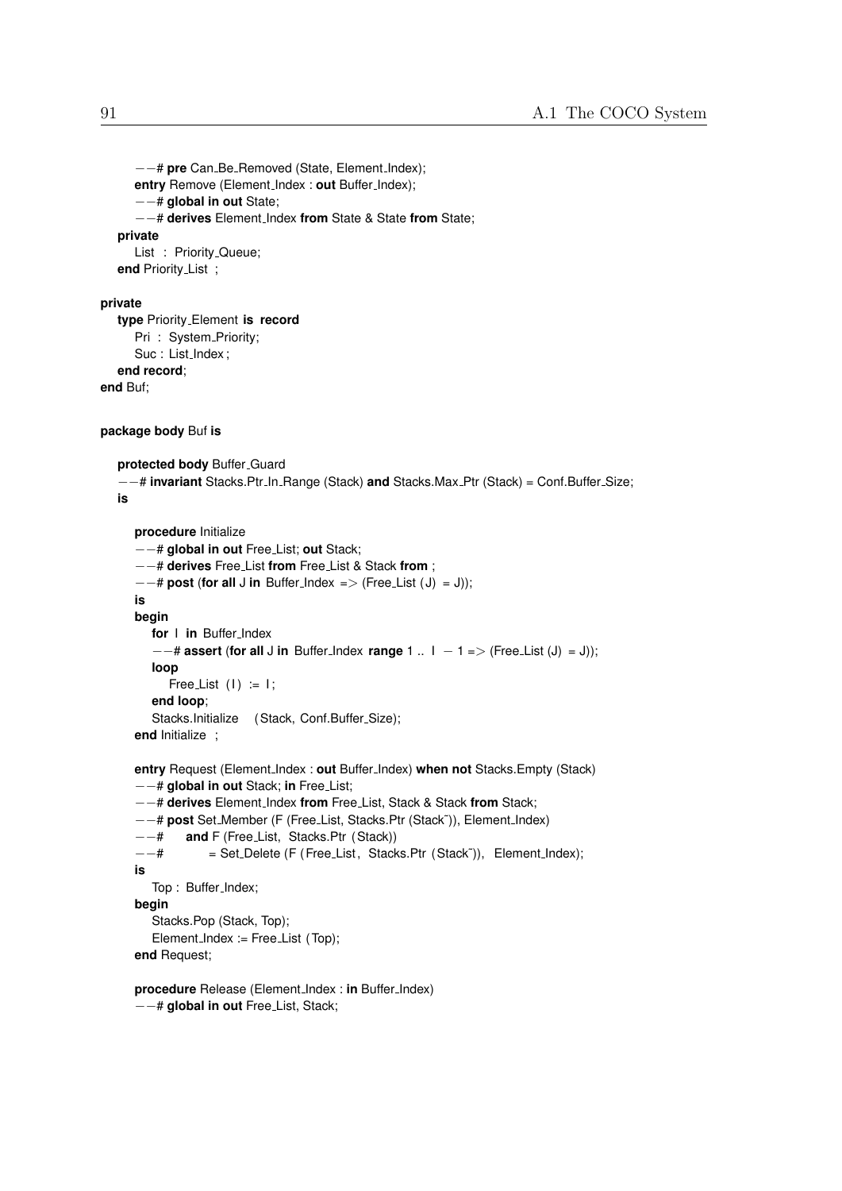```
      --# pre Can_Be_Removed (State, Element_Index);
      entry Remove (Element_Index : out Buffer_Index);
      --# global in out State;
      --# derives Element_Index from State & State from State;
   private
      List  :  Priority_Queue;
   end Priority_List ;

private
   type Priority_Element  is  record
      Pri  :  System_Priority;
      Suc : List_Index ;
   end record;
end Buf;


package body Buf is

   protected body Buffer_Guard
   --# invariant Stacks.Ptr_In_Range (Stack) and Stacks.Max_Ptr (Stack) = Conf.Buffer_Size;
   is

      procedure Initialize
      --# global in out Free_List; out Stack;
      --# derives Free_List from Free_List & Stack from ;
      --# post (for all J in  Buffer_Index => (Free_List (J)  = J));
      is
      begin
         for  I  in  Buffer_Index
         --# assert (for all J in  Buffer_Index  range 1 ..  I  - 1 => (Free_List (J)  = J));
         loop
            Free_List  (I)  := I;
         end loop;
         Stacks.Initialize    (Stack, Conf.Buffer_Size);
      end Initialize  ;

      entry Request (Element_Index : out Buffer_Index) when not Stacks.Empty (Stack)
      --# global in out Stack; in Free_List;
      --# derives Element_Index from Free_List, Stack & Stack from Stack;
      --# post Set_Member (F (Free_List, Stacks.Ptr (Stack~)), Element_Index)
      --#     and F (Free_List,  Stacks.Ptr  (Stack))
      --#           = Set_Delete (F (Free_List,  Stacks.Ptr (Stack~)),  Element_Index);
      is
         Top :  Buffer_Index;
      begin
         Stacks.Pop (Stack, Top);
         Element_Index := Free_List (Top);
      end Request;

      procedure Release (Element_Index : in Buffer_Index)
      --# global in out Free_List, Stack;
```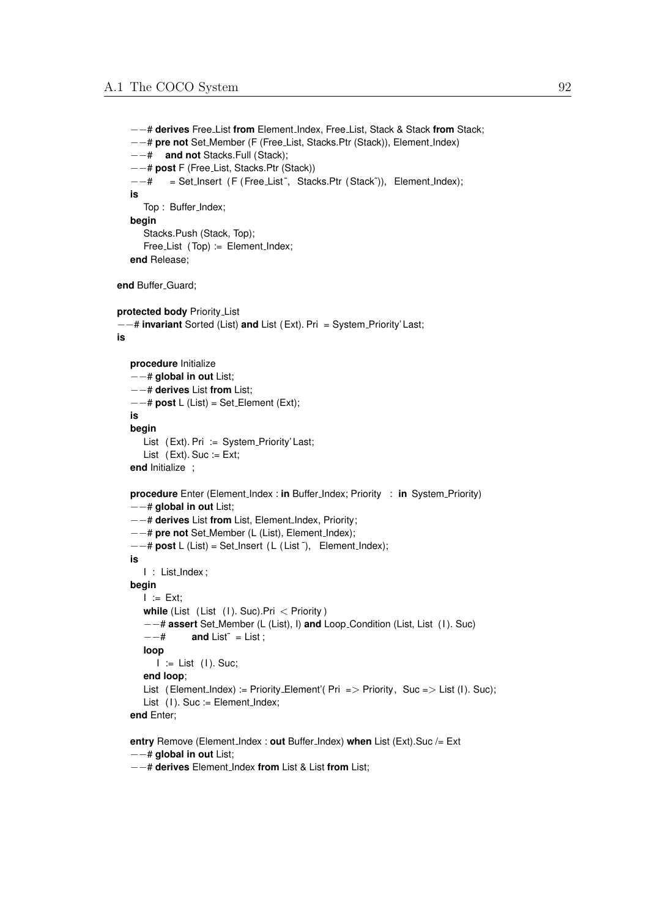```
   --# derives Free_List from Element_Index, Free_List, Stack & Stack from Stack;
   --# pre not Set_Member (F (Free_List, Stacks.Ptr (Stack)), Element_Index)
   --#    and not Stacks.Full (Stack);
   --# post F (Free_List, Stacks.Ptr (Stack))
   --#      = Set_Insert (F (Free_List~, Stacks.Ptr (Stack~)), Element_Index);
   is
      Top : Buffer_Index;
   begin
      Stacks.Push (Stack, Top);
      Free_List (Top) := Element_Index;
   end Release;

end Buffer_Guard;

protected body Priority_List
--# invariant Sorted (List) and List (Ext). Pri = System_Priority'Last;
is

   procedure Initialize
   --# global in out List;
   --# derives List from List;
   --# post L (List) = Set_Element (Ext);
   is
   begin
      List (Ext). Pri := System_Priority'Last;
      List (Ext). Suc := Ext;
   end Initialize ;

   procedure Enter (Element_Index : in Buffer_Index; Priority : in System_Priority)
   --# global in out List;
   --# derives List from List, Element_Index, Priority;
   --# pre not Set_Member (L (List), Element_Index);
   --# post L (List) = Set_Insert (L (List~), Element_Index);
   is
      I : List_Index;
   begin
      I := Ext;
      while (List (List (I). Suc).Pri < Priority)
      --# assert Set_Member (L (List), I) and Loop_Condition (List, List (I). Suc)
      --#        and List~ = List;
      loop
         I := List (I). Suc;
      end loop;
      List (Element_Index) := Priority_Element'( Pri => Priority, Suc => List (I). Suc);
      List (I). Suc := Element_Index;
   end Enter;

   entry Remove (Element_Index : out Buffer_Index) when List (Ext).Suc /= Ext
   --# global in out List;
   --# derives Element_Index from List & List from List;
```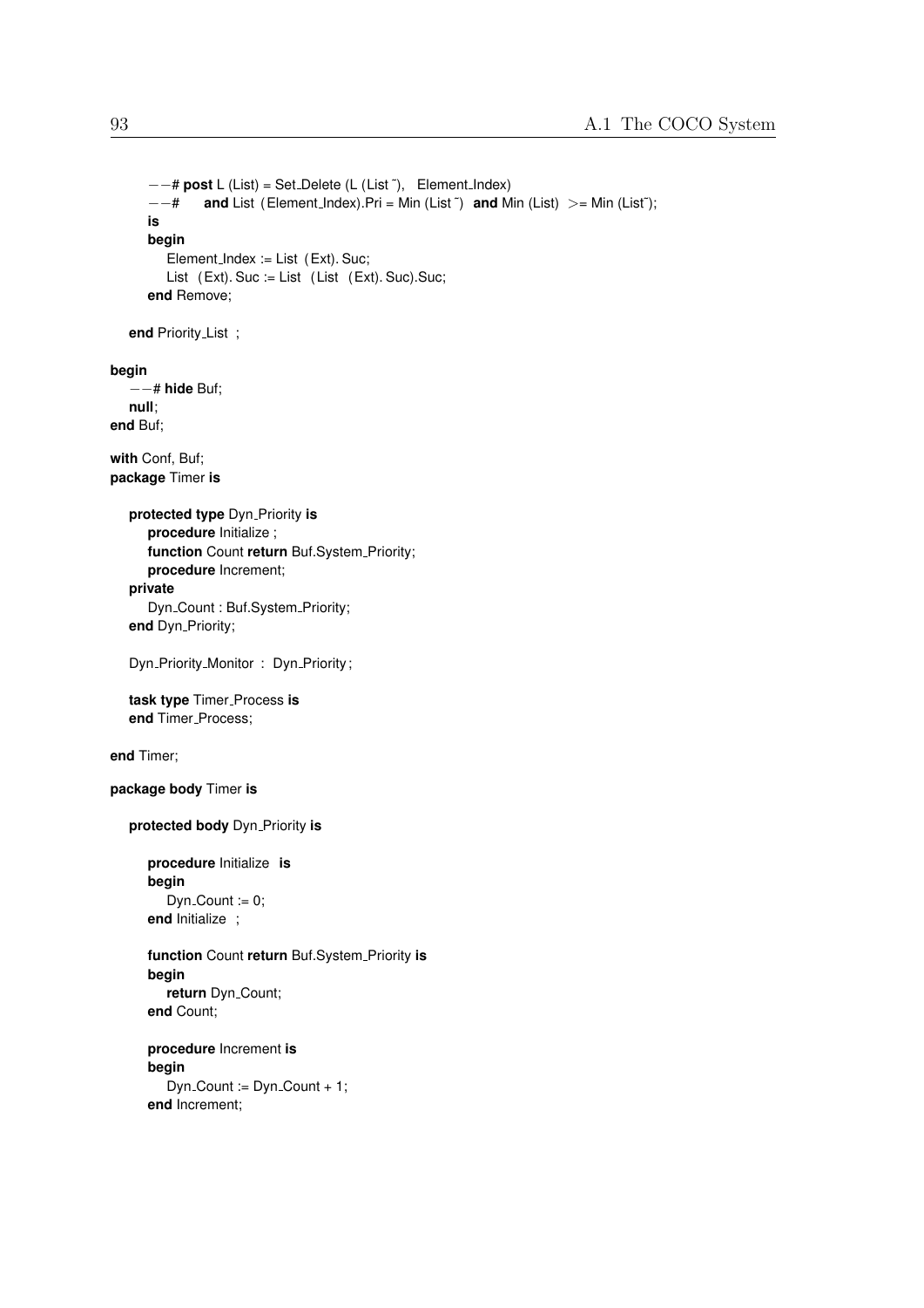```
      --# post L (List) = Set_Delete (L (List~),  Element_Index)
      --#     and List (Element_Index).Pri = Min (List~)  and Min (List)  >= Min (List~);
      is
      begin
         Element_Index := List (Ext). Suc;
         List (Ext). Suc := List (List (Ext). Suc).Suc;
      end Remove;

   end Priority_List ;

begin
   --# hide Buf;
   null;
end Buf;

with Conf, Buf;
package Timer is

   protected type Dyn_Priority is
      procedure Initialize ;
      function Count return Buf.System_Priority;
      procedure Increment;
   private
      Dyn_Count : Buf.System_Priority;
   end Dyn_Priority;

   Dyn_Priority_Monitor : Dyn_Priority;

   task type Timer_Process is
   end Timer_Process;

end Timer;

package body Timer is

   protected body Dyn_Priority is

      procedure Initialize  is
      begin
         Dyn_Count := 0;
      end Initialize  ;

      function Count return Buf.System_Priority is
      begin
         return Dyn_Count;
      end Count;

      procedure Increment is
      begin
         Dyn_Count := Dyn_Count + 1;
      end Increment;
```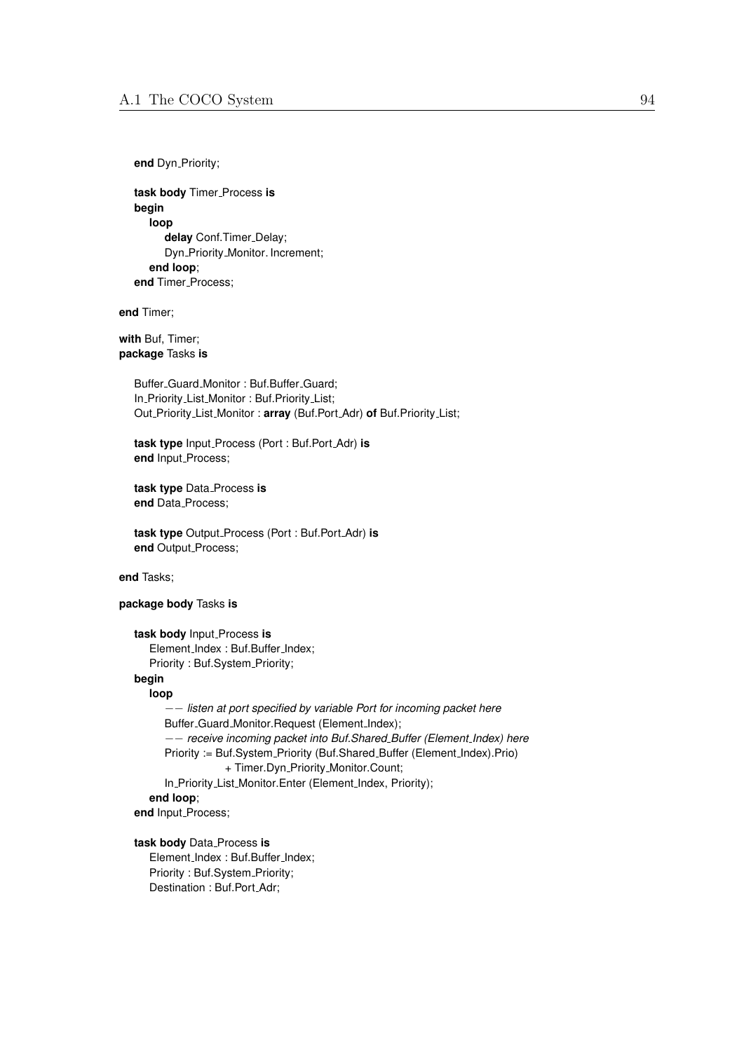```
   end Dyn_Priority;

   task body Timer_Process is
   begin
      loop
         delay Conf.Timer_Delay;
         Dyn_Priority_Monitor. Increment;
      end loop;
   end Timer_Process;

end Timer;

with Buf, Timer;
package Tasks is

   Buffer_Guard_Monitor : Buf.Buffer_Guard;
   In_Priority_List_Monitor : Buf.Priority_List;
   Out_Priority_List_Monitor : array (Buf.Port_Adr) of Buf.Priority_List;

   task type Input_Process (Port : Buf.Port_Adr) is
   end Input_Process;

   task type Data_Process is
   end Data_Process;

   task type Output_Process (Port : Buf.Port_Adr) is
   end Output_Process;

end Tasks;

package body Tasks is

   task body Input_Process is
      Element_Index : Buf.Buffer_Index;
      Priority : Buf.System_Priority;
   begin
      loop
         -- listen at port specified by variable Port for incoming packet here
         Buffer_Guard_Monitor.Request (Element_Index);
         -- receive incoming packet into Buf.Shared_Buffer (Element_Index) here
         Priority := Buf.System_Priority (Buf.Shared_Buffer (Element_Index).Prio)
                     + Timer.Dyn_Priority_Monitor.Count;
         In_Priority_List_Monitor.Enter (Element_Index, Priority);
      end loop;
   end Input_Process;

   task body Data_Process is
      Element_Index : Buf.Buffer_Index;
      Priority : Buf.System_Priority;
      Destination : Buf.Port_Adr;
```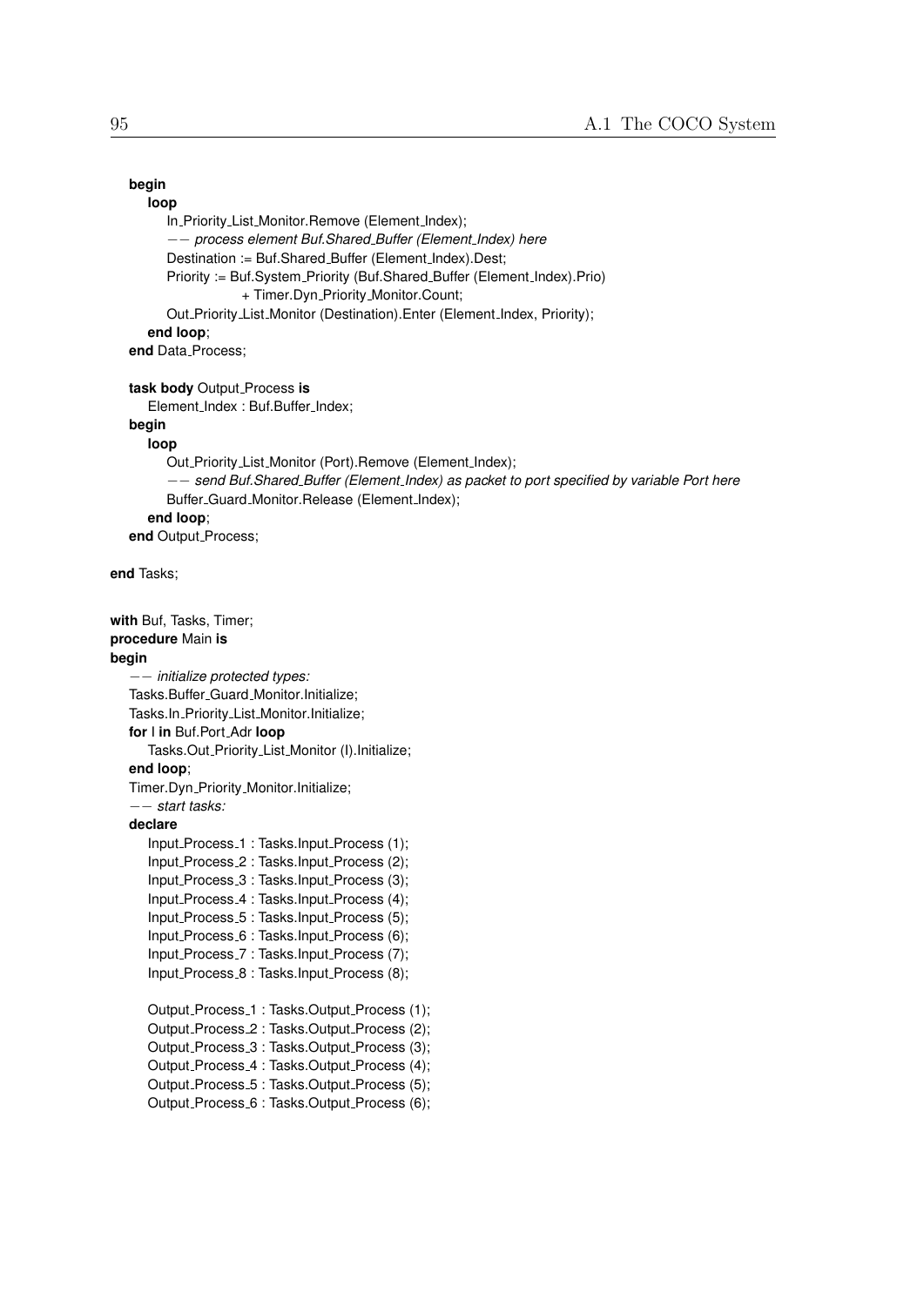```
   begin
      loop
         In_Priority_List_Monitor.Remove (Element_Index);
         -- process element Buf.Shared_Buffer (Element_Index) here
         Destination := Buf.Shared_Buffer (Element_Index).Dest;
         Priority := Buf.System_Priority (Buf.Shared_Buffer (Element_Index).Prio)
                     + Timer.Dyn_Priority_Monitor.Count;
         Out_Priority_List_Monitor (Destination).Enter (Element_Index, Priority);
      end loop;
   end Data_Process;

   task body Output_Process is
      Element_Index : Buf.Buffer_Index;
   begin
      loop
         Out_Priority_List_Monitor (Port).Remove (Element_Index);
         -- send Buf.Shared_Buffer (Element_Index) as packet to port specified by variable Port here
         Buffer_Guard_Monitor.Release (Element_Index);
      end loop;
   end Output_Process;

end Tasks;

with Buf, Tasks, Timer;
procedure Main is
begin
   -- initialize protected types:
   Tasks.Buffer_Guard_Monitor.Initialize;
   Tasks.In_Priority_List_Monitor.Initialize;
   for I in Buf.Port_Adr loop
      Tasks.Out_Priority_List_Monitor (I).Initialize;
   end loop;
   Timer.Dyn_Priority_Monitor.Initialize;
   -- start tasks:
   declare
      Input_Process_1 : Tasks.Input_Process (1);
      Input_Process_2 : Tasks.Input_Process (2);
      Input_Process_3 : Tasks.Input_Process (3);
      Input_Process_4 : Tasks.Input_Process (4);
      Input_Process_5 : Tasks.Input_Process (5);
      Input_Process_6 : Tasks.Input_Process (6);
      Input_Process_7 : Tasks.Input_Process (7);
      Input_Process_8 : Tasks.Input_Process (8);

      Output_Process_1 : Tasks.Output_Process (1);
      Output_Process_2 : Tasks.Output_Process (2);
      Output_Process_3 : Tasks.Output_Process (3);
      Output_Process_4 : Tasks.Output_Process (4);
      Output_Process_5 : Tasks.Output_Process (5);
      Output_Process_6 : Tasks.Output_Process (6);
```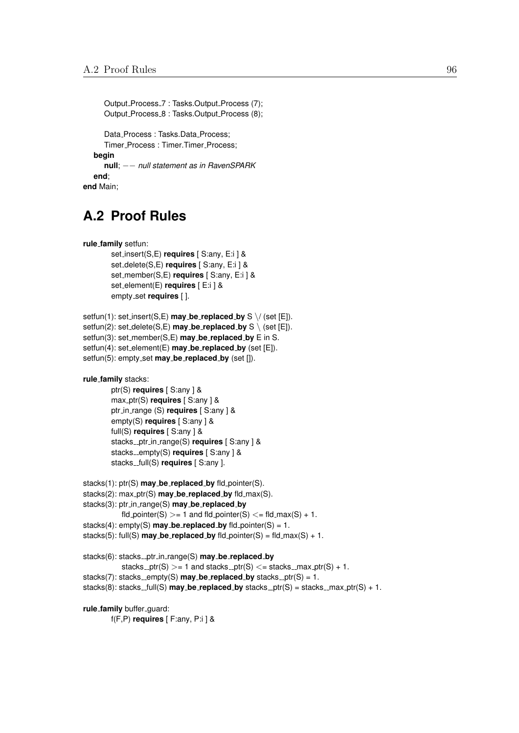```
      Output_Process_7 : Tasks.Output_Process (7);
      Output_Process_8 : Tasks.Output_Process (8);

      Data_Process : Tasks.Data_Process;
      Timer_Process : Timer.Timer_Process;
   begin
      null; -- null statement as in RavenSPARK
   end;
end Main;
```

## A.2 Proof Rules

```
rule_family setfun:
        set_insert(S,E) requires [ S:any, E:i ] &
        set_delete(S,E) requires [ S:any, E:i ] &
        set_member(S,E) requires [ S:any, E:i ] &
        set_element(E) requires [ E:i ] &
        empty_set requires [ ].

setfun(1): set_insert(S,E) may_be_replaced_by S \/ (set [E]).
setfun(2): set_delete(S,E) may_be_replaced_by S \ (set [E]).
setfun(3): set_member(S,E) may_be_replaced_by E in S.
setfun(4): set_element(E) may_be_replaced_by (set [E]).
setfun(5): empty_set may_be_replaced_by (set []).

rule_family stacks:
        ptr(S) requires [ S:any ] &
        max_ptr(S) requires [ S:any ] &
        ptr_in_range (S) requires [ S:any ] &
        empty(S) requires [ S:any ] &
        full(S) requires [ S:any ] &
        stacks__ptr_in_range(S) requires [ S:any ] &
        stacks__empty(S) requires [ S:any ] &
        stacks__full(S) requires [ S:any ].

stacks(1): ptr(S) may_be_replaced_by fld_pointer(S).
stacks(2): max_ptr(S) may_be_replaced_by fld_max(S).
stacks(3): ptr_in_range(S) may_be_replaced_by
           fld_pointer(S) >= 1 and fld_pointer(S) <= fld_max(S) + 1.
stacks(4): empty(S) may_be_replaced_by fld_pointer(S) = 1.
stacks(5): full(S) may_be_replaced_by fld_pointer(S) = fld_max(S) + 1.

stacks(6): stacks__ptr_in_range(S) may_be_replaced_by
           stacks__ptr(S) >= 1 and stacks__ptr(S) <= stacks__max_ptr(S) + 1.
stacks(7): stacks__empty(S) may_be_replaced_by stacks__ptr(S) = 1.
stacks(8): stacks__full(S) may_be_replaced_by stacks__ptr(S) = stacks__max_ptr(S) + 1.

rule_family buffer_guard:
        f(F,P) requires [ F:any, P:i ] &
```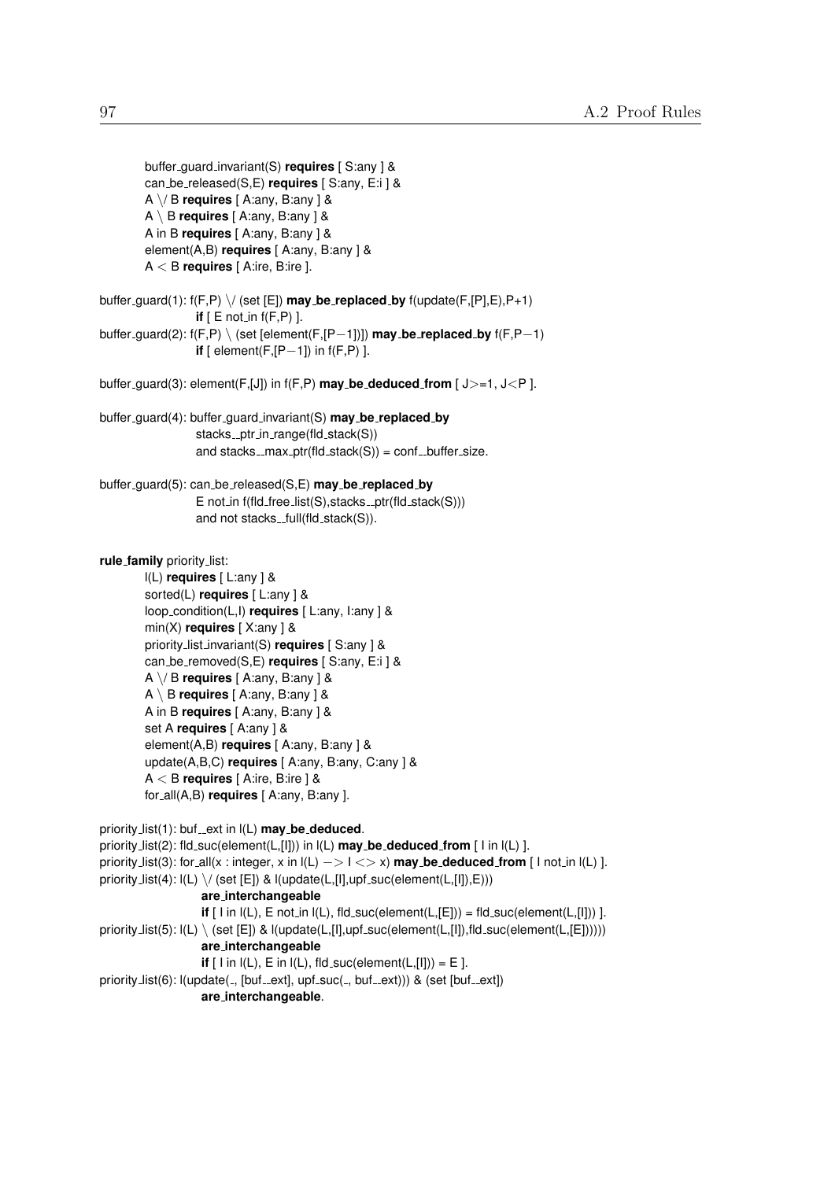buffer_guard_invariant(S) **requires** [ S:any ] &
can_be_released(S,E) **requires** [ S:any, E:i ] &
A \/ B **requires** [ A:any, B:any ] &
A \ B **requires** [ A:any, B:any ] &
A in B **requires** [ A:any, B:any ] &
element(A,B) **requires** [ A:any, B:any ] &
A < B **requires** [ A:ire, B:ire ].

buffer_guard(1): f(F,P) \/ (set [E]) **may_be_replaced_by** f(update(F,[P],E),P+1)
**if** [ E not_in f(F,P) ].
buffer_guard(2): f(F,P) \ (set [element(F,[P−1])]) **may_be_replaced_by** f(F,P−1)
**if** [ element(F,[P−1]) in f(F,P) ].

buffer_guard(3): element(F,[J]) in f(F,P) **may_be_deduced_from** [ J>=1, J<P ].

buffer_guard(4): buffer_guard_invariant(S) **may_be_replaced_by**
stacks__ptr_in_range(fld_stack(S))
and stacks__max_ptr(fld_stack(S)) = conf__buffer_size.

buffer_guard(5): can_be_released(S,E) **may_be_replaced_by**
E not_in f(fld_free_list(S),stacks__ptr(fld_stack(S)))
and not stacks__full(fld_stack(S)).

**rule_family** priority_list:
l(L) **requires** [ L:any ] &
sorted(L) **requires** [ L:any ] &
loop_condition(L,I) **requires** [ L:any, I:any ] &
min(X) **requires** [ X:any ] &
priority_list_invariant(S) **requires** [ S:any ] &
can_be_removed(S,E) **requires** [ S:any, E:i ] &
A \/ B **requires** [ A:any, B:any ] &
A \ B **requires** [ A:any, B:any ] &
A in B **requires** [ A:any, B:any ] &
set A **requires** [ A:any ] &
element(A,B) **requires** [ A:any, B:any ] &
update(A,B,C) **requires** [ A:any, B:any, C:any ] &
A < B **requires** [ A:ire, B:ire ] &
for_all(A,B) **requires** [ A:any, B:any ].

priority_list(1): buf__ext in l(L) **may_be_deduced**.
priority_list(2): fld_suc(element(L,[I])) in l(L) **may_be_deduced_from** [ I in l(L) ].
priority_list(3): for_all(x : integer, x in l(L) −> I <> x) **may_be_deduced_from** [ I not_in l(L) ].
priority_list(4): l(L) \/ (set [E]) & l(update(L,[I],upf_suc(element(L,[I]),E)))
**are_interchangeable**
**if** [ I in l(L), E not_in l(L), fld_suc(element(L,[E])) = fld_suc(element(L,[I])) ].
priority_list(5): l(L) \ (set [E]) & l(update(L,[I],upf_suc(element(L,[I]),fld_suc(element(L,[E])))))
**are_interchangeable**
**if** [ I in l(L), E in l(L), fld_suc(element(L,[I])) = E ].
priority_list(6): l(update(_, [buf__ext], upf_suc(_, buf__ext))) & (set [buf__ext])
**are_interchangeable**.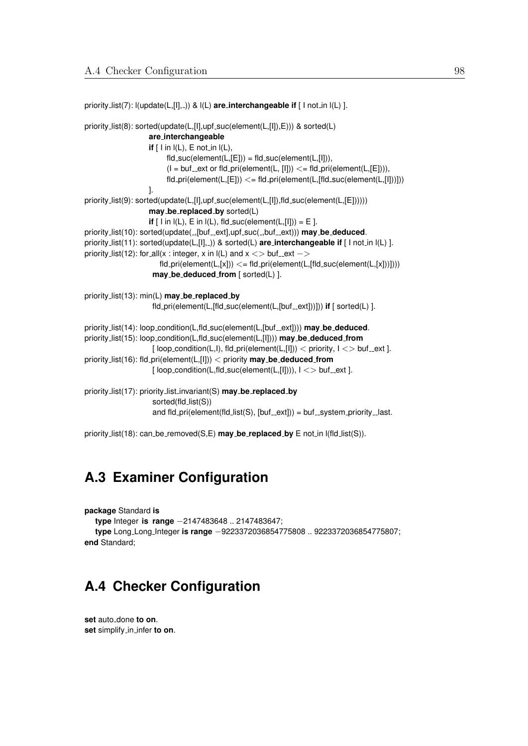priority_list(7): l(update(L,[I],_)) & l(L) **are_interchangeable if** [ I not_in l(L) ].

priority_list(8): sorted(update(L,[I],upf_suc(element(L,[I]),E))) & sorted(L)
    **are_interchangeable**
    **if** [ I in l(L), E not_in l(L),
        fld_suc(element(L,[E])) = fld_suc(element(L,[I])),
        (I = buf__ext or fld_pri(element(L, [I])) <= fld_pri(element(L,[E]))),
        fld_pri(element(L,[E])) <= fld_pri(element(L,[fld_suc(element(L,[I]))]))
    ].

priority_list(9): sorted(update(L,[I],upf_suc(element(L,[I]),fld_suc(element(L,[E])))))
    **may_be_replaced_by** sorted(L)
    **if** [ I in l(L), E in l(L), fld_suc(element(L,[I])) = E ].

priority_list(10): sorted(update(_,[buf__ext],upf_suc(_,buf__ext))) **may_be_deduced**.

priority_list(11): sorted(update(L,[I],_)) & sorted(L) **are_interchangeable if** [ I not_in l(L) ].

priority_list(12): for_all(x : integer, x in l(L) and x <> buf__ext ->
        fld_pri(element(L,[x])) <= fld_pri(element(L,[fld_suc(element(L,[x]))])))
    **may_be_deduced_from** [ sorted(L) ].

priority_list(13): min(L) **may_be_replaced_by**
    fld_pri(element(L,[fld_suc(element(L,[buf__ext]))])) **if** [ sorted(L) ].

priority_list(14): loop_condition(L,fld_suc(element(L,[buf__ext]))) **may_be_deduced**.

priority_list(15): loop_condition(L,fld_suc(element(L,[I]))) **may_be_deduced_from**
    [ loop_condition(L,I), fld_pri(element(L,[I])) < priority, I <> buf__ext ].

priority_list(16): fld_pri(element(L,[I])) < priority **may_be_deduced_from**
    [ loop_condition(L,fld_suc(element(L,[I]))), I <> buf__ext ].

priority_list(17): priority_list_invariant(S) **may_be_replaced_by**
    sorted(fld_list(S))
    and fld_pri(element(fld_list(S), [buf__ext])) = buf__system_priority__last.

priority_list(18): can_be_removed(S,E) **may_be_replaced_by** E not_in l(fld_list(S)).

## A.3 Examiner Configuration

**package** Standard **is**
    **type** Integer **is range** −2147483648 .. 2147483647;
    **type** Long_Long_Integer **is range** −9223372036854775808 .. 9223372036854775807;
**end** Standard;

## A.4 Checker Configuration

**set** auto_done **to on**.
**set** simplify_in_infer **to on**.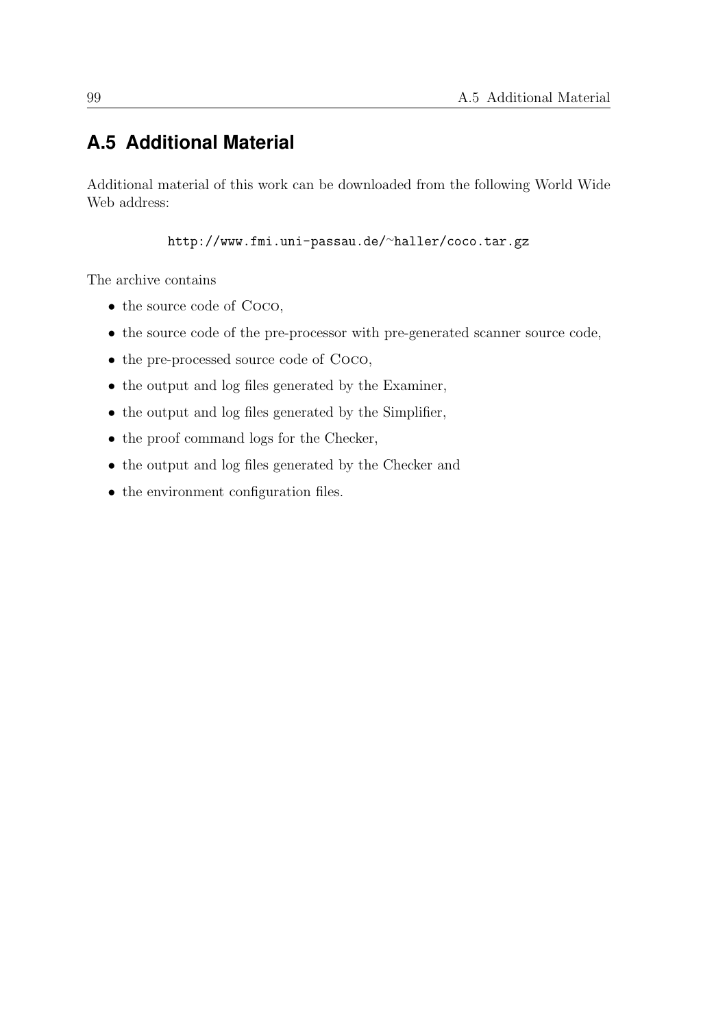## A.5 Additional Material

Additional material of this work can be downloaded from the following World Wide Web address:

http://www.fmi.uni-passau.de/~haller/coco.tar.gz

The archive contains

- the source code of Coco,
- the source code of the pre-processor with pre-generated scanner source code,
- the pre-processed source code of Coco,
- the output and log files generated by the Examiner,
- the output and log files generated by the Simplifier,
- the proof command logs for the Checker,
- the output and log files generated by the Checker and
- the environment configuration files.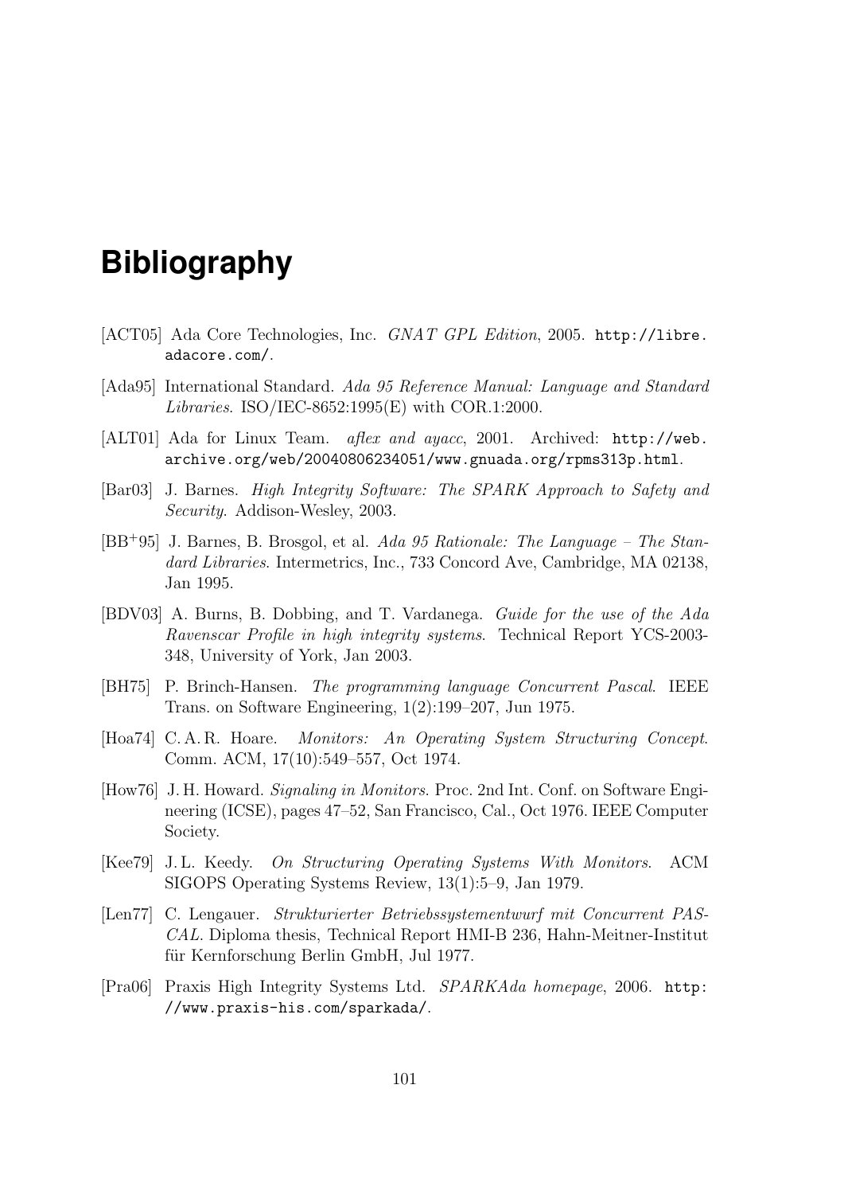# Bibliography

[ACT05] Ada Core Technologies, Inc. *GNAT GPL Edition*, 2005. http://libre.adacore.com/.

[Ada95] International Standard. *Ada 95 Reference Manual: Language and Standard Libraries*. ISO/IEC-8652:1995(E) with COR.1:2000.

[ALT01] Ada for Linux Team. *aflex and ayacc*, 2001. Archived: http://web.archive.org/web/20040806234051/www.gnuada.org/rpms313p.html.

[Bar03] J. Barnes. *High Integrity Software: The SPARK Approach to Safety and Security*. Addison-Wesley, 2003.

[BB+95] J. Barnes, B. Brosgol, et al. *Ada 95 Rationale: The Language – The Standard Libraries*. Intermetrics, Inc., 733 Concord Ave, Cambridge, MA 02138, Jan 1995.

[BDV03] A. Burns, B. Dobbing, and T. Vardanega. *Guide for the use of the Ada Ravenscar Profile in high integrity systems*. Technical Report YCS-2003-348, University of York, Jan 2003.

[BH75] P. Brinch-Hansen. *The programming language Concurrent Pascal*. IEEE Trans. on Software Engineering, 1(2):199–207, Jun 1975.

[Hoa74] C. A. R. Hoare. *Monitors: An Operating System Structuring Concept*. Comm. ACM, 17(10):549–557, Oct 1974.

[How76] J. H. Howard. *Signaling in Monitors*. Proc. 2nd Int. Conf. on Software Engineering (ICSE), pages 47–52, San Francisco, Cal., Oct 1976. IEEE Computer Society.

[Kee79] J. L. Keedy. *On Structuring Operating Systems With Monitors*. ACM SIGOPS Operating Systems Review, 13(1):5–9, Jan 1979.

[Len77] C. Lengauer. *Strukturierter Betriebssystementwurf mit Concurrent PASCAL*. Diploma thesis, Technical Report HMI-B 236, Hahn-Meitner-Institut für Kernforschung Berlin GmbH, Jul 1977.

[Pra06] Praxis High Integrity Systems Ltd. *SPARKAda homepage*, 2006. http://www.praxis-his.com/sparkada/.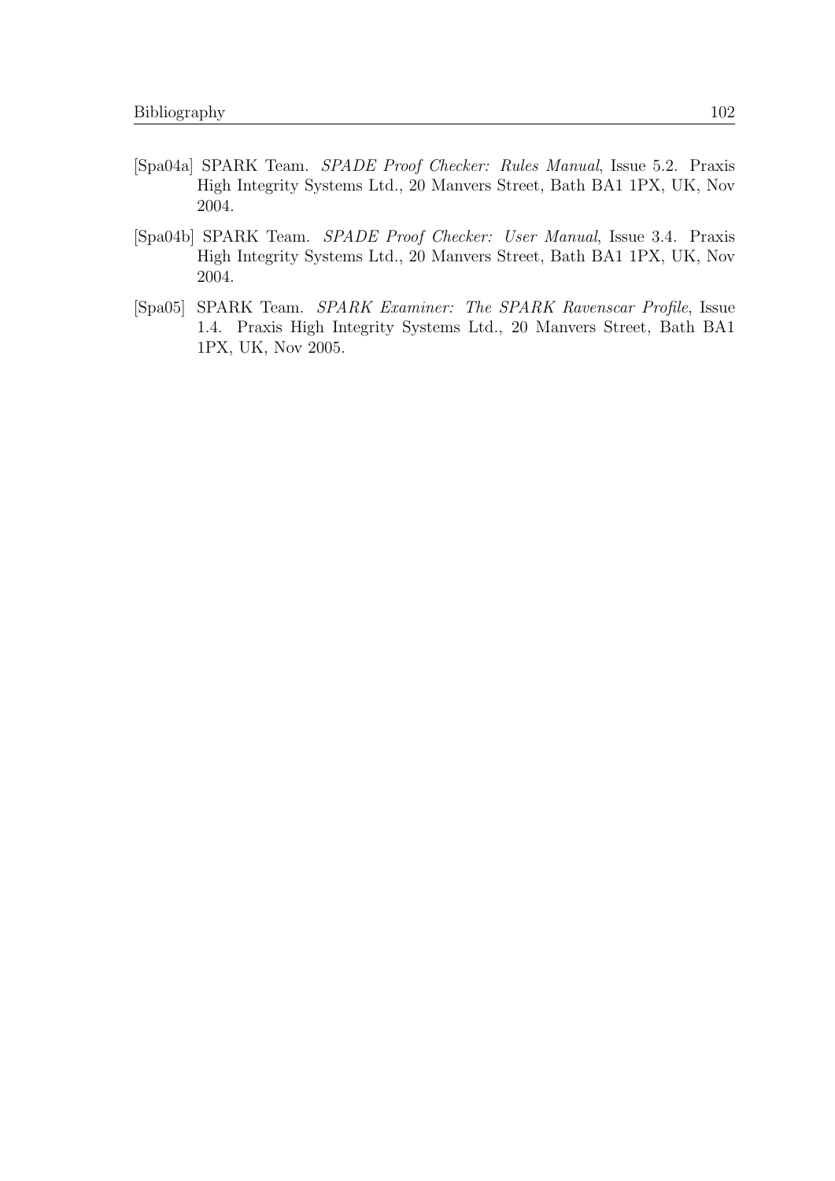[Spa04a] SPARK Team. *SPADE Proof Checker: Rules Manual*, Issue 5.2. Praxis High Integrity Systems Ltd., 20 Manvers Street, Bath BA1 1PX, UK, Nov 2004.

[Spa04b] SPARK Team. *SPADE Proof Checker: User Manual*, Issue 3.4. Praxis High Integrity Systems Ltd., 20 Manvers Street, Bath BA1 1PX, UK, Nov 2004.

[Spa05] SPARK Team. *SPARK Examiner: The SPARK Ravenscar Profile*, Issue 1.4. Praxis High Integrity Systems Ltd., 20 Manvers Street, Bath BA1 1PX, UK, Nov 2005.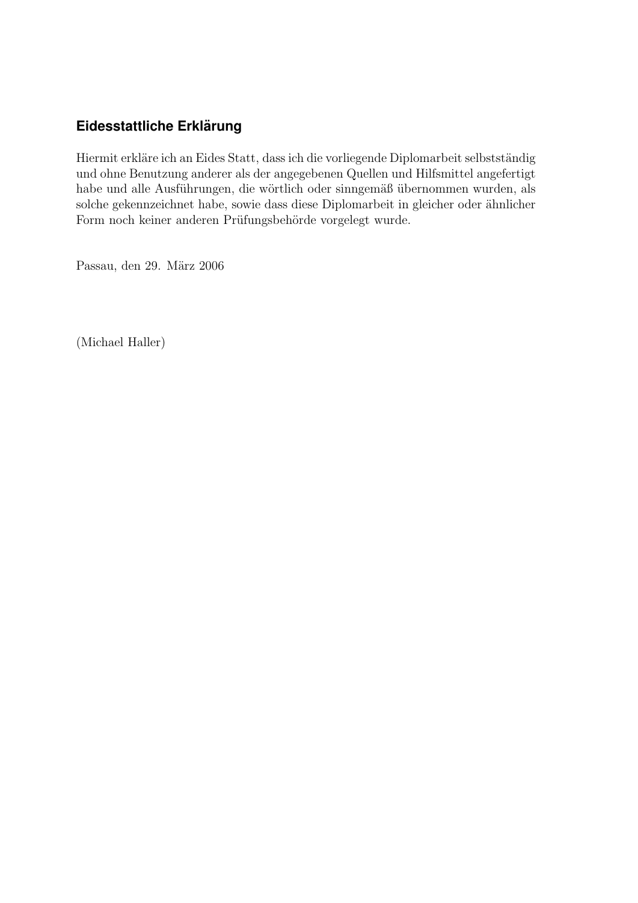## Eidesstattliche Erklärung

Hiermit erkläre ich an Eides Statt, dass ich die vorliegende Diplomarbeit selbstständig und ohne Benutzung anderer als der angegebenen Quellen und Hilfsmittel angefertigt habe und alle Ausführungen, die wörtlich oder sinngemäß übernommen wurden, als solche gekennzeichnet habe, sowie dass diese Diplomarbeit in gleicher oder ähnlicher Form noch keiner anderen Prüfungsbehörde vorgelegt wurde.

Passau, den 29. März 2006

(Michael Haller)